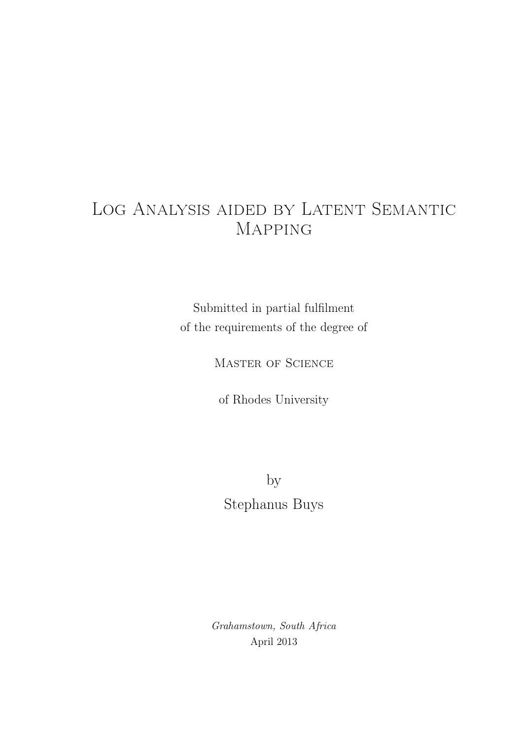# Log Analysis aided by Latent Semantic Mapping

Submitted in partial fulfilment
of the requirements of the degree of

Master of Science

of Rhodes University

by

Stephanus Buys

*Grahamstown, South Africa*

April 2013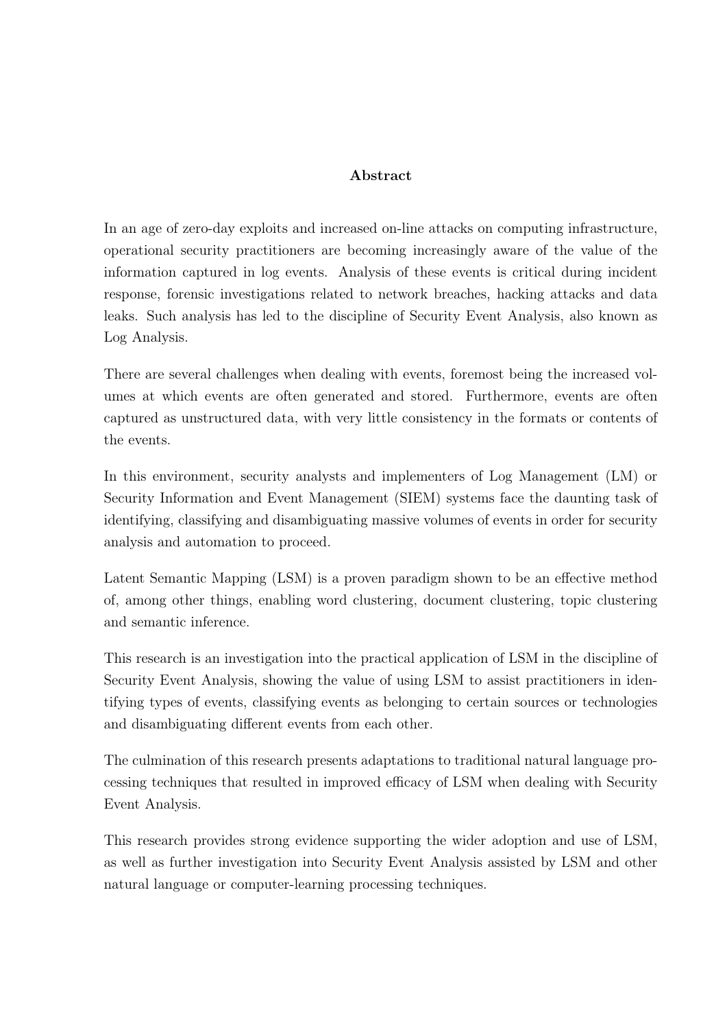# Abstract

In an age of zero-day exploits and increased on-line attacks on computing infrastructure, operational security practitioners are becoming increasingly aware of the value of the information captured in log events. Analysis of these events is critical during incident response, forensic investigations related to network breaches, hacking attacks and data leaks. Such analysis has led to the discipline of Security Event Analysis, also known as Log Analysis.

There are several challenges when dealing with events, foremost being the increased volumes at which events are often generated and stored. Furthermore, events are often captured as unstructured data, with very little consistency in the formats or contents of the events.

In this environment, security analysts and implementers of Log Management (LM) or Security Information and Event Management (SIEM) systems face the daunting task of identifying, classifying and disambiguating massive volumes of events in order for security analysis and automation to proceed.

Latent Semantic Mapping (LSM) is a proven paradigm shown to be an effective method of, among other things, enabling word clustering, document clustering, topic clustering and semantic inference.

This research is an investigation into the practical application of LSM in the discipline of Security Event Analysis, showing the value of using LSM to assist practitioners in identifying types of events, classifying events as belonging to certain sources or technologies and disambiguating different events from each other.

The culmination of this research presents adaptations to traditional natural language processing techniques that resulted in improved efficacy of LSM when dealing with Security Event Analysis.

This research provides strong evidence supporting the wider adoption and use of LSM, as well as further investigation into Security Event Analysis assisted by LSM and other natural language or computer-learning processing techniques.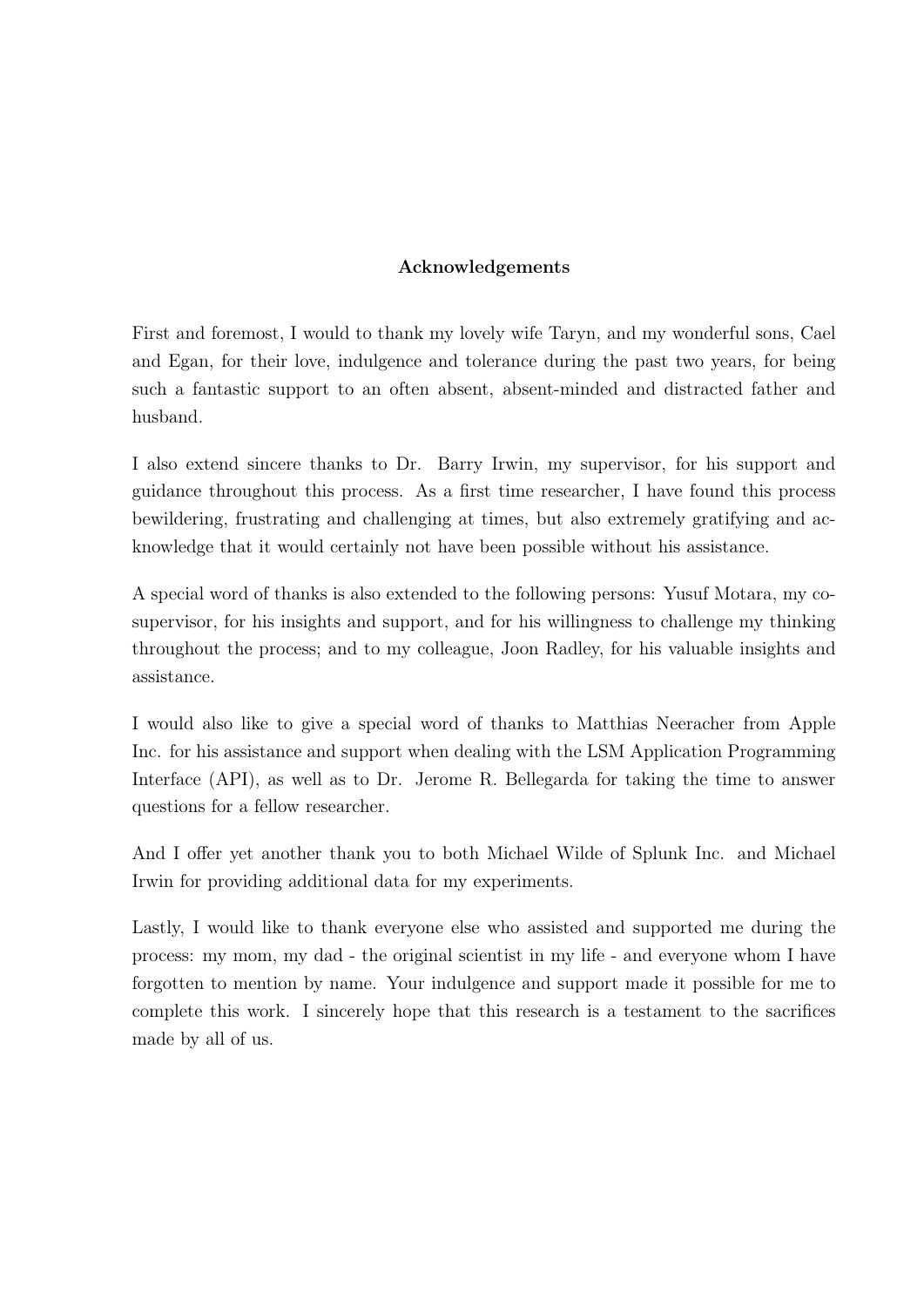## Acknowledgements

First and foremost, I would to thank my lovely wife Taryn, and my wonderful sons, Cael and Egan, for their love, indulgence and tolerance during the past two years, for being such a fantastic support to an often absent, absent-minded and distracted father and husband.

I also extend sincere thanks to Dr. Barry Irwin, my supervisor, for his support and guidance throughout this process. As a first time researcher, I have found this process bewildering, frustrating and challenging at times, but also extremely gratifying and acknowledge that it would certainly not have been possible without his assistance.

A special word of thanks is also extended to the following persons: Yusuf Motara, my co-supervisor, for his insights and support, and for his willingness to challenge my thinking throughout the process; and to my colleague, Joon Radley, for his valuable insights and assistance.

I would also like to give a special word of thanks to Matthias Neeracher from Apple Inc. for his assistance and support when dealing with the LSM Application Programming Interface (API), as well as to Dr. Jerome R. Bellegarda for taking the time to answer questions for a fellow researcher.

And I offer yet another thank you to both Michael Wilde of Splunk Inc. and Michael Irwin for providing additional data for my experiments.

Lastly, I would like to thank everyone else who assisted and supported me during the process: my mom, my dad - the original scientist in my life - and everyone whom I have forgotten to mention by name. Your indulgence and support made it possible for me to complete this work. I sincerely hope that this research is a testament to the sacrifices made by all of us.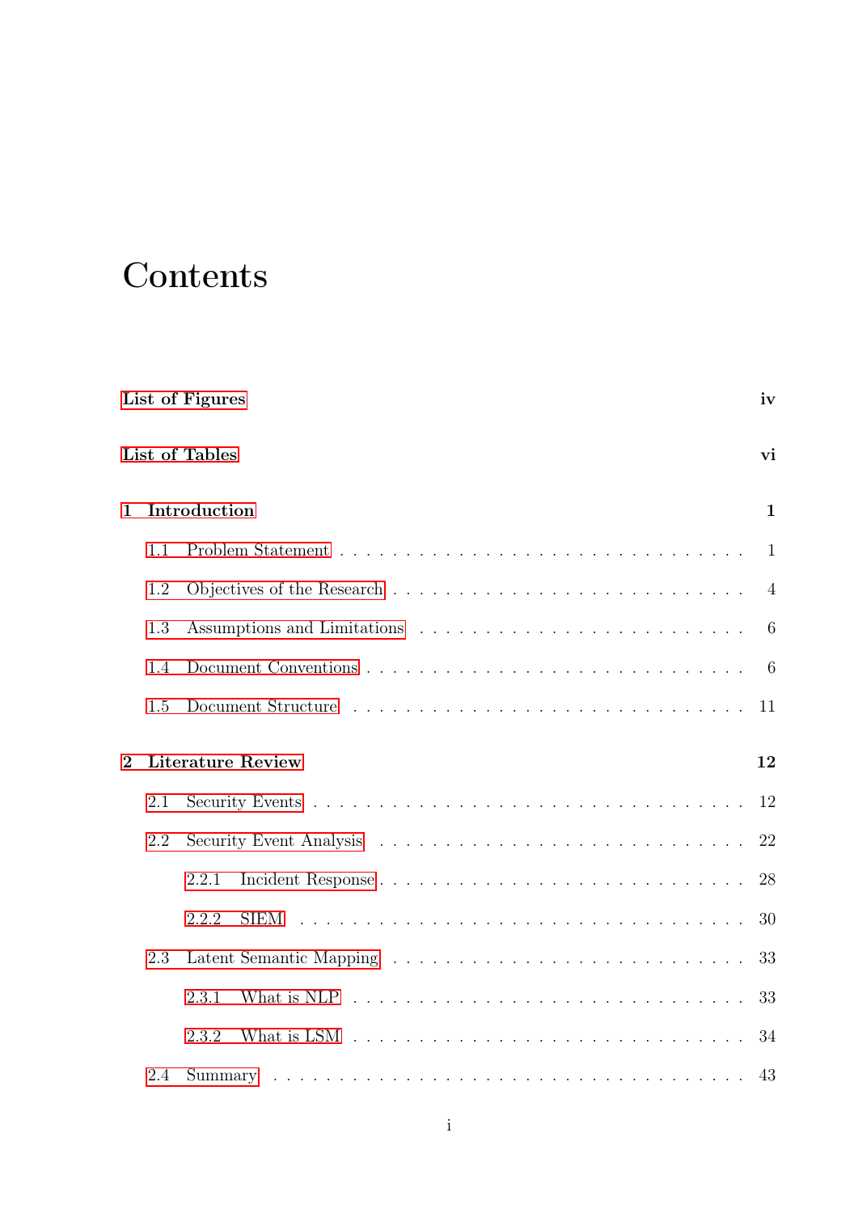# Contents

| | |
|---|---|
| **List of Figures** | **iv** |
| **List of Tables** | **vi** |
| **1 Introduction** | **1** |
| 1.1 Problem Statement | 1 |
| 1.2 Objectives of the Research | 4 |
| 1.3 Assumptions and Limitations | 6 |
| 1.4 Document Conventions | 6 |
| 1.5 Document Structure | 11 |
| **2 Literature Review** | **12** |
| 2.1 Security Events | 12 |
| 2.2 Security Event Analysis | 22 |
| 2.2.1 Incident Response | 28 |
| 2.2.2 SIEM | 30 |
| 2.3 Latent Semantic Mapping | 33 |
| 2.3.1 What is NLP | 33 |
| 2.3.2 What is LSM | 34 |
| 2.4 Summary | 43 |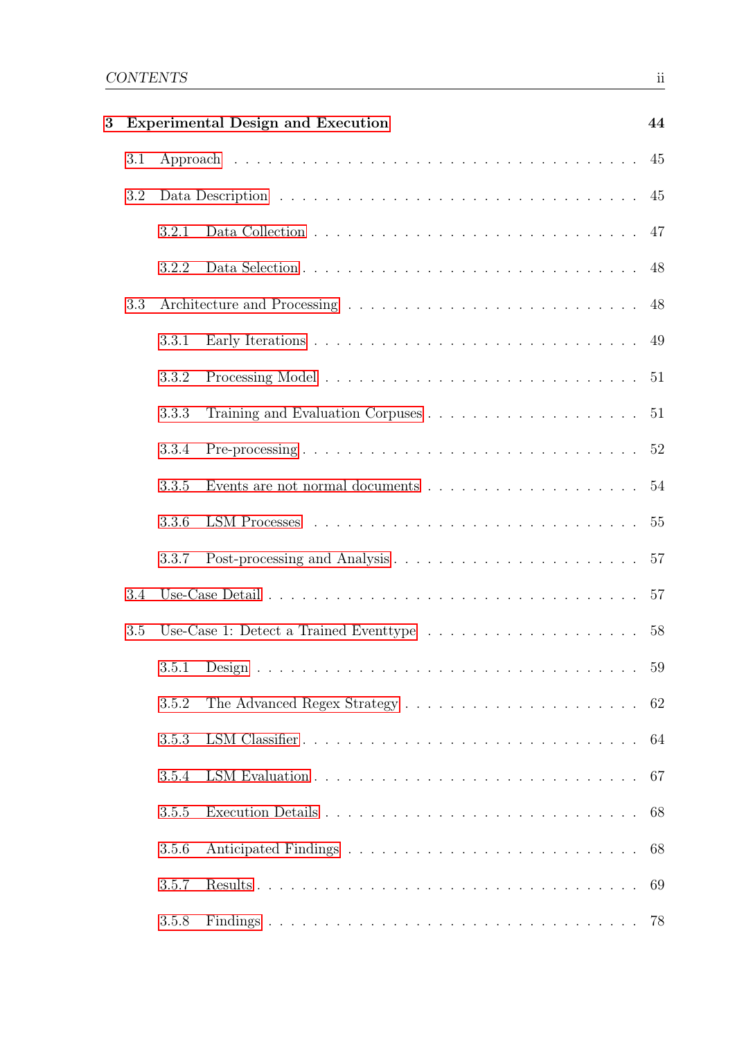**3 Experimental Design and Execution** **44**

3.1 Approach . . . . . . . . . . . . . . . . . . . . . . . . . . . . . . . . 45

3.2 Data Description . . . . . . . . . . . . . . . . . . . . . . . . . . . . . 45

3.2.1 Data Collection . . . . . . . . . . . . . . . . . . . . . . . . . . 47

3.2.2 Data Selection . . . . . . . . . . . . . . . . . . . . . . . . . . . 48

3.3 Architecture and Processing . . . . . . . . . . . . . . . . . . . . . . . 48

3.3.1 Early Iterations . . . . . . . . . . . . . . . . . . . . . . . . . . 49

3.3.2 Processing Model . . . . . . . . . . . . . . . . . . . . . . . . . 51

3.3.3 Training and Evaluation Corpuses . . . . . . . . . . . . . . . . 51

3.3.4 Pre-processing . . . . . . . . . . . . . . . . . . . . . . . . . . . 52

3.3.5 Events are not normal documents . . . . . . . . . . . . . . . . 54

3.3.6 LSM Processes . . . . . . . . . . . . . . . . . . . . . . . . . . 55

3.3.7 Post-processing and Analysis . . . . . . . . . . . . . . . . . . . 57

3.4 Use-Case Detail . . . . . . . . . . . . . . . . . . . . . . . . . . . . . . 57

3.5 Use-Case 1: Detect a Trained Eventtype . . . . . . . . . . . . . . . . 58

3.5.1 Design . . . . . . . . . . . . . . . . . . . . . . . . . . . . . . . 59

3.5.2 The Advanced Regex Strategy . . . . . . . . . . . . . . . . . . 62

3.5.3 LSM Classifier . . . . . . . . . . . . . . . . . . . . . . . . . . . 64

3.5.4 LSM Evaluation . . . . . . . . . . . . . . . . . . . . . . . . . . 67

3.5.5 Execution Details . . . . . . . . . . . . . . . . . . . . . . . . . 68

3.5.6 Anticipated Findings . . . . . . . . . . . . . . . . . . . . . . . 68

3.5.7 Results . . . . . . . . . . . . . . . . . . . . . . . . . . . . . . . 69

3.5.8 Findings . . . . . . . . . . . . . . . . . . . . . . . . . . . . . . 78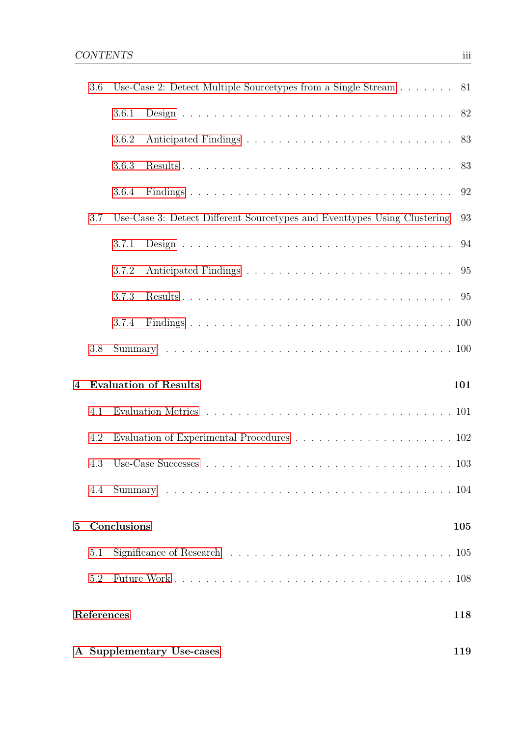- 3.6 Use-Case 2: Detect Multiple Sourcetypes from a Single Stream . . . . . . . 81
  - 3.6.1 Design . . . . . . . . . . . . . . . . . . . . . . . . . . . . . . . 82
  - 3.6.2 Anticipated Findings . . . . . . . . . . . . . . . . . . . . . . . . 83
  - 3.6.3 Results . . . . . . . . . . . . . . . . . . . . . . . . . . . . . . . 83
  - 3.6.4 Findings . . . . . . . . . . . . . . . . . . . . . . . . . . . . . . 92
- 3.7 Use-Case 3: Detect Different Sourcetypes and Eventtypes Using Clustering 93
  - 3.7.1 Design . . . . . . . . . . . . . . . . . . . . . . . . . . . . . . . 94
  - 3.7.2 Anticipated Findings . . . . . . . . . . . . . . . . . . . . . . . . 95
  - 3.7.3 Results . . . . . . . . . . . . . . . . . . . . . . . . . . . . . . . 95
  - 3.7.4 Findings . . . . . . . . . . . . . . . . . . . . . . . . . . . . . . 100
- 3.8 Summary . . . . . . . . . . . . . . . . . . . . . . . . . . . . . . . . . 100

**4 Evaluation of Results** **101**

- 4.1 Evaluation Metrics . . . . . . . . . . . . . . . . . . . . . . . . . . . . 101
- 4.2 Evaluation of Experimental Procedures . . . . . . . . . . . . . . . . . . 102
- 4.3 Use-Case Successes . . . . . . . . . . . . . . . . . . . . . . . . . . . . 103
- 4.4 Summary . . . . . . . . . . . . . . . . . . . . . . . . . . . . . . . . . 104

**5 Conclusions** **105**

- 5.1 Significance of Research . . . . . . . . . . . . . . . . . . . . . . . . . 105
- 5.2 Future Work . . . . . . . . . . . . . . . . . . . . . . . . . . . . . . . . 108

**References** **118**

**A Supplementary Use-cases** **119**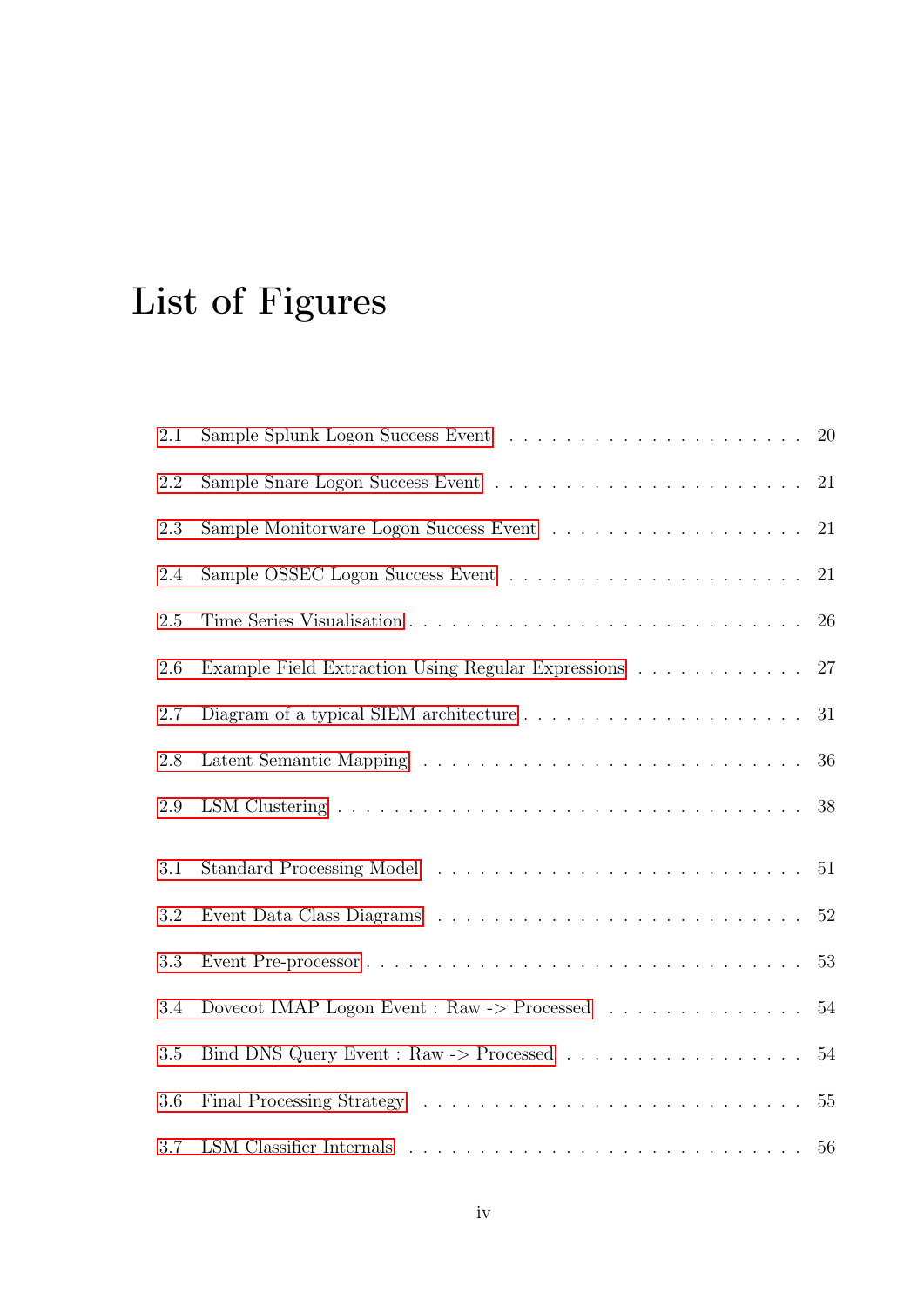# List of Figures

2.1 Sample Splunk Logon Success Event . . . . . . . . . . . . . . . . . . . . . . 20

2.2 Sample Snare Logon Success Event . . . . . . . . . . . . . . . . . . . . . . 21

2.3 Sample Monitorware Logon Success Event . . . . . . . . . . . . . . . . . . 21

2.4 Sample OSSEC Logon Success Event . . . . . . . . . . . . . . . . . . . . . 21

2.5 Time Series Visualisation . . . . . . . . . . . . . . . . . . . . . . . . . . . 26

2.6 Example Field Extraction Using Regular Expressions . . . . . . . . . . . . 27

2.7 Diagram of a typical SIEM architecture . . . . . . . . . . . . . . . . . . . . 31

2.8 Latent Semantic Mapping . . . . . . . . . . . . . . . . . . . . . . . . . . . 36

2.9 LSM Clustering . . . . . . . . . . . . . . . . . . . . . . . . . . . . . . . . . 38

3.1 Standard Processing Model . . . . . . . . . . . . . . . . . . . . . . . . . . 51

3.2 Event Data Class Diagrams . . . . . . . . . . . . . . . . . . . . . . . . . . 52

3.3 Event Pre-processor . . . . . . . . . . . . . . . . . . . . . . . . . . . . . . . 53

3.4 Dovecot IMAP Logon Event : Raw -> Processed . . . . . . . . . . . . . . . 54

3.5 Bind DNS Query Event : Raw -> Processed . . . . . . . . . . . . . . . . . 54

3.6 Final Processing Strategy . . . . . . . . . . . . . . . . . . . . . . . . . . . 55

3.7 LSM Classifier Internals . . . . . . . . . . . . . . . . . . . . . . . . . . . . 56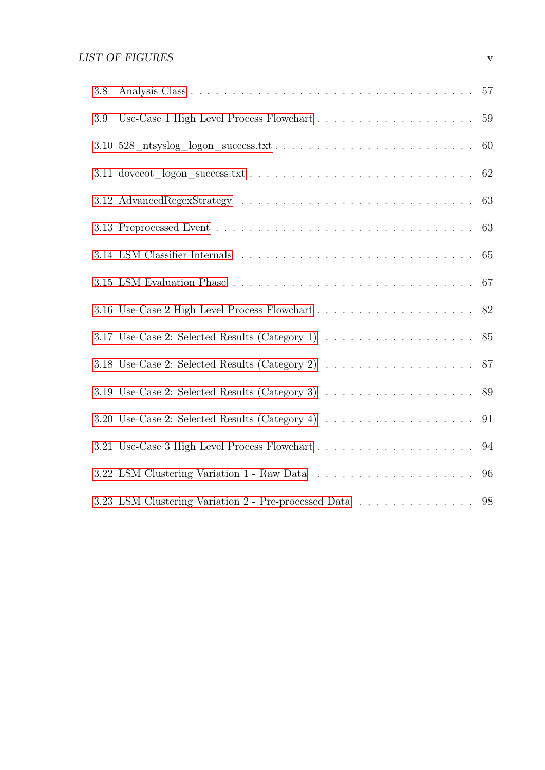3.8 Analysis Class . . . . . . . . . . . . . . . . . . . . . . . . . . . . . . . 57

3.9 Use-Case 1 High Level Process Flowchart . . . . . . . . . . . . . . . . . . . 59

3.10 528_ntsyslog_logon_success.txt . . . . . . . . . . . . . . . . . . . . . . . 60

3.11 dovecot_logon_success.txt . . . . . . . . . . . . . . . . . . . . . . . . . . 62

3.12 AdvancedRegexStrategy . . . . . . . . . . . . . . . . . . . . . . . . . . . 63

3.13 Preprocessed Event . . . . . . . . . . . . . . . . . . . . . . . . . . . . . . 63

3.14 LSM Classifier Internals . . . . . . . . . . . . . . . . . . . . . . . . . . . 65

3.15 LSM Evaluation Phase . . . . . . . . . . . . . . . . . . . . . . . . . . . . 67

3.16 Use-Case 2 High Level Process Flowchart . . . . . . . . . . . . . . . . . . . 82

3.17 Use-Case 2: Selected Results (Category 1) . . . . . . . . . . . . . . . . . . 85

3.18 Use-Case 2: Selected Results (Category 2) . . . . . . . . . . . . . . . . . . 87

3.19 Use-Case 2: Selected Results (Category 3) . . . . . . . . . . . . . . . . . . 89

3.20 Use-Case 2: Selected Results (Category 4) . . . . . . . . . . . . . . . . . . 91

3.21 Use-Case 3 High Level Process Flowchart . . . . . . . . . . . . . . . . . . . 94

3.22 LSM Clustering Variation 1 - Raw Data . . . . . . . . . . . . . . . . . . . 96

3.23 LSM Clustering Variation 2 - Pre-processed Data . . . . . . . . . . . . . . . 98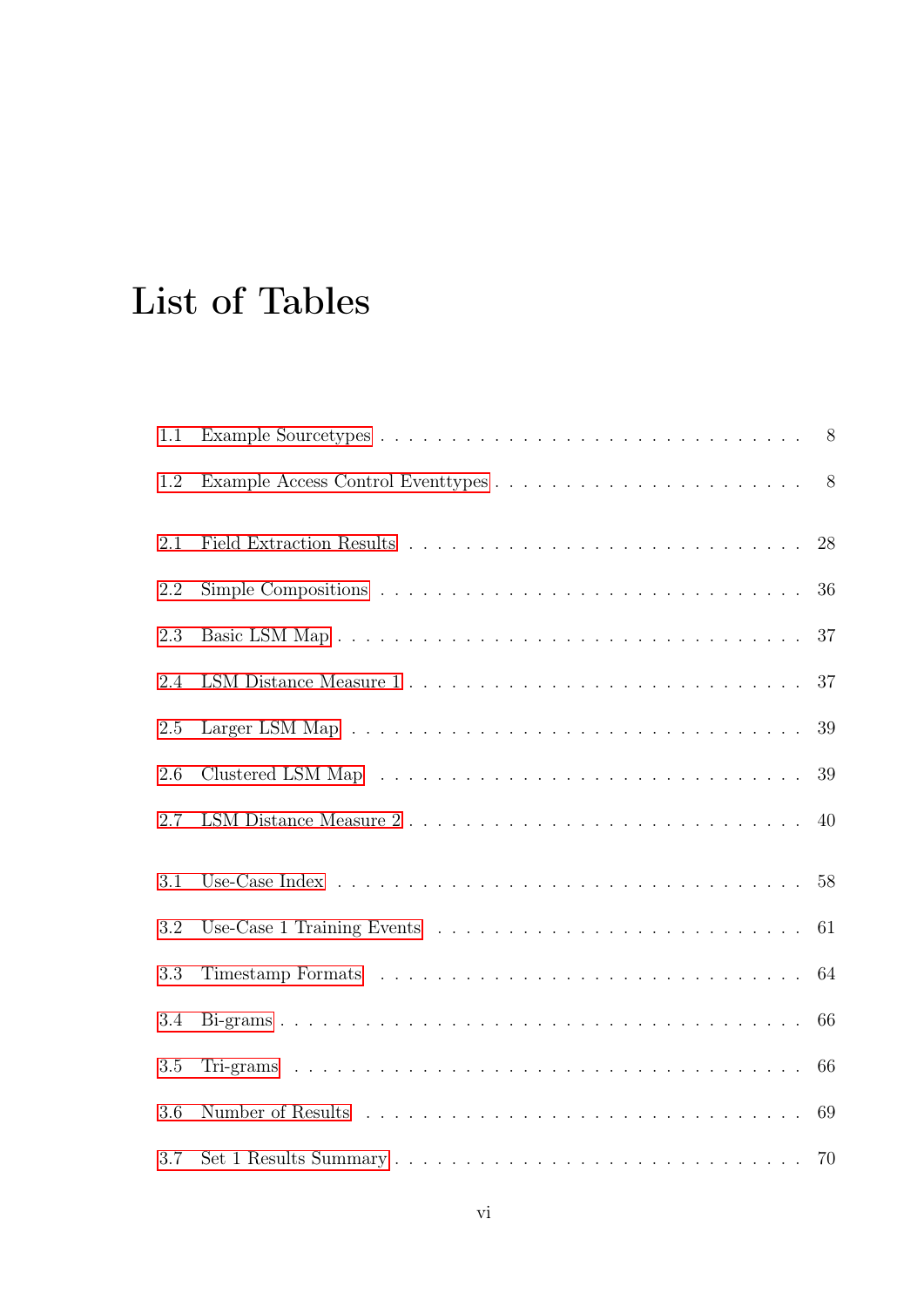# List of Tables

1.1 Example Sourcetypes . . . . . . . . . . . . . . . . . . . . . . . . . . . . . . 8

1.2 Example Access Control Eventtypes . . . . . . . . . . . . . . . . . . . . . . 8

2.1 Field Extraction Results . . . . . . . . . . . . . . . . . . . . . . . . . . . . 28

2.2 Simple Compositions . . . . . . . . . . . . . . . . . . . . . . . . . . . . . . 36

2.3 Basic LSM Map . . . . . . . . . . . . . . . . . . . . . . . . . . . . . . . . . 37

2.4 LSM Distance Measure 1 . . . . . . . . . . . . . . . . . . . . . . . . . . . . 37

2.5 Larger LSM Map . . . . . . . . . . . . . . . . . . . . . . . . . . . . . . . . 39

2.6 Clustered LSM Map . . . . . . . . . . . . . . . . . . . . . . . . . . . . . . . 39

2.7 LSM Distance Measure 2 . . . . . . . . . . . . . . . . . . . . . . . . . . . . 40

3.1 Use-Case Index . . . . . . . . . . . . . . . . . . . . . . . . . . . . . . . . . 58

3.2 Use-Case 1 Training Events . . . . . . . . . . . . . . . . . . . . . . . . . . 61

3.3 Timestamp Formats . . . . . . . . . . . . . . . . . . . . . . . . . . . . . . . 64

3.4 Bi-grams . . . . . . . . . . . . . . . . . . . . . . . . . . . . . . . . . . . . . 66

3.5 Tri-grams . . . . . . . . . . . . . . . . . . . . . . . . . . . . . . . . . . . . 66

3.6 Number of Results . . . . . . . . . . . . . . . . . . . . . . . . . . . . . . . 69

3.7 Set 1 Results Summary . . . . . . . . . . . . . . . . . . . . . . . . . . . . . 70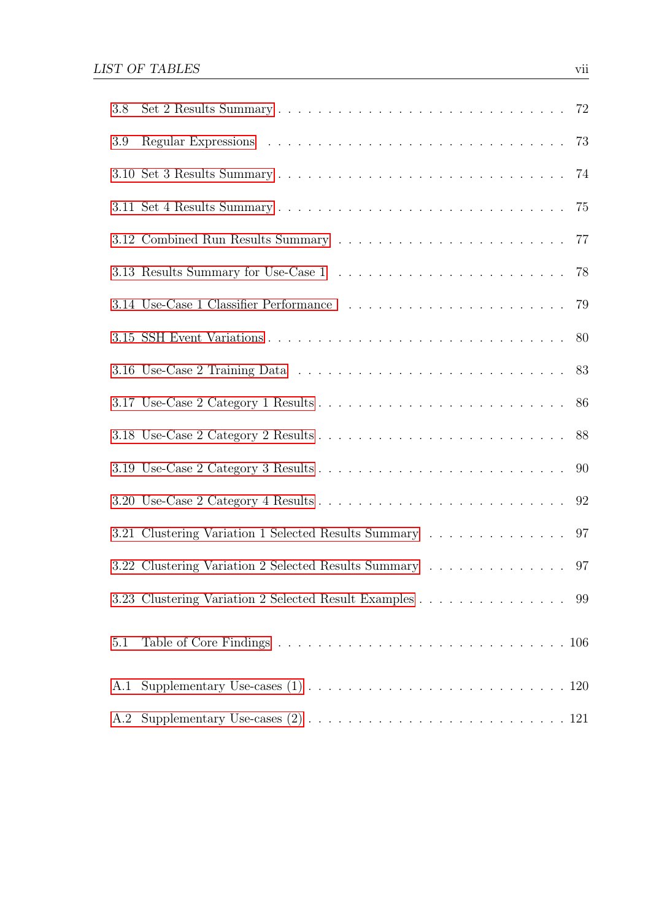3.8 Set 2 Results Summary . . . . . . . . . . . . . . . . . . . . . . . . . . . 72

3.9 Regular Expressions . . . . . . . . . . . . . . . . . . . . . . . . . . . . 73

3.10 Set 3 Results Summary . . . . . . . . . . . . . . . . . . . . . . . . . . . 74

3.11 Set 4 Results Summary . . . . . . . . . . . . . . . . . . . . . . . . . . . 75

3.12 Combined Run Results Summary . . . . . . . . . . . . . . . . . . . . . . 77

3.13 Results Summary for Use-Case 1 . . . . . . . . . . . . . . . . . . . . . . 78

3.14 Use-Case 1 Classifier Performance . . . . . . . . . . . . . . . . . . . . . 79

3.15 SSH Event Variations . . . . . . . . . . . . . . . . . . . . . . . . . . . . 80

3.16 Use-Case 2 Training Data . . . . . . . . . . . . . . . . . . . . . . . . . . 83

3.17 Use-Case 2 Category 1 Results . . . . . . . . . . . . . . . . . . . . . . . 86

3.18 Use-Case 2 Category 2 Results . . . . . . . . . . . . . . . . . . . . . . . 88

3.19 Use-Case 2 Category 3 Results . . . . . . . . . . . . . . . . . . . . . . . 90

3.20 Use-Case 2 Category 4 Results . . . . . . . . . . . . . . . . . . . . . . . 92

3.21 Clustering Variation 1 Selected Results Summary . . . . . . . . . . . . . 97

3.22 Clustering Variation 2 Selected Results Summary . . . . . . . . . . . . . 97

3.23 Clustering Variation 2 Selected Result Examples . . . . . . . . . . . . . . 99

5.1 Table of Core Findings . . . . . . . . . . . . . . . . . . . . . . . . . . . . 106

A.1 Supplementary Use-cases (1) . . . . . . . . . . . . . . . . . . . . . . . . . 120

A.2 Supplementary Use-cases (2) . . . . . . . . . . . . . . . . . . . . . . . . . 121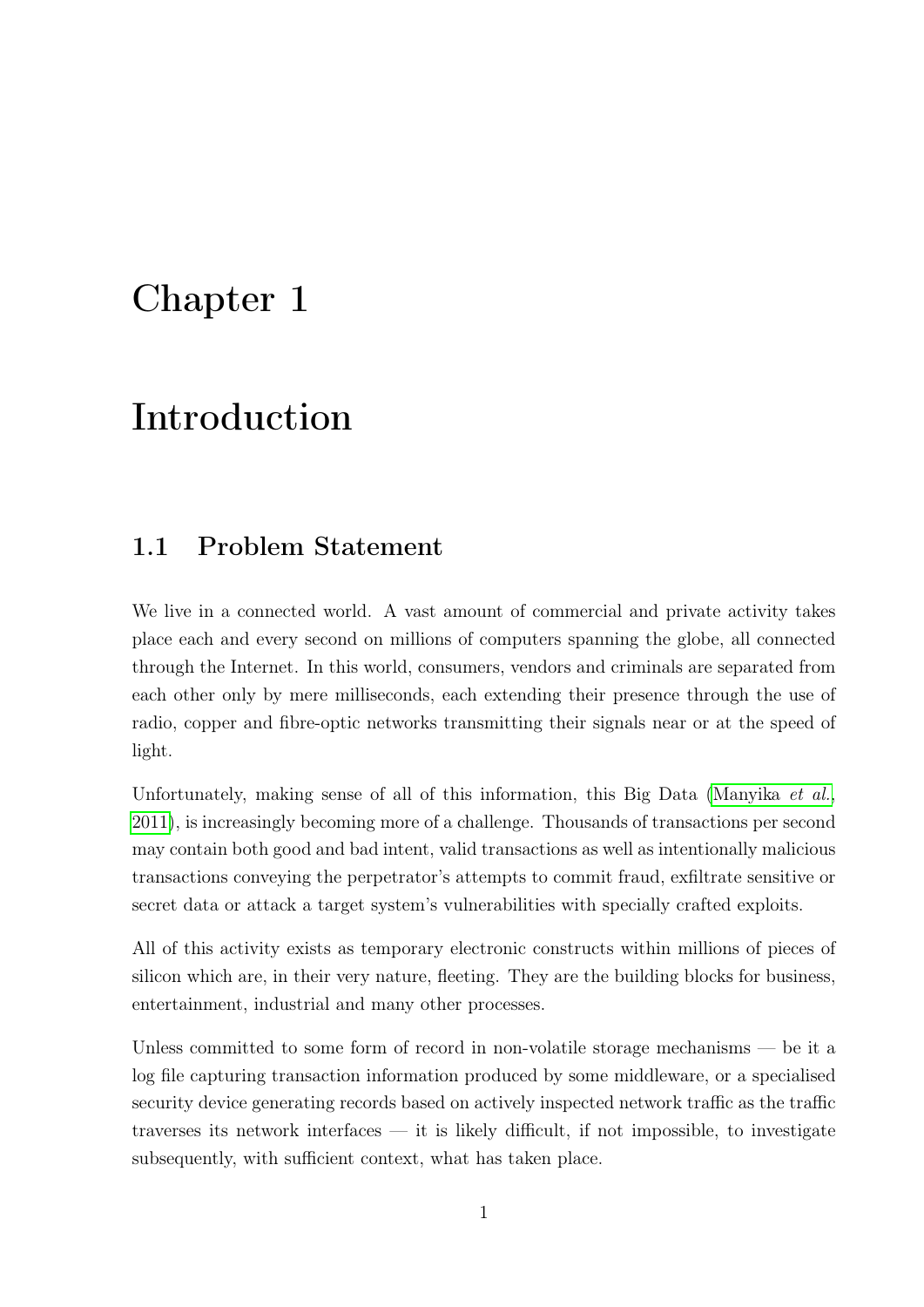# Chapter 1

# Introduction

## 1.1 Problem Statement

We live in a connected world. A vast amount of commercial and private activity takes place each and every second on millions of computers spanning the globe, all connected through the Internet. In this world, consumers, vendors and criminals are separated from each other only by mere milliseconds, each extending their presence through the use of radio, copper and fibre-optic networks transmitting their signals near or at the speed of light.

Unfortunately, making sense of all of this information, this Big Data (Manyika *et al.*, 2011), is increasingly becoming more of a challenge. Thousands of transactions per second may contain both good and bad intent, valid transactions as well as intentionally malicious transactions conveying the perpetrator's attempts to commit fraud, exfiltrate sensitive or secret data or attack a target system's vulnerabilities with specially crafted exploits.

All of this activity exists as temporary electronic constructs within millions of pieces of silicon which are, in their very nature, fleeting. They are the building blocks for business, entertainment, industrial and many other processes.

Unless committed to some form of record in non-volatile storage mechanisms — be it a log file capturing transaction information produced by some middleware, or a specialised security device generating records based on actively inspected network traffic as the traffic traverses its network interfaces — it is likely difficult, if not impossible, to investigate subsequently, with sufficient context, what has taken place.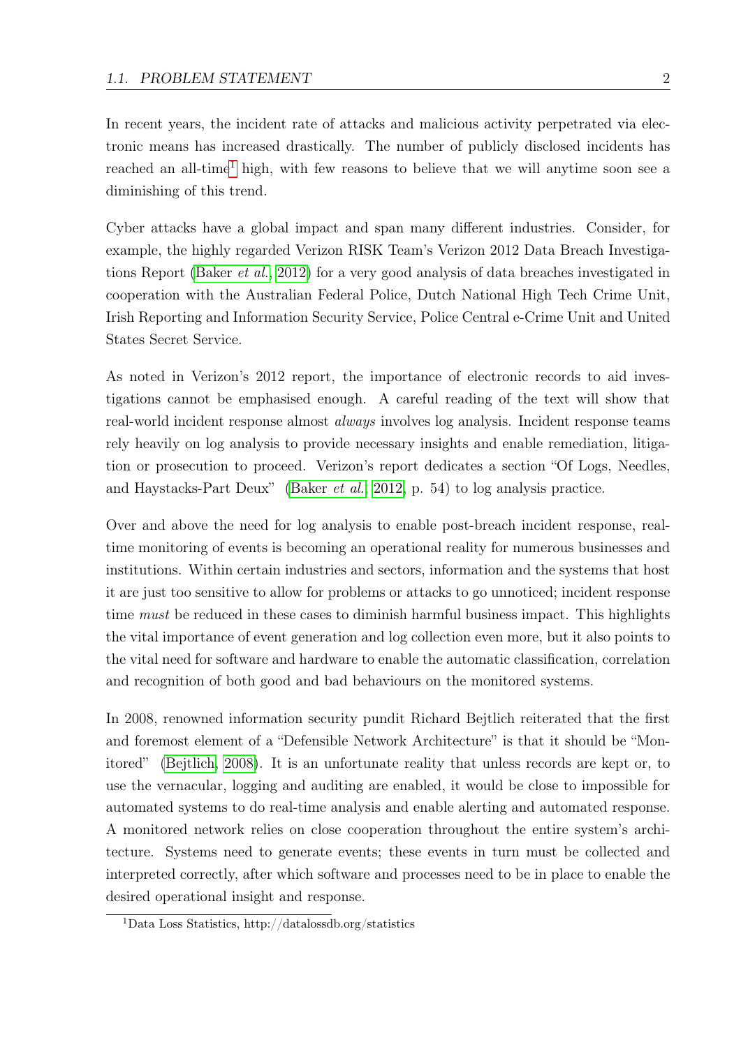In recent years, the incident rate of attacks and malicious activity perpetrated via electronic means has increased drastically. The number of publicly disclosed incidents has reached an all-time[1] high, with few reasons to believe that we will anytime soon see a diminishing of this trend.

Cyber attacks have a global impact and span many different industries. Consider, for example, the highly regarded Verizon RISK Team's Verizon 2012 Data Breach Investigations Report (Baker *et al.*, 2012) for a very good analysis of data breaches investigated in cooperation with the Australian Federal Police, Dutch National High Tech Crime Unit, Irish Reporting and Information Security Service, Police Central e-Crime Unit and United States Secret Service.

As noted in Verizon's 2012 report, the importance of electronic records to aid investigations cannot be emphasised enough. A careful reading of the text will show that real-world incident response almost *always* involves log analysis. Incident response teams rely heavily on log analysis to provide necessary insights and enable remediation, litigation or prosecution to proceed. Verizon's report dedicates a section "Of Logs, Needles, and Haystacks-Part Deux" (Baker *et al.*, 2012, p. 54) to log analysis practice.

Over and above the need for log analysis to enable post-breach incident response, real-time monitoring of events is becoming an operational reality for numerous businesses and institutions. Within certain industries and sectors, information and the systems that host it are just too sensitive to allow for problems or attacks to go unnoticed; incident response time *must* be reduced in these cases to diminish harmful business impact. This highlights the vital importance of event generation and log collection even more, but it also points to the vital need for software and hardware to enable the automatic classification, correlation and recognition of both good and bad behaviours on the monitored systems.

In 2008, renowned information security pundit Richard Bejtlich reiterated that the first and foremost element of a "Defensible Network Architecture" is that it should be "Monitored" (Bejtlich, 2008). It is an unfortunate reality that unless records are kept or, to use the vernacular, logging and auditing are enabled, it would be close to impossible for automated systems to do real-time analysis and enable alerting and automated response. A monitored network relies on close cooperation throughout the entire system's architecture. Systems need to generate events; these events in turn must be collected and interpreted correctly, after which software and processes need to be in place to enable the desired operational insight and response.

[1] Data Loss Statistics, http://datalossdb.org/statistics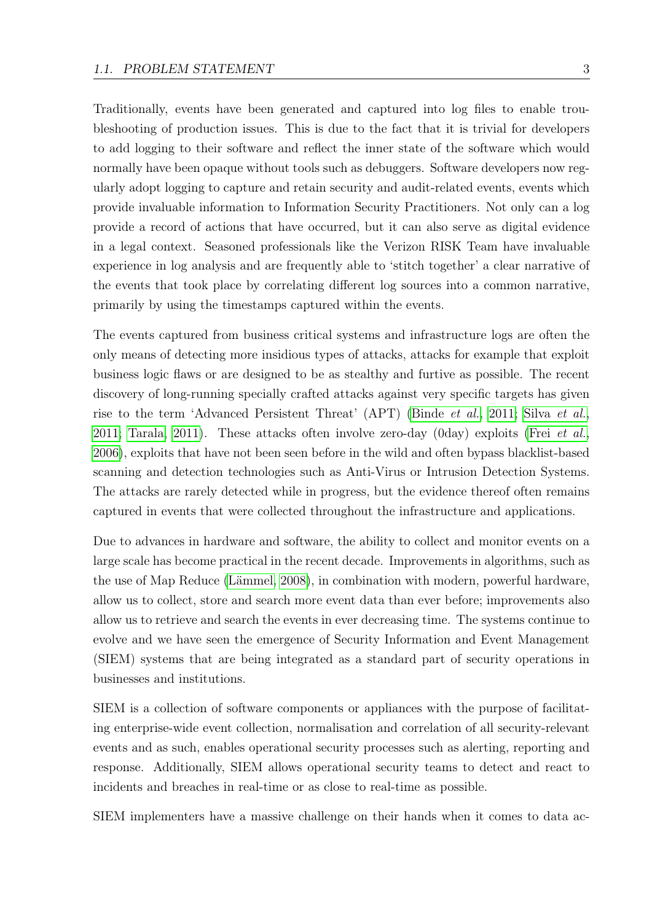Traditionally, events have been generated and captured into log files to enable troubleshooting of production issues. This is due to the fact that it is trivial for developers to add logging to their software and reflect the inner state of the software which would normally have been opaque without tools such as debuggers. Software developers now regularly adopt logging to capture and retain security and audit-related events, events which provide invaluable information to Information Security Practitioners. Not only can a log provide a record of actions that have occurred, but it can also serve as digital evidence in a legal context. Seasoned professionals like the Verizon RISK Team have invaluable experience in log analysis and are frequently able to 'stitch together' a clear narrative of the events that took place by correlating different log sources into a common narrative, primarily by using the timestamps captured within the events.

The events captured from business critical systems and infrastructure logs are often the only means of detecting more insidious types of attacks, attacks for example that exploit business logic flaws or are designed to be as stealthy and furtive as possible. The recent discovery of long-running specially crafted attacks against very specific targets has given rise to the term 'Advanced Persistent Threat' (APT) (Binde *et al.*, 2011; Silva *et al.*, 2011; Tarala, 2011). These attacks often involve zero-day (0day) exploits (Frei *et al.*, 2006), exploits that have not been seen before in the wild and often bypass blacklist-based scanning and detection technologies such as Anti-Virus or Intrusion Detection Systems. The attacks are rarely detected while in progress, but the evidence thereof often remains captured in events that were collected throughout the infrastructure and applications.

Due to advances in hardware and software, the ability to collect and monitor events on a large scale has become practical in the recent decade. Improvements in algorithms, such as the use of Map Reduce (Lämmel, 2008), in combination with modern, powerful hardware, allow us to collect, store and search more event data than ever before; improvements also allow us to retrieve and search the events in ever decreasing time. The systems continue to evolve and we have seen the emergence of Security Information and Event Management (SIEM) systems that are being integrated as a standard part of security operations in businesses and institutions.

SIEM is a collection of software components or appliances with the purpose of facilitating enterprise-wide event collection, normalisation and correlation of all security-relevant events and as such, enables operational security processes such as alerting, reporting and response. Additionally, SIEM allows operational security teams to detect and react to incidents and breaches in real-time or as close to real-time as possible.

SIEM implementers have a massive challenge on their hands when it comes to data ac-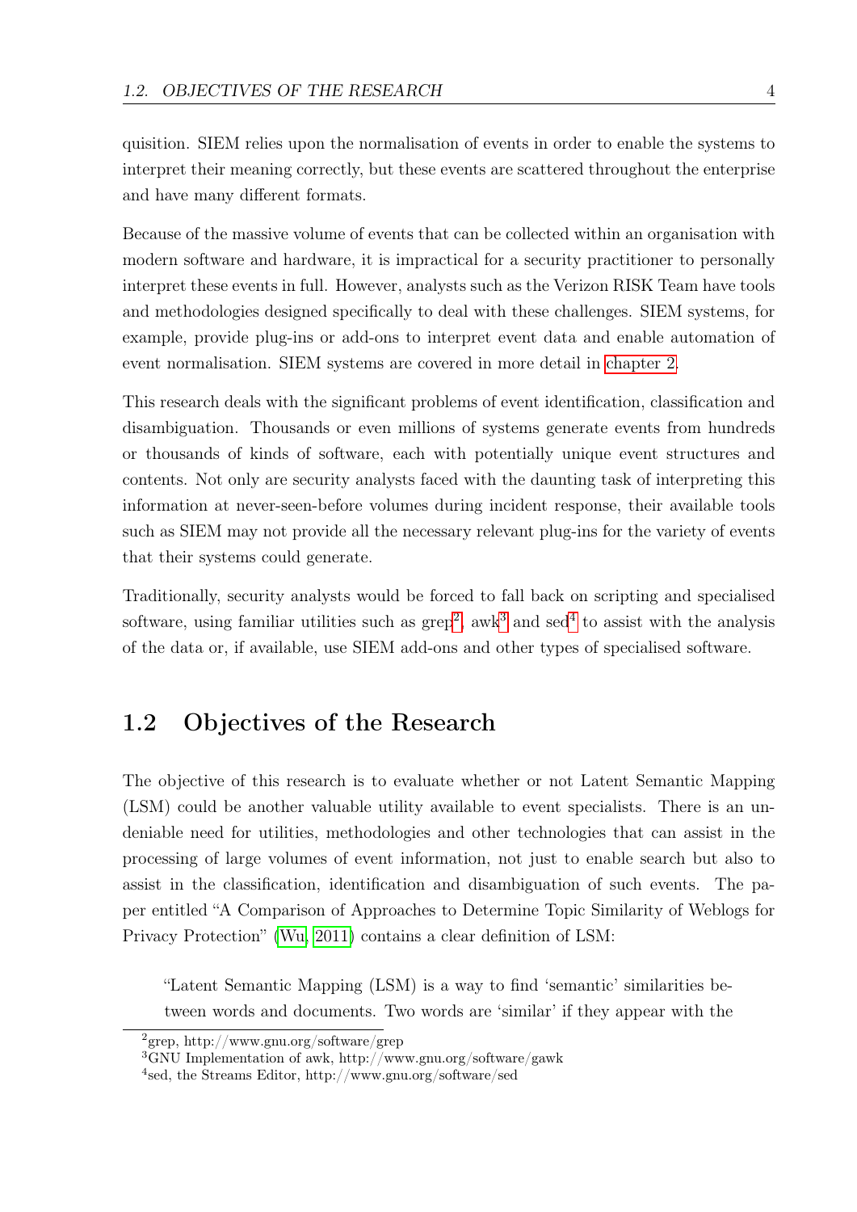quisition. SIEM relies upon the normalisation of events in order to enable the systems to interpret their meaning correctly, but these events are scattered throughout the enterprise and have many different formats.

Because of the massive volume of events that can be collected within an organisation with modern software and hardware, it is impractical for a security practitioner to personally interpret these events in full. However, analysts such as the Verizon RISK Team have tools and methodologies designed specifically to deal with these challenges. SIEM systems, for example, provide plug-ins or add-ons to interpret event data and enable automation of event normalisation. SIEM systems are covered in more detail in chapter 2.

This research deals with the significant problems of event identification, classification and disambiguation. Thousands or even millions of systems generate events from hundreds or thousands of kinds of software, each with potentially unique event structures and contents. Not only are security analysts faced with the daunting task of interpreting this information at never-seen-before volumes during incident response, their available tools such as SIEM may not provide all the necessary relevant plug-ins for the variety of events that their systems could generate.

Traditionally, security analysts would be forced to fall back on scripting and specialised software, using familiar utilities such as grep[2], awk[3] and sed[4] to assist with the analysis of the data or, if available, use SIEM add-ons and other types of specialised software.

## 1.2 Objectives of the Research

The objective of this research is to evaluate whether or not Latent Semantic Mapping (LSM) could be another valuable utility available to event specialists. There is an undeniable need for utilities, methodologies and other technologies that can assist in the processing of large volumes of event information, not just to enable search but also to assist in the classification, identification and disambiguation of such events. The paper entitled "A Comparison of Approaches to Determine Topic Similarity of Weblogs for Privacy Protection" (Wu, 2011) contains a clear definition of LSM:

> "Latent Semantic Mapping (LSM) is a way to find 'semantic' similarities between words and documents. Two words are 'similar' if they appear with the

[2] grep, http://www.gnu.org/software/grep

[3] GNU Implementation of awk, http://www.gnu.org/software/gawk

[4] sed, the Streams Editor, http://www.gnu.org/software/sed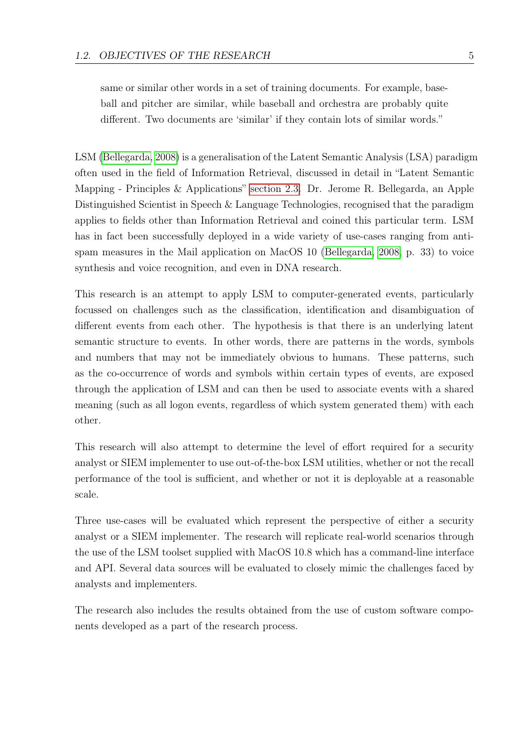> same or similar other words in a set of training documents. For example, baseball and pitcher are similar, while baseball and orchestra are probably quite different. Two documents are 'similar' if they contain lots of similar words."

LSM (Bellegarda, 2008) is a generalisation of the Latent Semantic Analysis (LSA) paradigm often used in the field of Information Retrieval, discussed in detail in "Latent Semantic Mapping - Principles & Applications" section 2.3. Dr. Jerome R. Bellegarda, an Apple Distinguished Scientist in Speech & Language Technologies, recognised that the paradigm applies to fields other than Information Retrieval and coined this particular term. LSM has in fact been successfully deployed in a wide variety of use-cases ranging from anti-spam measures in the Mail application on MacOS 10 (Bellegarda, 2008, p. 33) to voice synthesis and voice recognition, and even in DNA research.

This research is an attempt to apply LSM to computer-generated events, particularly focussed on challenges such as the classification, identification and disambiguation of different events from each other. The hypothesis is that there is an underlying latent semantic structure to events. In other words, there are patterns in the words, symbols and numbers that may not be immediately obvious to humans. These patterns, such as the co-occurrence of words and symbols within certain types of events, are exposed through the application of LSM and can then be used to associate events with a shared meaning (such as all logon events, regardless of which system generated them) with each other.

This research will also attempt to determine the level of effort required for a security analyst or SIEM implementer to use out-of-the-box LSM utilities, whether or not the recall performance of the tool is sufficient, and whether or not it is deployable at a reasonable scale.

Three use-cases will be evaluated which represent the perspective of either a security analyst or a SIEM implementer. The research will replicate real-world scenarios through the use of the LSM toolset supplied with MacOS 10.8 which has a command-line interface and API. Several data sources will be evaluated to closely mimic the challenges faced by analysts and implementers.

The research also includes the results obtained from the use of custom software components developed as a part of the research process.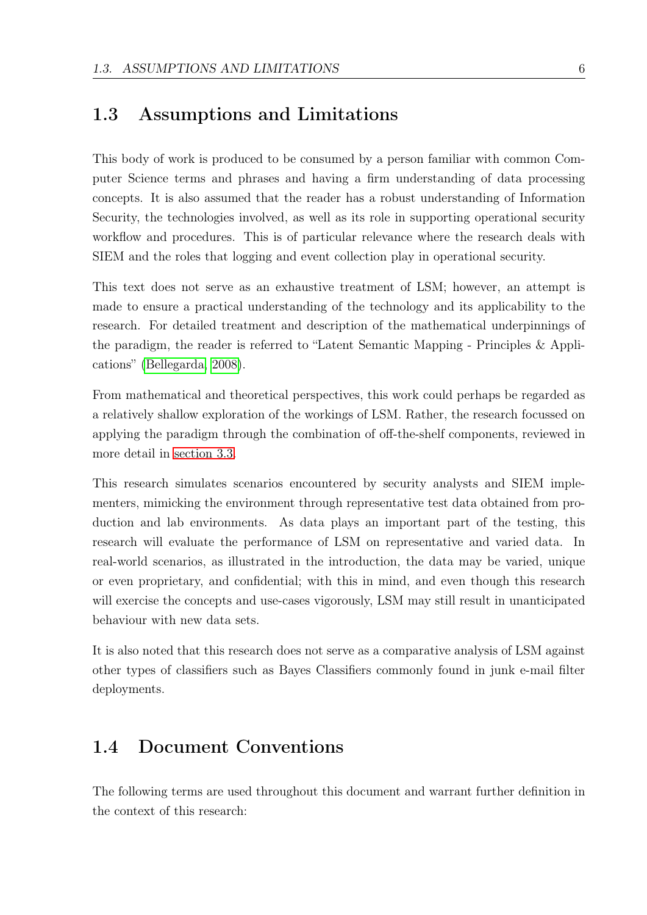## 1.3 Assumptions and Limitations

This body of work is produced to be consumed by a person familiar with common Computer Science terms and phrases and having a firm understanding of data processing concepts. It is also assumed that the reader has a robust understanding of Information Security, the technologies involved, as well as its role in supporting operational security workflow and procedures. This is of particular relevance where the research deals with SIEM and the roles that logging and event collection play in operational security.

This text does not serve as an exhaustive treatment of LSM; however, an attempt is made to ensure a practical understanding of the technology and its applicability to the research. For detailed treatment and description of the mathematical underpinnings of the paradigm, the reader is referred to "Latent Semantic Mapping - Principles & Applications" (Bellegarda, 2008).

From mathematical and theoretical perspectives, this work could perhaps be regarded as a relatively shallow exploration of the workings of LSM. Rather, the research focussed on applying the paradigm through the combination of off-the-shelf components, reviewed in more detail in section 3.3.

This research simulates scenarios encountered by security analysts and SIEM implementers, mimicking the environment through representative test data obtained from production and lab environments. As data plays an important part of the testing, this research will evaluate the performance of LSM on representative and varied data. In real-world scenarios, as illustrated in the introduction, the data may be varied, unique or even proprietary, and confidential; with this in mind, and even though this research will exercise the concepts and use-cases vigorously, LSM may still result in unanticipated behaviour with new data sets.

It is also noted that this research does not serve as a comparative analysis of LSM against other types of classifiers such as Bayes Classifiers commonly found in junk e-mail filter deployments.

## 1.4 Document Conventions

The following terms are used throughout this document and warrant further definition in the context of this research: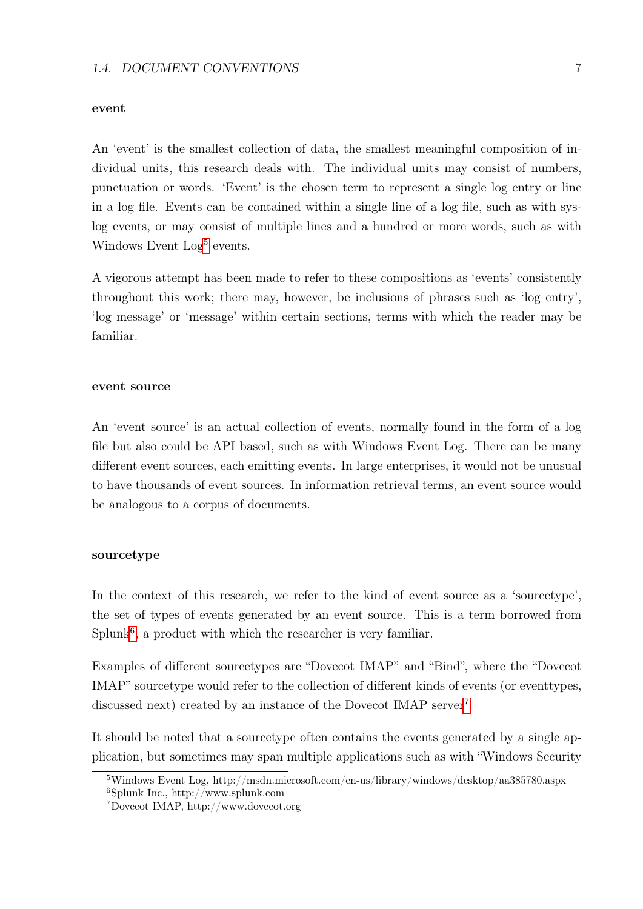**event**

An 'event' is the smallest collection of data, the smallest meaningful composition of individual units, this research deals with. The individual units may consist of numbers, punctuation or words. 'Event' is the chosen term to represent a single log entry or line in a log file. Events can be contained within a single line of a log file, such as with syslog events, or may consist of multiple lines and a hundred or more words, such as with Windows Event Log[5] events.

A vigorous attempt has been made to refer to these compositions as 'events' consistently throughout this work; there may, however, be inclusions of phrases such as 'log entry', 'log message' or 'message' within certain sections, terms with which the reader may be familiar.

**event source**

An 'event source' is an actual collection of events, normally found in the form of a log file but also could be API based, such as with Windows Event Log. There can be many different event sources, each emitting events. In large enterprises, it would not be unusual to have thousands of event sources. In information retrieval terms, an event source would be analogous to a corpus of documents.

**sourcetype**

In the context of this research, we refer to the kind of event source as a 'sourcetype', the set of types of events generated by an event source. This is a term borrowed from Splunk[6], a product with which the researcher is very familiar.

Examples of different sourcetypes are "Dovecot IMAP" and "Bind", where the "Dovecot IMAP" sourcetype would refer to the collection of different kinds of events (or eventtypes, discussed next) created by an instance of the Dovecot IMAP server[7].

It should be noted that a sourcetype often contains the events generated by a single application, but sometimes may span multiple applications such as with "Windows Security

[5] Windows Event Log, http://msdn.microsoft.com/en-us/library/windows/desktop/aa385780.aspx
[6] Splunk Inc., http://www.splunk.com
[7] Dovecot IMAP, http://www.dovecot.org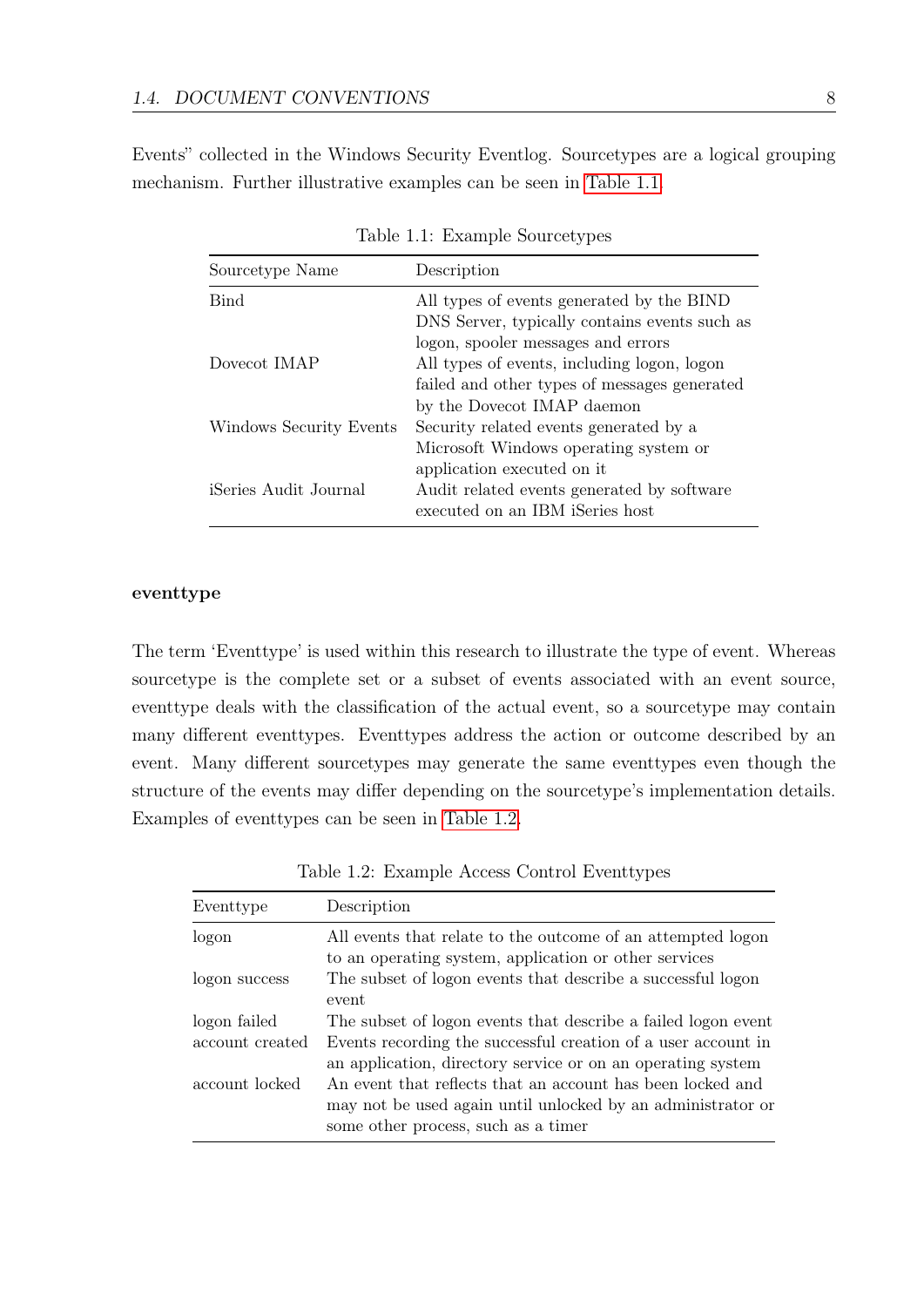Events" collected in the Windows Security Eventlog. Sourcetypes are a logical grouping mechanism. Further illustrative examples can be seen in Table 1.1.

Table 1.1: Example Sourcetypes

| Sourcetype Name | Description |
|---|---|
| Bind | All types of events generated by the BIND DNS Server, typically contains events such as logon, spooler messages and errors |
| Dovecot IMAP | All types of events, including logon, logon failed and other types of messages generated by the Dovecot IMAP daemon |
| Windows Security Events | Security related events generated by a Microsoft Windows operating system or application executed on it |
| iSeries Audit Journal | Audit related events generated by software executed on an IBM iSeries host |

#### eventtype

The term 'Eventtype' is used within this research to illustrate the type of event. Whereas sourcetype is the complete set or a subset of events associated with an event source, eventtype deals with the classification of the actual event, so a sourcetype may contain many different eventtypes. Eventtypes address the action or outcome described by an event. Many different sourcetypes may generate the same eventtypes even though the structure of the events may differ depending on the sourcetype's implementation details. Examples of eventtypes can be seen in Table 1.2.

Table 1.2: Example Access Control Eventtypes

| Eventtype | Description |
|---|---|
| logon | All events that relate to the outcome of an attempted logon to an operating system, application or other services |
| logon success | The subset of logon events that describe a successful logon event |
| logon failed | The subset of logon events that describe a failed logon event |
| account created | Events recording the successful creation of a user account in an application, directory service or on an operating system |
| account locked | An event that reflects that an account has been locked and may not be used again until unlocked by an administrator or some other process, such as a timer |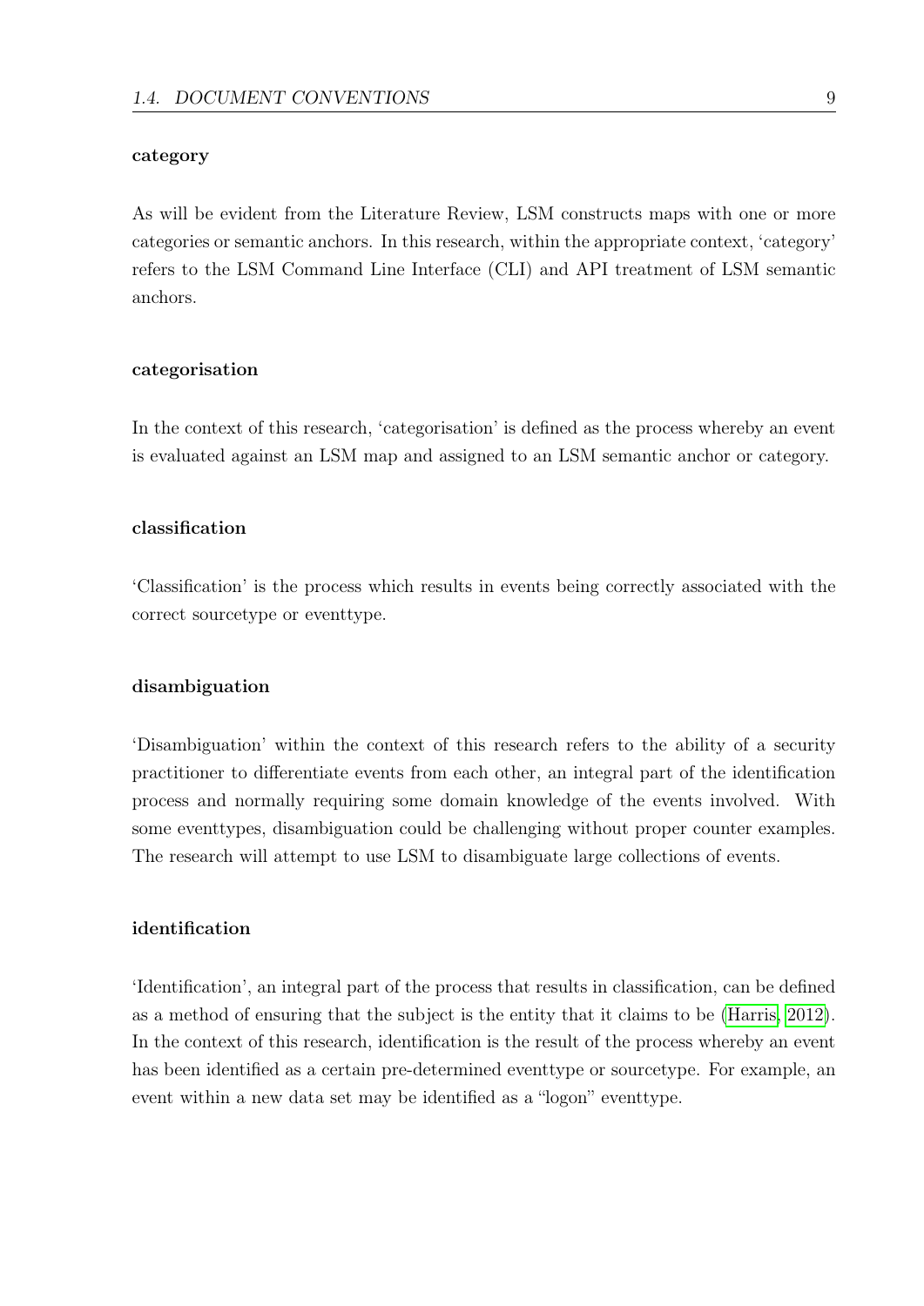**category**

As will be evident from the Literature Review, LSM constructs maps with one or more categories or semantic anchors. In this research, within the appropriate context, 'category' refers to the LSM Command Line Interface (CLI) and API treatment of LSM semantic anchors.

**categorisation**

In the context of this research, 'categorisation' is defined as the process whereby an event is evaluated against an LSM map and assigned to an LSM semantic anchor or category.

**classification**

'Classification' is the process which results in events being correctly associated with the correct sourcetype or eventtype.

**disambiguation**

'Disambiguation' within the context of this research refers to the ability of a security practitioner to differentiate events from each other, an integral part of the identification process and normally requiring some domain knowledge of the events involved. With some eventtypes, disambiguation could be challenging without proper counter examples. The research will attempt to use LSM to disambiguate large collections of events.

**identification**

'Identification', an integral part of the process that results in classification, can be defined as a method of ensuring that the subject is the entity that it claims to be (Harris, 2012). In the context of this research, identification is the result of the process whereby an event has been identified as a certain pre-determined eventtype or sourcetype. For example, an event within a new data set may be identified as a "logon" eventtype.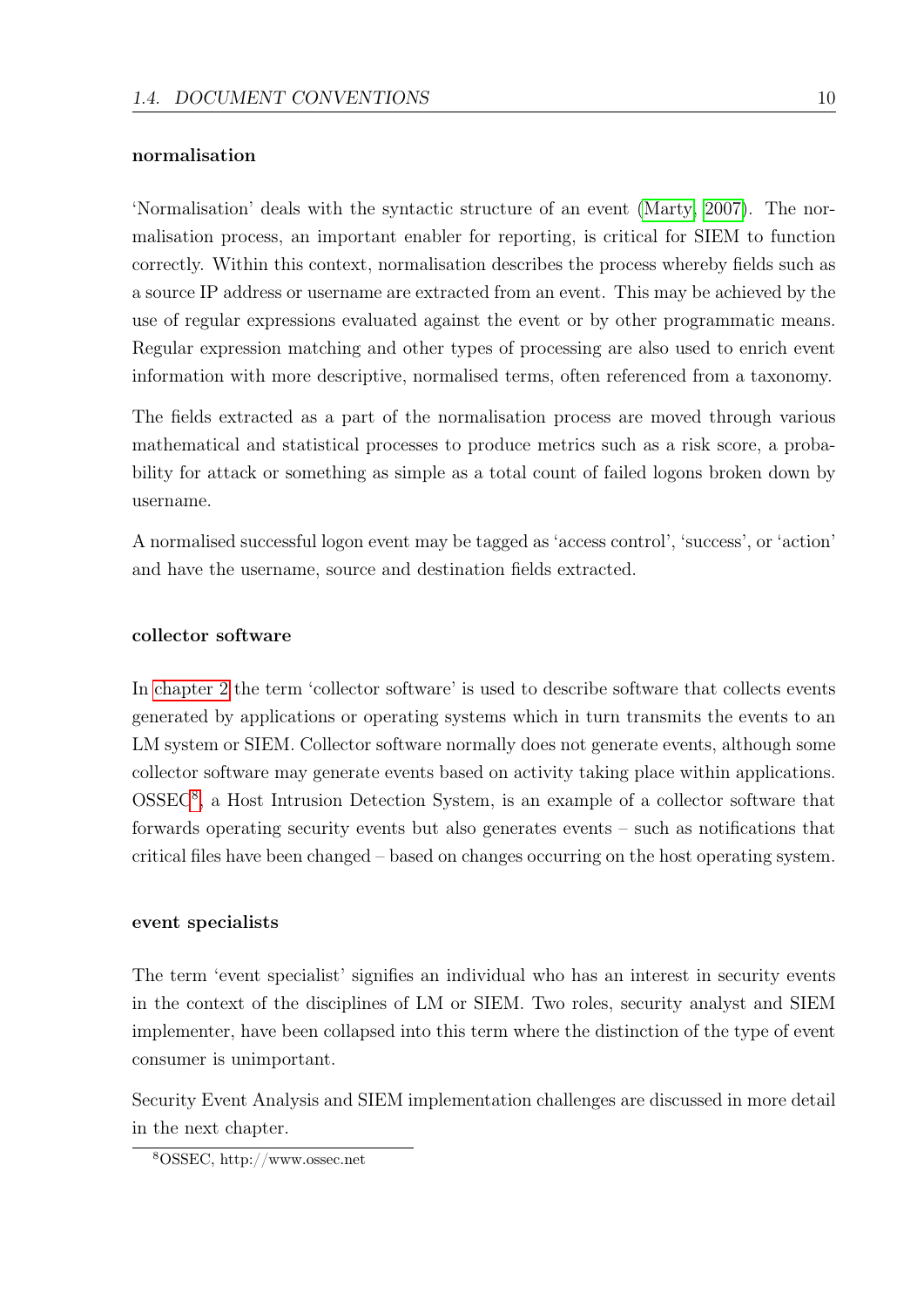#### normalisation

'Normalisation' deals with the syntactic structure of an event (Marty, 2007). The normalisation process, an important enabler for reporting, is critical for SIEM to function correctly. Within this context, normalisation describes the process whereby fields such as a source IP address or username are extracted from an event. This may be achieved by the use of regular expressions evaluated against the event or by other programmatic means. Regular expression matching and other types of processing are also used to enrich event information with more descriptive, normalised terms, often referenced from a taxonomy.

The fields extracted as a part of the normalisation process are moved through various mathematical and statistical processes to produce metrics such as a risk score, a probability for attack or something as simple as a total count of failed logons broken down by username.

A normalised successful logon event may be tagged as 'access control', 'success', or 'action' and have the username, source and destination fields extracted.

#### collector software

In chapter 2 the term 'collector software' is used to describe software that collects events generated by applications or operating systems which in turn transmits the events to an LM system or SIEM. Collector software normally does not generate events, although some collector software may generate events based on activity taking place within applications. OSSEC[8], a Host Intrusion Detection System, is an example of a collector software that forwards operating security events but also generates events – such as notifications that critical files have been changed – based on changes occurring on the host operating system.

#### event specialists

The term 'event specialist' signifies an individual who has an interest in security events in the context of the disciplines of LM or SIEM. Two roles, security analyst and SIEM implementer, have been collapsed into this term where the distinction of the type of event consumer is unimportant.

Security Event Analysis and SIEM implementation challenges are discussed in more detail in the next chapter.

[8] OSSEC, http://www.ossec.net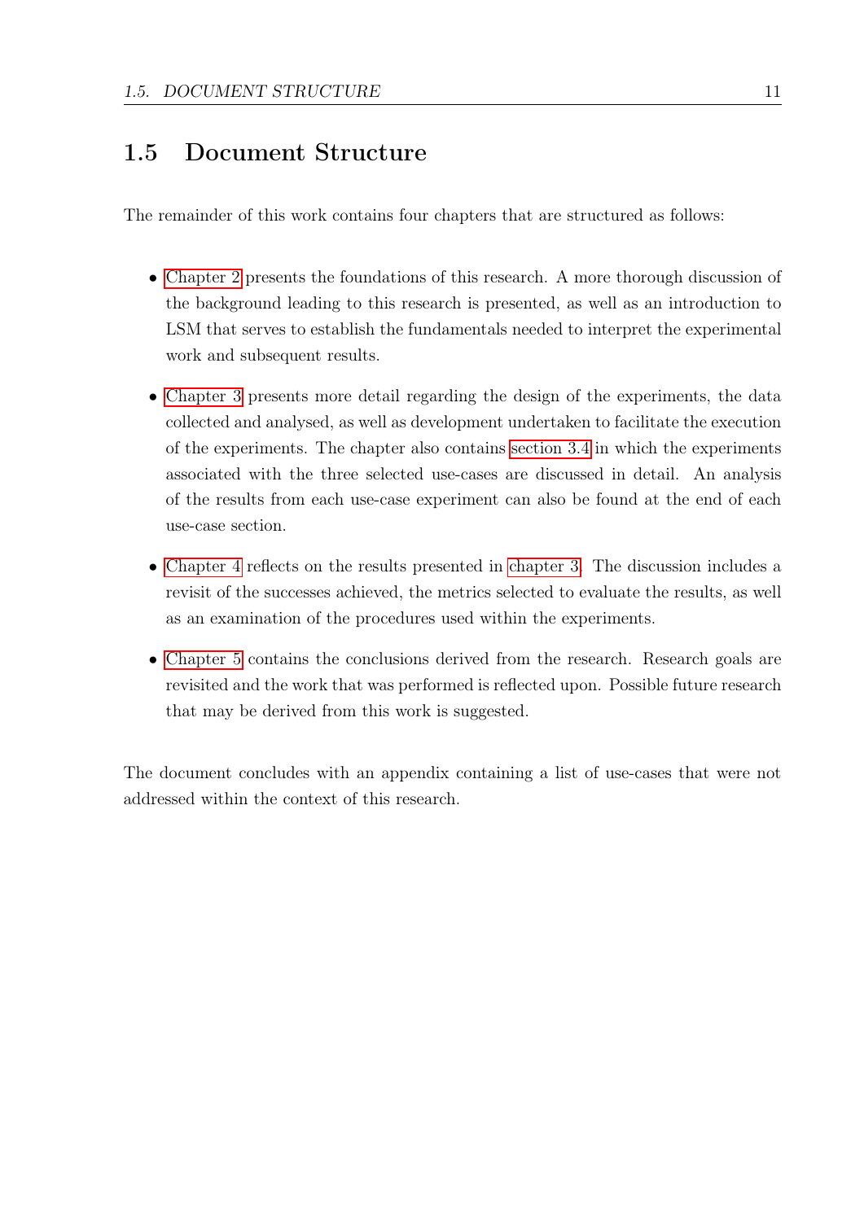## 1.5 Document Structure

The remainder of this work contains four chapters that are structured as follows:

- Chapter 2 presents the foundations of this research. A more thorough discussion of the background leading to this research is presented, as well as an introduction to LSM that serves to establish the fundamentals needed to interpret the experimental work and subsequent results.
- Chapter 3 presents more detail regarding the design of the experiments, the data collected and analysed, as well as development undertaken to facilitate the execution of the experiments. The chapter also contains section 3.4 in which the experiments associated with the three selected use-cases are discussed in detail. An analysis of the results from each use-case experiment can also be found at the end of each use-case section.
- Chapter 4 reflects on the results presented in chapter 3. The discussion includes a revisit of the successes achieved, the metrics selected to evaluate the results, as well as an examination of the procedures used within the experiments.
- Chapter 5 contains the conclusions derived from the research. Research goals are revisited and the work that was performed is reflected upon. Possible future research that may be derived from this work is suggested.

The document concludes with an appendix containing a list of use-cases that were not addressed within the context of this research.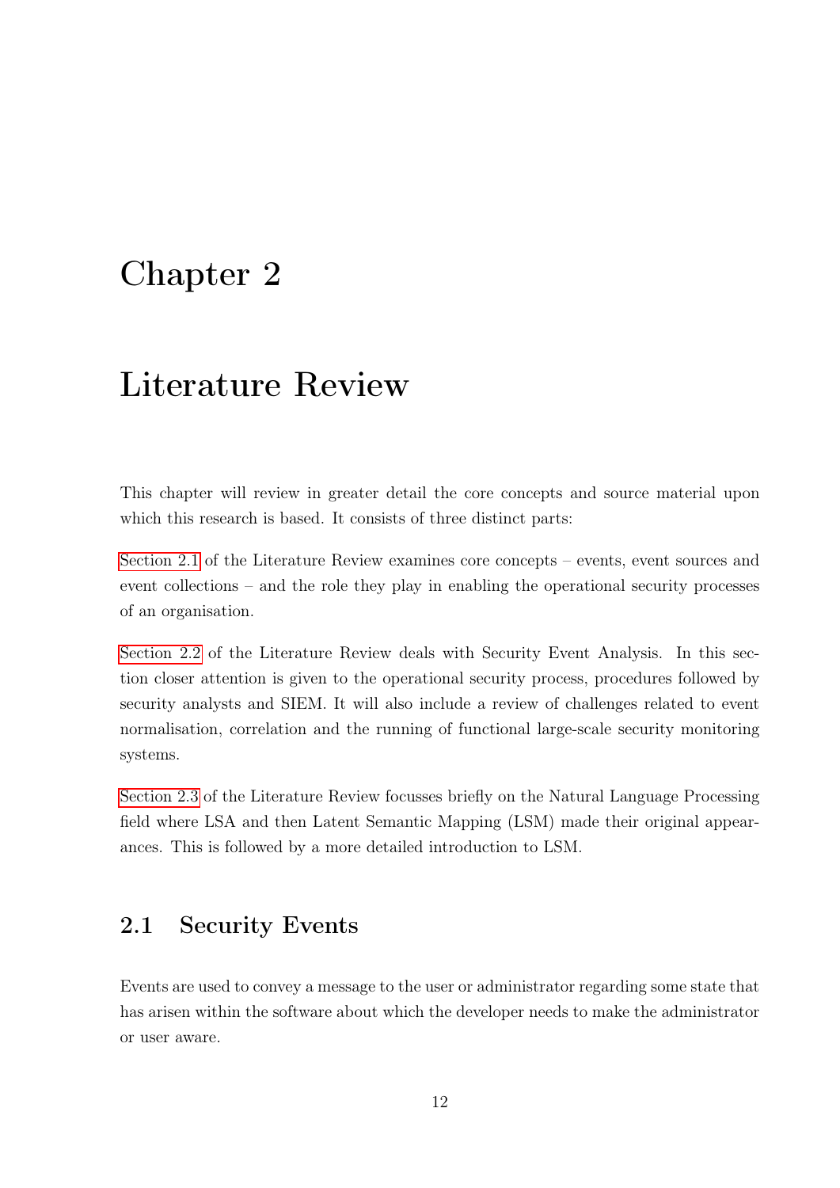# Chapter 2

# Literature Review

This chapter will review in greater detail the core concepts and source material upon which this research is based. It consists of three distinct parts:

Section 2.1 of the Literature Review examines core concepts – events, event sources and event collections – and the role they play in enabling the operational security processes of an organisation.

Section 2.2 of the Literature Review deals with Security Event Analysis. In this section closer attention is given to the operational security process, procedures followed by security analysts and SIEM. It will also include a review of challenges related to event normalisation, correlation and the running of functional large-scale security monitoring systems.

Section 2.3 of the Literature Review focusses briefly on the Natural Language Processing field where LSA and then Latent Semantic Mapping (LSM) made their original appearances. This is followed by a more detailed introduction to LSM.

## 2.1 Security Events

Events are used to convey a message to the user or administrator regarding some state that has arisen within the software about which the developer needs to make the administrator or user aware.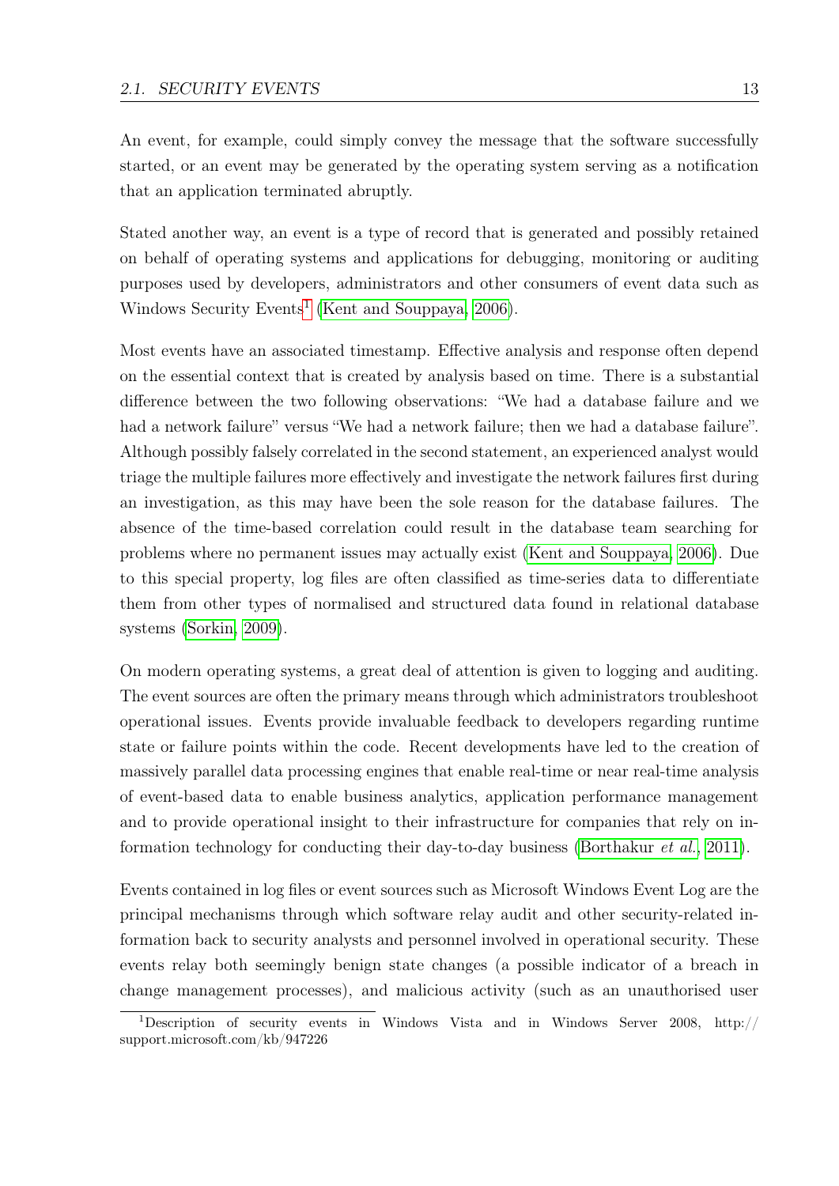An event, for example, could simply convey the message that the software successfully started, or an event may be generated by the operating system serving as a notification that an application terminated abruptly.

Stated another way, an event is a type of record that is generated and possibly retained on behalf of operating systems and applications for debugging, monitoring or auditing purposes used by developers, administrators and other consumers of event data such as Windows Security Events[1] (Kent and Souppaya, 2006).

Most events have an associated timestamp. Effective analysis and response often depend on the essential context that is created by analysis based on time. There is a substantial difference between the two following observations: "We had a database failure and we had a network failure" versus "We had a network failure; then we had a database failure". Although possibly falsely correlated in the second statement, an experienced analyst would triage the multiple failures more effectively and investigate the network failures first during an investigation, as this may have been the sole reason for the database failures. The absence of the time-based correlation could result in the database team searching for problems where no permanent issues may actually exist (Kent and Souppaya, 2006). Due to this special property, log files are often classified as time-series data to differentiate them from other types of normalised and structured data found in relational database systems (Sorkin, 2009).

On modern operating systems, a great deal of attention is given to logging and auditing. The event sources are often the primary means through which administrators troubleshoot operational issues. Events provide invaluable feedback to developers regarding runtime state or failure points within the code. Recent developments have led to the creation of massively parallel data processing engines that enable real-time or near real-time analysis of event-based data to enable business analytics, application performance management and to provide operational insight to their infrastructure for companies that rely on information technology for conducting their day-to-day business (Borthakur *et al.*, 2011).

Events contained in log files or event sources such as Microsoft Windows Event Log are the principal mechanisms through which software relay audit and other security-related information back to security analysts and personnel involved in operational security. These events relay both seemingly benign state changes (a possible indicator of a breach in change management processes), and malicious activity (such as an unauthorised user

[1] Description of security events in Windows Vista and in Windows Server 2008, http://support.microsoft.com/kb/947226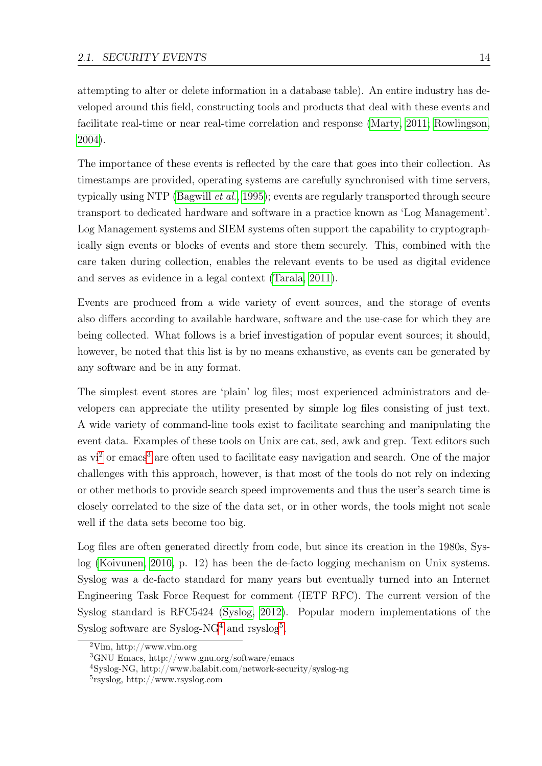attempting to alter or delete information in a database table). An entire industry has developed around this field, constructing tools and products that deal with these events and facilitate real-time or near real-time correlation and response (Marty, 2011; Rowlingson, 2004).

The importance of these events is reflected by the care that goes into their collection. As timestamps are provided, operating systems are carefully synchronised with time servers, typically using NTP (Bagwill *et al.*, 1995); events are regularly transported through secure transport to dedicated hardware and software in a practice known as 'Log Management'. Log Management systems and SIEM systems often support the capability to cryptographically sign events or blocks of events and store them securely. This, combined with the care taken during collection, enables the relevant events to be used as digital evidence and serves as evidence in a legal context (Tarala, 2011).

Events are produced from a wide variety of event sources, and the storage of events also differs according to available hardware, software and the use-case for which they are being collected. What follows is a brief investigation of popular event sources; it should, however, be noted that this list is by no means exhaustive, as events can be generated by any software and be in any format.

The simplest event stores are 'plain' log files; most experienced administrators and developers can appreciate the utility presented by simple log files consisting of just text. A wide variety of command-line tools exist to facilitate searching and manipulating the event data. Examples of these tools on Unix are cat, sed, awk and grep. Text editors such as vi[2] or emacs[3] are often used to facilitate easy navigation and search. One of the major challenges with this approach, however, is that most of the tools do not rely on indexing or other methods to provide search speed improvements and thus the user's search time is closely correlated to the size of the data set, or in other words, the tools might not scale well if the data sets become too big.

Log files are often generated directly from code, but since its creation in the 1980s, Syslog (Koivunen, 2010, p. 12) has been the de-facto logging mechanism on Unix systems. Syslog was a de-facto standard for many years but eventually turned into an Internet Engineering Task Force Request for comment (IETF RFC). The current version of the Syslog standard is RFC5424 (Syslog, 2012). Popular modern implementations of the Syslog software are Syslog-NG[4] and rsyslog[5].

[2] Vim, http://www.vim.org

[3] GNU Emacs, http://www.gnu.org/software/emacs

[4] Syslog-NG, http://www.balabit.com/network-security/syslog-ng

[5] rsyslog, http://www.rsyslog.com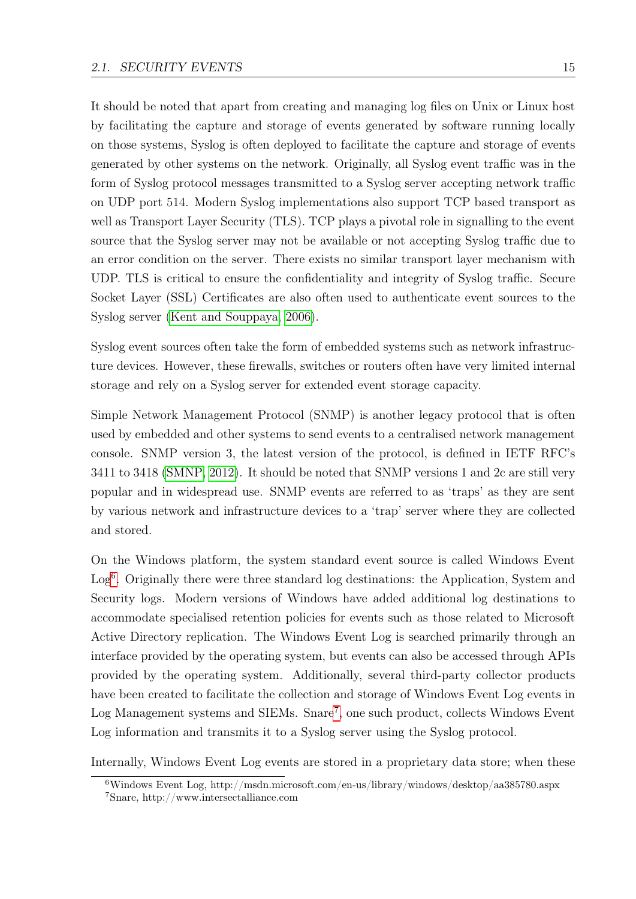It should be noted that apart from creating and managing log files on Unix or Linux host by facilitating the capture and storage of events generated by software running locally on those systems, Syslog is often deployed to facilitate the capture and storage of events generated by other systems on the network. Originally, all Syslog event traffic was in the form of Syslog protocol messages transmitted to a Syslog server accepting network traffic on UDP port 514. Modern Syslog implementations also support TCP based transport as well as Transport Layer Security (TLS). TCP plays a pivotal role in signalling to the event source that the Syslog server may not be available or not accepting Syslog traffic due to an error condition on the server. There exists no similar transport layer mechanism with UDP. TLS is critical to ensure the confidentiality and integrity of Syslog traffic. Secure Socket Layer (SSL) Certificates are also often used to authenticate event sources to the Syslog server (Kent and Souppaya, 2006).

Syslog event sources often take the form of embedded systems such as network infrastructure devices. However, these firewalls, switches or routers often have very limited internal storage and rely on a Syslog server for extended event storage capacity.

Simple Network Management Protocol (SNMP) is another legacy protocol that is often used by embedded and other systems to send events to a centralised network management console. SNMP version 3, the latest version of the protocol, is defined in IETF RFC's 3411 to 3418 (SMNP, 2012). It should be noted that SNMP versions 1 and 2c are still very popular and in widespread use. SNMP events are referred to as 'traps' as they are sent by various network and infrastructure devices to a 'trap' server where they are collected and stored.

On the Windows platform, the system standard event source is called Windows Event Log[6]. Originally there were three standard log destinations: the Application, System and Security logs. Modern versions of Windows have added additional log destinations to accommodate specialised retention policies for events such as those related to Microsoft Active Directory replication. The Windows Event Log is searched primarily through an interface provided by the operating system, but events can also be accessed through APIs provided by the operating system. Additionally, several third-party collector products have been created to facilitate the collection and storage of Windows Event Log events in Log Management systems and SIEMs. Snare[7], one such product, collects Windows Event Log information and transmits it to a Syslog server using the Syslog protocol.

Internally, Windows Event Log events are stored in a proprietary data store; when these

[6] Windows Event Log, http://msdn.microsoft.com/en-us/library/windows/desktop/aa385780.aspx

[7] Snare, http://www.intersectalliance.com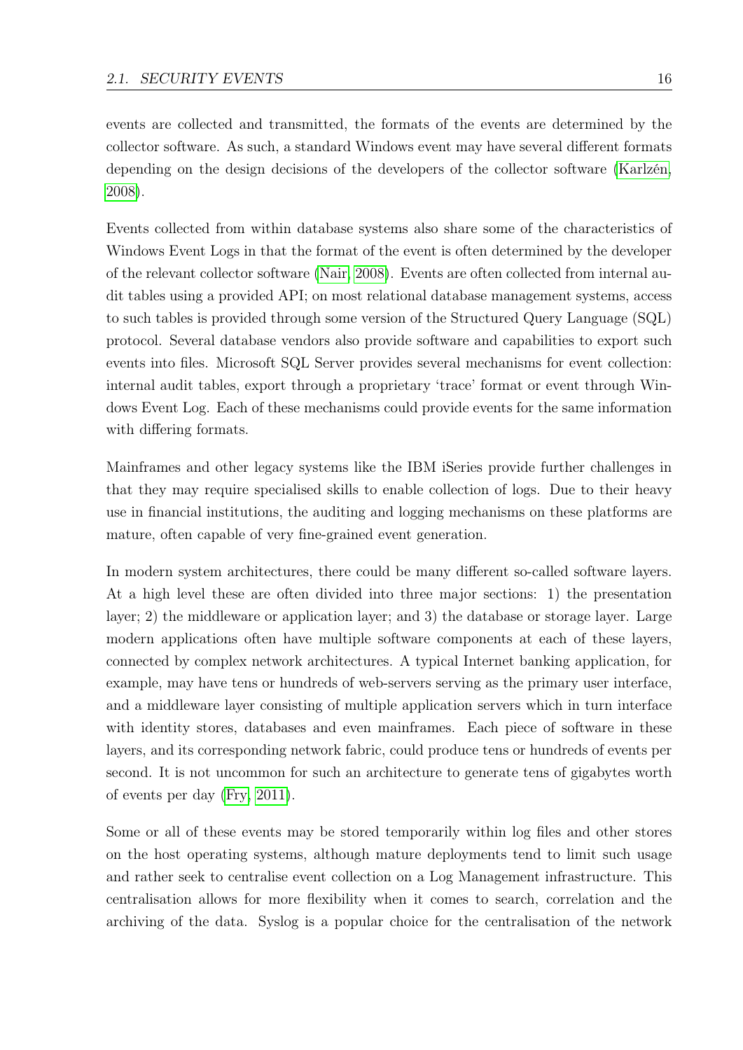events are collected and transmitted, the formats of the events are determined by the collector software. As such, a standard Windows event may have several different formats depending on the design decisions of the developers of the collector software (Karlzén, 2008).

Events collected from within database systems also share some of the characteristics of Windows Event Logs in that the format of the event is often determined by the developer of the relevant collector software (Nair, 2008). Events are often collected from internal audit tables using a provided API; on most relational database management systems, access to such tables is provided through some version of the Structured Query Language (SQL) protocol. Several database vendors also provide software and capabilities to export such events into files. Microsoft SQL Server provides several mechanisms for event collection: internal audit tables, export through a proprietary 'trace' format or event through Windows Event Log. Each of these mechanisms could provide events for the same information with differing formats.

Mainframes and other legacy systems like the IBM iSeries provide further challenges in that they may require specialised skills to enable collection of logs. Due to their heavy use in financial institutions, the auditing and logging mechanisms on these platforms are mature, often capable of very fine-grained event generation.

In modern system architectures, there could be many different so-called software layers. At a high level these are often divided into three major sections: 1) the presentation layer; 2) the middleware or application layer; and 3) the database or storage layer. Large modern applications often have multiple software components at each of these layers, connected by complex network architectures. A typical Internet banking application, for example, may have tens or hundreds of web-servers serving as the primary user interface, and a middleware layer consisting of multiple application servers which in turn interface with identity stores, databases and even mainframes. Each piece of software in these layers, and its corresponding network fabric, could produce tens or hundreds of events per second. It is not uncommon for such an architecture to generate tens of gigabytes worth of events per day (Fry, 2011).

Some or all of these events may be stored temporarily within log files and other stores on the host operating systems, although mature deployments tend to limit such usage and rather seek to centralise event collection on a Log Management infrastructure. This centralisation allows for more flexibility when it comes to search, correlation and the archiving of the data. Syslog is a popular choice for the centralisation of the network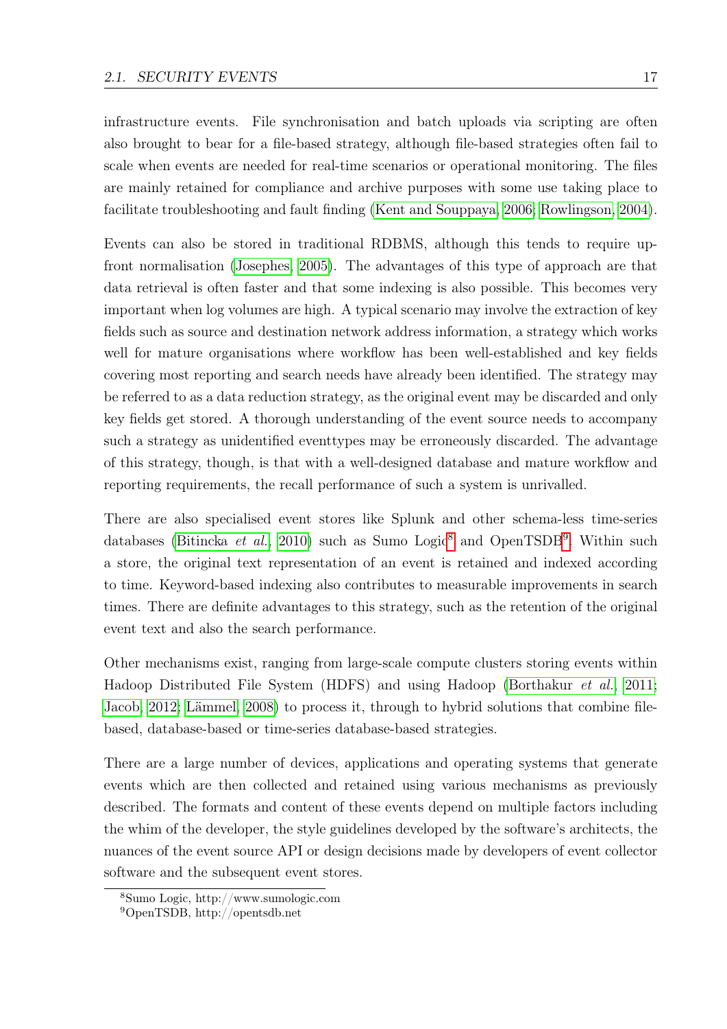infrastructure events. File synchronisation and batch uploads via scripting are often also brought to bear for a file-based strategy, although file-based strategies often fail to scale when events are needed for real-time scenarios or operational monitoring. The files are mainly retained for compliance and archive purposes with some use taking place to facilitate troubleshooting and fault finding (Kent and Souppaya, 2006; Rowlingson, 2004).

Events can also be stored in traditional RDBMS, although this tends to require up-front normalisation (Josephes, 2005). The advantages of this type of approach are that data retrieval is often faster and that some indexing is also possible. This becomes very important when log volumes are high. A typical scenario may involve the extraction of key fields such as source and destination network address information, a strategy which works well for mature organisations where workflow has been well-established and key fields covering most reporting and search needs have already been identified. The strategy may be referred to as a data reduction strategy, as the original event may be discarded and only key fields get stored. A thorough understanding of the event source needs to accompany such a strategy as unidentified eventtypes may be erroneously discarded. The advantage of this strategy, though, is that with a well-designed database and mature workflow and reporting requirements, the recall performance of such a system is unrivalled.

There are also specialised event stores like Splunk and other schema-less time-series databases (Bitincka *et al.*, 2010) such as Sumo Logic[8] and OpenTSDB[9]. Within such a store, the original text representation of an event is retained and indexed according to time. Keyword-based indexing also contributes to measurable improvements in search times. There are definite advantages to this strategy, such as the retention of the original event text and also the search performance.

Other mechanisms exist, ranging from large-scale compute clusters storing events within Hadoop Distributed File System (HDFS) and using Hadoop (Borthakur *et al.*, 2011; Jacob, 2012; Lämmel, 2008) to process it, through to hybrid solutions that combine file-based, database-based or time-series database-based strategies.

There are a large number of devices, applications and operating systems that generate events which are then collected and retained using various mechanisms as previously described. The formats and content of these events depend on multiple factors including the whim of the developer, the style guidelines developed by the software's architects, the nuances of the event source API or design decisions made by developers of event collector software and the subsequent event stores.

---

[8] Sumo Logic, http://www.sumologic.com

[9] OpenTSDB, http://opentsdb.net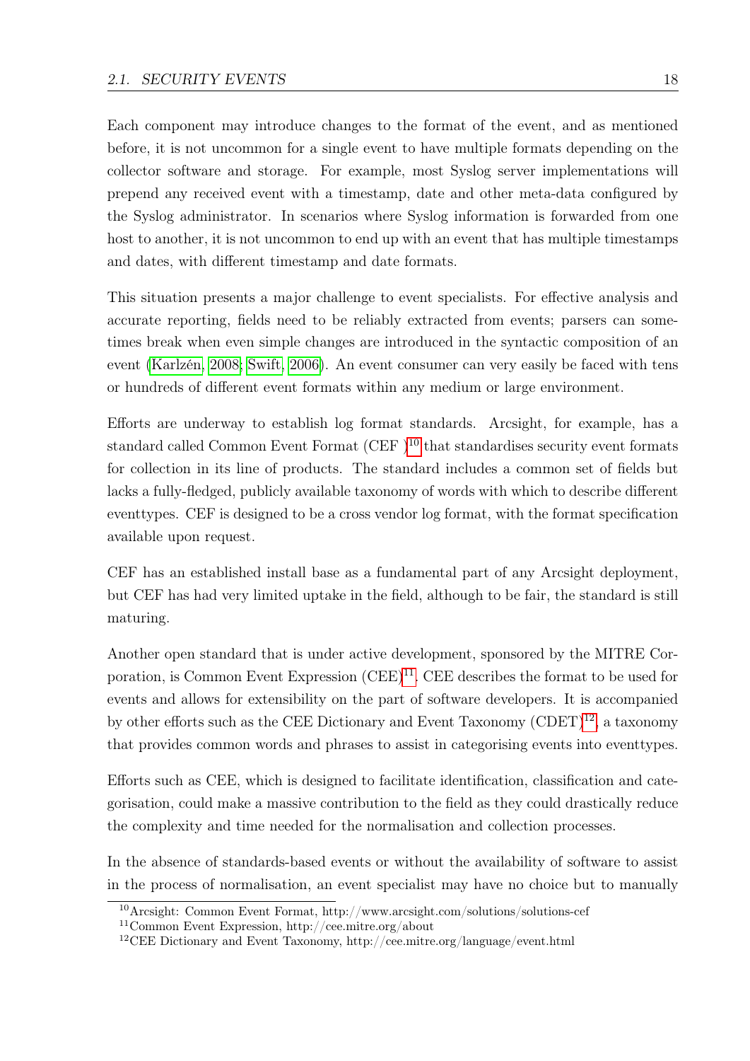Each component may introduce changes to the format of the event, and as mentioned before, it is not uncommon for a single event to have multiple formats depending on the collector software and storage. For example, most Syslog server implementations will prepend any received event with a timestamp, date and other meta-data configured by the Syslog administrator. In scenarios where Syslog information is forwarded from one host to another, it is not uncommon to end up with an event that has multiple timestamps and dates, with different timestamp and date formats.

This situation presents a major challenge to event specialists. For effective analysis and accurate reporting, fields need to be reliably extracted from events; parsers can sometimes break when even simple changes are introduced in the syntactic composition of an event (Karlzén, 2008; Swift, 2006). An event consumer can very easily be faced with tens or hundreds of different event formats within any medium or large environment.

Efforts are underway to establish log format standards. Arcsight, for example, has a standard called Common Event Format (CEF )[10] that standardises security event formats for collection in its line of products. The standard includes a common set of fields but lacks a fully-fledged, publicly available taxonomy of words with which to describe different eventtypes. CEF is designed to be a cross vendor log format, with the format specification available upon request.

CEF has an established install base as a fundamental part of any Arcsight deployment, but CEF has had very limited uptake in the field, although to be fair, the standard is still maturing.

Another open standard that is under active development, sponsored by the MITRE Corporation, is Common Event Expression (CEE)[11]. CEE describes the format to be used for events and allows for extensibility on the part of software developers. It is accompanied by other efforts such as the CEE Dictionary and Event Taxonomy (CDET)[12], a taxonomy that provides common words and phrases to assist in categorising events into eventtypes.

Efforts such as CEE, which is designed to facilitate identification, classification and categorisation, could make a massive contribution to the field as they could drastically reduce the complexity and time needed for the normalisation and collection processes.

In the absence of standards-based events or without the availability of software to assist in the process of normalisation, an event specialist may have no choice but to manually

[10] Arcsight: Common Event Format, http://www.arcsight.com/solutions/solutions-cef

[11] Common Event Expression, http://cee.mitre.org/about

[12] CEE Dictionary and Event Taxonomy, http://cee.mitre.org/language/event.html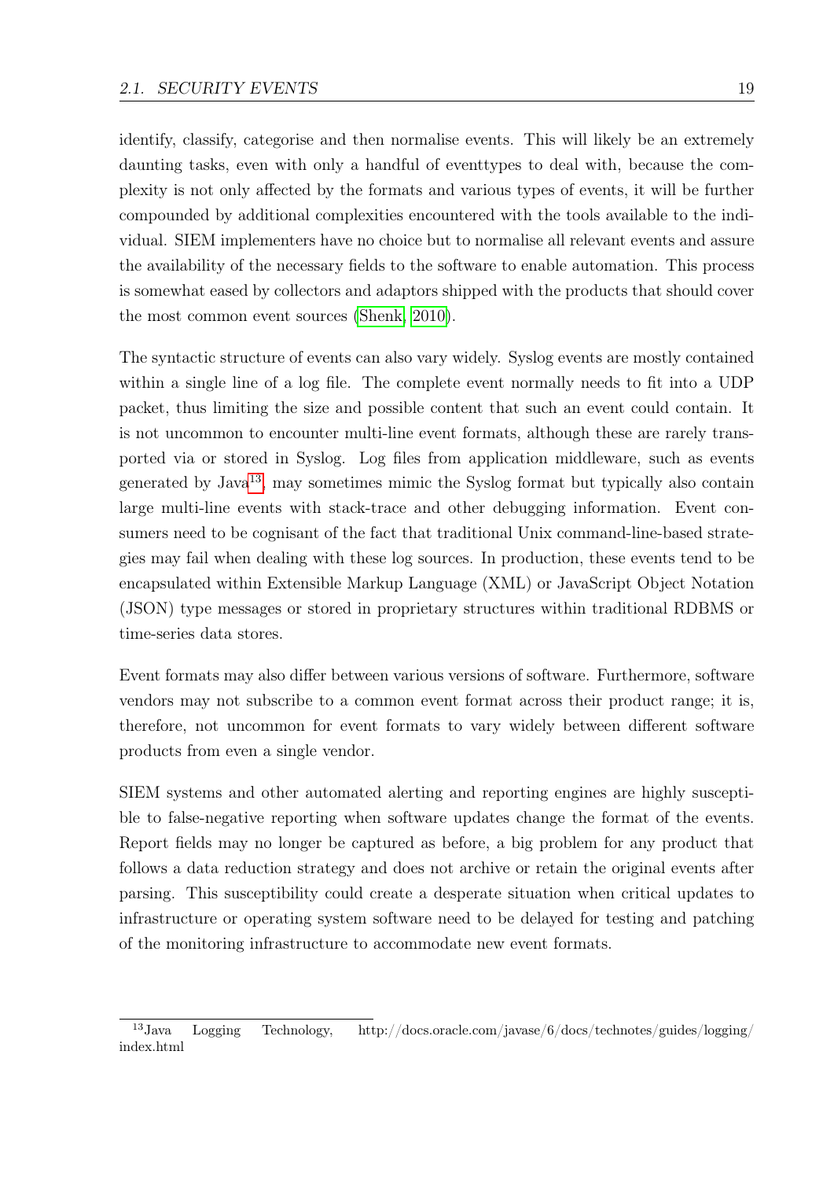identify, classify, categorise and then normalise events. This will likely be an extremely daunting tasks, even with only a handful of eventtypes to deal with, because the complexity is not only affected by the formats and various types of events, it will be further compounded by additional complexities encountered with the tools available to the individual. SIEM implementers have no choice but to normalise all relevant events and assure the availability of the necessary fields to the software to enable automation. This process is somewhat eased by collectors and adaptors shipped with the products that should cover the most common event sources (Shenk, 2010).

The syntactic structure of events can also vary widely. Syslog events are mostly contained within a single line of a log file. The complete event normally needs to fit into a UDP packet, thus limiting the size and possible content that such an event could contain. It is not uncommon to encounter multi-line event formats, although these are rarely transported via or stored in Syslog. Log files from application middleware, such as events generated by Java[13], may sometimes mimic the Syslog format but typically also contain large multi-line events with stack-trace and other debugging information. Event consumers need to be cognisant of the fact that traditional Unix command-line-based strategies may fail when dealing with these log sources. In production, these events tend to be encapsulated within Extensible Markup Language (XML) or JavaScript Object Notation (JSON) type messages or stored in proprietary structures within traditional RDBMS or time-series data stores.

Event formats may also differ between various versions of software. Furthermore, software vendors may not subscribe to a common event format across their product range; it is, therefore, not uncommon for event formats to vary widely between different software products from even a single vendor.

SIEM systems and other automated alerting and reporting engines are highly susceptible to false-negative reporting when software updates change the format of the events. Report fields may no longer be captured as before, a big problem for any product that follows a data reduction strategy and does not archive or retain the original events after parsing. This susceptibility could create a desperate situation when critical updates to infrastructure or operating system software need to be delayed for testing and patching of the monitoring infrastructure to accommodate new event formats.

[13] Java Logging Technology, http://docs.oracle.com/javase/6/docs/technotes/guides/logging/index.html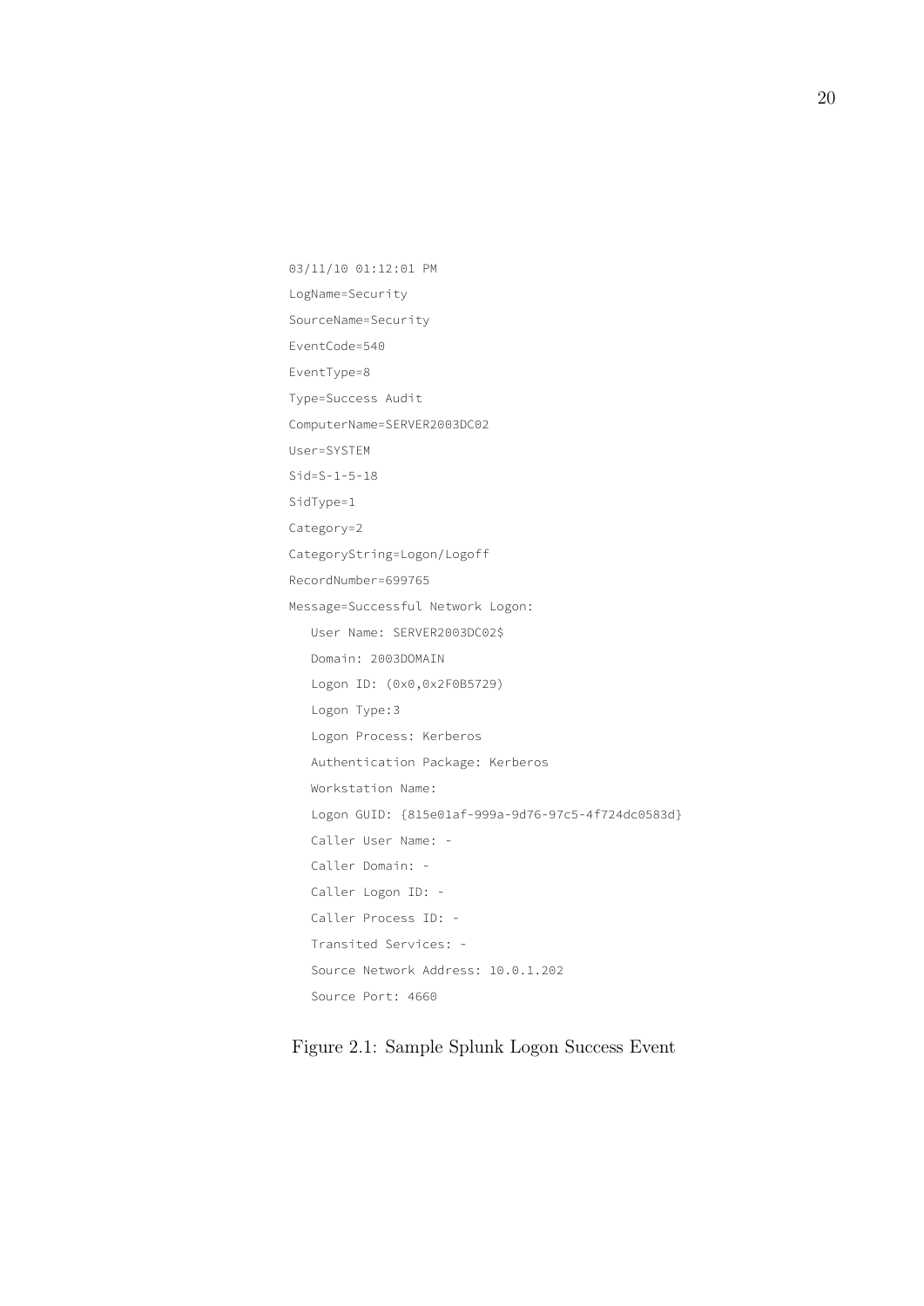```
03/11/10 01:12:01 PM
LogName=Security
SourceName=Security
EventCode=540
EventType=8
Type=Success Audit
ComputerName=SERVER2003DC02
User=SYSTEM
Sid=S-1-5-18
SidType=1
Category=2
CategoryString=Logon/Logoff
RecordNumber=699765
Message=Successful Network Logon:
   User Name: SERVER2003DC02$
   Domain: 2003DOMAIN
   Logon ID: (0x0,0x2F0B5729)
   Logon Type:3
   Logon Process: Kerberos
   Authentication Package: Kerberos
   Workstation Name:
   Logon GUID: {815e01af-999a-9d76-97c5-4f724dc0583d}
   Caller User Name: -
   Caller Domain: -
   Caller Logon ID: -
   Caller Process ID: -
   Transited Services: -
   Source Network Address: 10.0.1.202
   Source Port: 4660
```

Figure 2.1: Sample Splunk Logon Success Event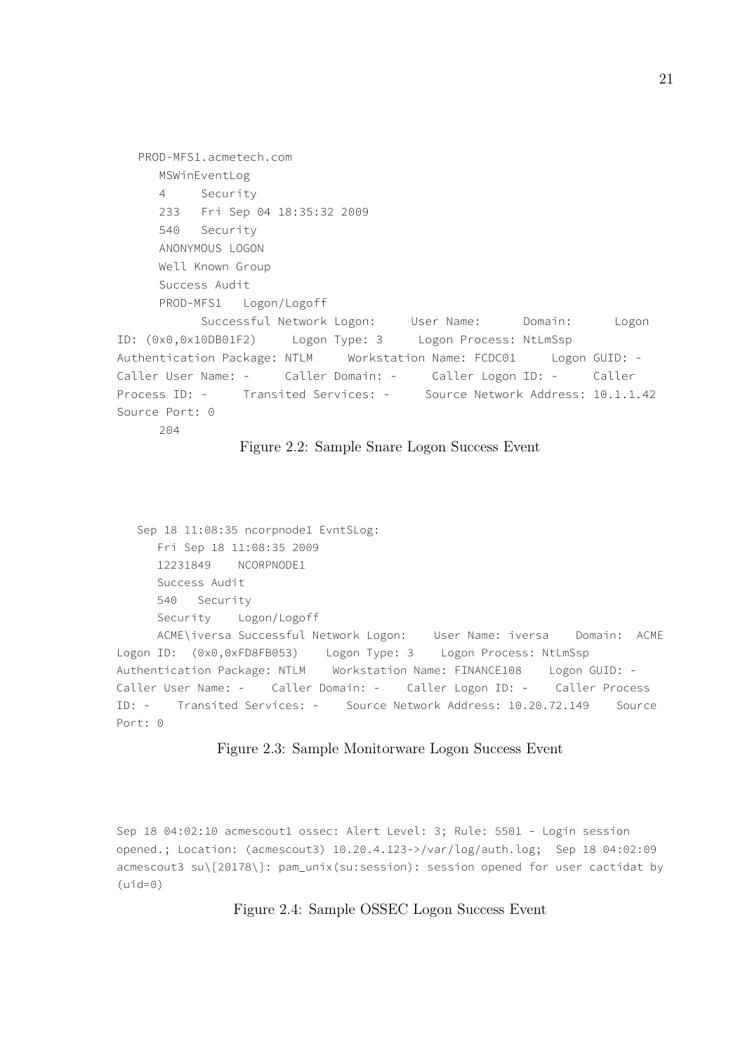```
   PROD-MFS1.acmetech.com
      MSWinEventLog
      4     Security
      233   Fri Sep 04 18:35:32 2009
      540   Security
      ANONYMOUS LOGON
      Well Known Group
      Success Audit
      PROD-MFS1   Logon/Logoff
            Successful Network Logon:     User Name:      Domain:      Logon
ID: (0x0,0x10DB01F2)     Logon Type: 3     Logon Process: NtLmSsp
Authentication Package: NTLM     Workstation Name: FCDC01     Logon GUID: -
Caller User Name: -     Caller Domain: -     Caller Logon ID: -     Caller
Process ID: -     Transited Services: -     Source Network Address: 10.1.1.42
Source Port: 0
      204
```

Figure 2.2: Sample Snare Logon Success Event

```
   Sep 18 11:08:35 ncorpnode1 EvntSLog:
      Fri Sep 18 11:08:35 2009
      12231849    NCORPNODE1
      Success Audit
      540   Security
      Security    Logon/Logoff
      ACME\iversa Successful Network Logon:    User Name: iversa    Domain:  ACME
Logon ID:  (0x0,0xFD8FB053)    Logon Type: 3    Logon Process: NtLmSsp
Authentication Package: NTLM    Workstation Name: FINANCE108    Logon GUID: -
Caller User Name: -    Caller Domain: -    Caller Logon ID: -    Caller Process
ID: -    Transited Services: -    Source Network Address: 10.20.72.149    Source
Port: 0
```

Figure 2.3: Sample Monitorware Logon Success Event

```
Sep 18 04:02:10 acmescout1 ossec: Alert Level: 3; Rule: 5501 - Login session
opened.; Location: (acmescout3) 10.20.4.123->/var/log/auth.log;  Sep 18 04:02:09
acmescout3 su\[20178\]: pam_unix(su:session): session opened for user cactidat by
(uid=0)
```

Figure 2.4: Sample OSSEC Logon Success Event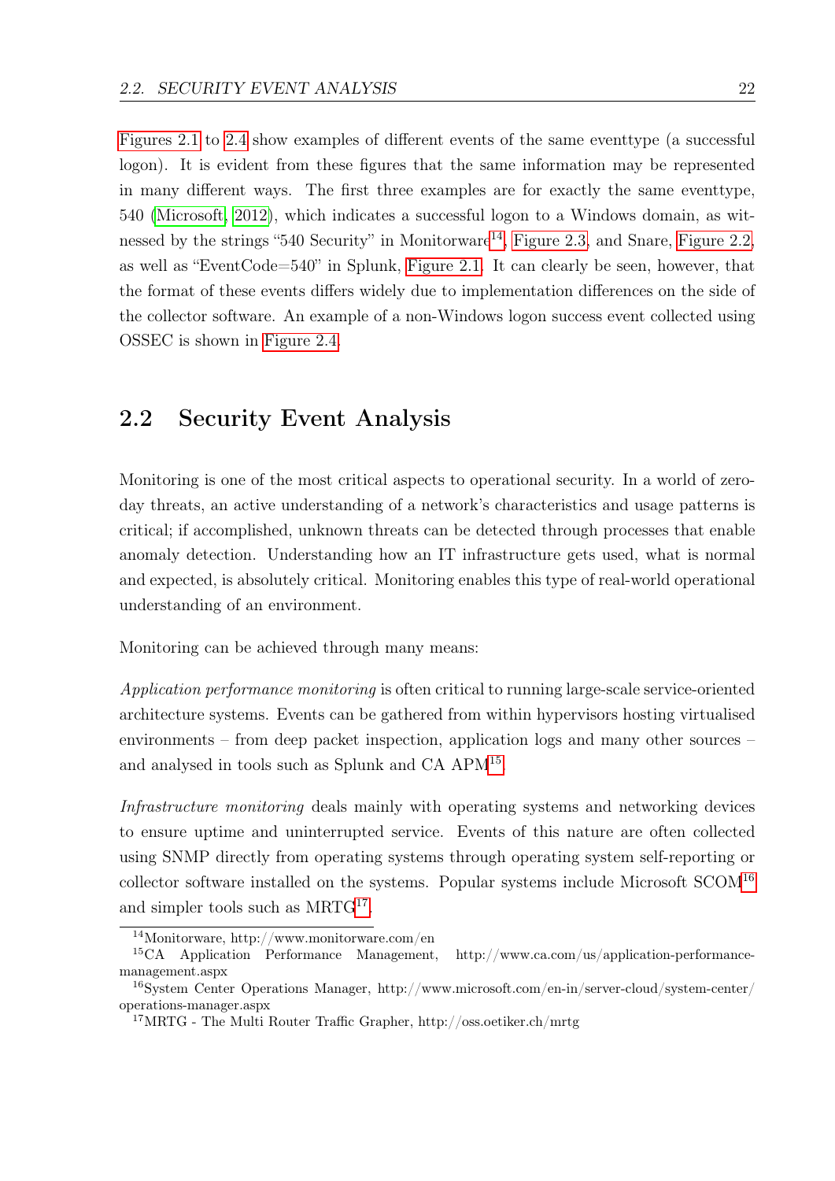Figures 2.1 to 2.4 show examples of different events of the same eventtype (a successful logon). It is evident from these figures that the same information may be represented in many different ways. The first three examples are for exactly the same eventtype, 540 (Microsoft, 2012), which indicates a successful logon to a Windows domain, as witnessed by the strings "540 Security" in Monitorware[14], Figure 2.3, and Snare, Figure 2.2, as well as "EventCode=540" in Splunk, Figure 2.1. It can clearly be seen, however, that the format of these events differs widely due to implementation differences on the side of the collector software. An example of a non-Windows logon success event collected using OSSEC is shown in Figure 2.4.

## 2.2 Security Event Analysis

Monitoring is one of the most critical aspects to operational security. In a world of zero-day threats, an active understanding of a network's characteristics and usage patterns is critical; if accomplished, unknown threats can be detected through processes that enable anomaly detection. Understanding how an IT infrastructure gets used, what is normal and expected, is absolutely critical. Monitoring enables this type of real-world operational understanding of an environment.

Monitoring can be achieved through many means:

*Application performance monitoring* is often critical to running large-scale service-oriented architecture systems. Events can be gathered from within hypervisors hosting virtualised environments – from deep packet inspection, application logs and many other sources – and analysed in tools such as Splunk and CA APM[15].

*Infrastructure monitoring* deals mainly with operating systems and networking devices to ensure uptime and uninterrupted service. Events of this nature are often collected using SNMP directly from operating systems through operating system self-reporting or collector software installed on the systems. Popular systems include Microsoft SCOM[16] and simpler tools such as MRTG[17].

[14] Monitorware, http://www.monitorware.com/en

[15] CA Application Performance Management, http://www.ca.com/us/application-performance-management.aspx

[16] System Center Operations Manager, http://www.microsoft.com/en-in/server-cloud/system-center/operations-manager.aspx

[17] MRTG - The Multi Router Traffic Grapher, http://oss.oetiker.ch/mrtg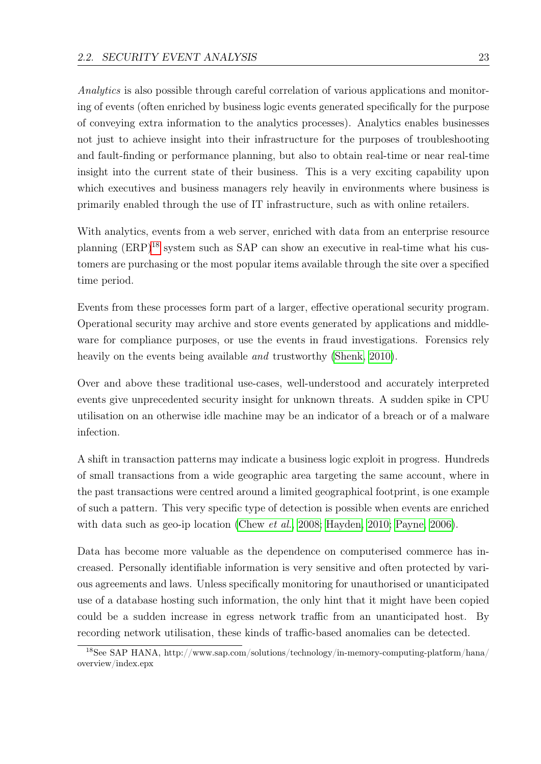*Analytics* is also possible through careful correlation of various applications and monitoring of events (often enriched by business logic events generated specifically for the purpose of conveying extra information to the analytics processes). Analytics enables businesses not just to achieve insight into their infrastructure for the purposes of troubleshooting and fault-finding or performance planning, but also to obtain real-time or near real-time insight into the current state of their business. This is a very exciting capability upon which executives and business managers rely heavily in environments where business is primarily enabled through the use of IT infrastructure, such as with online retailers.

With analytics, events from a web server, enriched with data from an enterprise resource planning (ERP)[18] system such as SAP can show an executive in real-time what his customers are purchasing or the most popular items available through the site over a specified time period.

Events from these processes form part of a larger, effective operational security program. Operational security may archive and store events generated by applications and middleware for compliance purposes, or use the events in fraud investigations. Forensics rely heavily on the events being available *and* trustworthy (Shenk, 2010).

Over and above these traditional use-cases, well-understood and accurately interpreted events give unprecedented security insight for unknown threats. A sudden spike in CPU utilisation on an otherwise idle machine may be an indicator of a breach or of a malware infection.

A shift in transaction patterns may indicate a business logic exploit in progress. Hundreds of small transactions from a wide geographic area targeting the same account, where in the past transactions were centred around a limited geographical footprint, is one example of such a pattern. This very specific type of detection is possible when events are enriched with data such as geo-ip location (Chew *et al.*, 2008; Hayden, 2010; Payne, 2006).

Data has become more valuable as the dependence on computerised commerce has increased. Personally identifiable information is very sensitive and often protected by various agreements and laws. Unless specifically monitoring for unauthorised or unanticipated use of a database hosting such information, the only hint that it might have been copied could be a sudden increase in egress network traffic from an unanticipated host. By recording network utilisation, these kinds of traffic-based anomalies can be detected.

[18] See SAP HANA, http://www.sap.com/solutions/technology/in-memory-computing-platform/hana/overview/index.epx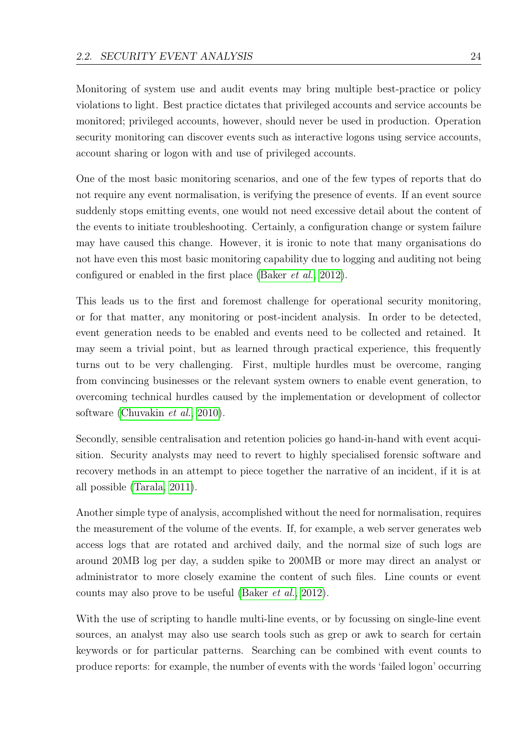Monitoring of system use and audit events may bring multiple best-practice or policy violations to light. Best practice dictates that privileged accounts and service accounts be monitored; privileged accounts, however, should never be used in production. Operation security monitoring can discover events such as interactive logons using service accounts, account sharing or logon with and use of privileged accounts.

One of the most basic monitoring scenarios, and one of the few types of reports that do not require any event normalisation, is verifying the presence of events. If an event source suddenly stops emitting events, one would not need excessive detail about the content of the events to initiate troubleshooting. Certainly, a configuration change or system failure may have caused this change. However, it is ironic to note that many organisations do not have even this most basic monitoring capability due to logging and auditing not being configured or enabled in the first place (Baker *et al.*, 2012).

This leads us to the first and foremost challenge for operational security monitoring, or for that matter, any monitoring or post-incident analysis. In order to be detected, event generation needs to be enabled and events need to be collected and retained. It may seem a trivial point, but as learned through practical experience, this frequently turns out to be very challenging. First, multiple hurdles must be overcome, ranging from convincing businesses or the relevant system owners to enable event generation, to overcoming technical hurdles caused by the implementation or development of collector software (Chuvakin *et al.*, 2010).

Secondly, sensible centralisation and retention policies go hand-in-hand with event acquisition. Security analysts may need to revert to highly specialised forensic software and recovery methods in an attempt to piece together the narrative of an incident, if it is at all possible (Tarala, 2011).

Another simple type of analysis, accomplished without the need for normalisation, requires the measurement of the volume of the events. If, for example, a web server generates web access logs that are rotated and archived daily, and the normal size of such logs are around 20MB log per day, a sudden spike to 200MB or more may direct an analyst or administrator to more closely examine the content of such files. Line counts or event counts may also prove to be useful (Baker *et al.*, 2012).

With the use of scripting to handle multi-line events, or by focussing on single-line event sources, an analyst may also use search tools such as grep or awk to search for certain keywords or for particular patterns. Searching can be combined with event counts to produce reports: for example, the number of events with the words 'failed logon' occurring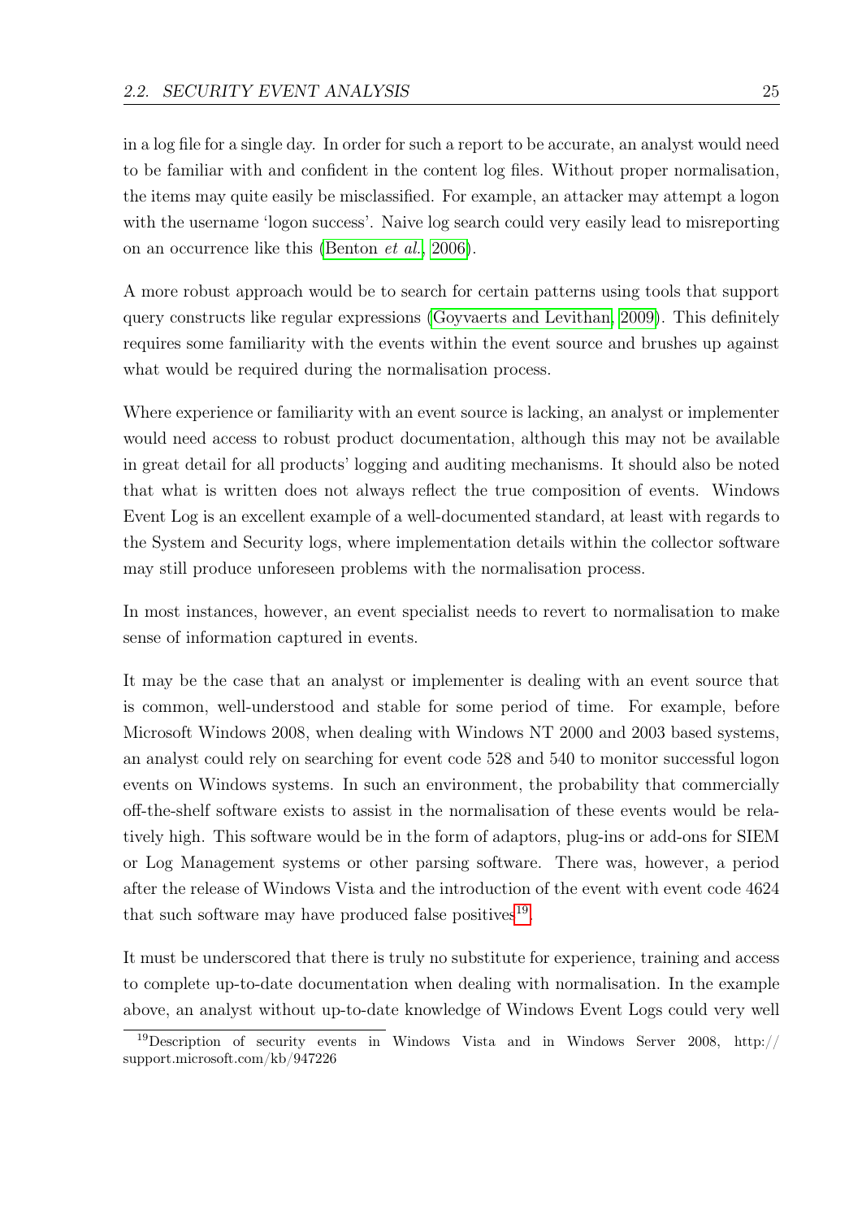in a log file for a single day. In order for such a report to be accurate, an analyst would need to be familiar with and confident in the content log files. Without proper normalisation, the items may quite easily be misclassified. For example, an attacker may attempt a logon with the username 'logon success'. Naive log search could very easily lead to misreporting on an occurrence like this (Benton *et al.*, 2006).

A more robust approach would be to search for certain patterns using tools that support query constructs like regular expressions (Goyvaerts and Levithan, 2009). This definitely requires some familiarity with the events within the event source and brushes up against what would be required during the normalisation process.

Where experience or familiarity with an event source is lacking, an analyst or implementer would need access to robust product documentation, although this may not be available in great detail for all products' logging and auditing mechanisms. It should also be noted that what is written does not always reflect the true composition of events. Windows Event Log is an excellent example of a well-documented standard, at least with regards to the System and Security logs, where implementation details within the collector software may still produce unforeseen problems with the normalisation process.

In most instances, however, an event specialist needs to revert to normalisation to make sense of information captured in events.

It may be the case that an analyst or implementer is dealing with an event source that is common, well-understood and stable for some period of time. For example, before Microsoft Windows 2008, when dealing with Windows NT 2000 and 2003 based systems, an analyst could rely on searching for event code 528 and 540 to monitor successful logon events on Windows systems. In such an environment, the probability that commercially off-the-shelf software exists to assist in the normalisation of these events would be relatively high. This software would be in the form of adaptors, plug-ins or add-ons for SIEM or Log Management systems or other parsing software. There was, however, a period after the release of Windows Vista and the introduction of the event with event code 4624 that such software may have produced false positives[19].

It must be underscored that there is truly no substitute for experience, training and access to complete up-to-date documentation when dealing with normalisation. In the example above, an analyst without up-to-date knowledge of Windows Event Logs could very well

[19] Description of security events in Windows Vista and in Windows Server 2008, http://support.microsoft.com/kb/947226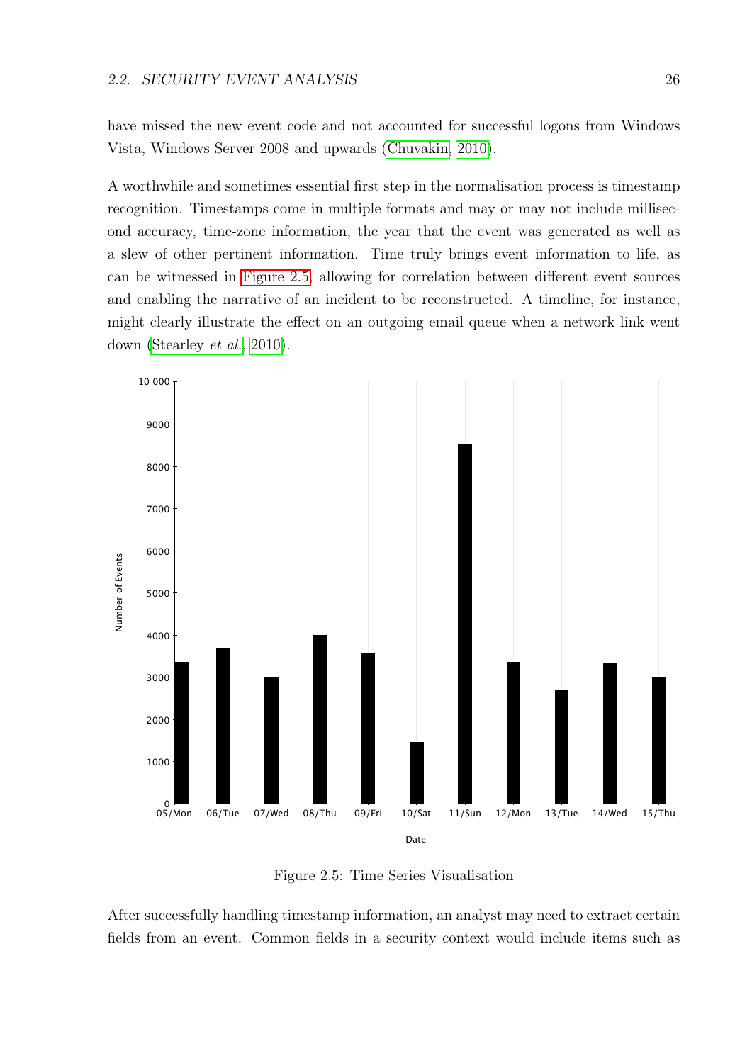have missed the new event code and not accounted for successful logons from Windows Vista, Windows Server 2008 and upwards (Chuvakin, 2010).

A worthwhile and sometimes essential first step in the normalisation process is timestamp recognition. Timestamps come in multiple formats and may or may not include millisecond accuracy, time-zone information, the year that the event was generated as well as a slew of other pertinent information. Time truly brings event information to life, as can be witnessed in Figure 2.5, allowing for correlation between different event sources and enabling the narrative of an incident to be reconstructed. A timeline, for instance, might clearly illustrate the effect on an outgoing email queue when a network link went down (Stearley *et al.*, 2010).

Figure 2.5: Time Series Visualisation

After successfully handling timestamp information, an analyst may need to extract certain fields from an event. Common fields in a security context would include items such as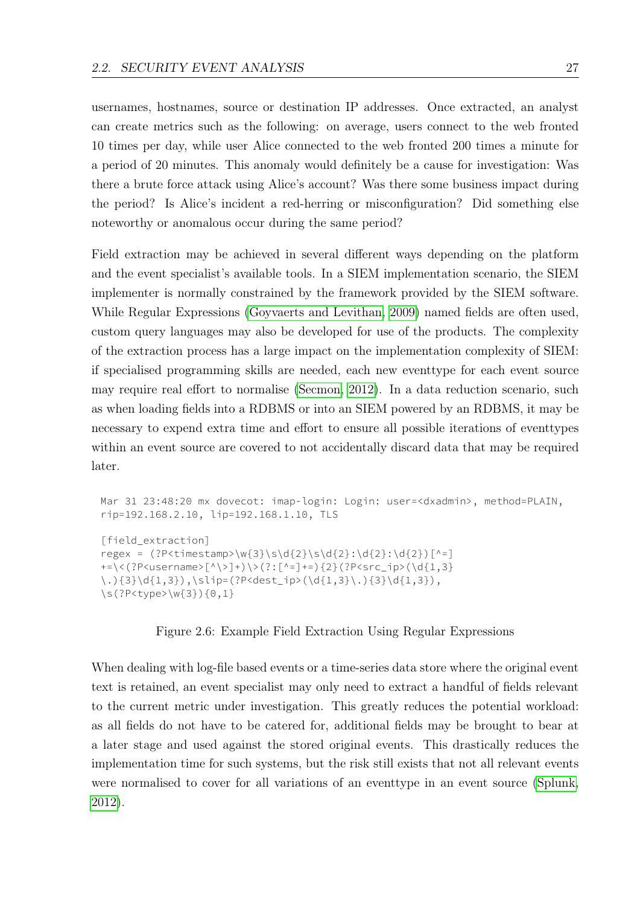usernames, hostnames, source or destination IP addresses. Once extracted, an analyst can create metrics such as the following: on average, users connect to the web fronted 10 times per day, while user Alice connected to the web fronted 200 times a minute for a period of 20 minutes. This anomaly would definitely be a cause for investigation: Was there a brute force attack using Alice's account? Was there some business impact during the period? Is Alice's incident a red-herring or misconfiguration? Did something else noteworthy or anomalous occur during the same period?

Field extraction may be achieved in several different ways depending on the platform and the event specialist's available tools. In a SIEM implementation scenario, the SIEM implementer is normally constrained by the framework provided by the SIEM software. While Regular Expressions (Goyvaerts and Levithan, 2009) named fields are often used, custom query languages may also be developed for use of the products. The complexity of the extraction process has a large impact on the implementation complexity of SIEM: if specialised programming skills are needed, each new eventtype for each event source may require real effort to normalise (Secmon, 2012). In a data reduction scenario, such as when loading fields into a RDBMS or into an SIEM powered by an RDBMS, it may be necessary to expend extra time and effort to ensure all possible iterations of eventtypes within an event source are covered to not accidentally discard data that may be required later.

```
Mar 31 23:48:20 mx dovecot: imap-login: Login: user=<dxadmin>, method=PLAIN,
rip=192.168.2.10, lip=192.168.1.10, TLS

[field_extraction]
regex = (?P<timestamp>\w{3}\s\d{2}\s\d{2}:\d{2}:\d{2})[^=]
+=\<(?P<username>[^\>]+)\>(?:[^=]+=){2}(?P<src_ip>(\d{1,3}
\.){3}\d{1,3}),\slip=(?P<dest_ip>(\d{1,3}\.){3}\d{1,3}),
\s(?P<type>\w{3}){0,1}
```

Figure 2.6: Example Field Extraction Using Regular Expressions

When dealing with log-file based events or a time-series data store where the original event text is retained, an event specialist may only need to extract a handful of fields relevant to the current metric under investigation. This greatly reduces the potential workload: as all fields do not have to be catered for, additional fields may be brought to bear at a later stage and used against the stored original events. This drastically reduces the implementation time for such systems, but the risk still exists that not all relevant events were normalised to cover for all variations of an eventtype in an event source (Splunk, 2012).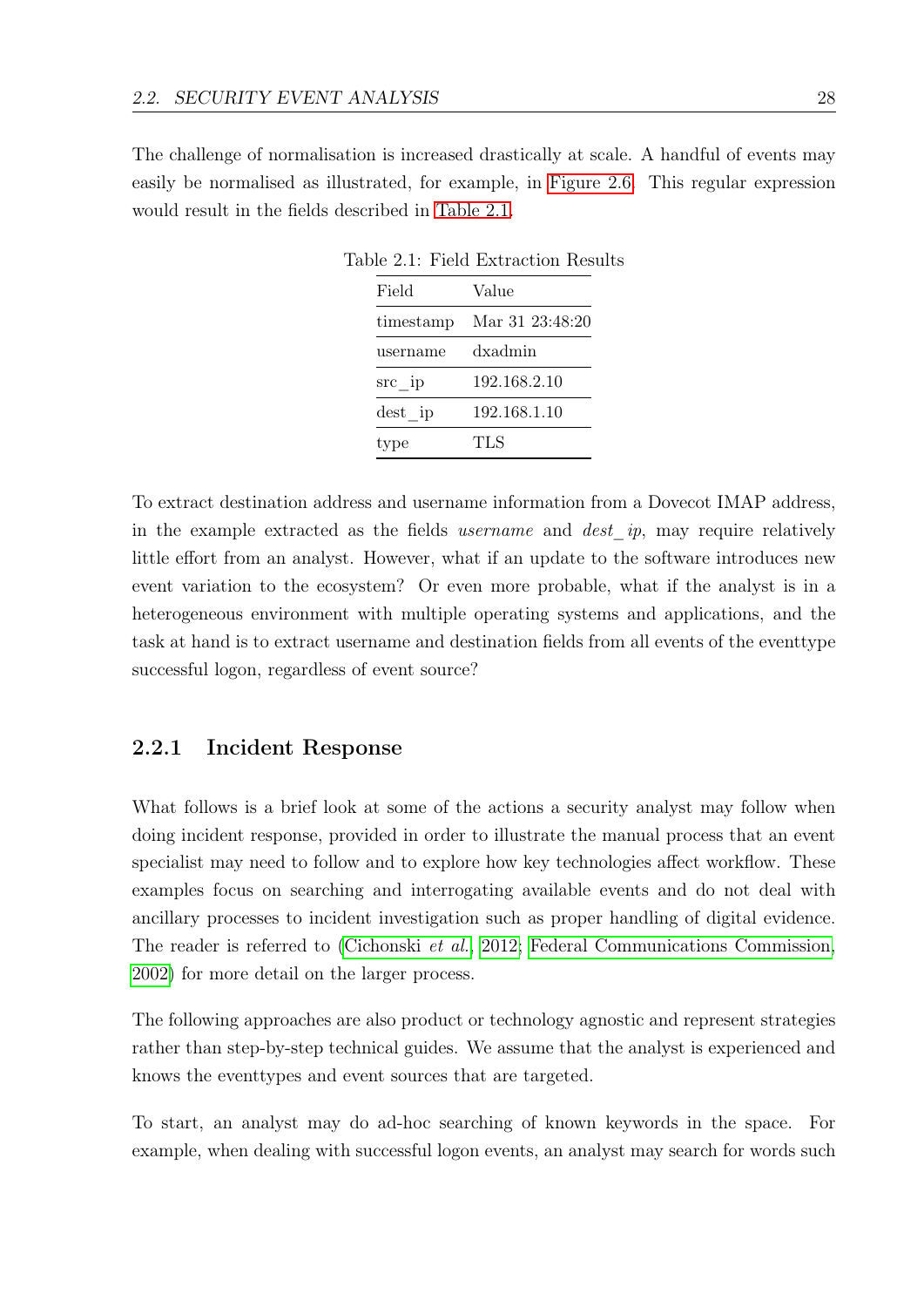The challenge of normalisation is increased drastically at scale. A handful of events may easily be normalised as illustrated, for example, in Figure 2.6. This regular expression would result in the fields described in Table 2.1.

Table 2.1: Field Extraction Results

| Field | Value |
|---|---|
| timestamp | Mar 31 23:48:20 |
| username | dxadmin |
| src_ip | 192.168.2.10 |
| dest_ip | 192.168.1.10 |
| type | TLS |

To extract destination address and username information from a Dovecot IMAP address, in the example extracted as the fields *username* and *dest_ip*, may require relatively little effort from an analyst. However, what if an update to the software introduces new event variation to the ecosystem? Or even more probable, what if the analyst is in a heterogeneous environment with multiple operating systems and applications, and the task at hand is to extract username and destination fields from all events of the eventtype successful logon, regardless of event source?

### 2.2.1 Incident Response

What follows is a brief look at some of the actions a security analyst may follow when doing incident response, provided in order to illustrate the manual process that an event specialist may need to follow and to explore how key technologies affect workflow. These examples focus on searching and interrogating available events and do not deal with ancillary processes to incident investigation such as proper handling of digital evidence. The reader is referred to (Cichonski *et al.*, 2012; Federal Communications Commission, 2002) for more detail on the larger process.

The following approaches are also product or technology agnostic and represent strategies rather than step-by-step technical guides. We assume that the analyst is experienced and knows the eventtypes and event sources that are targeted.

To start, an analyst may do ad-hoc searching of known keywords in the space. For example, when dealing with successful logon events, an analyst may search for words such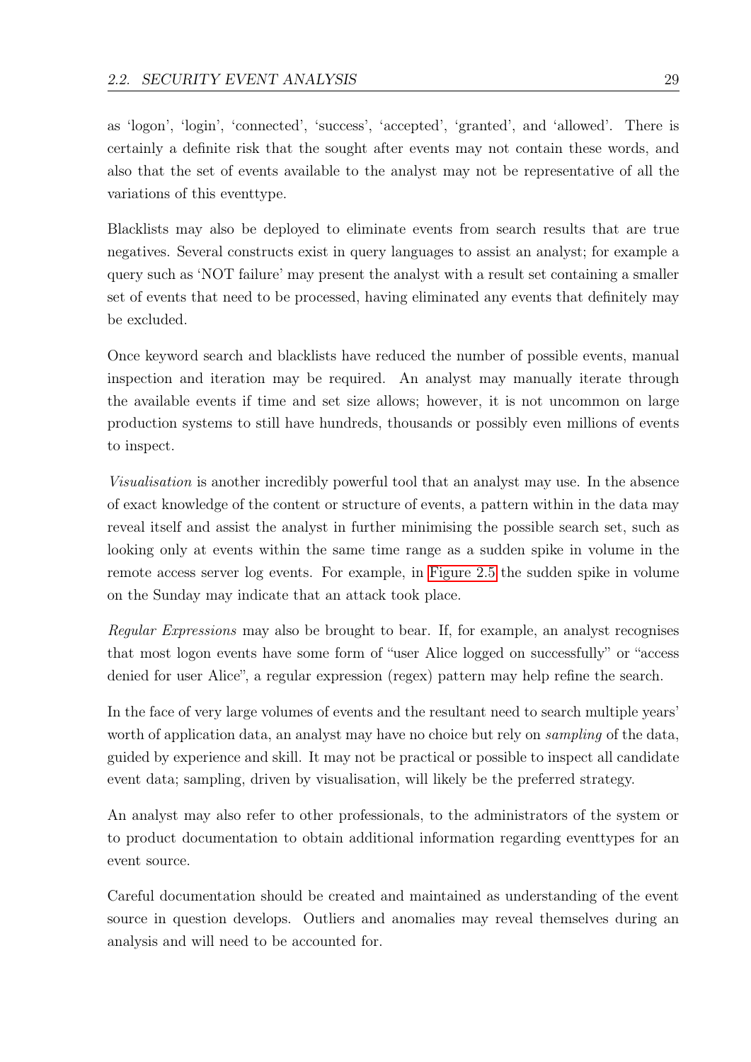as 'logon', 'login', 'connected', 'success', 'accepted', 'granted', and 'allowed'. There is certainly a definite risk that the sought after events may not contain these words, and also that the set of events available to the analyst may not be representative of all the variations of this eventtype.

Blacklists may also be deployed to eliminate events from search results that are true negatives. Several constructs exist in query languages to assist an analyst; for example a query such as 'NOT failure' may present the analyst with a result set containing a smaller set of events that need to be processed, having eliminated any events that definitely may be excluded.

Once keyword search and blacklists have reduced the number of possible events, manual inspection and iteration may be required. An analyst may manually iterate through the available events if time and set size allows; however, it is not uncommon on large production systems to still have hundreds, thousands or possibly even millions of events to inspect.

*Visualisation* is another incredibly powerful tool that an analyst may use. In the absence of exact knowledge of the content or structure of events, a pattern within in the data may reveal itself and assist the analyst in further minimising the possible search set, such as looking only at events within the same time range as a sudden spike in volume in the remote access server log events. For example, in Figure 2.5 the sudden spike in volume on the Sunday may indicate that an attack took place.

*Regular Expressions* may also be brought to bear. If, for example, an analyst recognises that most logon events have some form of "user Alice logged on successfully" or "access denied for user Alice", a regular expression (regex) pattern may help refine the search.

In the face of very large volumes of events and the resultant need to search multiple years' worth of application data, an analyst may have no choice but rely on *sampling* of the data, guided by experience and skill. It may not be practical or possible to inspect all candidate event data; sampling, driven by visualisation, will likely be the preferred strategy.

An analyst may also refer to other professionals, to the administrators of the system or to product documentation to obtain additional information regarding eventtypes for an event source.

Careful documentation should be created and maintained as understanding of the event source in question develops. Outliers and anomalies may reveal themselves during an analysis and will need to be accounted for.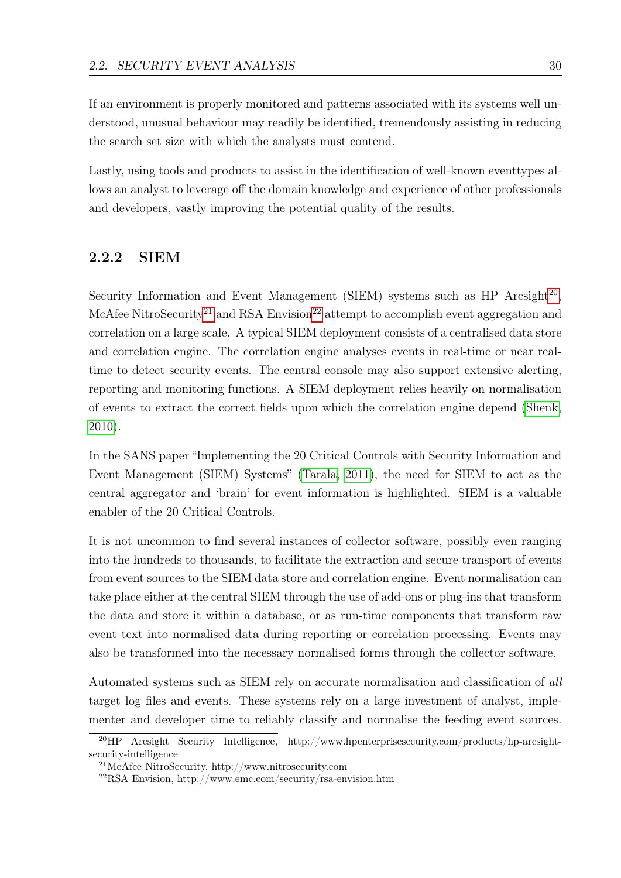If an environment is properly monitored and patterns associated with its systems well understood, unusual behaviour may readily be identified, tremendously assisting in reducing the search set size with which the analysts must contend.

Lastly, using tools and products to assist in the identification of well-known eventtypes allows an analyst to leverage off the domain knowledge and experience of other professionals and developers, vastly improving the potential quality of the results.

### 2.2.2 SIEM

Security Information and Event Management (SIEM) systems such as HP Arcsight[20], McAfee NitroSecurity[21] and RSA Envision[22] attempt to accomplish event aggregation and correlation on a large scale. A typical SIEM deployment consists of a centralised data store and correlation engine. The correlation engine analyses events in real-time or near real-time to detect security events. The central console may also support extensive alerting, reporting and monitoring functions. A SIEM deployment relies heavily on normalisation of events to extract the correct fields upon which the correlation engine depend (Shenk, 2010).

In the SANS paper "Implementing the 20 Critical Controls with Security Information and Event Management (SIEM) Systems" (Tarala, 2011), the need for SIEM to act as the central aggregator and 'brain' for event information is highlighted. SIEM is a valuable enabler of the 20 Critical Controls.

It is not uncommon to find several instances of collector software, possibly even ranging into the hundreds to thousands, to facilitate the extraction and secure transport of events from event sources to the SIEM data store and correlation engine. Event normalisation can take place either at the central SIEM through the use of add-ons or plug-ins that transform the data and store it within a database, or as run-time components that transform raw event text into normalised data during reporting or correlation processing. Events may also be transformed into the necessary normalised forms through the collector software.

Automated systems such as SIEM rely on accurate normalisation and classification of *all* target log files and events. These systems rely on a large investment of analyst, implementer and developer time to reliably classify and normalise the feeding event sources.

---

[20] HP Arcsight Security Intelligence, http://www.hpenterprisesecurity.com/products/hp-arcsight-security-intelligence

[21] McAfee NitroSecurity, http://www.nitrosecurity.com

[22] RSA Envision, http://www.emc.com/security/rsa-envision.htm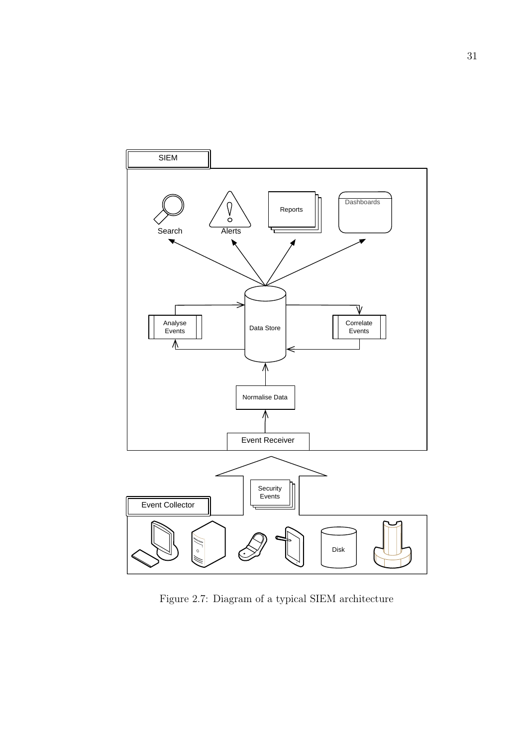Figure 2.7: Diagram of a typical SIEM architecture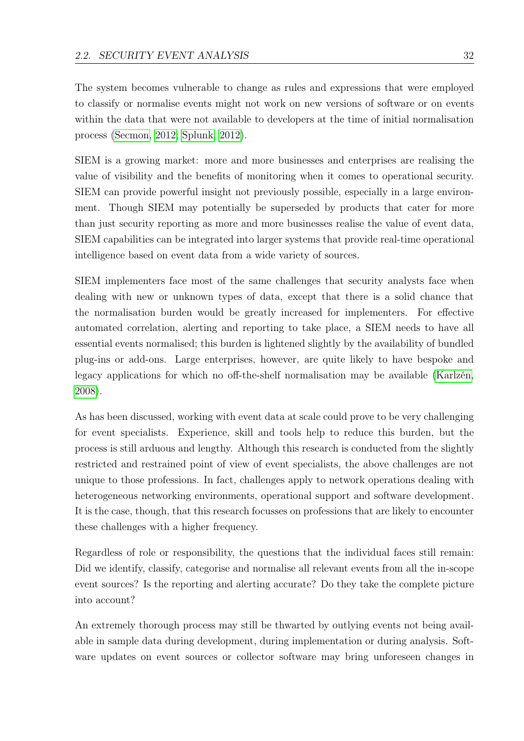The system becomes vulnerable to change as rules and expressions that were employed to classify or normalise events might not work on new versions of software or on events within the data that were not available to developers at the time of initial normalisation process (Secmon, 2012; Splunk, 2012).

SIEM is a growing market: more and more businesses and enterprises are realising the value of visibility and the benefits of monitoring when it comes to operational security. SIEM can provide powerful insight not previously possible, especially in a large environment. Though SIEM may potentially be superseded by products that cater for more than just security reporting as more and more businesses realise the value of event data, SIEM capabilities can be integrated into larger systems that provide real-time operational intelligence based on event data from a wide variety of sources.

SIEM implementers face most of the same challenges that security analysts face when dealing with new or unknown types of data, except that there is a solid chance that the normalisation burden would be greatly increased for implementers. For effective automated correlation, alerting and reporting to take place, a SIEM needs to have all essential events normalised; this burden is lightened slightly by the availability of bundled plug-ins or add-ons. Large enterprises, however, are quite likely to have bespoke and legacy applications for which no off-the-shelf normalisation may be available (Karlzén, 2008).

As has been discussed, working with event data at scale could prove to be very challenging for event specialists. Experience, skill and tools help to reduce this burden, but the process is still arduous and lengthy. Although this research is conducted from the slightly restricted and restrained point of view of event specialists, the above challenges are not unique to those professions. In fact, challenges apply to network operations dealing with heterogeneous networking environments, operational support and software development. It is the case, though, that this research focusses on professions that are likely to encounter these challenges with a higher frequency.

Regardless of role or responsibility, the questions that the individual faces still remain: Did we identify, classify, categorise and normalise all relevant events from all the in-scope event sources? Is the reporting and alerting accurate? Do they take the complete picture into account?

An extremely thorough process may still be thwarted by outlying events not being available in sample data during development, during implementation or during analysis. Software updates on event sources or collector software may bring unforeseen changes in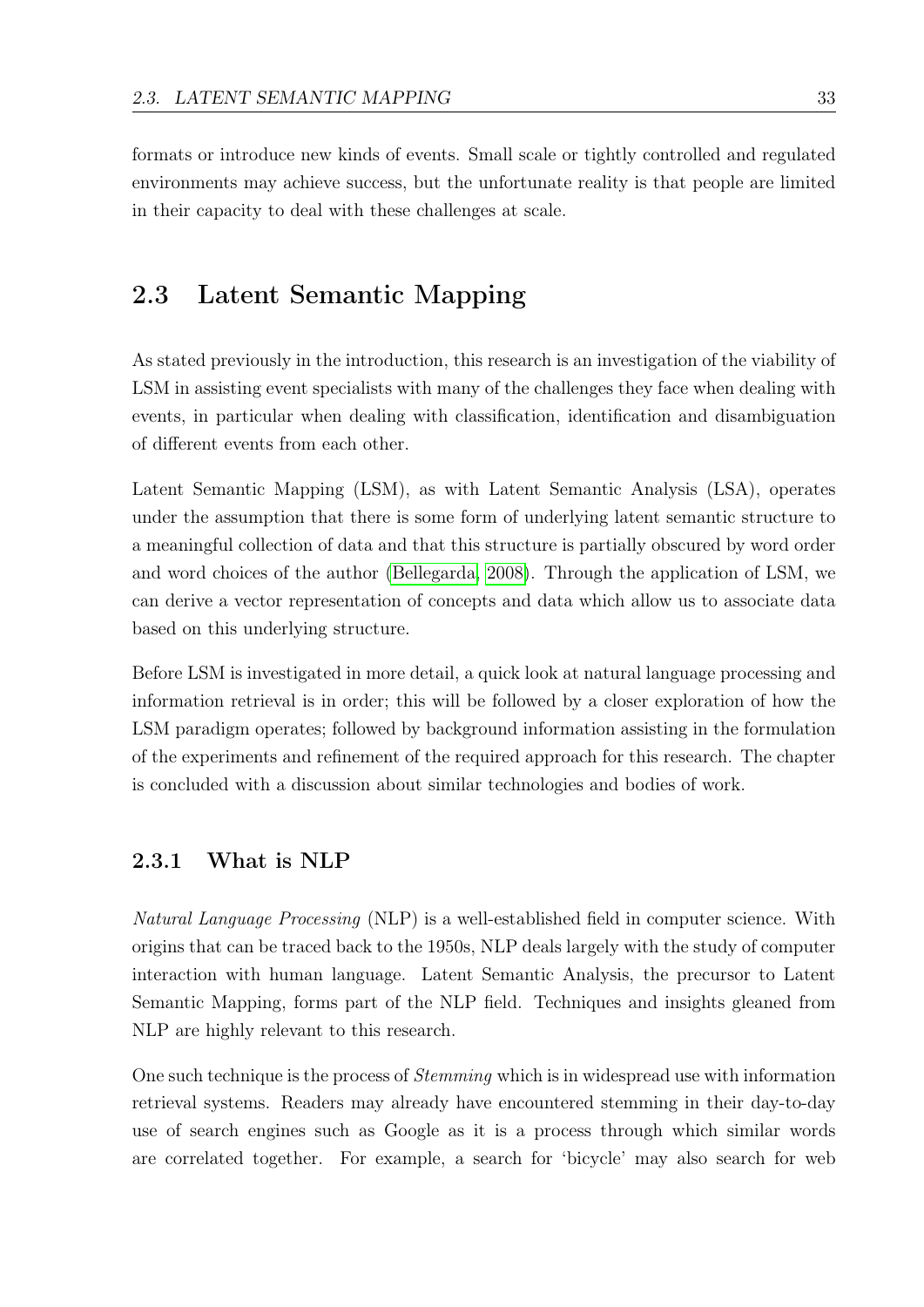formats or introduce new kinds of events. Small scale or tightly controlled and regulated environments may achieve success, but the unfortunate reality is that people are limited in their capacity to deal with these challenges at scale.

## 2.3 Latent Semantic Mapping

As stated previously in the introduction, this research is an investigation of the viability of LSM in assisting event specialists with many of the challenges they face when dealing with events, in particular when dealing with classification, identification and disambiguation of different events from each other.

Latent Semantic Mapping (LSM), as with Latent Semantic Analysis (LSA), operates under the assumption that there is some form of underlying latent semantic structure to a meaningful collection of data and that this structure is partially obscured by word order and word choices of the author (Bellegarda, 2008). Through the application of LSM, we can derive a vector representation of concepts and data which allow us to associate data based on this underlying structure.

Before LSM is investigated in more detail, a quick look at natural language processing and information retrieval is in order; this will be followed by a closer exploration of how the LSM paradigm operates; followed by background information assisting in the formulation of the experiments and refinement of the required approach for this research. The chapter is concluded with a discussion about similar technologies and bodies of work.

### 2.3.1 What is NLP

*Natural Language Processing* (NLP) is a well-established field in computer science. With origins that can be traced back to the 1950s, NLP deals largely with the study of computer interaction with human language. Latent Semantic Analysis, the precursor to Latent Semantic Mapping, forms part of the NLP field. Techniques and insights gleaned from NLP are highly relevant to this research.

One such technique is the process of *Stemming* which is in widespread use with information retrieval systems. Readers may already have encountered stemming in their day-to-day use of search engines such as Google as it is a process through which similar words are correlated together. For example, a search for 'bicycle' may also search for web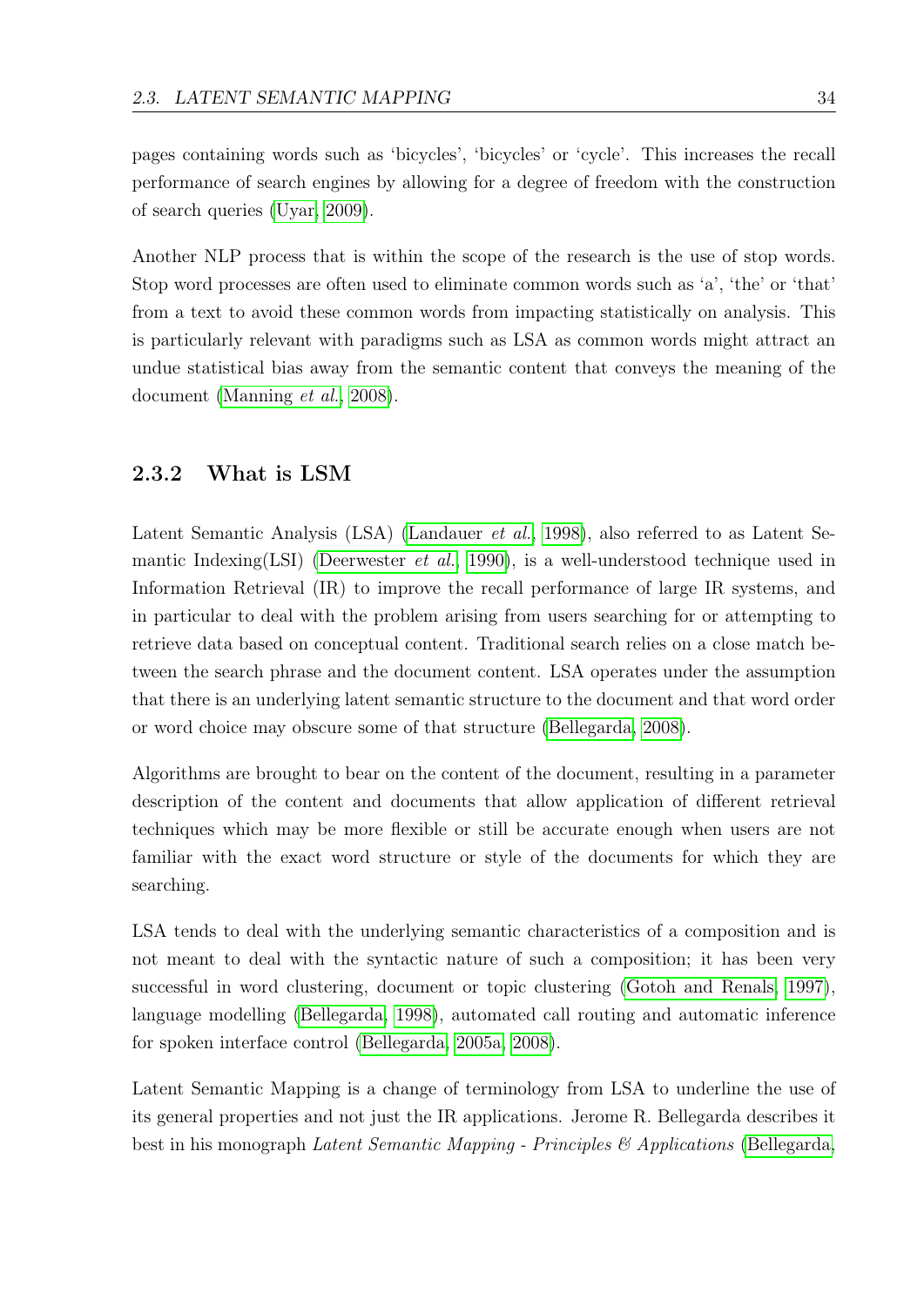pages containing words such as 'bicycles', 'bicycles' or 'cycle'. This increases the recall performance of search engines by allowing for a degree of freedom with the construction of search queries (Uyar, 2009).

Another NLP process that is within the scope of the research is the use of stop words. Stop word processes are often used to eliminate common words such as 'a', 'the' or 'that' from a text to avoid these common words from impacting statistically on analysis. This is particularly relevant with paradigms such as LSA as common words might attract an undue statistical bias away from the semantic content that conveys the meaning of the document (Manning *et al.*, 2008).

### 2.3.2 What is LSM

Latent Semantic Analysis (LSA) (Landauer *et al.*, 1998), also referred to as Latent Semantic Indexing(LSI) (Deerwester *et al.*, 1990), is a well-understood technique used in Information Retrieval (IR) to improve the recall performance of large IR systems, and in particular to deal with the problem arising from users searching for or attempting to retrieve data based on conceptual content. Traditional search relies on a close match between the search phrase and the document content. LSA operates under the assumption that there is an underlying latent semantic structure to the document and that word order or word choice may obscure some of that structure (Bellegarda, 2008).

Algorithms are brought to bear on the content of the document, resulting in a parameter description of the content and documents that allow application of different retrieval techniques which may be more flexible or still be accurate enough when users are not familiar with the exact word structure or style of the documents for which they are searching.

LSA tends to deal with the underlying semantic characteristics of a composition and is not meant to deal with the syntactic nature of such a composition; it has been very successful in word clustering, document or topic clustering (Gotoh and Renals, 1997), language modelling (Bellegarda, 1998), automated call routing and automatic inference for spoken interface control (Bellegarda, 2005a, 2008).

Latent Semantic Mapping is a change of terminology from LSA to underline the use of its general properties and not just the IR applications. Jerome R. Bellegarda describes it best in his monograph *Latent Semantic Mapping - Principles & Applications* (Bellegarda,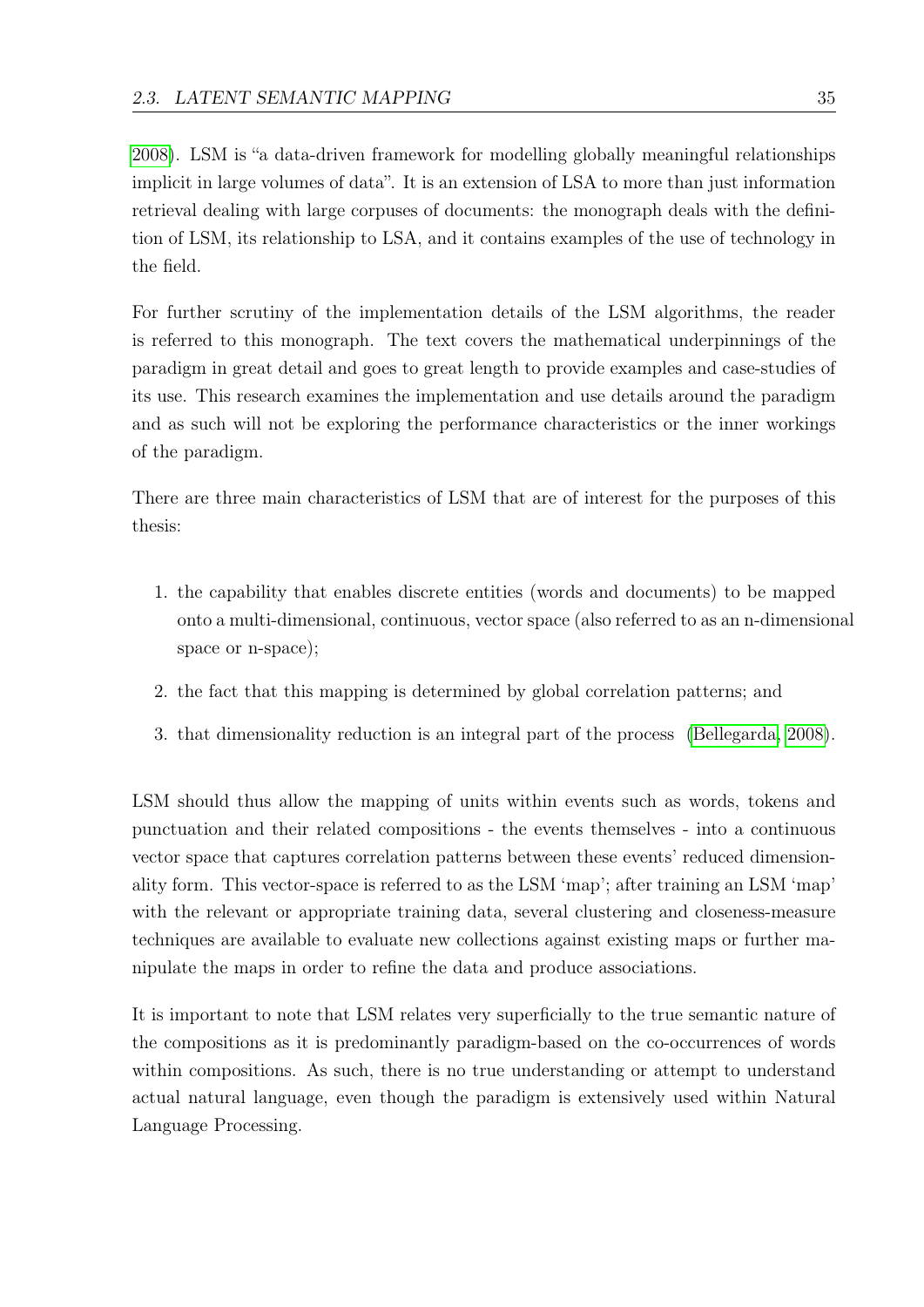2008). LSM is "a data-driven framework for modelling globally meaningful relationships implicit in large volumes of data". It is an extension of LSA to more than just information retrieval dealing with large corpuses of documents: the monograph deals with the definition of LSM, its relationship to LSA, and it contains examples of the use of technology in the field.

For further scrutiny of the implementation details of the LSM algorithms, the reader is referred to this monograph. The text covers the mathematical underpinnings of the paradigm in great detail and goes to great length to provide examples and case-studies of its use. This research examines the implementation and use details around the paradigm and as such will not be exploring the performance characteristics or the inner workings of the paradigm.

There are three main characteristics of LSM that are of interest for the purposes of this thesis:

1. the capability that enables discrete entities (words and documents) to be mapped onto a multi-dimensional, continuous, vector space (also referred to as an n-dimensional space or n-space);
2. the fact that this mapping is determined by global correlation patterns; and
3. that dimensionality reduction is an integral part of the process (Bellegarda, 2008).

LSM should thus allow the mapping of units within events such as words, tokens and punctuation and their related compositions - the events themselves - into a continuous vector space that captures correlation patterns between these events' reduced dimensionality form. This vector-space is referred to as the LSM 'map'; after training an LSM 'map' with the relevant or appropriate training data, several clustering and closeness-measure techniques are available to evaluate new collections against existing maps or further manipulate the maps in order to refine the data and produce associations.

It is important to note that LSM relates very superficially to the true semantic nature of the compositions as it is predominantly paradigm-based on the co-occurrences of words within compositions. As such, there is no true understanding or attempt to understand actual natural language, even though the paradigm is extensively used within Natural Language Processing.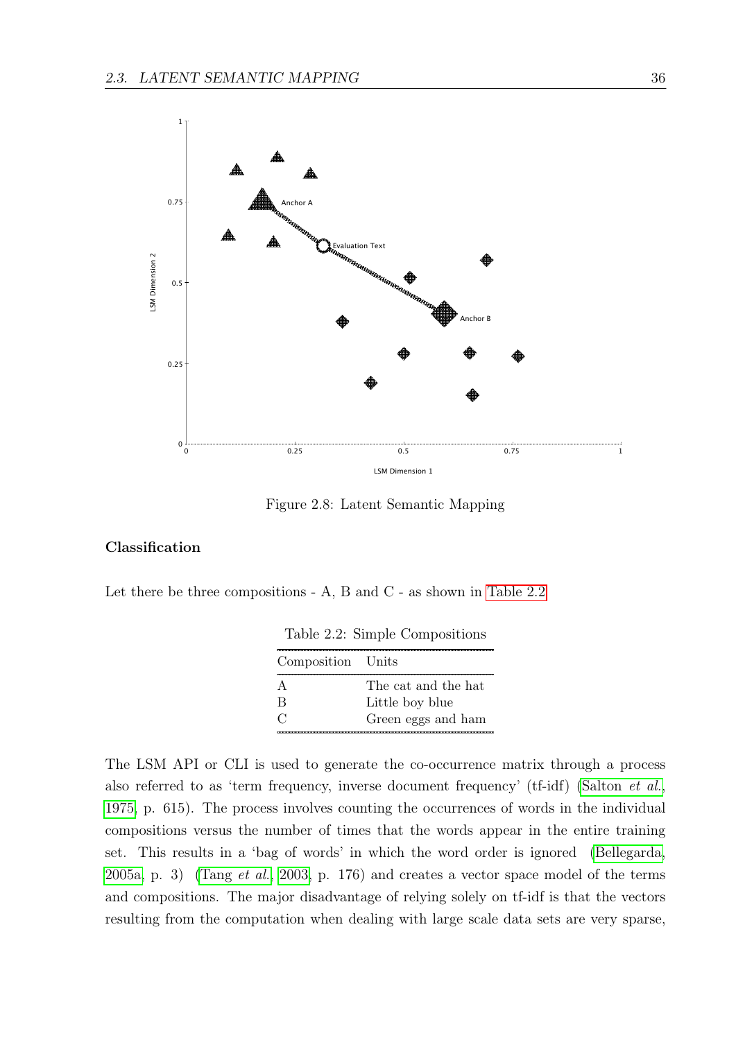Figure 2.8: Latent Semantic Mapping

### Classification

Let there be three compositions - A, B and C - as shown in Table 2.2

Table 2.2: Simple Compositions

| Composition | Units |
|---|---|
| A | The cat and the hat |
| B | Little boy blue |
| C | Green eggs and ham |

The LSM API or CLI is used to generate the co-occurrence matrix through a process also referred to as 'term frequency, inverse document frequency' (tf-idf) (Salton *et al.*, 1975, p. 615). The process involves counting the occurrences of words in the individual compositions versus the number of times that the words appear in the entire training set. This results in a 'bag of words' in which the word order is ignored (Bellegarda, 2005a, p. 3) (Tang *et al.*, 2003, p. 176) and creates a vector space model of the terms and compositions. The major disadvantage of relying solely on tf-idf is that the vectors resulting from the computation when dealing with large scale data sets are very sparse,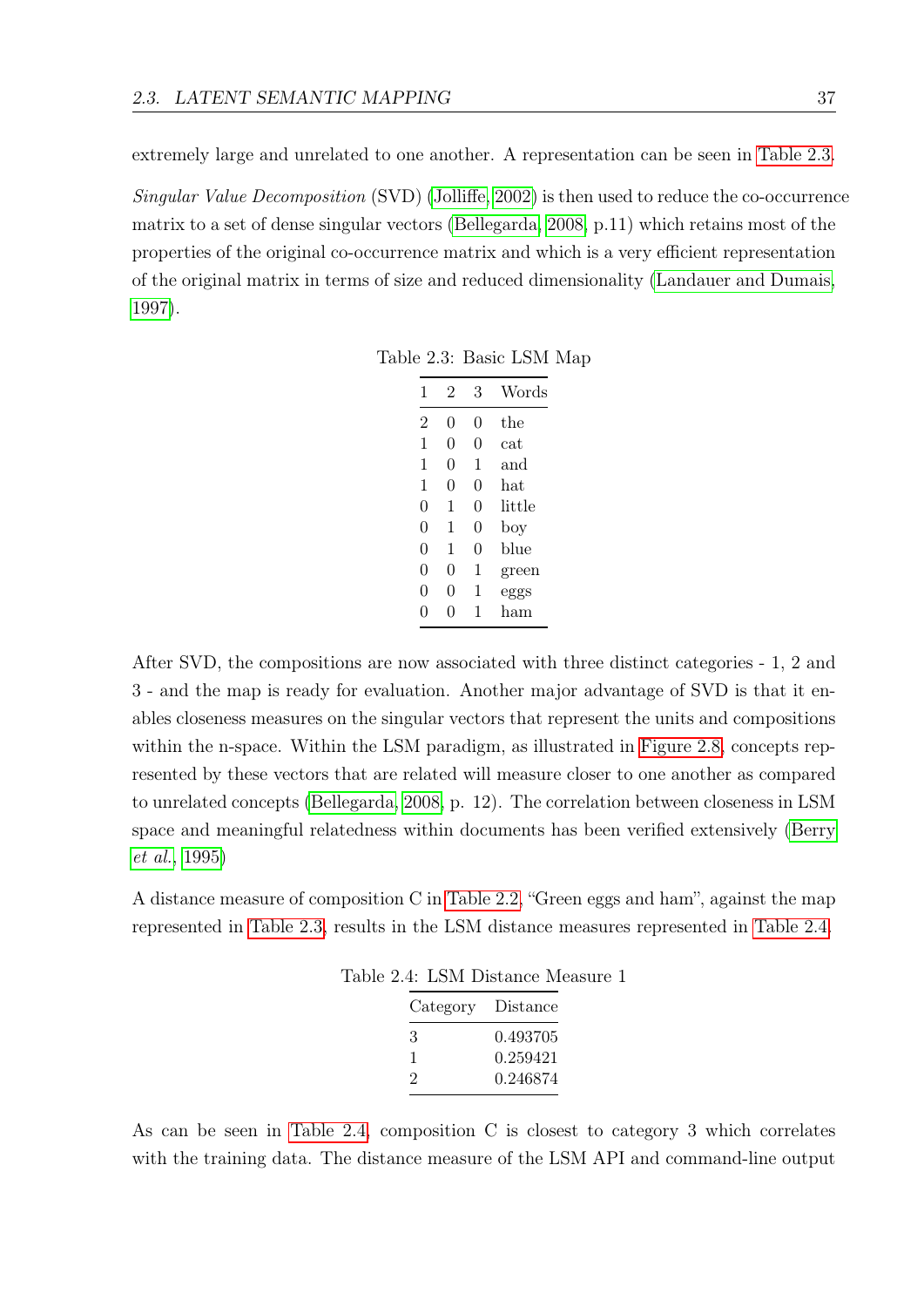extremely large and unrelated to one another. A representation can be seen in Table 2.3.

*Singular Value Decomposition* (SVD) (Jolliffe, 2002) is then used to reduce the co-occurrence matrix to a set of dense singular vectors (Bellegarda, 2008, p.11) which retains most of the properties of the original co-occurrence matrix and which is a very efficient representation of the original matrix in terms of size and reduced dimensionality (Landauer and Dumais, 1997).

Table 2.3: Basic LSM Map

| 1 | 2 | 3 | Words |
|---|---|---|---|
| 2 | 0 | 0 | the |
| 1 | 0 | 0 | cat |
| 1 | 0 | 1 | and |
| 1 | 0 | 0 | hat |
| 0 | 1 | 0 | little |
| 0 | 1 | 0 | boy |
| 0 | 1 | 0 | blue |
| 0 | 0 | 1 | green |
| 0 | 0 | 1 | eggs |
| 0 | 0 | 1 | ham |

After SVD, the compositions are now associated with three distinct categories - 1, 2 and 3 - and the map is ready for evaluation. Another major advantage of SVD is that it enables closeness measures on the singular vectors that represent the units and compositions within the n-space. Within the LSM paradigm, as illustrated in Figure 2.8, concepts represented by these vectors that are related will measure closer to one another as compared to unrelated concepts (Bellegarda, 2008, p. 12). The correlation between closeness in LSM space and meaningful relatedness within documents has been verified extensively (Berry *et al.*, 1995)

A distance measure of composition C in Table 2.2, "Green eggs and ham", against the map represented in Table 2.3, results in the LSM distance measures represented in Table 2.4.

Table 2.4: LSM Distance Measure 1

| Category | Distance |
|---|---|
| 3 | 0.493705 |
| 1 | 0.259421 |
| 2 | 0.246874 |

As can be seen in Table 2.4, composition C is closest to category 3 which correlates with the training data. The distance measure of the LSM API and command-line output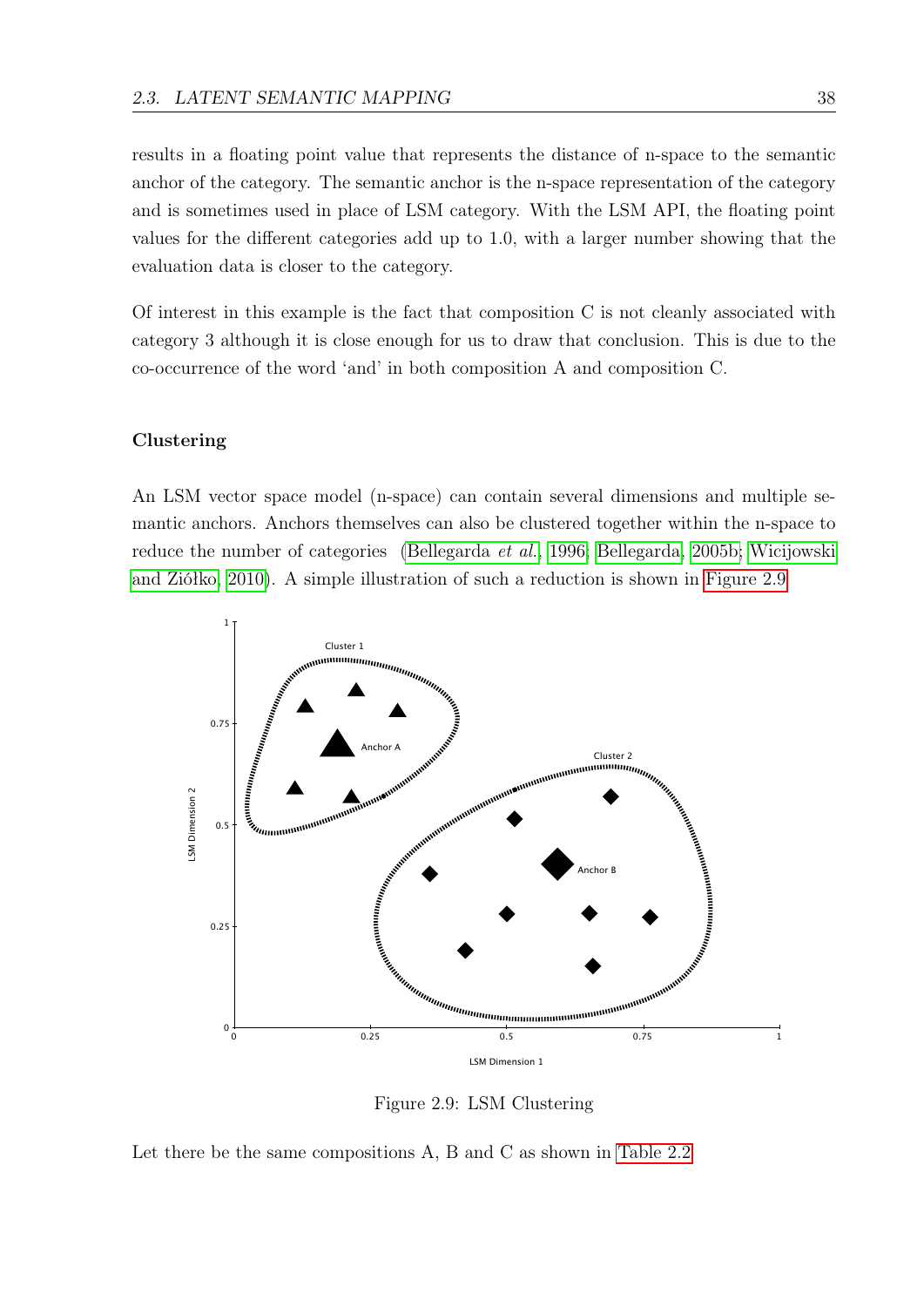results in a floating point value that represents the distance of n-space to the semantic anchor of the category. The semantic anchor is the n-space representation of the category and is sometimes used in place of LSM category. With the LSM API, the floating point values for the different categories add up to 1.0, with a larger number showing that the evaluation data is closer to the category.

Of interest in this example is the fact that composition C is not cleanly associated with category 3 although it is close enough for us to draw that conclusion. This is due to the co-occurrence of the word 'and' in both composition A and composition C.

### Clustering

An LSM vector space model (n-space) can contain several dimensions and multiple semantic anchors. Anchors themselves can also be clustered together within the n-space to reduce the number of categories (Bellegarda *et al.*, 1996; Bellegarda, 2005b; Wicijowski and Ziółko, 2010). A simple illustration of such a reduction is shown in Figure 2.9.

Figure 2.9: LSM Clustering

Let there be the same compositions A, B and C as shown in Table 2.2.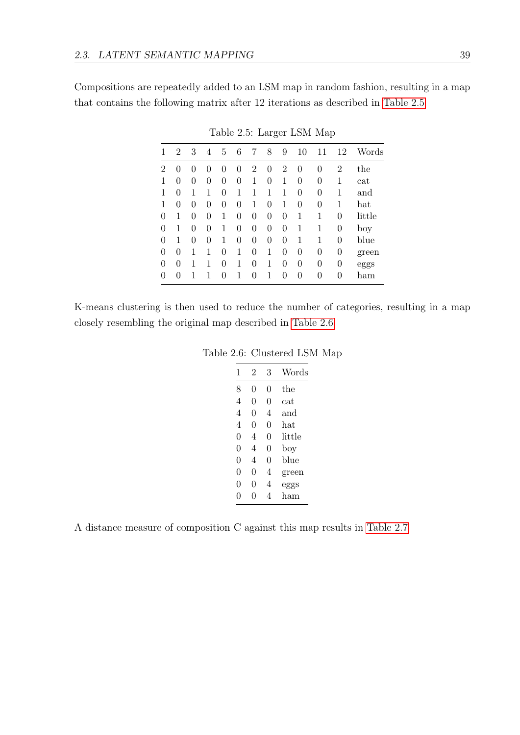Compositions are repeatedly added to an LSM map in random fashion, resulting in a map that contains the following matrix after 12 iterations as described in Table 2.5

Table 2.5: Larger LSM Map

| 1 | 2 | 3 | 4 | 5 | 6 | 7 | 8 | 9 | 10 | 11 | 12 | Words |
|---|---|---|---|---|---|---|---|---|---|---|---|---|
| 2 | 0 | 0 | 0 | 0 | 0 | 2 | 0 | 2 | 0 | 0 | 2 | the |
| 1 | 0 | 0 | 0 | 0 | 0 | 1 | 0 | 1 | 0 | 0 | 1 | cat |
| 1 | 0 | 1 | 1 | 0 | 1 | 1 | 1 | 1 | 0 | 0 | 1 | and |
| 1 | 0 | 0 | 0 | 0 | 0 | 1 | 0 | 1 | 0 | 0 | 1 | hat |
| 0 | 1 | 0 | 0 | 1 | 0 | 0 | 0 | 0 | 1 | 1 | 0 | little |
| 0 | 1 | 0 | 0 | 1 | 0 | 0 | 0 | 0 | 1 | 1 | 0 | boy |
| 0 | 1 | 0 | 0 | 1 | 0 | 0 | 0 | 0 | 1 | 1 | 0 | blue |
| 0 | 0 | 1 | 1 | 0 | 1 | 0 | 1 | 0 | 0 | 0 | 0 | green |
| 0 | 0 | 1 | 1 | 0 | 1 | 0 | 1 | 0 | 0 | 0 | 0 | eggs |
| 0 | 0 | 1 | 1 | 0 | 1 | 0 | 1 | 0 | 0 | 0 | 0 | ham |

K-means clustering is then used to reduce the number of categories, resulting in a map closely resembling the original map described in Table 2.6

Table 2.6: Clustered LSM Map

| 1 | 2 | 3 | Words |
|---|---|---|---|
| 8 | 0 | 0 | the |
| 4 | 0 | 0 | cat |
| 4 | 0 | 4 | and |
| 4 | 0 | 0 | hat |
| 0 | 4 | 0 | little |
| 0 | 4 | 0 | boy |
| 0 | 4 | 0 | blue |
| 0 | 0 | 4 | green |
| 0 | 0 | 4 | eggs |
| 0 | 0 | 4 | ham |

A distance measure of composition C against this map results in Table 2.7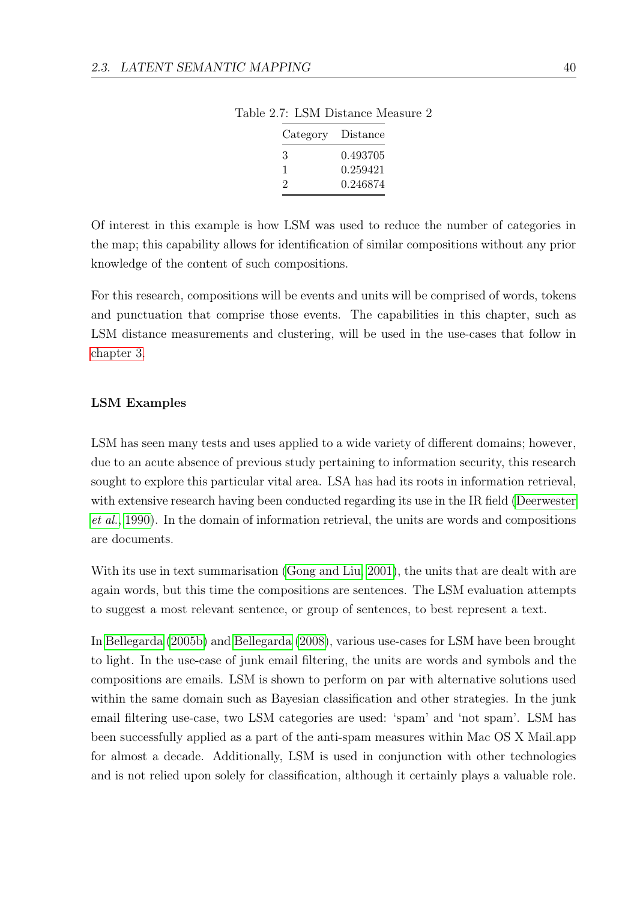Table 2.7: LSM Distance Measure 2

| Category | Distance |
|---|---|
| 3 | 0.493705 |
| 1 | 0.259421 |
| 2 | 0.246874 |

Of interest in this example is how LSM was used to reduce the number of categories in the map; this capability allows for identification of similar compositions without any prior knowledge of the content of such compositions.

For this research, compositions will be events and units will be comprised of words, tokens and punctuation that comprise those events. The capabilities in this chapter, such as LSM distance measurements and clustering, will be used in the use-cases that follow in chapter 3.

**LSM Examples**

LSM has seen many tests and uses applied to a wide variety of different domains; however, due to an acute absence of previous study pertaining to information security, this research sought to explore this particular vital area. LSA has had its roots in information retrieval, with extensive research having been conducted regarding its use in the IR field (Deerwester *et al.*, 1990). In the domain of information retrieval, the units are words and compositions are documents.

With its use in text summarisation (Gong and Liu, 2001), the units that are dealt with are again words, but this time the compositions are sentences. The LSM evaluation attempts to suggest a most relevant sentence, or group of sentences, to best represent a text.

In Bellegarda (2005b) and Bellegarda (2008), various use-cases for LSM have been brought to light. In the use-case of junk email filtering, the units are words and symbols and the compositions are emails. LSM is shown to perform on par with alternative solutions used within the same domain such as Bayesian classification and other strategies. In the junk email filtering use-case, two LSM categories are used: 'spam' and 'not spam'. LSM has been successfully applied as a part of the anti-spam measures within Mac OS X Mail.app for almost a decade. Additionally, LSM is used in conjunction with other technologies and is not relied upon solely for classification, although it certainly plays a valuable role.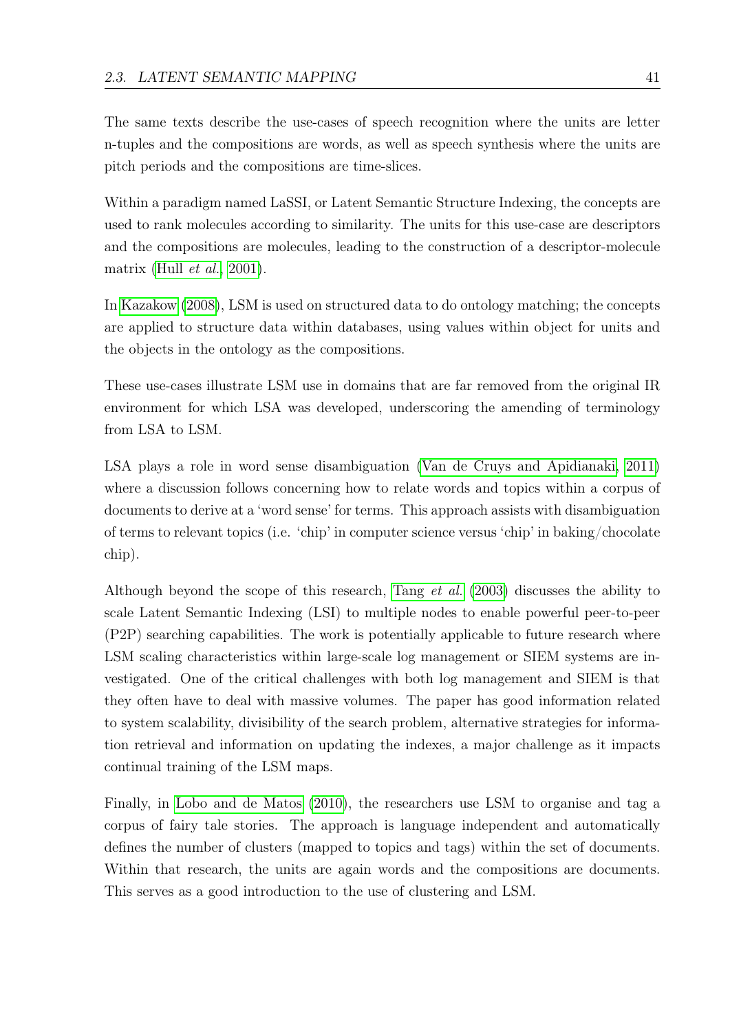The same texts describe the use-cases of speech recognition where the units are letter n-tuples and the compositions are words, as well as speech synthesis where the units are pitch periods and the compositions are time-slices.

Within a paradigm named LaSSI, or Latent Semantic Structure Indexing, the concepts are used to rank molecules according to similarity. The units for this use-case are descriptors and the compositions are molecules, leading to the construction of a descriptor-molecule matrix (Hull *et al.*, 2001).

In Kazakow (2008), LSM is used on structured data to do ontology matching; the concepts are applied to structure data within databases, using values within object for units and the objects in the ontology as the compositions.

These use-cases illustrate LSM use in domains that are far removed from the original IR environment for which LSA was developed, underscoring the amending of terminology from LSA to LSM.

LSA plays a role in word sense disambiguation (Van de Cruys and Apidianaki, 2011) where a discussion follows concerning how to relate words and topics within a corpus of documents to derive at a 'word sense' for terms. This approach assists with disambiguation of terms to relevant topics (i.e. 'chip' in computer science versus 'chip' in baking/chocolate chip).

Although beyond the scope of this research, Tang *et al.* (2003) discusses the ability to scale Latent Semantic Indexing (LSI) to multiple nodes to enable powerful peer-to-peer (P2P) searching capabilities. The work is potentially applicable to future research where LSM scaling characteristics within large-scale log management or SIEM systems are investigated. One of the critical challenges with both log management and SIEM is that they often have to deal with massive volumes. The paper has good information related to system scalability, divisibility of the search problem, alternative strategies for information retrieval and information on updating the indexes, a major challenge as it impacts continual training of the LSM maps.

Finally, in Lobo and de Matos (2010), the researchers use LSM to organise and tag a corpus of fairy tale stories. The approach is language independent and automatically defines the number of clusters (mapped to topics and tags) within the set of documents. Within that research, the units are again words and the compositions are documents. This serves as a good introduction to the use of clustering and LSM.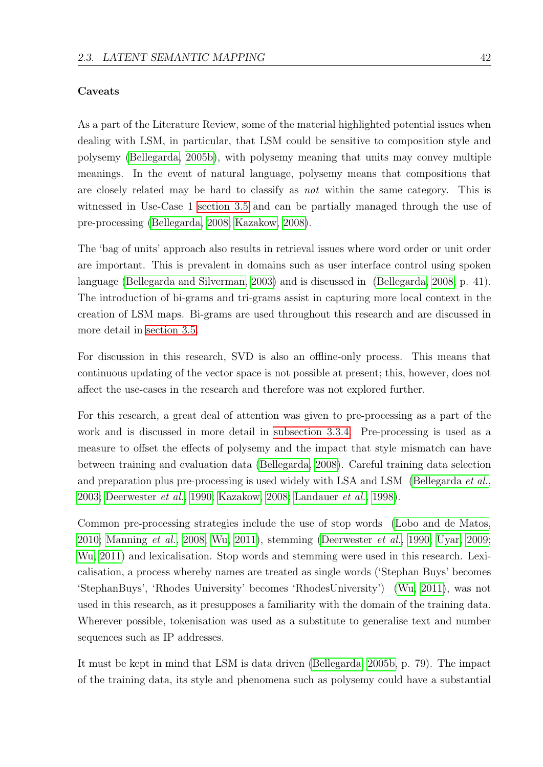**Caveats**

As a part of the Literature Review, some of the material highlighted potential issues when dealing with LSM, in particular, that LSM could be sensitive to composition style and polysemy (Bellegarda, 2005b), with polysemy meaning that units may convey multiple meanings. In the event of natural language, polysemy means that compositions that are closely related may be hard to classify as *not* within the same category. This is witnessed in Use-Case 1 section 3.5 and can be partially managed through the use of pre-processing (Bellegarda, 2008; Kazakow, 2008).

The 'bag of units' approach also results in retrieval issues where word order or unit order are important. This is prevalent in domains such as user interface control using spoken language (Bellegarda and Silverman, 2003) and is discussed in (Bellegarda, 2008, p. 41). The introduction of bi-grams and tri-grams assist in capturing more local context in the creation of LSM maps. Bi-grams are used throughout this research and are discussed in more detail in section 3.5.

For discussion in this research, SVD is also an offline-only process. This means that continuous updating of the vector space is not possible at present; this, however, does not affect the use-cases in the research and therefore was not explored further.

For this research, a great deal of attention was given to pre-processing as a part of the work and is discussed in more detail in subsection 3.3.4. Pre-processing is used as a measure to offset the effects of polysemy and the impact that style mismatch can have between training and evaluation data (Bellegarda, 2008). Careful training data selection and preparation plus pre-processing is used widely with LSA and LSM (Bellegarda *et al.*, 2003; Deerwester *et al.*, 1990; Kazakow, 2008; Landauer *et al.*, 1998).

Common pre-processing strategies include the use of stop words (Lobo and de Matos, 2010; Manning *et al.*, 2008; Wu, 2011), stemming (Deerwester *et al.*, 1990; Uyar, 2009; Wu, 2011) and lexicalisation. Stop words and stemming were used in this research. Lexicalisation, a process whereby names are treated as single words ('Stephan Buys' becomes 'StephanBuys', 'Rhodes University' becomes 'RhodesUniversity') (Wu, 2011), was not used in this research, as it presupposes a familiarity with the domain of the training data. Wherever possible, tokenisation was used as a substitute to generalise text and number sequences such as IP addresses.

It must be kept in mind that LSM is data driven (Bellegarda, 2005b, p. 79). The impact of the training data, its style and phenomena such as polysemy could have a substantial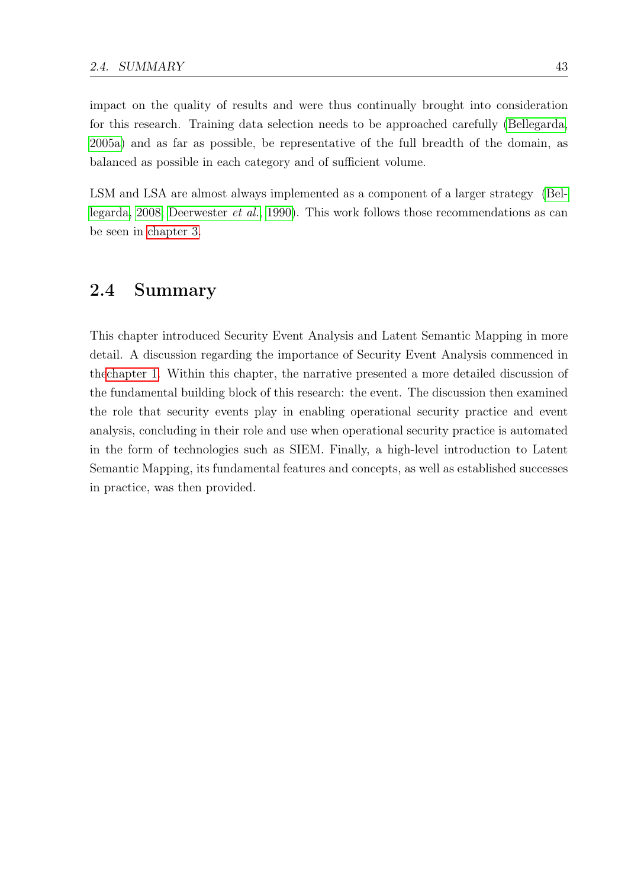impact on the quality of results and were thus continually brought into consideration for this research. Training data selection needs to be approached carefully (Bellegarda, 2005a) and as far as possible, be representative of the full breadth of the domain, as balanced as possible in each category and of sufficient volume.

LSM and LSA are almost always implemented as a component of a larger strategy (Bellegarda, 2008; Deerwester *et al.*, 1990). This work follows those recommendations as can be seen in chapter 3.

## 2.4 Summary

This chapter introduced Security Event Analysis and Latent Semantic Mapping in more detail. A discussion regarding the importance of Security Event Analysis commenced in thechapter 1. Within this chapter, the narrative presented a more detailed discussion of the fundamental building block of this research: the event. The discussion then examined the role that security events play in enabling operational security practice and event analysis, concluding in their role and use when operational security practice is automated in the form of technologies such as SIEM. Finally, a high-level introduction to Latent Semantic Mapping, its fundamental features and concepts, as well as established successes in practice, was then provided.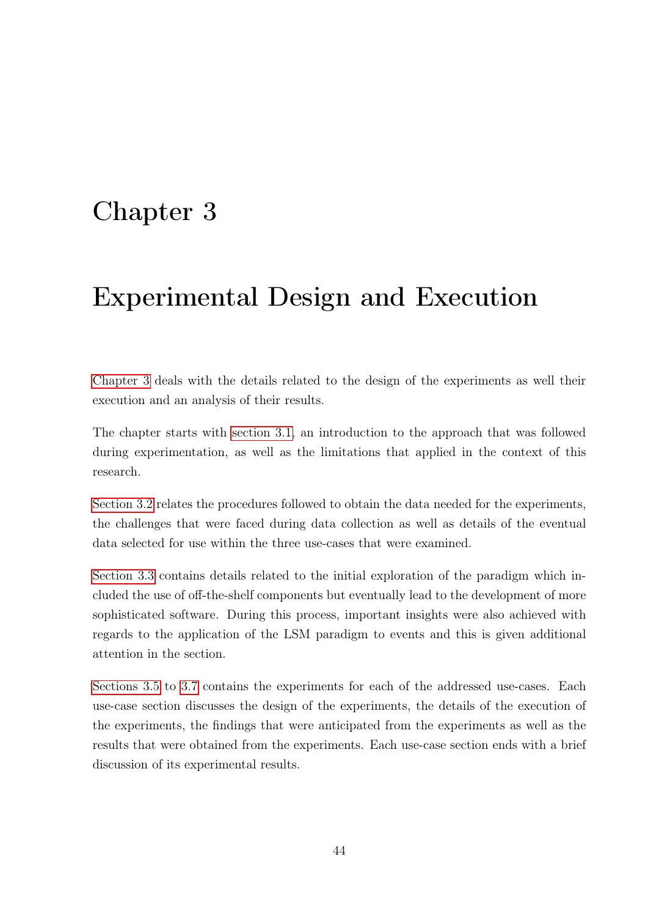# Chapter 3

# Experimental Design and Execution

Chapter 3 deals with the details related to the design of the experiments as well their execution and an analysis of their results.

The chapter starts with section 3.1, an introduction to the approach that was followed during experimentation, as well as the limitations that applied in the context of this research.

Section 3.2 relates the procedures followed to obtain the data needed for the experiments, the challenges that were faced during data collection as well as details of the eventual data selected for use within the three use-cases that were examined.

Section 3.3 contains details related to the initial exploration of the paradigm which included the use of off-the-shelf components but eventually lead to the development of more sophisticated software. During this process, important insights were also achieved with regards to the application of the LSM paradigm to events and this is given additional attention in the section.

Sections 3.5 to 3.7 contains the experiments for each of the addressed use-cases. Each use-case section discusses the design of the experiments, the details of the execution of the experiments, the findings that were anticipated from the experiments as well as the results that were obtained from the experiments. Each use-case section ends with a brief discussion of its experimental results.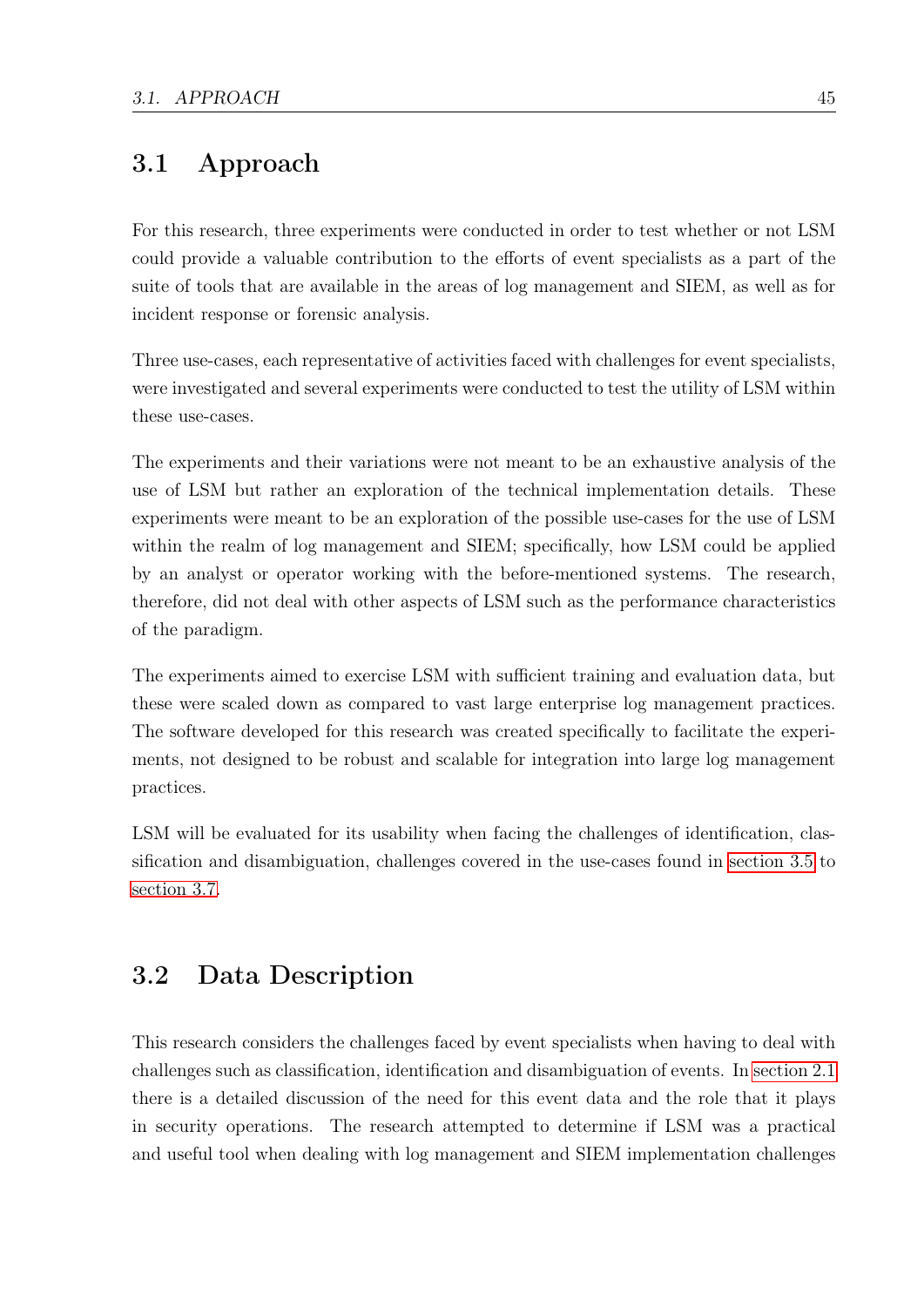## 3.1 Approach

For this research, three experiments were conducted in order to test whether or not LSM could provide a valuable contribution to the efforts of event specialists as a part of the suite of tools that are available in the areas of log management and SIEM, as well as for incident response or forensic analysis.

Three use-cases, each representative of activities faced with challenges for event specialists, were investigated and several experiments were conducted to test the utility of LSM within these use-cases.

The experiments and their variations were not meant to be an exhaustive analysis of the use of LSM but rather an exploration of the technical implementation details. These experiments were meant to be an exploration of the possible use-cases for the use of LSM within the realm of log management and SIEM; specifically, how LSM could be applied by an analyst or operator working with the before-mentioned systems. The research, therefore, did not deal with other aspects of LSM such as the performance characteristics of the paradigm.

The experiments aimed to exercise LSM with sufficient training and evaluation data, but these were scaled down as compared to vast large enterprise log management practices. The software developed for this research was created specifically to facilitate the experiments, not designed to be robust and scalable for integration into large log management practices.

LSM will be evaluated for its usability when facing the challenges of identification, classification and disambiguation, challenges covered in the use-cases found in section 3.5 to section 3.7.

## 3.2 Data Description

This research considers the challenges faced by event specialists when having to deal with challenges such as classification, identification and disambiguation of events. In section 2.1 there is a detailed discussion of the need for this event data and the role that it plays in security operations. The research attempted to determine if LSM was a practical and useful tool when dealing with log management and SIEM implementation challenges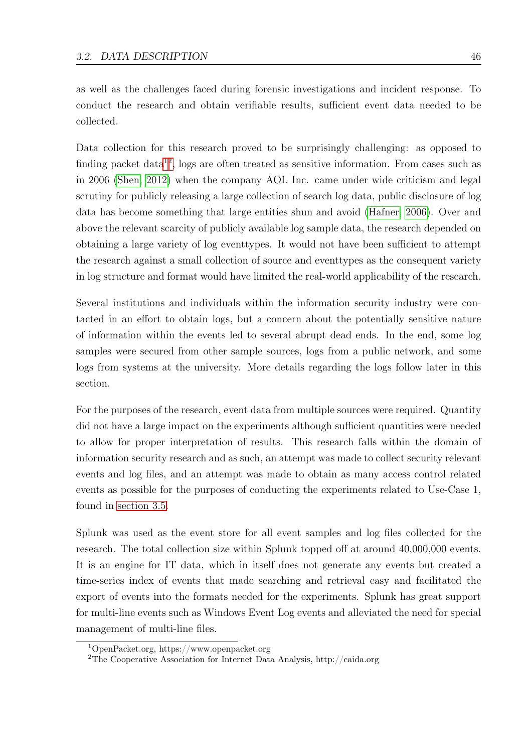as well as the challenges faced during forensic investigations and incident response. To conduct the research and obtain verifiable results, sufficient event data needed to be collected.

Data collection for this research proved to be surprisingly challenging: as opposed to finding packet data[1][2], logs are often treated as sensitive information. From cases such as in 2006 (Shen, 2012) when the company AOL Inc. came under wide criticism and legal scrutiny for publicly releasing a large collection of search log data, public disclosure of log data has become something that large entities shun and avoid (Hafner, 2006). Over and above the relevant scarcity of publicly available log sample data, the research depended on obtaining a large variety of log eventtypes. It would not have been sufficient to attempt the research against a small collection of source and eventtypes as the consequent variety in log structure and format would have limited the real-world applicability of the research.

Several institutions and individuals within the information security industry were contacted in an effort to obtain logs, but a concern about the potentially sensitive nature of information within the events led to several abrupt dead ends. In the end, some log samples were secured from other sample sources, logs from a public network, and some logs from systems at the university. More details regarding the logs follow later in this section.

For the purposes of the research, event data from multiple sources were required. Quantity did not have a large impact on the experiments although sufficient quantities were needed to allow for proper interpretation of results. This research falls within the domain of information security research and as such, an attempt was made to collect security relevant events and log files, and an attempt was made to obtain as many access control related events as possible for the purposes of conducting the experiments related to Use-Case 1, found in section 3.5.

Splunk was used as the event store for all event samples and log files collected for the research. The total collection size within Splunk topped off at around 40,000,000 events. It is an engine for IT data, which in itself does not generate any events but created a time-series index of events that made searching and retrieval easy and facilitated the export of events into the formats needed for the experiments. Splunk has great support for multi-line events such as Windows Event Log events and alleviated the need for special management of multi-line files.

[1] OpenPacket.org, https://www.openpacket.org

[2] The Cooperative Association for Internet Data Analysis, http://caida.org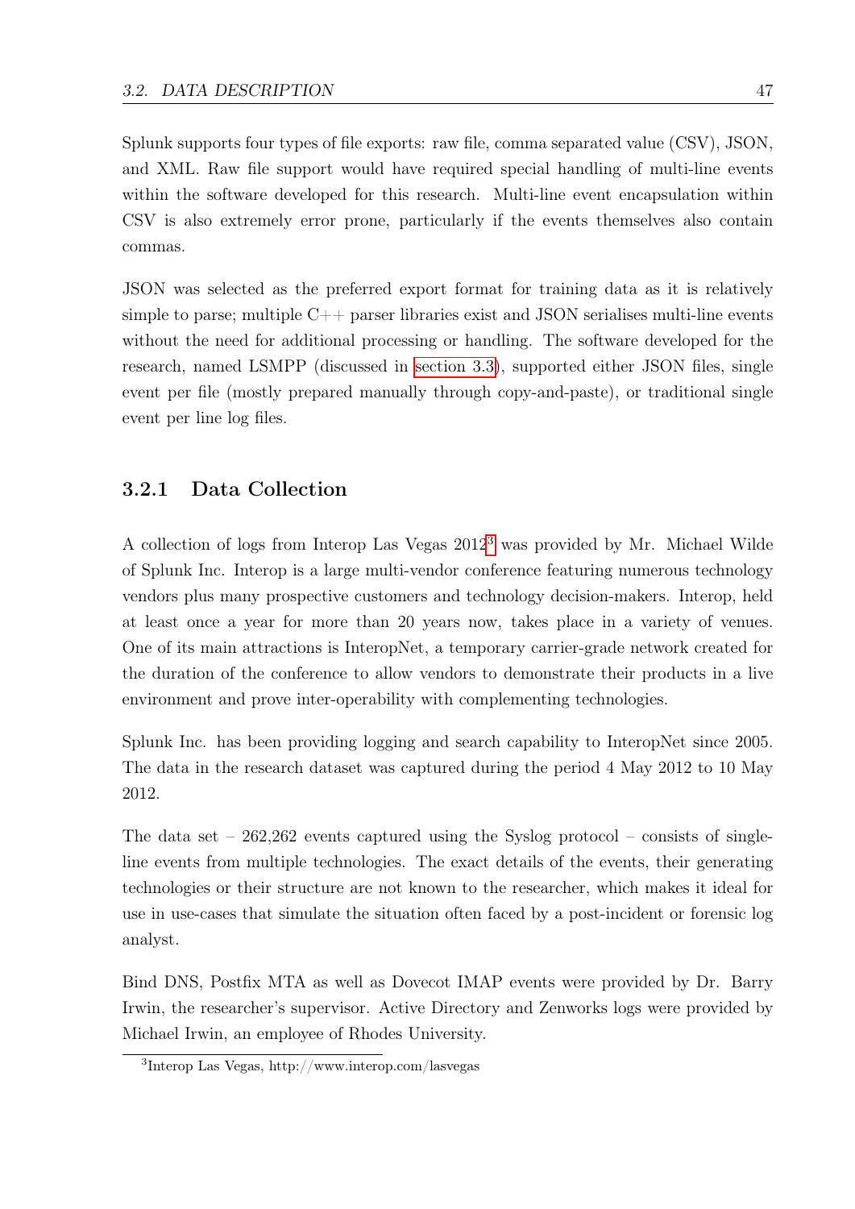Splunk supports four types of file exports: raw file, comma separated value (CSV), JSON, and XML. Raw file support would have required special handling of multi-line events within the software developed for this research. Multi-line event encapsulation within CSV is also extremely error prone, particularly if the events themselves also contain commas.

JSON was selected as the preferred export format for training data as it is relatively simple to parse; multiple C++ parser libraries exist and JSON serialises multi-line events without the need for additional processing or handling. The software developed for the research, named LSMPP (discussed in section 3.3), supported either JSON files, single event per file (mostly prepared manually through copy-and-paste), or traditional single event per line log files.

### 3.2.1 Data Collection

A collection of logs from Interop Las Vegas 2012[3] was provided by Mr. Michael Wilde of Splunk Inc. Interop is a large multi-vendor conference featuring numerous technology vendors plus many prospective customers and technology decision-makers. Interop, held at least once a year for more than 20 years now, takes place in a variety of venues. One of its main attractions is InteropNet, a temporary carrier-grade network created for the duration of the conference to allow vendors to demonstrate their products in a live environment and prove inter-operability with complementing technologies.

Splunk Inc. has been providing logging and search capability to InteropNet since 2005. The data in the research dataset was captured during the period 4 May 2012 to 10 May 2012.

The data set – 262,262 events captured using the Syslog protocol – consists of single-line events from multiple technologies. The exact details of the events, their generating technologies or their structure are not known to the researcher, which makes it ideal for use in use-cases that simulate the situation often faced by a post-incident or forensic log analyst.

Bind DNS, Postfix MTA as well as Dovecot IMAP events were provided by Dr. Barry Irwin, the researcher's supervisor. Active Directory and Zenworks logs were provided by Michael Irwin, an employee of Rhodes University.

[3] Interop Las Vegas, http://www.interop.com/lasvegas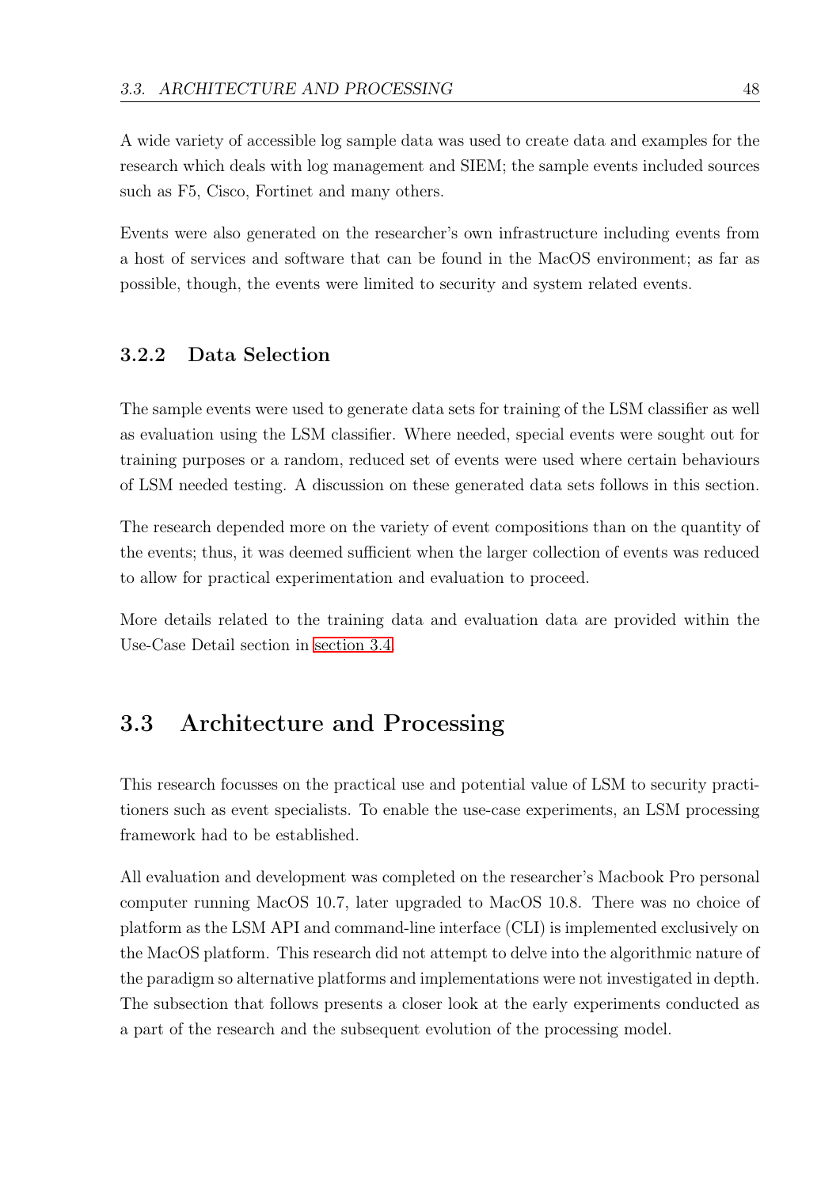A wide variety of accessible log sample data was used to create data and examples for the research which deals with log management and SIEM; the sample events included sources such as F5, Cisco, Fortinet and many others.

Events were also generated on the researcher's own infrastructure including events from a host of services and software that can be found in the MacOS environment; as far as possible, though, the events were limited to security and system related events.

### 3.2.2 Data Selection

The sample events were used to generate data sets for training of the LSM classifier as well as evaluation using the LSM classifier. Where needed, special events were sought out for training purposes or a random, reduced set of events were used where certain behaviours of LSM needed testing. A discussion on these generated data sets follows in this section.

The research depended more on the variety of event compositions than on the quantity of the events; thus, it was deemed sufficient when the larger collection of events was reduced to allow for practical experimentation and evaluation to proceed.

More details related to the training data and evaluation data are provided within the Use-Case Detail section in section 3.4.

## 3.3 Architecture and Processing

This research focusses on the practical use and potential value of LSM to security practitioners such as event specialists. To enable the use-case experiments, an LSM processing framework had to be established.

All evaluation and development was completed on the researcher's Macbook Pro personal computer running MacOS 10.7, later upgraded to MacOS 10.8. There was no choice of platform as the LSM API and command-line interface (CLI) is implemented exclusively on the MacOS platform. This research did not attempt to delve into the algorithmic nature of the paradigm so alternative platforms and implementations were not investigated in depth. The subsection that follows presents a closer look at the early experiments conducted as a part of the research and the subsequent evolution of the processing model.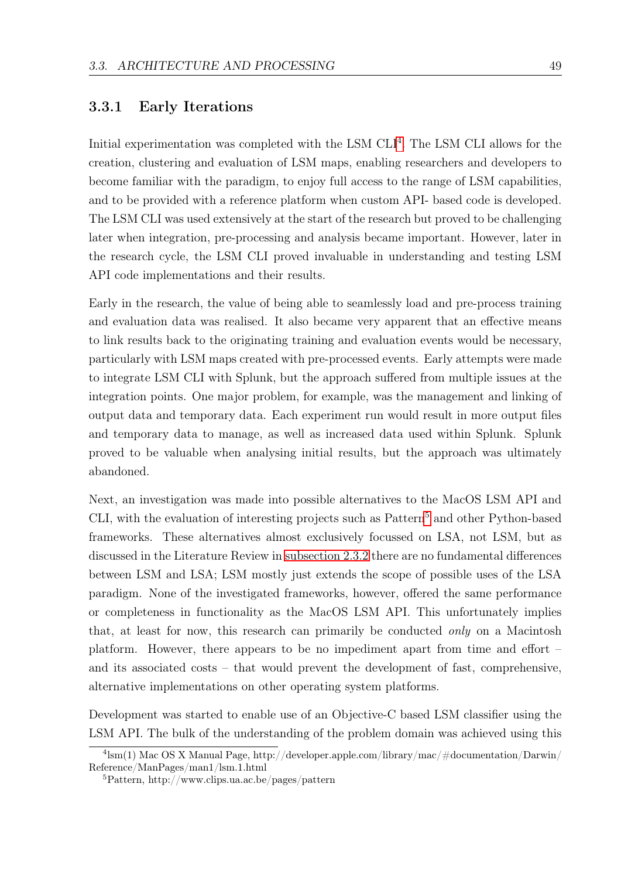### 3.3.1 Early Iterations

Initial experimentation was completed with the LSM CLI[4]. The LSM CLI allows for the creation, clustering and evaluation of LSM maps, enabling researchers and developers to become familiar with the paradigm, to enjoy full access to the range of LSM capabilities, and to be provided with a reference platform when custom API- based code is developed. The LSM CLI was used extensively at the start of the research but proved to be challenging later when integration, pre-processing and analysis became important. However, later in the research cycle, the LSM CLI proved invaluable in understanding and testing LSM API code implementations and their results.

Early in the research, the value of being able to seamlessly load and pre-process training and evaluation data was realised. It also became very apparent that an effective means to link results back to the originating training and evaluation events would be necessary, particularly with LSM maps created with pre-processed events. Early attempts were made to integrate LSM CLI with Splunk, but the approach suffered from multiple issues at the integration points. One major problem, for example, was the management and linking of output data and temporary data. Each experiment run would result in more output files and temporary data to manage, as well as increased data used within Splunk. Splunk proved to be valuable when analysing initial results, but the approach was ultimately abandoned.

Next, an investigation was made into possible alternatives to the MacOS LSM API and CLI, with the evaluation of interesting projects such as Pattern[5] and other Python-based frameworks. These alternatives almost exclusively focussed on LSA, not LSM, but as discussed in the Literature Review in subsection 2.3.2 there are no fundamental differences between LSM and LSA; LSM mostly just extends the scope of possible uses of the LSA paradigm. None of the investigated frameworks, however, offered the same performance or completeness in functionality as the MacOS LSM API. This unfortunately implies that, at least for now, this research can primarily be conducted *only* on a Macintosh platform. However, there appears to be no impediment apart from time and effort – and its associated costs – that would prevent the development of fast, comprehensive, alternative implementations on other operating system platforms.

Development was started to enable use of an Objective-C based LSM classifier using the LSM API. The bulk of the understanding of the problem domain was achieved using this

[4] lsm(1) Mac OS X Manual Page, http://developer.apple.com/library/mac/#documentation/Darwin/Reference/ManPages/man1/lsm.1.html

[5] Pattern, http://www.clips.ua.ac.be/pages/pattern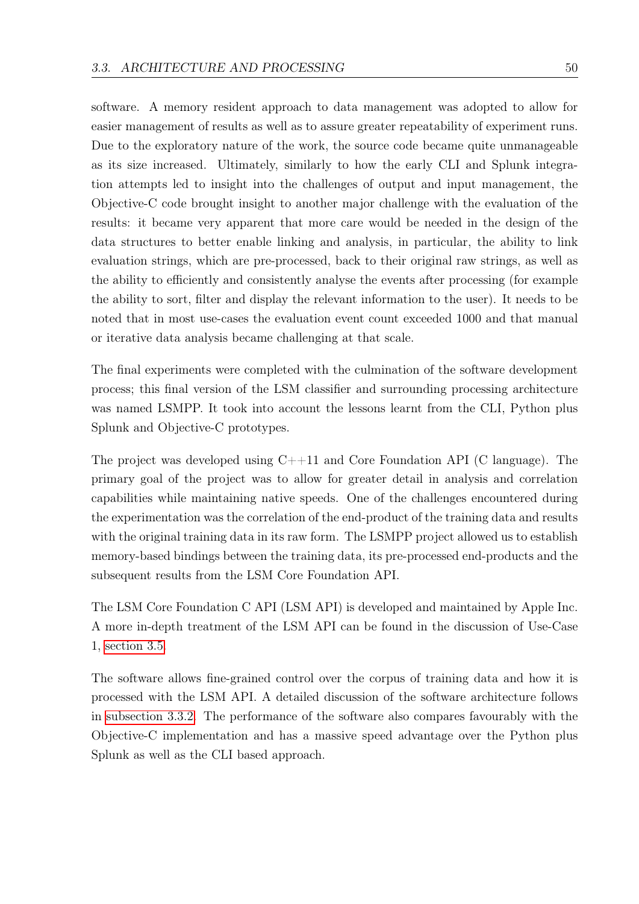software. A memory resident approach to data management was adopted to allow for easier management of results as well as to assure greater repeatability of experiment runs. Due to the exploratory nature of the work, the source code became quite unmanageable as its size increased. Ultimately, similarly to how the early CLI and Splunk integration attempts led to insight into the challenges of output and input management, the Objective-C code brought insight to another major challenge with the evaluation of the results: it became very apparent that more care would be needed in the design of the data structures to better enable linking and analysis, in particular, the ability to link evaluation strings, which are pre-processed, back to their original raw strings, as well as the ability to efficiently and consistently analyse the events after processing (for example the ability to sort, filter and display the relevant information to the user). It needs to be noted that in most use-cases the evaluation event count exceeded 1000 and that manual or iterative data analysis became challenging at that scale.

The final experiments were completed with the culmination of the software development process; this final version of the LSM classifier and surrounding processing architecture was named LSMPP. It took into account the lessons learnt from the CLI, Python plus Splunk and Objective-C prototypes.

The project was developed using C++11 and Core Foundation API (C language). The primary goal of the project was to allow for greater detail in analysis and correlation capabilities while maintaining native speeds. One of the challenges encountered during the experimentation was the correlation of the end-product of the training data and results with the original training data in its raw form. The LSMPP project allowed us to establish memory-based bindings between the training data, its pre-processed end-products and the subsequent results from the LSM Core Foundation API.

The LSM Core Foundation C API (LSM API) is developed and maintained by Apple Inc. A more in-depth treatment of the LSM API can be found in the discussion of Use-Case 1, section 3.5.

The software allows fine-grained control over the corpus of training data and how it is processed with the LSM API. A detailed discussion of the software architecture follows in subsection 3.3.2. The performance of the software also compares favourably with the Objective-C implementation and has a massive speed advantage over the Python plus Splunk as well as the CLI based approach.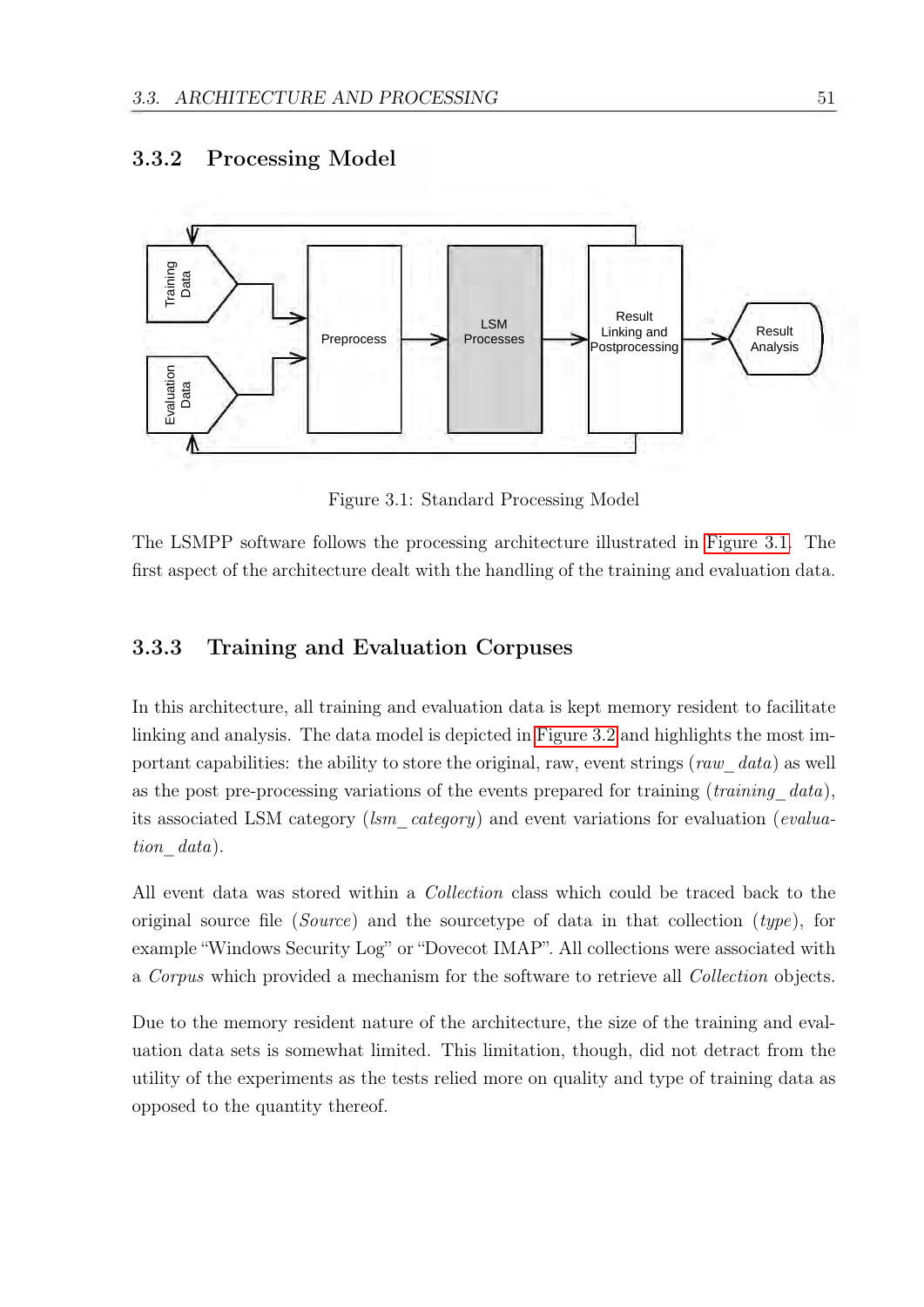### 3.3.2 Processing Model

Figure 3.1: Standard Processing Model

The LSMPP software follows the processing architecture illustrated in Figure 3.1. The first aspect of the architecture dealt with the handling of the training and evaluation data.

### 3.3.3 Training and Evaluation Corpuses

In this architecture, all training and evaluation data is kept memory resident to facilitate linking and analysis. The data model is depicted in Figure 3.2 and highlights the most important capabilities: the ability to store the original, raw, event strings (*raw_ data*) as well as the post pre-processing variations of the events prepared for training (*training_ data*), its associated LSM category (*lsm_ category*) and event variations for evaluation (*evaluation_ data*).

All event data was stored within a *Collection* class which could be traced back to the original source file (*Source*) and the sourcetype of data in that collection (*type*), for example "Windows Security Log" or "Dovecot IMAP". All collections were associated with a *Corpus* which provided a mechanism for the software to retrieve all *Collection* objects.

Due to the memory resident nature of the architecture, the size of the training and evaluation data sets is somewhat limited. This limitation, though, did not detract from the utility of the experiments as the tests relied more on quality and type of training data as opposed to the quantity thereof.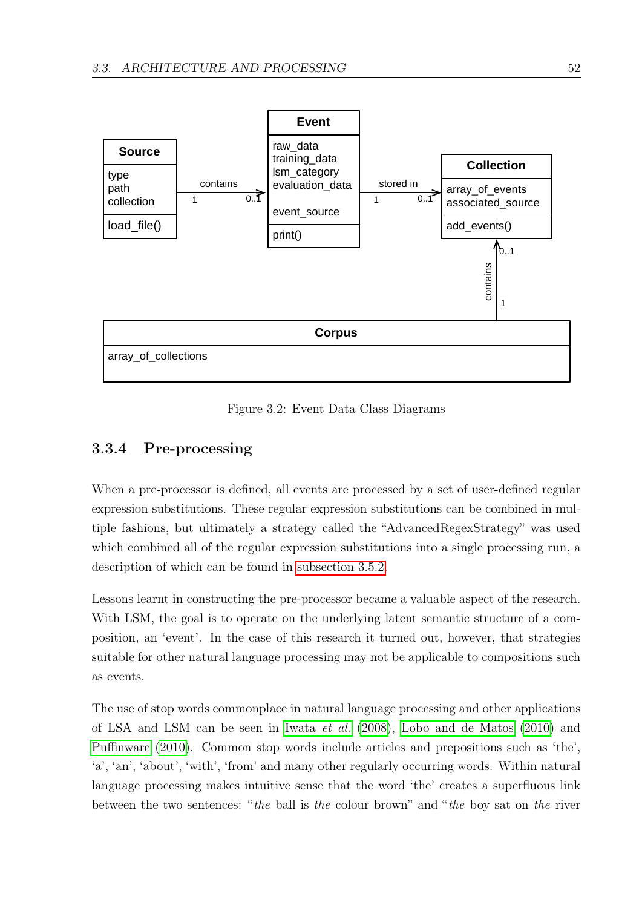Figure 3.2: Event Data Class Diagrams

### 3.3.4 Pre-processing

When a pre-processor is defined, all events are processed by a set of user-defined regular expression substitutions. These regular expression substitutions can be combined in multiple fashions, but ultimately a strategy called the "AdvancedRegexStrategy" was used which combined all of the regular expression substitutions into a single processing run, a description of which can be found in subsection 3.5.2.

Lessons learnt in constructing the pre-processor became a valuable aspect of the research. With LSM, the goal is to operate on the underlying latent semantic structure of a composition, an 'event'. In the case of this research it turned out, however, that strategies suitable for other natural language processing may not be applicable to compositions such as events.

The use of stop words commonplace in natural language processing and other applications of LSA and LSM can be seen in Iwata *et al.* (2008), Lobo and de Matos (2010) and Puffinware (2010). Common stop words include articles and prepositions such as 'the', 'a', 'an', 'about', 'with', 'from' and many other regularly occurring words. Within natural language processing makes intuitive sense that the word 'the' creates a superfluous link between the two sentences: "*the* ball is *the* colour brown" and "*the* boy sat on *the* river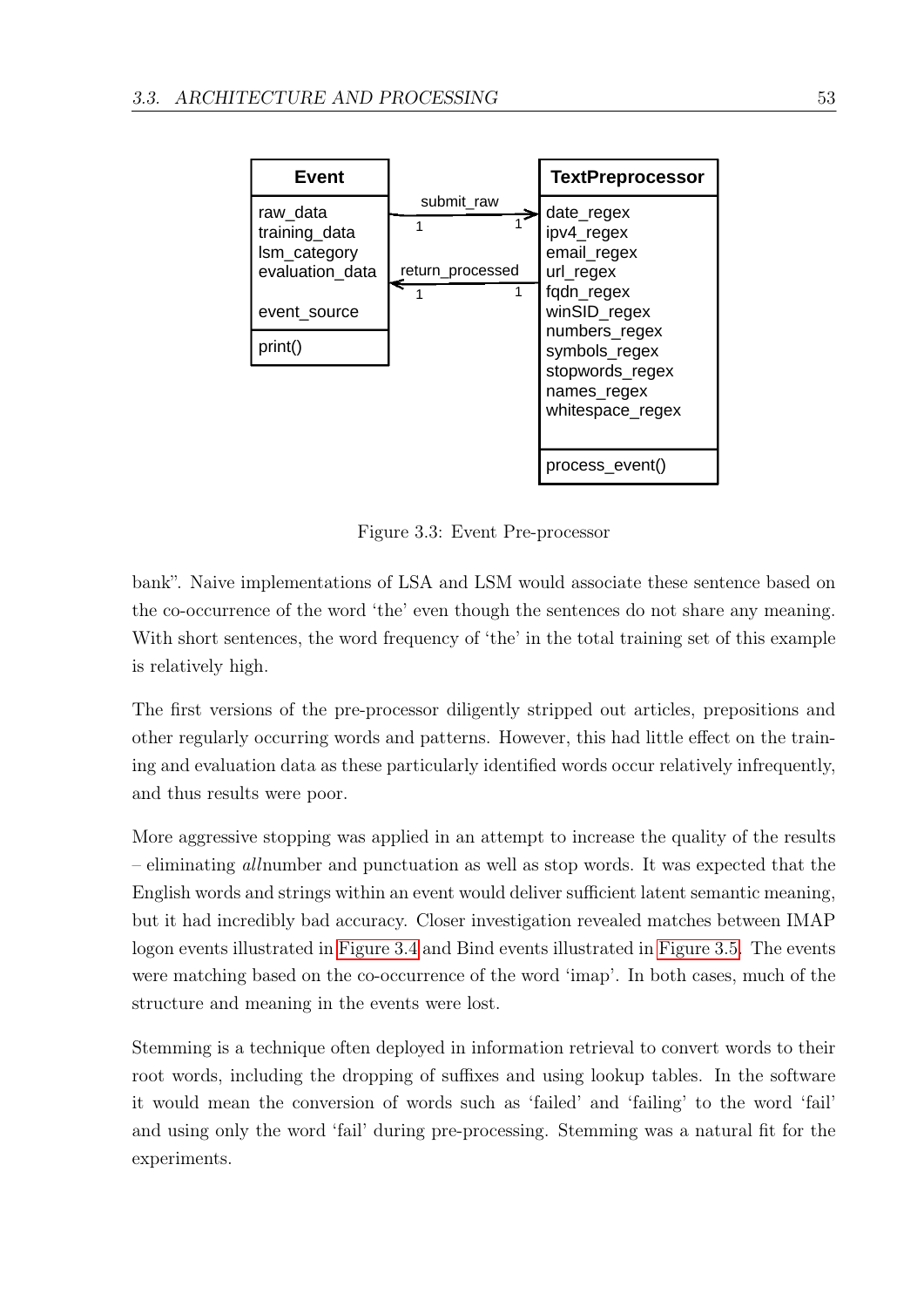| Event |
| --- |
| raw_data<br>training_data<br>lsm_category<br>evaluation_data<br><br>event_source |
| print() |

submit_raw (1 → 1)

return_processed (1 ← 1)

| TextPreprocessor |
| --- |
| date_regex<br>ipv4_regex<br>email_regex<br>url_regex<br>fqdn_regex<br>winSID_regex<br>numbers_regex<br>symbols_regex<br>stopwords_regex<br>names_regex<br>whitespace_regex |
| process_event() |

Figure 3.3: Event Pre-processor

bank". Naive implementations of LSA and LSM would associate these sentence based on the co-occurrence of the word 'the' even though the sentences do not share any meaning. With short sentences, the word frequency of 'the' in the total training set of this example is relatively high.

The first versions of the pre-processor diligently stripped out articles, prepositions and other regularly occurring words and patterns. However, this had little effect on the training and evaluation data as these particularly identified words occur relatively infrequently, and thus results were poor.

More aggressive stopping was applied in an attempt to increase the quality of the results – eliminating *all*number and punctuation as well as stop words. It was expected that the English words and strings within an event would deliver sufficient latent semantic meaning, but it had incredibly bad accuracy. Closer investigation revealed matches between IMAP logon events illustrated in Figure 3.4 and Bind events illustrated in Figure 3.5. The events were matching based on the co-occurrence of the word 'imap'. In both cases, much of the structure and meaning in the events were lost.

Stemming is a technique often deployed in information retrieval to convert words to their root words, including the dropping of suffixes and using lookup tables. In the software it would mean the conversion of words such as 'failed' and 'failing' to the word 'fail' and using only the word 'fail' during pre-processing. Stemming was a natural fit for the experiments.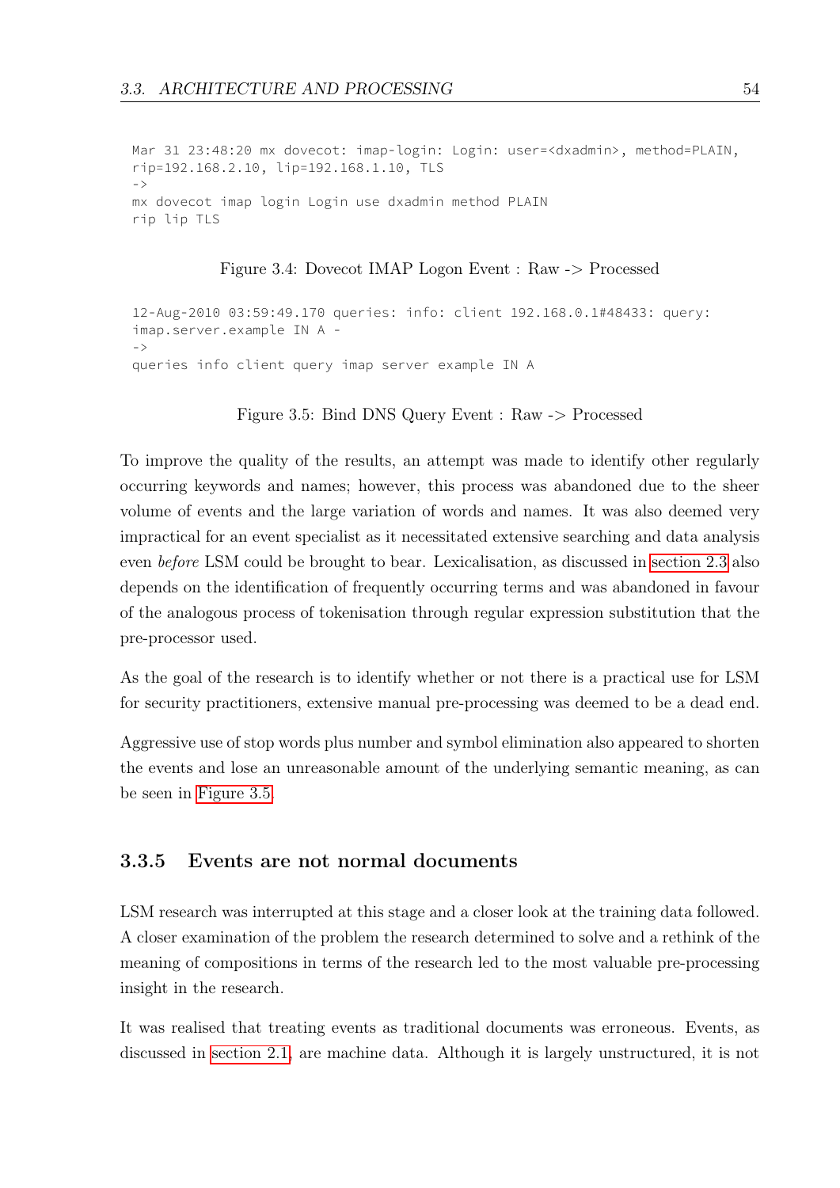```
Mar 31 23:48:20 mx dovecot: imap-login: Login: user=<dxadmin>, method=PLAIN,
rip=192.168.2.10, lip=192.168.1.10, TLS
->
mx dovecot imap login Login use dxadmin method PLAIN
rip lip TLS
```

Figure 3.4: Dovecot IMAP Logon Event : Raw -> Processed

```
12-Aug-2010 03:59:49.170 queries: info: client 192.168.0.1#48433: query:
imap.server.example IN A -
->
queries info client query imap server example IN A
```

Figure 3.5: Bind DNS Query Event : Raw -> Processed

To improve the quality of the results, an attempt was made to identify other regularly occurring keywords and names; however, this process was abandoned due to the sheer volume of events and the large variation of words and names. It was also deemed very impractical for an event specialist as it necessitated extensive searching and data analysis even *before* LSM could be brought to bear. Lexicalisation, as discussed in section 2.3 also depends on the identification of frequently occurring terms and was abandoned in favour of the analogous process of tokenisation through regular expression substitution that the pre-processor used.

As the goal of the research is to identify whether or not there is a practical use for LSM for security practitioners, extensive manual pre-processing was deemed to be a dead end.

Aggressive use of stop words plus number and symbol elimination also appeared to shorten the events and lose an unreasonable amount of the underlying semantic meaning, as can be seen in Figure 3.5.

### 3.3.5 Events are not normal documents

LSM research was interrupted at this stage and a closer look at the training data followed. A closer examination of the problem the research determined to solve and a rethink of the meaning of compositions in terms of the research led to the most valuable pre-processing insight in the research.

It was realised that treating events as traditional documents was erroneous. Events, as discussed in section 2.1, are machine data. Although it is largely unstructured, it is not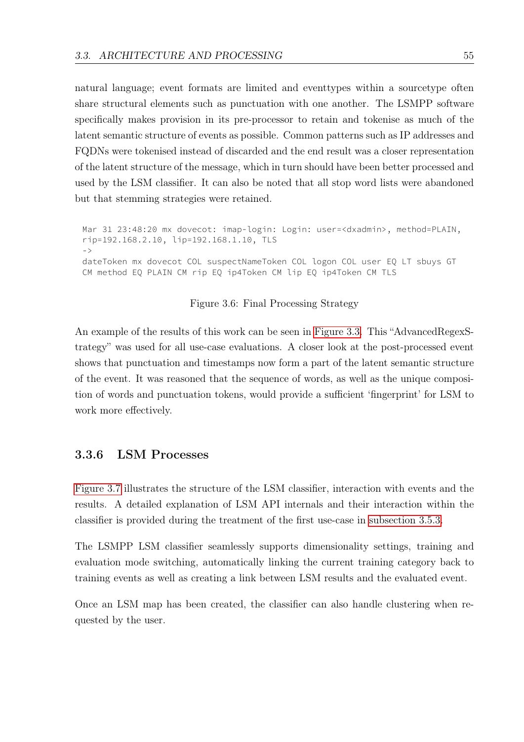natural language; event formats are limited and eventtypes within a sourcetype often share structural elements such as punctuation with one another. The LSMPP software specifically makes provision in its pre-processor to retain and tokenise as much of the latent semantic structure of events as possible. Common patterns such as IP addresses and FQDNs were tokenised instead of discarded and the end result was a closer representation of the latent structure of the message, which in turn should have been better processed and used by the LSM classifier. It can also be noted that all stop word lists were abandoned but that stemming strategies were retained.

```
Mar 31 23:48:20 mx dovecot: imap-login: Login: user=<dxadmin>, method=PLAIN,
rip=192.168.2.10, lip=192.168.1.10, TLS
->
dateToken mx dovecot COL suspectNameToken COL logon COL user EQ LT sbuys GT
CM method EQ PLAIN CM rip EQ ip4Token CM lip EQ ip4Token CM TLS
```

Figure 3.6: Final Processing Strategy

An example of the results of this work can be seen in Figure 3.3. This "AdvancedRegexStrategy" was used for all use-case evaluations. A closer look at the post-processed event shows that punctuation and timestamps now form a part of the latent semantic structure of the event. It was reasoned that the sequence of words, as well as the unique composition of words and punctuation tokens, would provide a sufficient 'fingerprint' for LSM to work more effectively.

### 3.3.6 LSM Processes

Figure 3.7 illustrates the structure of the LSM classifier, interaction with events and the results. A detailed explanation of LSM API internals and their interaction within the classifier is provided during the treatment of the first use-case in subsection 3.5.3.

The LSMPP LSM classifier seamlessly supports dimensionality settings, training and evaluation mode switching, automatically linking the current training category back to training events as well as creating a link between LSM results and the evaluated event.

Once an LSM map has been created, the classifier can also handle clustering when requested by the user.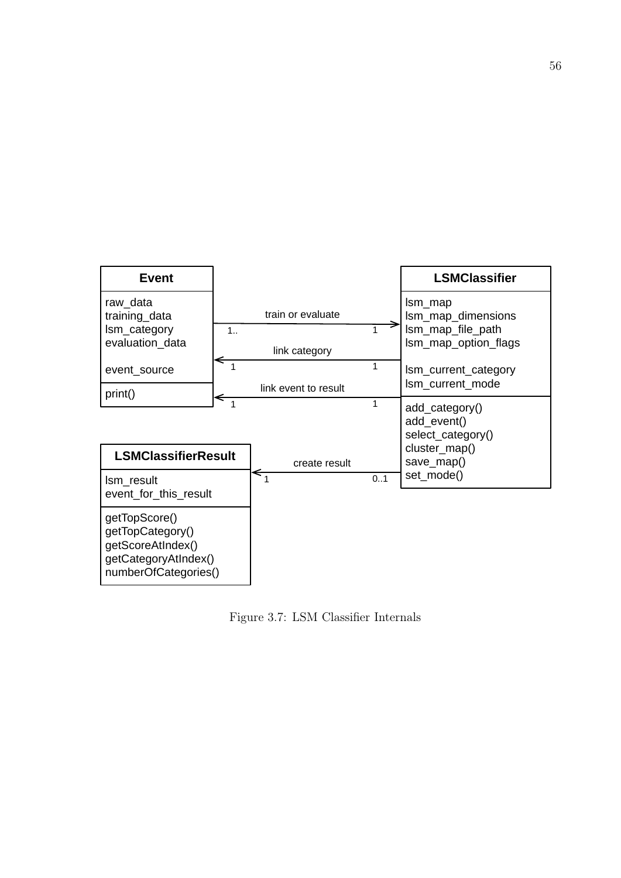**Event**

raw_data
training_data
lsm_category
evaluation_data

event_source

print()

**LSMClassifier**

lsm_map
lsm_map_dimensions
lsm_map_file_path
lsm_map_option_flags

lsm_current_category
lsm_current_mode

add_category()
add_event()
select_category()
cluster_map()
save_map()
set_mode()

**LSMClassifierResult**

lsm_result
event_for_this_result

getTopScore()
getTopCategory()
getScoreAtIndex()
getCategoryAtIndex()
numberOfCategories()

train or evaluate (1.. — 1)
link category (1 — 1)
link event to result (1 — 1)
create result (1 — 0..1)

Figure 3.7: LSM Classifier Internals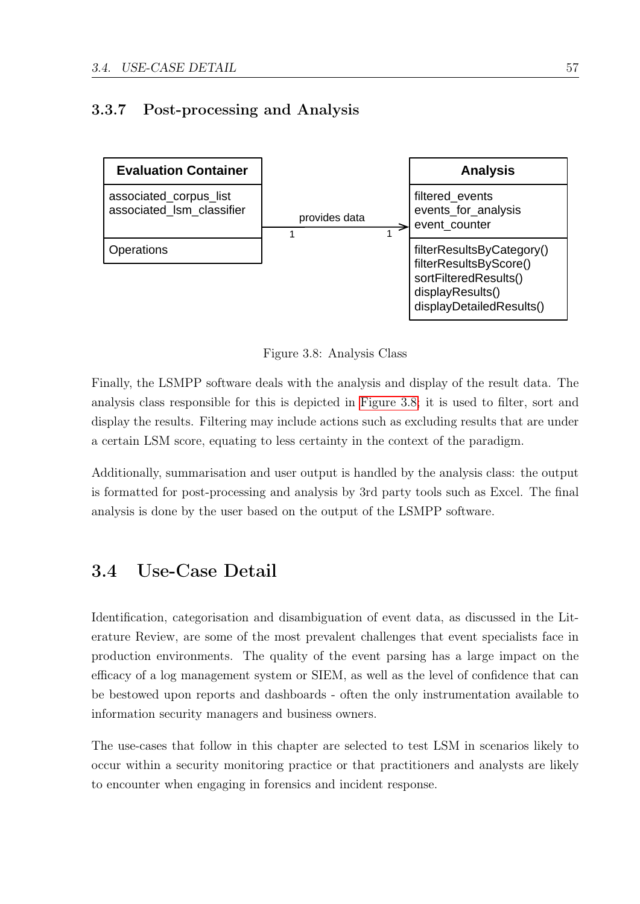### 3.3.7 Post-processing and Analysis

| Evaluation Container | | Analysis |
|---|---|---|
| associated_corpus_list<br>associated_lsm_classifier | provides data (1 → 1) | filtered_events<br>events_for_analysis<br>event_counter |
| Operations | | filterResultsByCategory()<br>filterResultsByScore()<br>sortFilteredResults()<br>displayResults()<br>displayDetailedResults() |

Figure 3.8: Analysis Class

Finally, the LSMPP software deals with the analysis and display of the result data. The analysis class responsible for this is depicted in Figure 3.8; it is used to filter, sort and display the results. Filtering may include actions such as excluding results that are under a certain LSM score, equating to less certainty in the context of the paradigm.

Additionally, summarisation and user output is handled by the analysis class: the output is formatted for post-processing and analysis by 3rd party tools such as Excel. The final analysis is done by the user based on the output of the LSMPP software.

## 3.4 Use-Case Detail

Identification, categorisation and disambiguation of event data, as discussed in the Literature Review, are some of the most prevalent challenges that event specialists face in production environments. The quality of the event parsing has a large impact on the efficacy of a log management system or SIEM, as well as the level of confidence that can be bestowed upon reports and dashboards - often the only instrumentation available to information security managers and business owners.

The use-cases that follow in this chapter are selected to test LSM in scenarios likely to occur within a security monitoring practice or that practitioners and analysts are likely to encounter when engaging in forensics and incident response.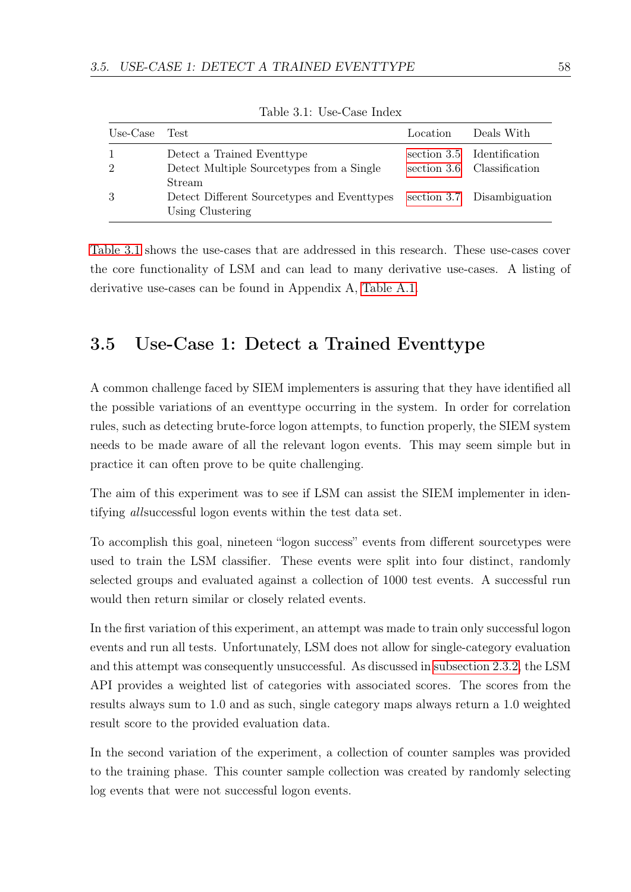Table 3.1: Use-Case Index

| Use-Case | Test | Location | Deals With |
|---|---|---|---|
| 1 | Detect a Trained Eventtype | section 3.5 | Identification |
| 2 | Detect Multiple Sourcetypes from a Single Stream | section 3.6 | Classification |
| 3 | Detect Different Sourcetypes and Eventtypes Using Clustering | section 3.7 | Disambiguation |

Table 3.1 shows the use-cases that are addressed in this research. These use-cases cover the core functionality of LSM and can lead to many derivative use-cases. A listing of derivative use-cases can be found in Appendix A, Table A.1.

## 3.5 Use-Case 1: Detect a Trained Eventtype

A common challenge faced by SIEM implementers is assuring that they have identified all the possible variations of an eventtype occurring in the system. In order for correlation rules, such as detecting brute-force logon attempts, to function properly, the SIEM system needs to be made aware of all the relevant logon events. This may seem simple but in practice it can often prove to be quite challenging.

The aim of this experiment was to see if LSM can assist the SIEM implementer in identifying *all*successful logon events within the test data set.

To accomplish this goal, nineteen "logon success" events from different sourcetypes were used to train the LSM classifier. These events were split into four distinct, randomly selected groups and evaluated against a collection of 1000 test events. A successful run would then return similar or closely related events.

In the first variation of this experiment, an attempt was made to train only successful logon events and run all tests. Unfortunately, LSM does not allow for single-category evaluation and this attempt was consequently unsuccessful. As discussed in subsection 2.3.2, the LSM API provides a weighted list of categories with associated scores. The scores from the results always sum to 1.0 and as such, single category maps always return a 1.0 weighted result score to the provided evaluation data.

In the second variation of the experiment, a collection of counter samples was provided to the training phase. This counter sample collection was created by randomly selecting log events that were not successful logon events.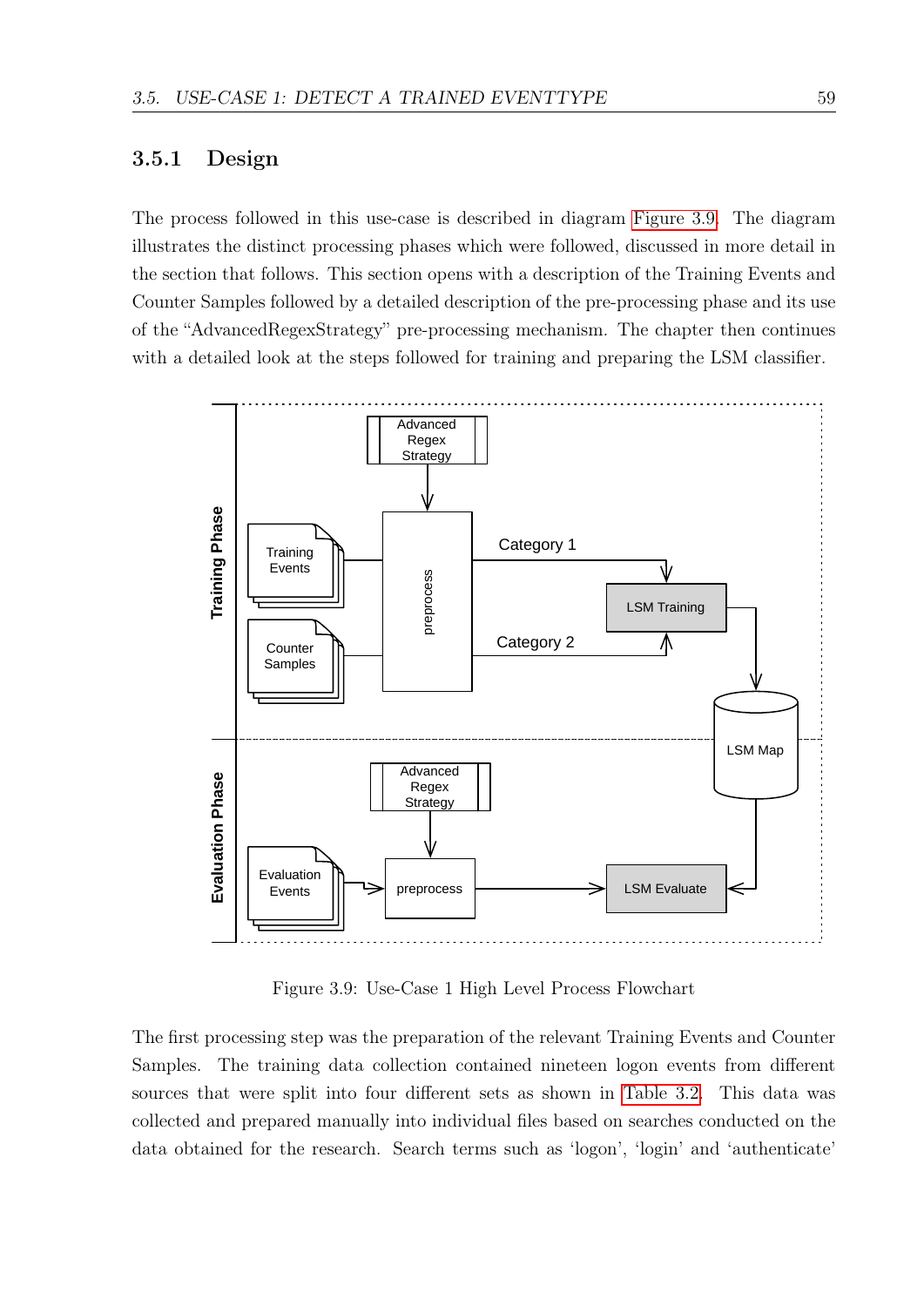### 3.5.1 Design

The process followed in this use-case is described in diagram Figure 3.9. The diagram illustrates the distinct processing phases which were followed, discussed in more detail in the section that follows. This section opens with a description of the Training Events and Counter Samples followed by a detailed description of the pre-processing phase and its use of the "AdvancedRegexStrategy" pre-processing mechanism. The chapter then continues with a detailed look at the steps followed for training and preparing the LSM classifier.

Figure 3.9: Use-Case 1 High Level Process Flowchart

The first processing step was the preparation of the relevant Training Events and Counter Samples. The training data collection contained nineteen logon events from different sources that were split into four different sets as shown in Table 3.2. This data was collected and prepared manually into individual files based on searches conducted on the data obtained for the research. Search terms such as 'logon', 'login' and 'authenticate'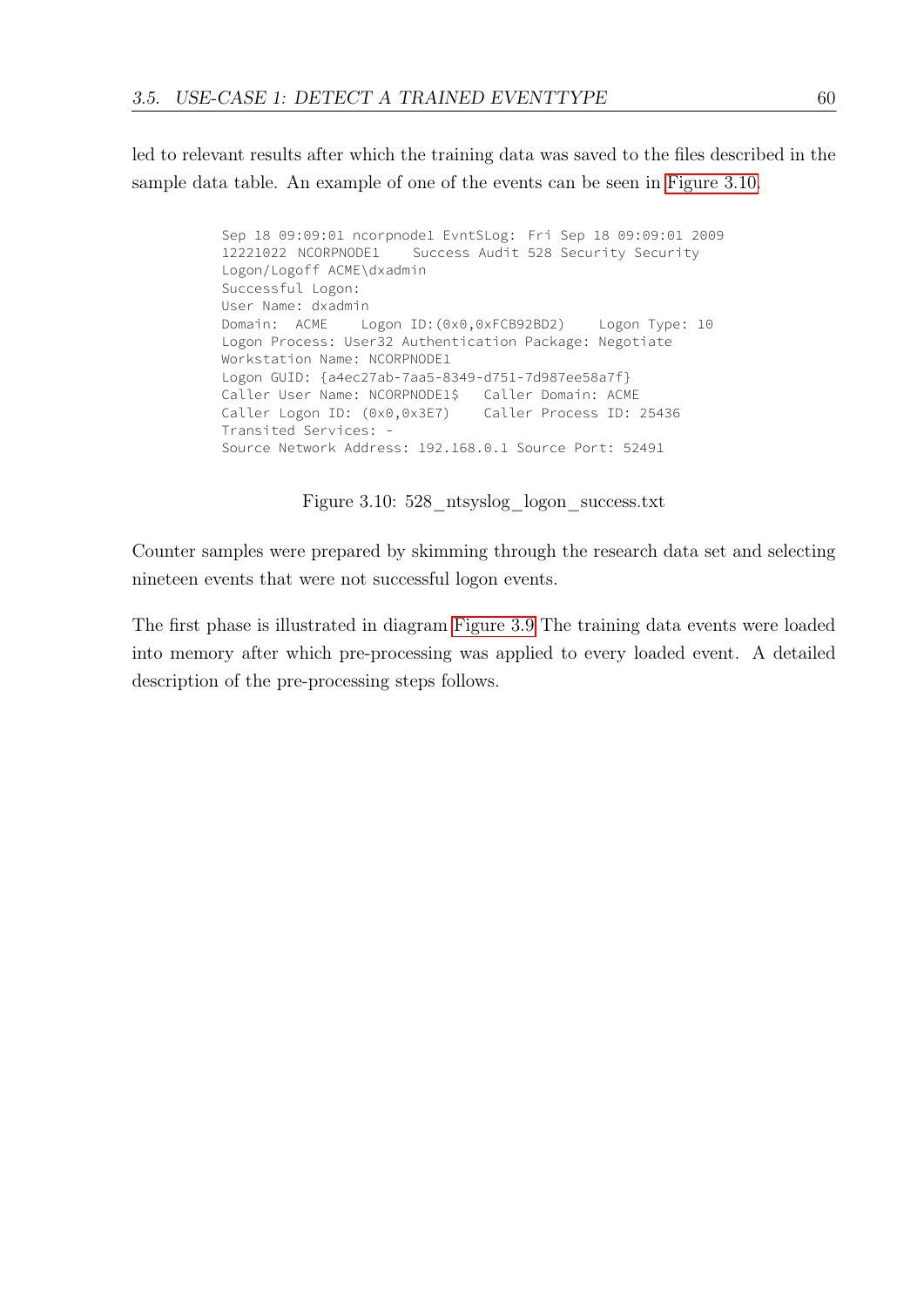led to relevant results after which the training data was saved to the files described in the sample data table. An example of one of the events can be seen in Figure 3.10.

```
Sep 18 09:09:01 ncorpnode1 EvntSLog: Fri Sep 18 09:09:01 2009
12221022 NCORPNODE1    Success Audit 528 Security Security
Logon/Logoff ACME\dxadmin
Successful Logon:
User Name: dxadmin
Domain:  ACME    Logon ID:(0x0,0xFCB92BD2)    Logon Type: 10
Logon Process: User32 Authentication Package: Negotiate
Workstation Name: NCORPNODE1
Logon GUID: {a4ec27ab-7aa5-8349-d751-7d987ee58a7f}
Caller User Name: NCORPNODE1$   Caller Domain: ACME
Caller Logon ID: (0x0,0x3E7)    Caller Process ID: 25436
Transited Services: -
Source Network Address: 192.168.0.1 Source Port: 52491
```

Figure 3.10: 528_ntsyslog_logon_success.txt

Counter samples were prepared by skimming through the research data set and selecting nineteen events that were not successful logon events.

The first phase is illustrated in diagram Figure 3.9 The training data events were loaded into memory after which pre-processing was applied to every loaded event. A detailed description of the pre-processing steps follows.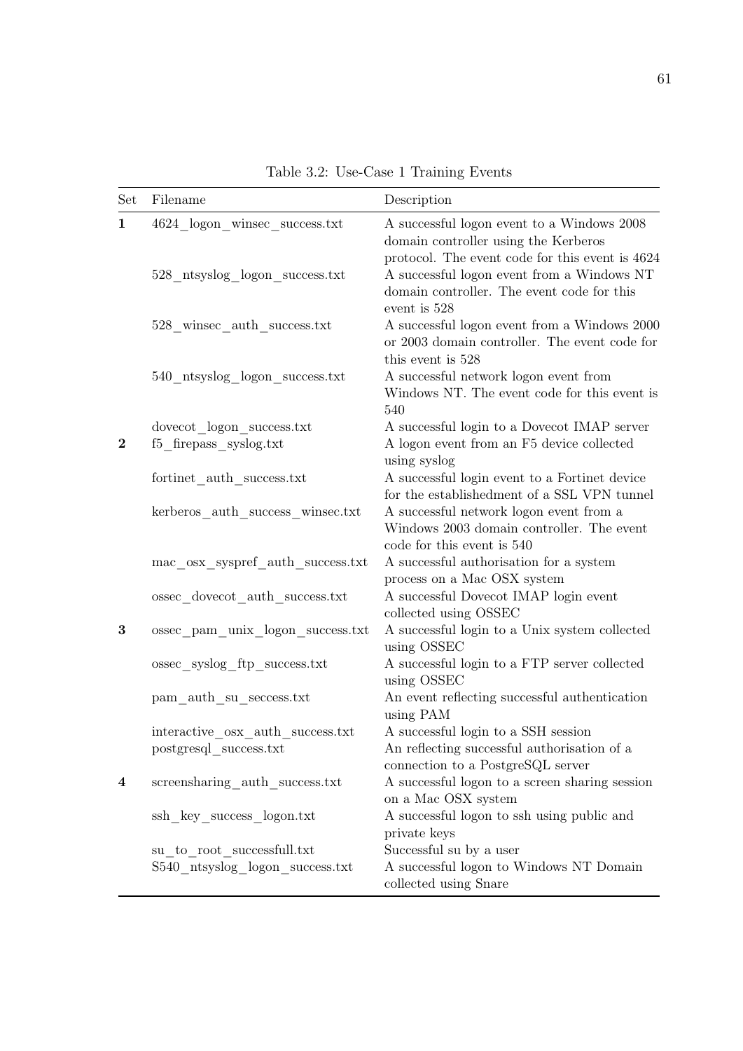Table 3.2: Use-Case 1 Training Events

| Set | Filename | Description |
|---|---|---|
| **1** | 4624_logon_winsec_success.txt | A successful logon event to a Windows 2008 domain controller using the Kerberos protocol. The event code for this event is 4624 |
| | 528_ntsyslog_logon_success.txt | A successful logon event from a Windows NT domain controller. The event code for this event is 528 |
| | 528_winsec_auth_success.txt | A successful logon event from a Windows 2000 or 2003 domain controller. The event code for this event is 528 |
| | 540_ntsyslog_logon_success.txt | A successful network logon event from Windows NT. The event code for this event is 540 |
| | dovecot_logon_success.txt | A successful login to a Dovecot IMAP server |
| **2** | f5_firepass_syslog.txt | A logon event from an F5 device collected using syslog |
| | fortinet_auth_success.txt | A successful login event to a Fortinet device for the establishedment of a SSL VPN tunnel |
| | kerberos_auth_success_winsec.txt | A successful network logon event from a Windows 2003 domain controller. The event code for this event is 540 |
| | mac_osx_syspref_auth_success.txt | A successful authorisation for a system process on a Mac OSX system |
| | ossec_dovecot_auth_success.txt | A successful Dovecot IMAP login event collected using OSSEC |
| **3** | ossec_pam_unix_logon_success.txt | A successful login to a Unix system collected using OSSEC |
| | ossec_syslog_ftp_success.txt | A successful login to a FTP server collected using OSSEC |
| | pam_auth_su_seccess.txt | An event reflecting successful authentication using PAM |
| | interactive_osx_auth_success.txt | A successful login to a SSH session |
| | postgresql_success.txt | An reflecting successful authorisation of a connection to a PostgreSQL server |
| **4** | screensharing_auth_success.txt | A successful logon to a screen sharing session on a Mac OSX system |
| | ssh_key_success_logon.txt | A successful logon to ssh using public and private keys |
| | su_to_root_successfull.txt | Successful su by a user |
| | S540_ntsyslog_logon_success.txt | A successful logon to Windows NT Domain collected using Snare |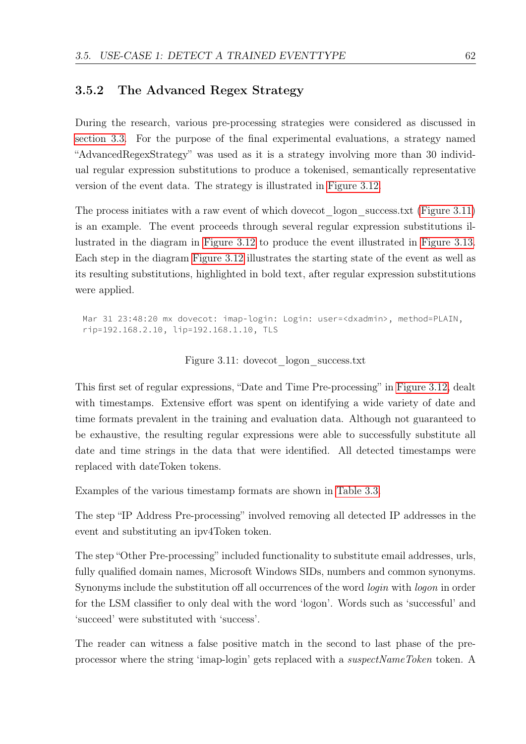### 3.5.2 The Advanced Regex Strategy

During the research, various pre-processing strategies were considered as discussed in section 3.3. For the purpose of the final experimental evaluations, a strategy named "AdvancedRegexStrategy" was used as it is a strategy involving more than 30 individual regular expression substitutions to produce a tokenised, semantically representative version of the event data. The strategy is illustrated in Figure 3.12.

The process initiates with a raw event of which dovecot_logon_success.txt (Figure 3.11) is an example. The event proceeds through several regular expression substitutions illustrated in the diagram in Figure 3.12 to produce the event illustrated in Figure 3.13. Each step in the diagram Figure 3.12 illustrates the starting state of the event as well as its resulting substitutions, highlighted in bold text, after regular expression substitutions were applied.

```
Mar 31 23:48:20 mx dovecot: imap-login: Login: user=<dxadmin>, method=PLAIN,
rip=192.168.2.10, lip=192.168.1.10, TLS
```

Figure 3.11: dovecot_logon_success.txt

This first set of regular expressions, "Date and Time Pre-processing" in Figure 3.12, dealt with timestamps. Extensive effort was spent on identifying a wide variety of date and time formats prevalent in the training and evaluation data. Although not guaranteed to be exhaustive, the resulting regular expressions were able to successfully substitute all date and time strings in the data that were identified. All detected timestamps were replaced with dateToken tokens.

Examples of the various timestamp formats are shown in Table 3.3.

The step "IP Address Pre-processing" involved removing all detected IP addresses in the event and substituting an ipv4Token token.

The step "Other Pre-processing" included functionality to substitute email addresses, urls, fully qualified domain names, Microsoft Windows SIDs, numbers and common synonyms. Synonyms include the substitution off all occurrences of the word *login* with *logon* in order for the LSM classifier to only deal with the word 'logon'. Words such as 'successful' and 'succeed' were substituted with 'success'.

The reader can witness a false positive match in the second to last phase of the pre-processor where the string 'imap-login' gets replaced with a *suspectNameToken* token. A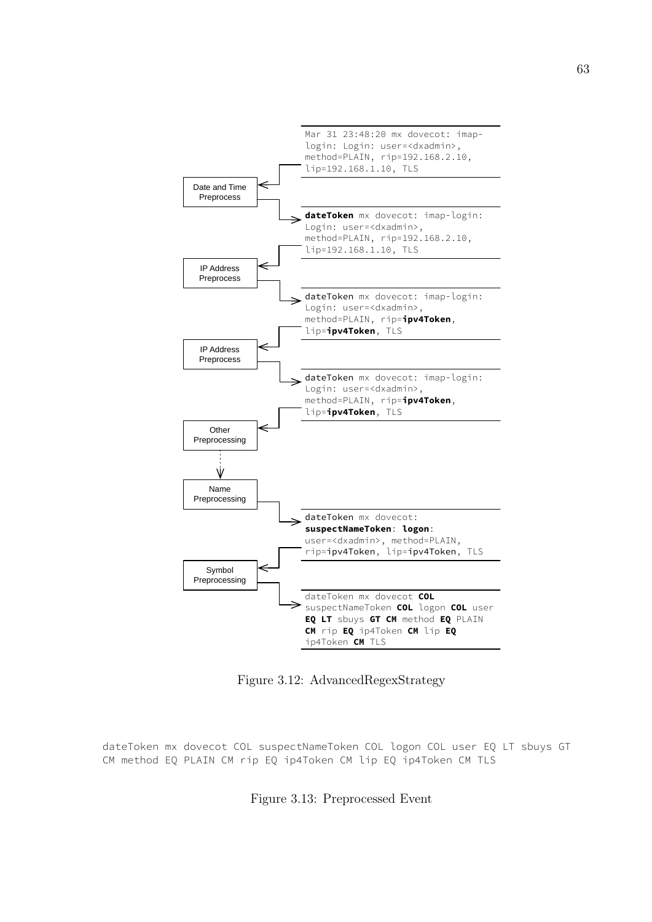Date and Time Preprocess

```
Mar 31 23:48:20 mx dovecot: imap-login: Login: user=<dxadmin>, method=PLAIN, rip=192.168.2.10, lip=192.168.1.10, TLS
```

```
dateToken mx dovecot: imap-login: Login: user=<dxadmin>, method=PLAIN, rip=192.168.2.10, lip=192.168.1.10, TLS
```

IP Address Preprocess

```
dateToken mx dovecot: imap-login: Login: user=<dxadmin>, method=PLAIN, rip=ipv4Token, lip=ipv4Token, TLS
```

IP Address Preprocess

```
dateToken mx dovecot: imap-login: Login: user=<dxadmin>, method=PLAIN, rip=ipv4Token, lip=ipv4Token, TLS
```

Other Preprocessing

Name Preprocessing

```
dateToken mx dovecot: suspectNameToken: logon: user=<dxadmin>, method=PLAIN, rip=ipv4Token, lip=ipv4Token, TLS
```

Symbol Preprocessing

```
dateToken mx dovecot COL suspectNameToken COL logon COL user EQ LT sbuys GT CM method EQ PLAIN CM rip EQ ip4Token CM lip EQ ip4Token CM TLS
```

Figure 3.12: AdvancedRegexStrategy

```
dateToken mx dovecot COL suspectNameToken COL logon COL user EQ LT sbuys GT
CM method EQ PLAIN CM rip EQ ip4Token CM lip EQ ip4Token CM TLS
```

Figure 3.13: Preprocessed Event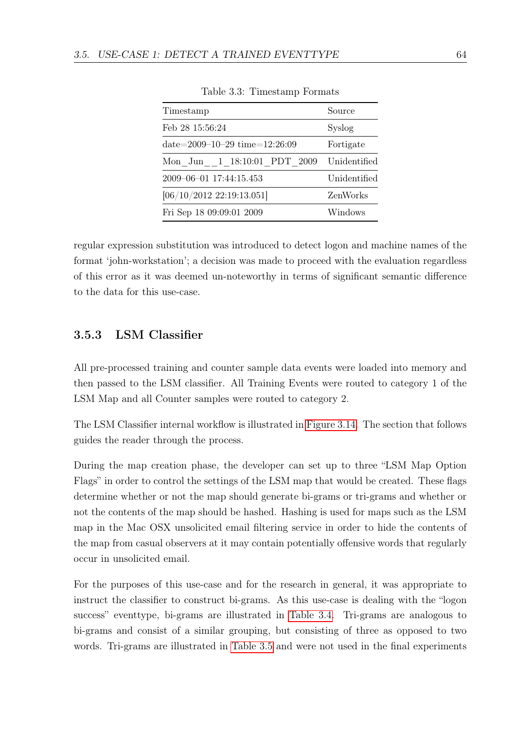Table 3.3: Timestamp Formats

| Timestamp | Source |
|---|---|
| Feb 28 15:56:24 | Syslog |
| date=2009–10–29 time=12:26:09 | Fortigate |
| Mon_Jun__1_18:10:01_PDT_2009 | Unidentified |
| 2009–06–01 17:44:15.453 | Unidentified |
| [06/10/2012 22:19:13.051] | ZenWorks |
| Fri Sep 18 09:09:01 2009 | Windows |

regular expression substitution was introduced to detect logon and machine names of the format 'john-workstation'; a decision was made to proceed with the evaluation regardless of this error as it was deemed un-noteworthy in terms of significant semantic difference to the data for this use-case.

### 3.5.3 LSM Classifier

All pre-processed training and counter sample data events were loaded into memory and then passed to the LSM classifier. All Training Events were routed to category 1 of the LSM Map and all Counter samples were routed to category 2.

The LSM Classifier internal workflow is illustrated in Figure 3.14. The section that follows guides the reader through the process.

During the map creation phase, the developer can set up to three "LSM Map Option Flags" in order to control the settings of the LSM map that would be created. These flags determine whether or not the map should generate bi-grams or tri-grams and whether or not the contents of the map should be hashed. Hashing is used for maps such as the LSM map in the Mac OSX unsolicited email filtering service in order to hide the contents of the map from casual observers at it may contain potentially offensive words that regularly occur in unsolicited email.

For the purposes of this use-case and for the research in general, it was appropriate to instruct the classifier to construct bi-grams. As this use-case is dealing with the "logon success" eventtype, bi-grams are illustrated in Table 3.4. Tri-grams are analogous to bi-grams and consist of a similar grouping, but consisting of three as opposed to two words. Tri-grams are illustrated in Table 3.5 and were not used in the final experiments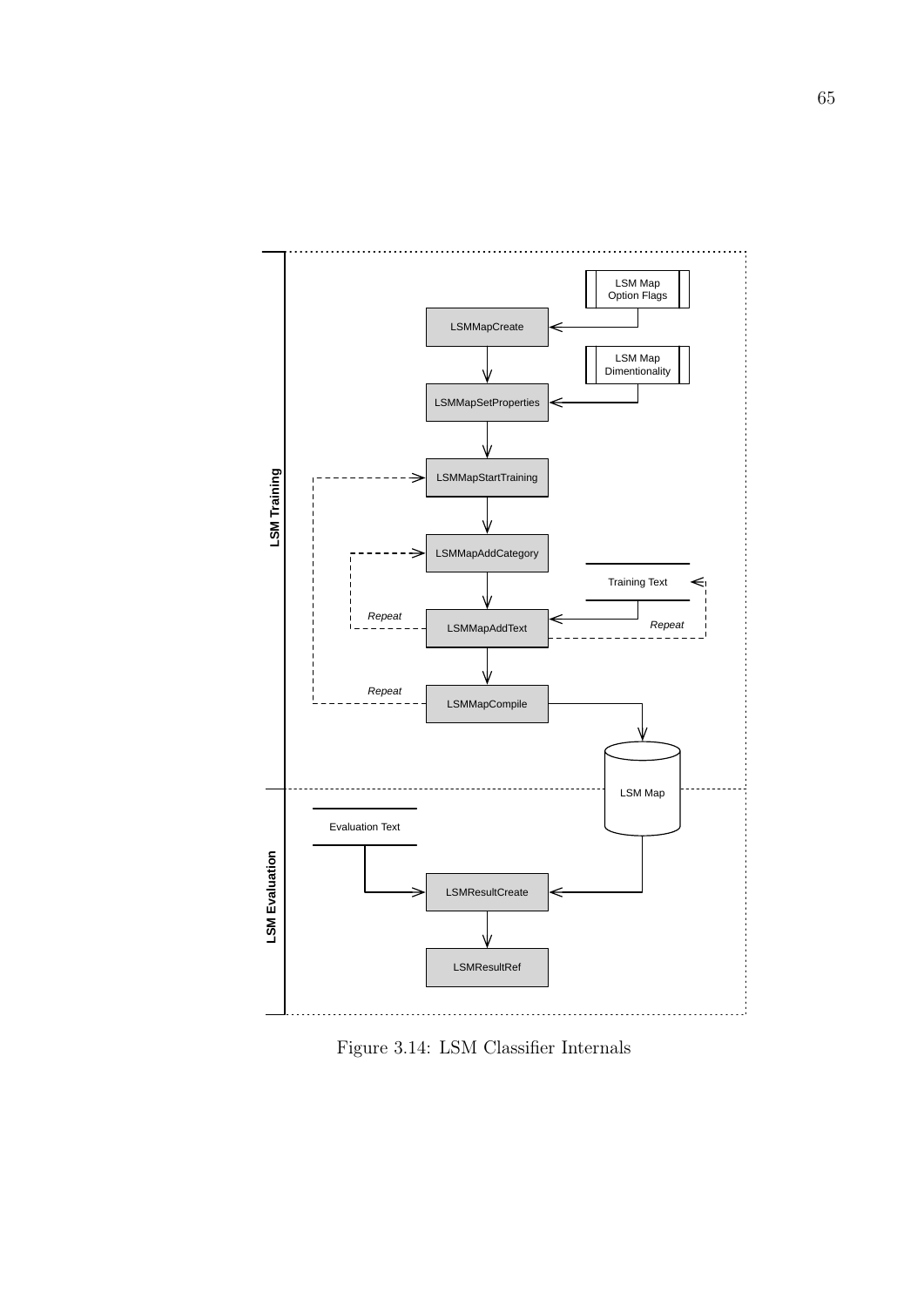LSM Training

LSM Map Option Flags

LSMMapCreate

LSM Map Dimentionality

LSMMapSetProperties

LSMMapStartTraining

LSMMapAddCategory

Training Text

Repeat

LSMMapAddText

Repeat

Repeat

LSMMapCompile

LSM Map

LSM Evaluation

Evaluation Text

LSMResultCreate

LSMResultRef

Figure 3.14: LSM Classifier Internals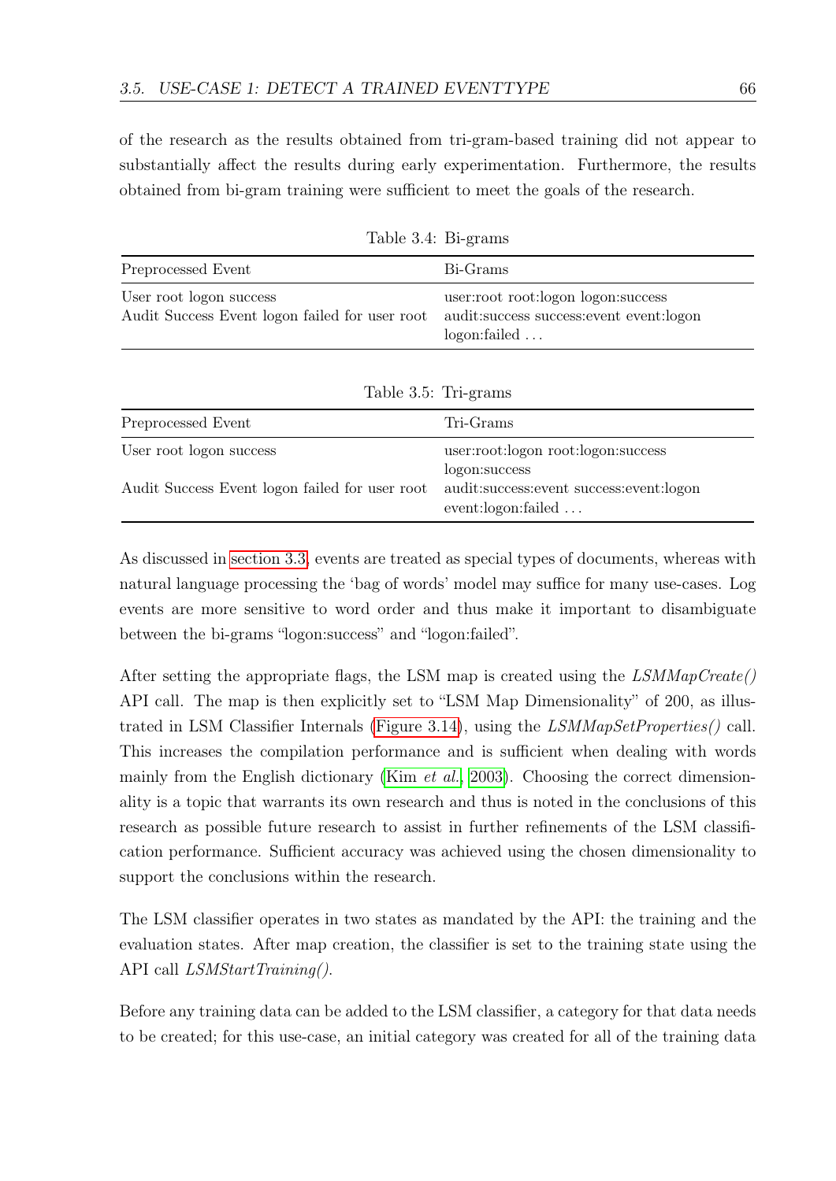of the research as the results obtained from tri-gram-based training did not appear to substantially affect the results during early experimentation. Furthermore, the results obtained from bi-gram training were sufficient to meet the goals of the research.

Table 3.4: Bi-grams

| Preprocessed Event | Bi-Grams |
|---|---|
| User root logon success | user:root root:logon logon:success |
| Audit Success Event logon failed for user root | audit:success success:event event:logon logon:failed … |

Table 3.5: Tri-grams

| Preprocessed Event | Tri-Grams |
|---|---|
| User root logon success | user:root:logon root:logon:success logon:success |
| Audit Success Event logon failed for user root | audit:success:event success:event:logon event:logon:failed … |

As discussed in section 3.3, events are treated as special types of documents, whereas with natural language processing the 'bag of words' model may suffice for many use-cases. Log events are more sensitive to word order and thus make it important to disambiguate between the bi-grams "logon:success" and "logon:failed".

After setting the appropriate flags, the LSM map is created using the *LSMMapCreate()* API call. The map is then explicitly set to "LSM Map Dimensionality" of 200, as illustrated in LSM Classifier Internals (Figure 3.14), using the *LSMMapSetProperties()* call. This increases the compilation performance and is sufficient when dealing with words mainly from the English dictionary (Kim *et al.*, 2003). Choosing the correct dimensionality is a topic that warrants its own research and thus is noted in the conclusions of this research as possible future research to assist in further refinements of the LSM classification performance. Sufficient accuracy was achieved using the chosen dimensionality to support the conclusions within the research.

The LSM classifier operates in two states as mandated by the API: the training and the evaluation states. After map creation, the classifier is set to the training state using the API call *LSMStartTraining()*.

Before any training data can be added to the LSM classifier, a category for that data needs to be created; for this use-case, an initial category was created for all of the training data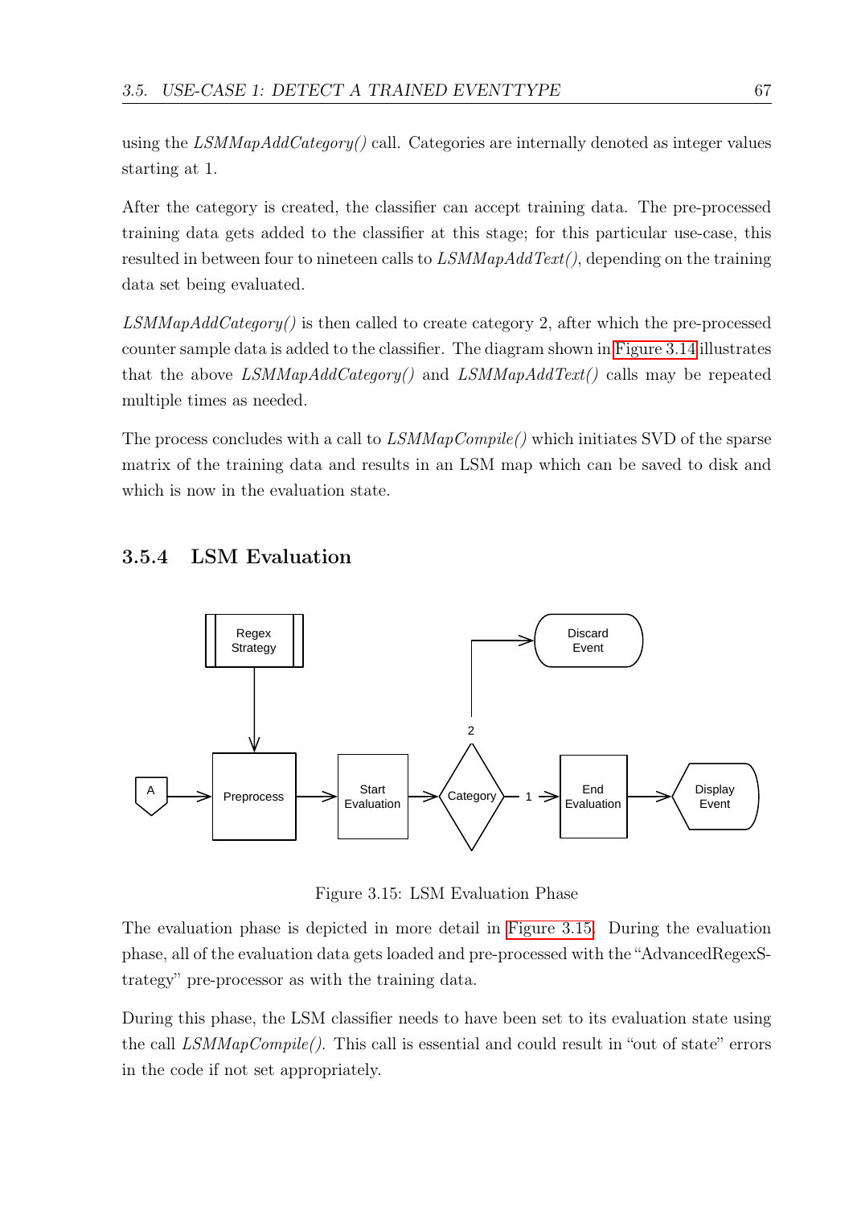using the *LSMMapAddCategory()* call. Categories are internally denoted as integer values starting at 1.

After the category is created, the classifier can accept training data. The pre-processed training data gets added to the classifier at this stage; for this particular use-case, this resulted in between four to nineteen calls to *LSMMapAddText()*, depending on the training data set being evaluated.

*LSMMapAddCategory()* is then called to create category 2, after which the pre-processed counter sample data is added to the classifier. The diagram shown in Figure 3.14 illustrates that the above *LSMMapAddCategory()* and *LSMMapAddText()* calls may be repeated multiple times as needed.

The process concludes with a call to *LSMMapCompile()* which initiates SVD of the sparse matrix of the training data and results in an LSM map which can be saved to disk and which is now in the evaluation state.

### 3.5.4 LSM Evaluation

Figure 3.15: LSM Evaluation Phase

The evaluation phase is depicted in more detail in Figure 3.15. During the evaluation phase, all of the evaluation data gets loaded and pre-processed with the "AdvancedRegexStrategy" pre-processor as with the training data.

During this phase, the LSM classifier needs to have been set to its evaluation state using the call *LSMMapCompile()*. This call is essential and could result in "out of state" errors in the code if not set appropriately.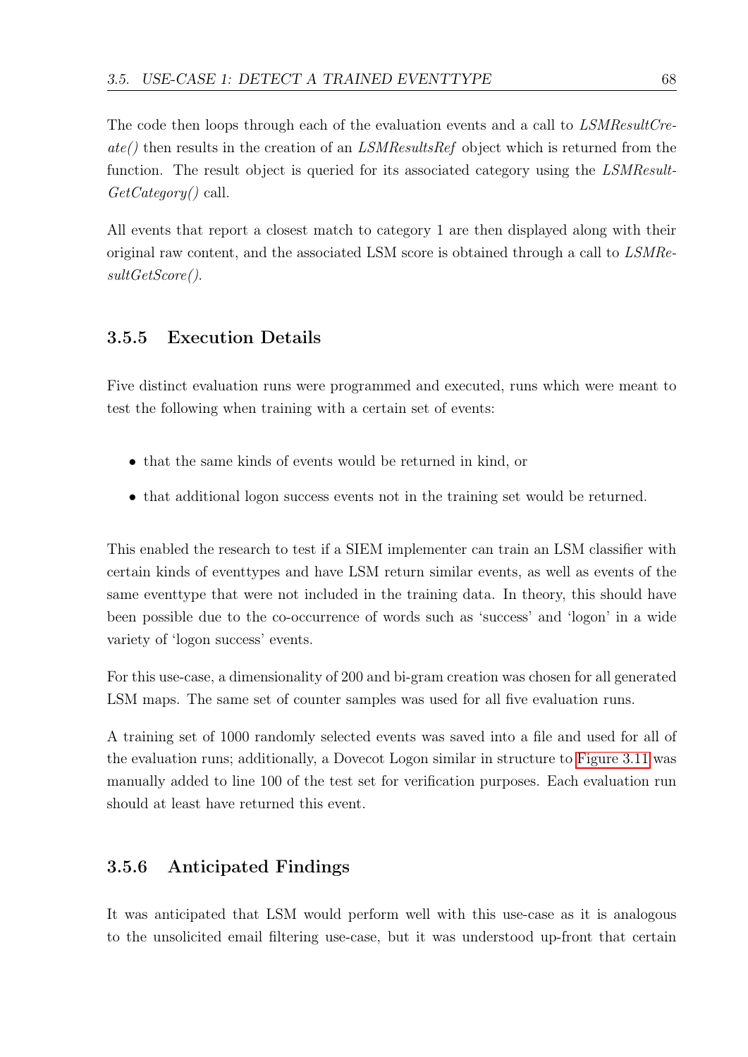The code then loops through each of the evaluation events and a call to *LSMResultCreate()* then results in the creation of an *LSMResultsRef* object which is returned from the function. The result object is queried for its associated category using the *LSMResultGetCategory()* call.

All events that report a closest match to category 1 are then displayed along with their original raw content, and the associated LSM score is obtained through a call to *LSMResultGetScore()*.

### 3.5.5 Execution Details

Five distinct evaluation runs were programmed and executed, runs which were meant to test the following when training with a certain set of events:

- that the same kinds of events would be returned in kind, or
- that additional logon success events not in the training set would be returned.

This enabled the research to test if a SIEM implementer can train an LSM classifier with certain kinds of eventtypes and have LSM return similar events, as well as events of the same eventtype that were not included in the training data. In theory, this should have been possible due to the co-occurrence of words such as 'success' and 'logon' in a wide variety of 'logon success' events.

For this use-case, a dimensionality of 200 and bi-gram creation was chosen for all generated LSM maps. The same set of counter samples was used for all five evaluation runs.

A training set of 1000 randomly selected events was saved into a file and used for all of the evaluation runs; additionally, a Dovecot Logon similar in structure to Figure 3.11 was manually added to line 100 of the test set for verification purposes. Each evaluation run should at least have returned this event.

### 3.5.6 Anticipated Findings

It was anticipated that LSM would perform well with this use-case as it is analogous to the unsolicited email filtering use-case, but it was understood up-front that certain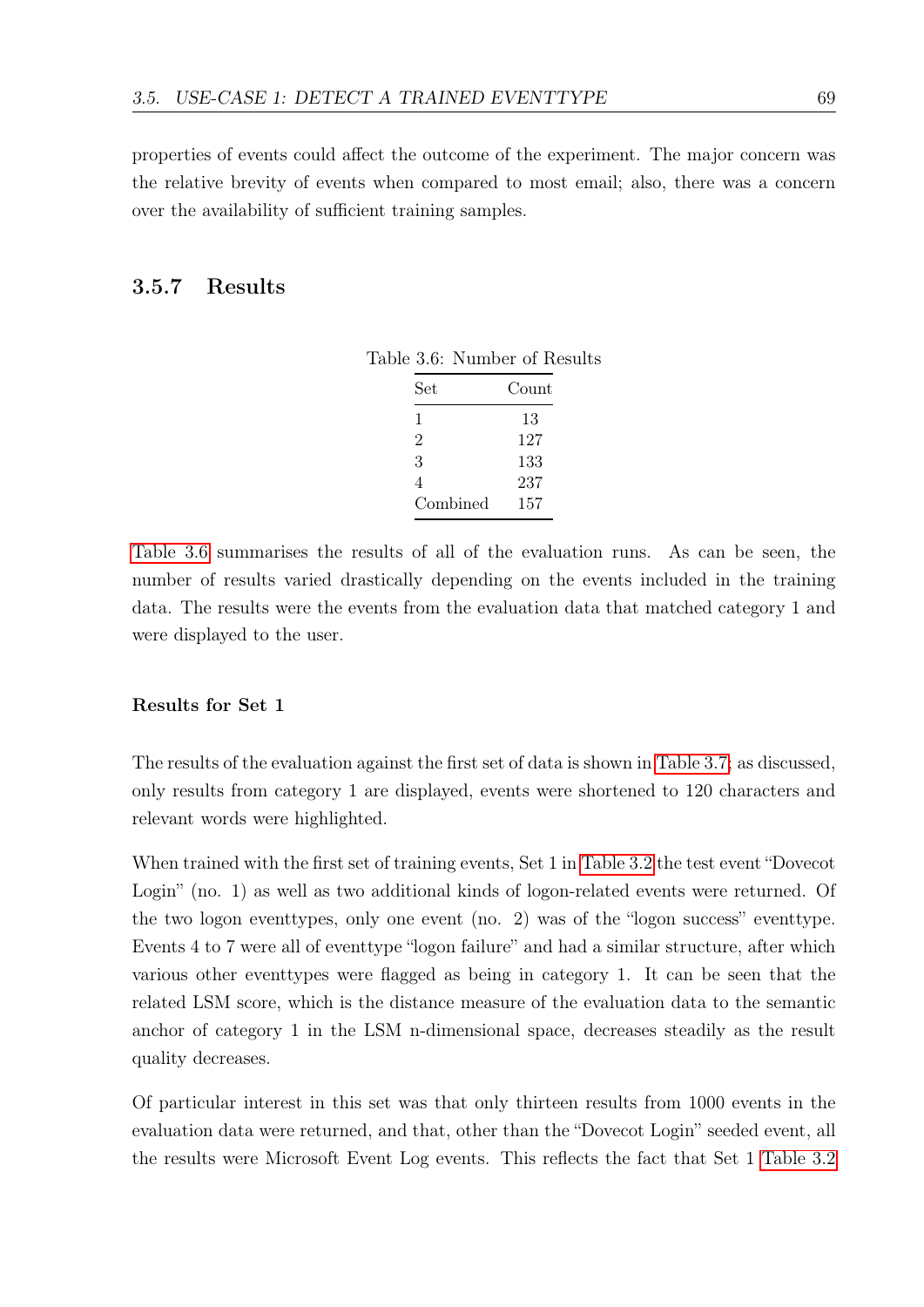properties of events could affect the outcome of the experiment. The major concern was the relative brevity of events when compared to most email; also, there was a concern over the availability of sufficient training samples.

### 3.5.7 Results

Table 3.6: Number of Results

| Set | Count |
|---|---|
| 1 | 13 |
| 2 | 127 |
| 3 | 133 |
| 4 | 237 |
| Combined | 157 |

Table 3.6 summarises the results of all of the evaluation runs. As can be seen, the number of results varied drastically depending on the events included in the training data. The results were the events from the evaluation data that matched category 1 and were displayed to the user.

#### Results for Set 1

The results of the evaluation against the first set of data is shown in Table 3.7; as discussed, only results from category 1 are displayed, events were shortened to 120 characters and relevant words were highlighted.

When trained with the first set of training events, Set 1 in Table 3.2 the test event "Dovecot Login" (no. 1) as well as two additional kinds of logon-related events were returned. Of the two logon eventtypes, only one event (no. 2) was of the "logon success" eventtype. Events 4 to 7 were all of eventtype "logon failure" and had a similar structure, after which various other eventtypes were flagged as being in category 1. It can be seen that the related LSM score, which is the distance measure of the evaluation data to the semantic anchor of category 1 in the LSM n-dimensional space, decreases steadily as the result quality decreases.

Of particular interest in this set was that only thirteen results from 1000 events in the evaluation data were returned, and that, other than the "Dovecot Login" seeded event, all the results were Microsoft Event Log events. This reflects the fact that Set 1 Table 3.2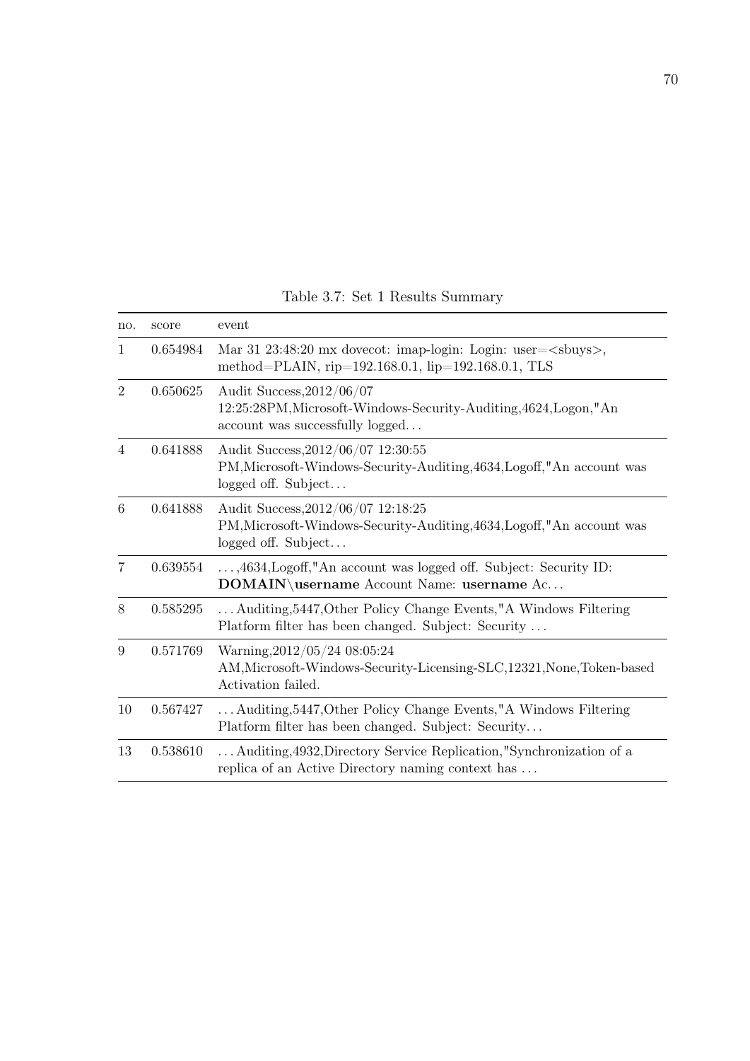Table 3.7: Set 1 Results Summary

| no. | score | event |
|---|---|---|
| 1 | 0.654984 | Mar 31 23:48:20 mx dovecot: imap-login: Login: user=<sbuys>, method=PLAIN, rip=192.168.0.1, lip=192.168.0.1, TLS |
| 2 | 0.650625 | Audit Success,2012/06/07 12:25:28PM,Microsoft-Windows-Security-Auditing,4624,Logon,"An account was successfully logged… |
| 4 | 0.641888 | Audit Success,2012/06/07 12:30:55 PM,Microsoft-Windows-Security-Auditing,4634,Logoff,"An account was logged off. Subject… |
| 6 | 0.641888 | Audit Success,2012/06/07 12:18:25 PM,Microsoft-Windows-Security-Auditing,4634,Logoff,"An account was logged off. Subject… |
| 7 | 0.639554 | …,4634,Logoff,"An account was logged off. Subject: Security ID: **DOMAIN\username** Account Name: **username** Ac… |
| 8 | 0.585295 | …Auditing,5447,Other Policy Change Events,"A Windows Filtering Platform filter has been changed. Subject: Security … |
| 9 | 0.571769 | Warning,2012/05/24 08:05:24 AM,Microsoft-Windows-Security-Licensing-SLC,12321,None,Token-based Activation failed. |
| 10 | 0.567427 | …Auditing,5447,Other Policy Change Events,"A Windows Filtering Platform filter has been changed. Subject: Security… |
| 13 | 0.538610 | …Auditing,4932,Directory Service Replication,"Synchronization of a replica of an Active Directory naming context has … |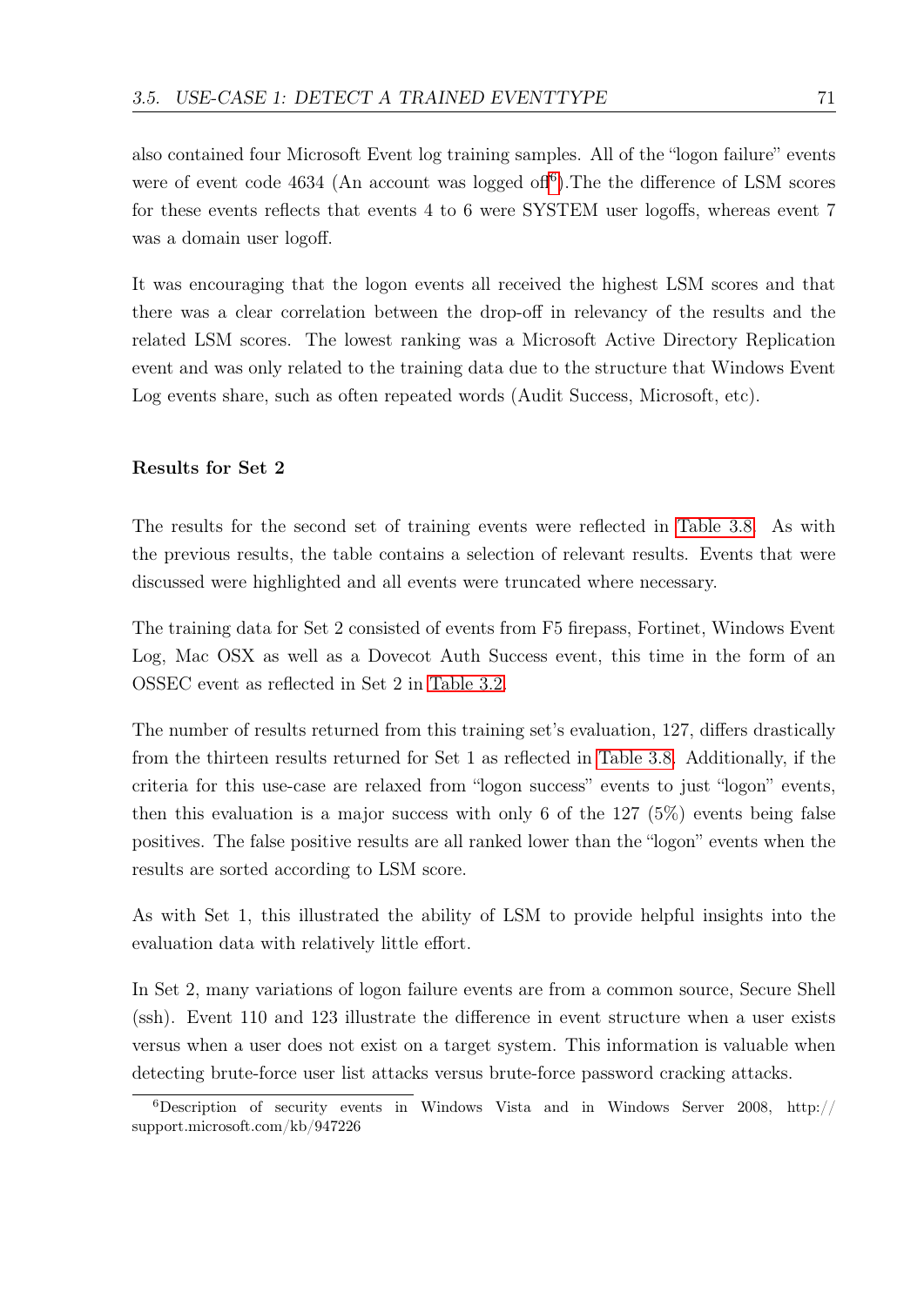also contained four Microsoft Event log training samples. All of the "logon failure" events were of event code 4634 (An account was logged off[6]).The the difference of LSM scores for these events reflects that events 4 to 6 were SYSTEM user logoffs, whereas event 7 was a domain user logoff.

It was encouraging that the logon events all received the highest LSM scores and that there was a clear correlation between the drop-off in relevancy of the results and the related LSM scores. The lowest ranking was a Microsoft Active Directory Replication event and was only related to the training data due to the structure that Windows Event Log events share, such as often repeated words (Audit Success, Microsoft, etc).

#### Results for Set 2

The results for the second set of training events were reflected in Table 3.8. As with the previous results, the table contains a selection of relevant results. Events that were discussed were highlighted and all events were truncated where necessary.

The training data for Set 2 consisted of events from F5 firepass, Fortinet, Windows Event Log, Mac OSX as well as a Dovecot Auth Success event, this time in the form of an OSSEC event as reflected in Set 2 in Table 3.2.

The number of results returned from this training set's evaluation, 127, differs drastically from the thirteen results returned for Set 1 as reflected in Table 3.8. Additionally, if the criteria for this use-case are relaxed from "logon success" events to just "logon" events, then this evaluation is a major success with only 6 of the 127 (5%) events being false positives. The false positive results are all ranked lower than the "logon" events when the results are sorted according to LSM score.

As with Set 1, this illustrated the ability of LSM to provide helpful insights into the evaluation data with relatively little effort.

In Set 2, many variations of logon failure events are from a common source, Secure Shell (ssh). Event 110 and 123 illustrate the difference in event structure when a user exists versus when a user does not exist on a target system. This information is valuable when detecting brute-force user list attacks versus brute-force password cracking attacks.

[6] Description of security events in Windows Vista and in Windows Server 2008, http://support.microsoft.com/kb/947226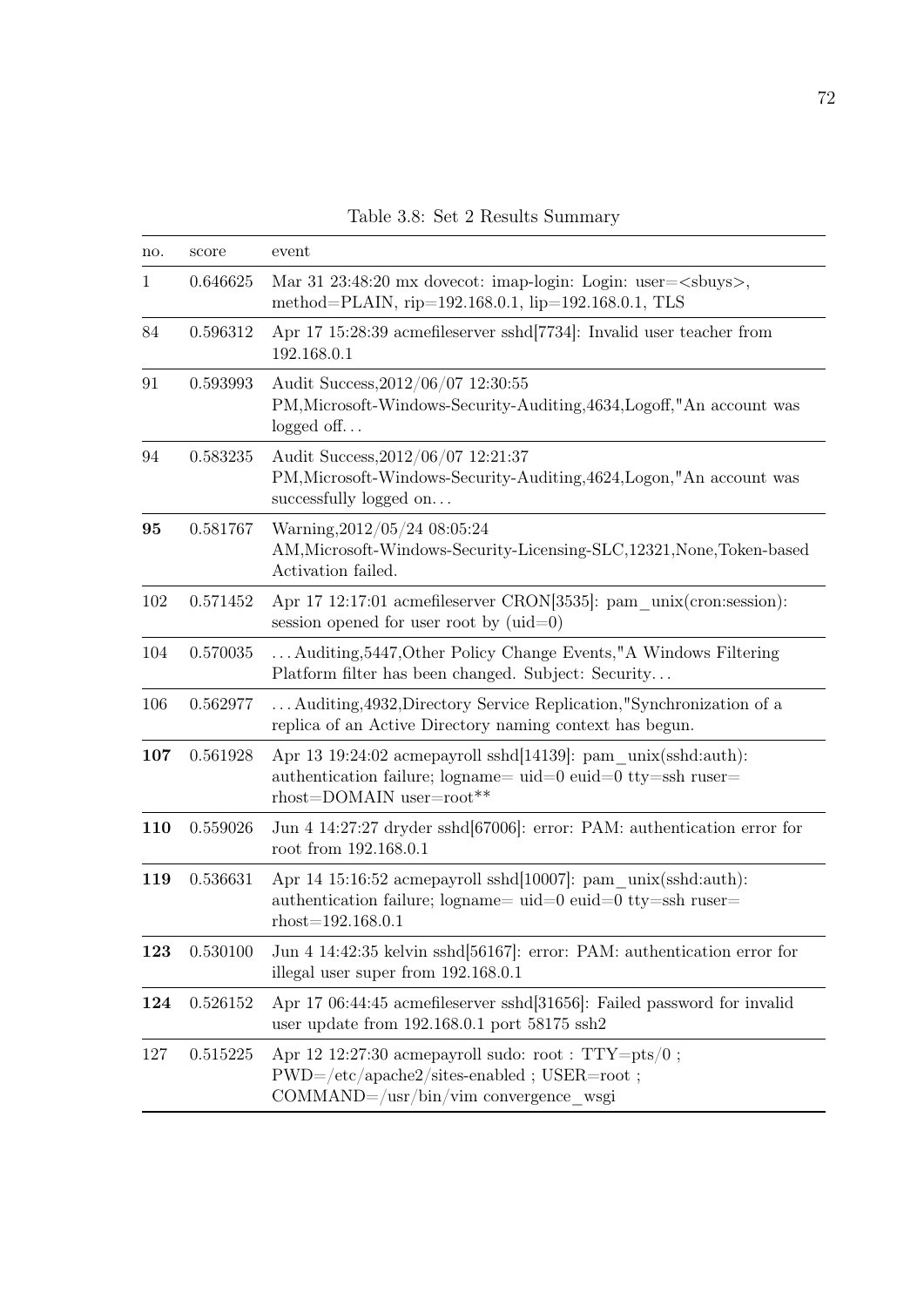Table 3.8: Set 2 Results Summary

| no. | score | event |
|---|---|---|
| 1 | 0.646625 | Mar 31 23:48:20 mx dovecot: imap-login: Login: user=<sbuys>, method=PLAIN, rip=192.168.0.1, lip=192.168.0.1, TLS |
| 84 | 0.596312 | Apr 17 15:28:39 acmefileserver sshd[7734]: Invalid user teacher from 192.168.0.1 |
| 91 | 0.593993 | Audit Success,2012/06/07 12:30:55 PM,Microsoft-Windows-Security-Auditing,4634,Logoff,"An account was logged off… |
| 94 | 0.583235 | Audit Success,2012/06/07 12:21:37 PM,Microsoft-Windows-Security-Auditing,4624,Logon,"An account was successfully logged on… |
| **95** | 0.581767 | Warning,2012/05/24 08:05:24 AM,Microsoft-Windows-Security-Licensing-SLC,12321,None,Token-based Activation failed. |
| 102 | 0.571452 | Apr 17 12:17:01 acmefileserver CRON[3535]: pam_unix(cron:session): session opened for user root by (uid=0) |
| 104 | 0.570035 | …Auditing,5447,Other Policy Change Events,"A Windows Filtering Platform filter has been changed. Subject: Security… |
| 106 | 0.562977 | …Auditing,4932,Directory Service Replication,"Synchronization of a replica of an Active Directory naming context has begun. |
| **107** | 0.561928 | Apr 13 19:24:02 acmepayroll sshd[14139]: pam_unix(sshd:auth): authentication failure; logname= uid=0 euid=0 tty=ssh ruser= rhost=DOMAIN user=root** |
| **110** | 0.559026 | Jun 4 14:27:27 dryder sshd[67006]: error: PAM: authentication error for root from 192.168.0.1 |
| **119** | 0.536631 | Apr 14 15:16:52 acmepayroll sshd[10007]: pam_unix(sshd:auth): authentication failure; logname= uid=0 euid=0 tty=ssh ruser= rhost=192.168.0.1 |
| **123** | 0.530100 | Jun 4 14:42:35 kelvin sshd[56167]: error: PAM: authentication error for illegal user super from 192.168.0.1 |
| **124** | 0.526152 | Apr 17 06:44:45 acmefileserver sshd[31656]: Failed password for invalid user update from 192.168.0.1 port 58175 ssh2 |
| 127 | 0.515225 | Apr 12 12:27:30 acmepayroll sudo: root : TTY=pts/0 ; PWD=/etc/apache2/sites-enabled ; USER=root ; COMMAND=/usr/bin/vim convergence_wsgi |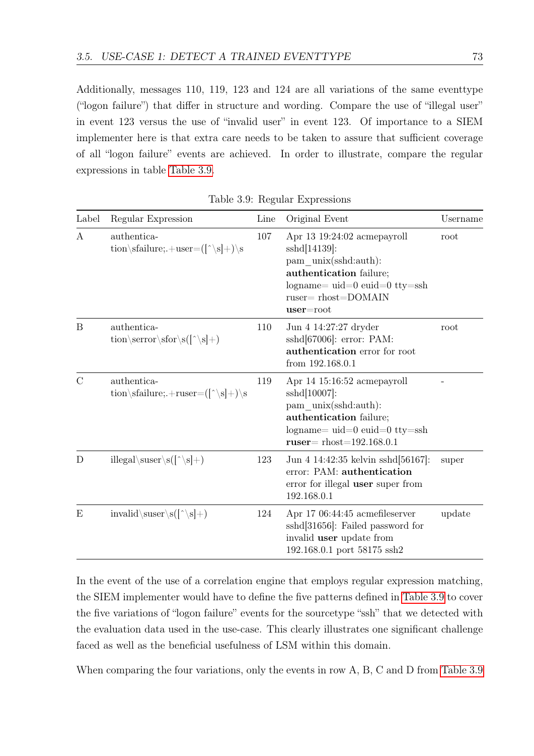Additionally, messages 110, 119, 123 and 124 are all variations of the same eventtype ("logon failure") that differ in structure and wording. Compare the use of "illegal user" in event 123 versus the use of "invalid user" in event 123. Of importance to a SIEM implementer here is that extra care needs to be taken to assure that sufficient coverage of all "logon failure" events are achieved. In order to illustrate, compare the regular expressions in table Table 3.9.

Table 3.9: Regular Expressions

| Label | Regular Expression | Line | Original Event | Username |
|---|---|---|---|---|
| A | authentication\sfailure;.+user=([^\s]+)\s | 107 | Apr 13 19:24:02 acmepayroll sshd[14139]: pam_unix(sshd:auth): **authentication** failure; logname= uid=0 euid=0 tty=ssh ruser= rhost=DOMAIN **user**=root | root |
| B | authentication\serror\sfor\s([^\s]+) | 110 | Jun 4 14:27:27 dryder sshd[67006]: error: PAM: **authentication** error for root from 192.168.0.1 | root |
| C | authentication\sfailure;.+ruser=([^\s]+)\s | 119 | Apr 14 15:16:52 acmepayroll sshd[10007]: pam_unix(sshd:auth): **authentication** failure; logname= uid=0 euid=0 tty=ssh **ruser**= rhost=192.168.0.1 | - |
| D | illegal\suser\s([^\s]+) | 123 | Jun 4 14:42:35 kelvin sshd[56167]: error: PAM: **authentication** error for illegal **user** super from 192.168.0.1 | super |
| E | invalid\suser\s([^\s]+) | 124 | Apr 17 06:44:45 acmefileserver sshd[31656]: Failed password for invalid **user** update from 192.168.0.1 port 58175 ssh2 | update |

In the event of the use of a correlation engine that employs regular expression matching, the SIEM implementer would have to define the five patterns defined in Table 3.9 to cover the five variations of "logon failure" events for the sourcetype "ssh" that we detected with the evaluation data used in the use-case. This clearly illustrates one significant challenge faced as well as the beneficial usefulness of LSM within this domain.

When comparing the four variations, only the events in row A, B, C and D from Table 3.9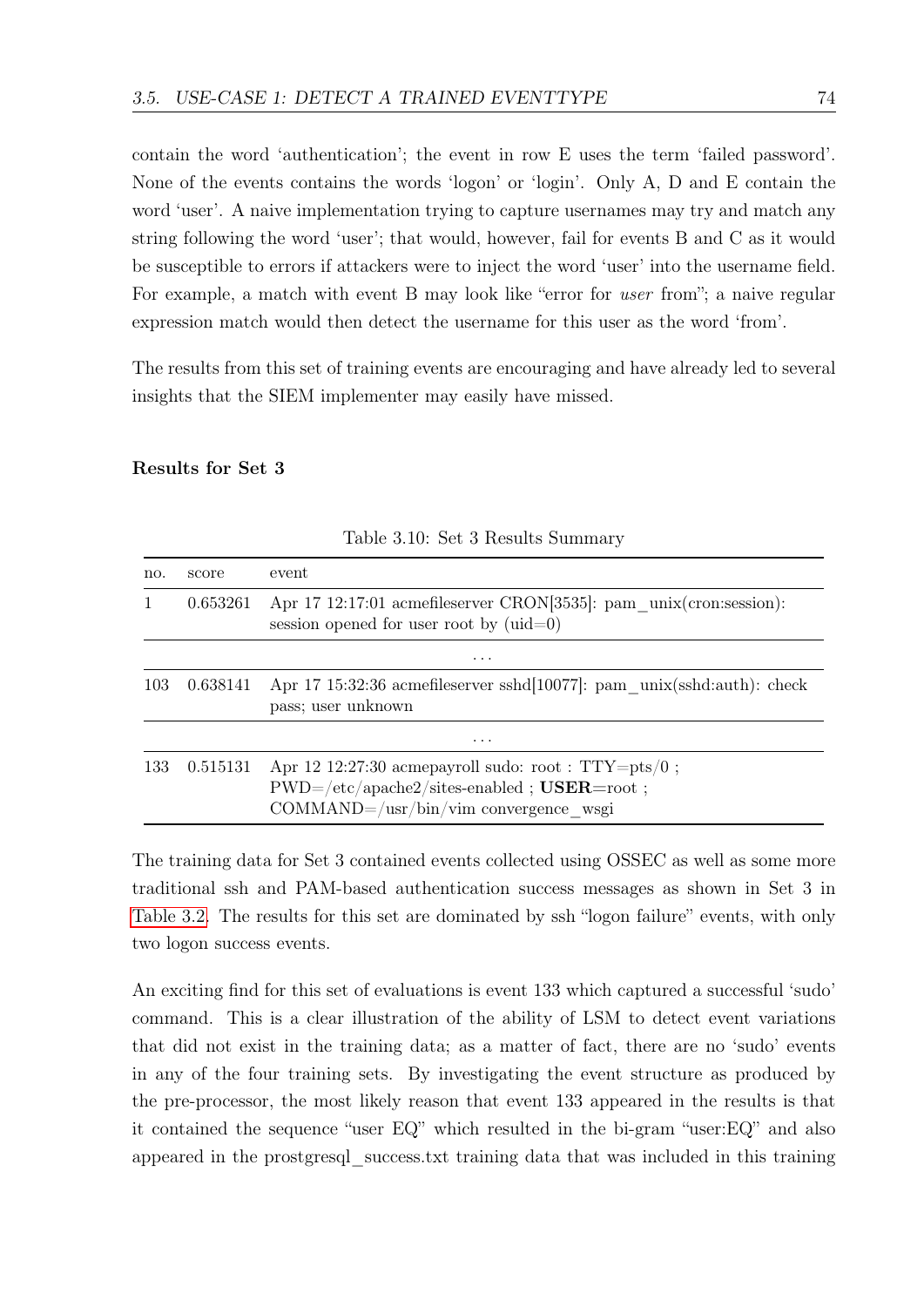contain the word 'authentication'; the event in row E uses the term 'failed password'. None of the events contains the words 'logon' or 'login'. Only A, D and E contain the word 'user'. A naive implementation trying to capture usernames may try and match any string following the word 'user'; that would, however, fail for events B and C as it would be susceptible to errors if attackers were to inject the word 'user' into the username field. For example, a match with event B may look like "error for *user* from"; a naive regular expression match would then detect the username for this user as the word 'from'.

The results from this set of training events are encouraging and have already led to several insights that the SIEM implementer may easily have missed.

**Results for Set 3**

Table 3.10: Set 3 Results Summary

| no. | score | event |
|---|---|---|
| 1 | 0.653261 | Apr 17 12:17:01 acmefileserver CRON[3535]: pam_unix(cron:session): session opened for user root by (uid=0) |
| | | ... |
| 103 | 0.638141 | Apr 17 15:32:36 acmefileserver sshd[10077]: pam_unix(sshd:auth): check pass; user unknown |
| | | ... |
| 133 | 0.515131 | Apr 12 12:27:30 acmepayroll sudo: root : TTY=pts/0 ; PWD=/etc/apache2/sites-enabled ; **USER**=root ; COMMAND=/usr/bin/vim convergence_wsgi |

The training data for Set 3 contained events collected using OSSEC as well as some more traditional ssh and PAM-based authentication success messages as shown in Set 3 in Table 3.2. The results for this set are dominated by ssh "logon failure" events, with only two logon success events.

An exciting find for this set of evaluations is event 133 which captured a successful 'sudo' command. This is a clear illustration of the ability of LSM to detect event variations that did not exist in the training data; as a matter of fact, there are no 'sudo' events in any of the four training sets. By investigating the event structure as produced by the pre-processor, the most likely reason that event 133 appeared in the results is that it contained the sequence "user EQ" which resulted in the bi-gram "user:EQ" and also appeared in the prostgresql_success.txt training data that was included in this training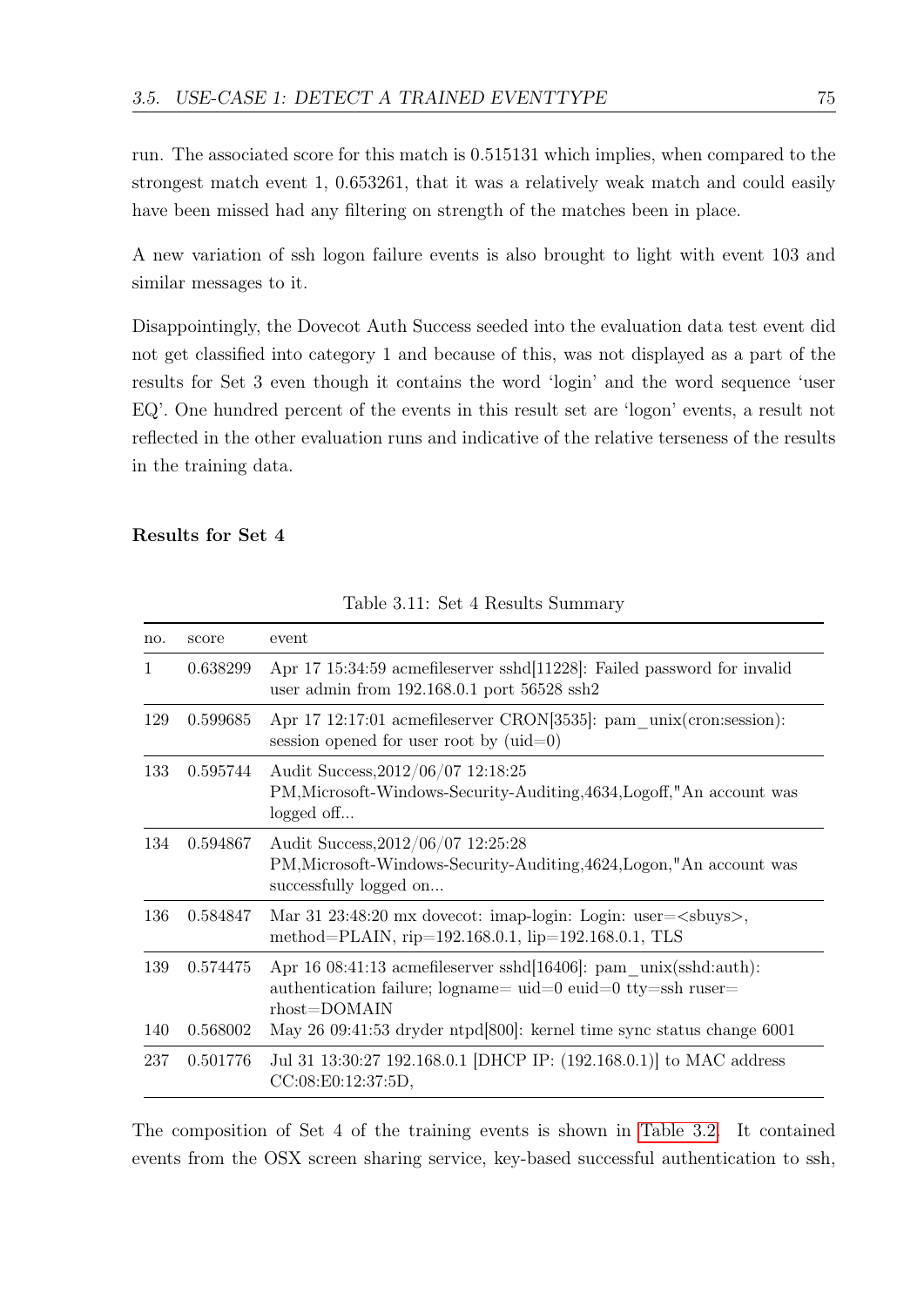run. The associated score for this match is 0.515131 which implies, when compared to the strongest match event 1, 0.653261, that it was a relatively weak match and could easily have been missed had any filtering on strength of the matches been in place.

A new variation of ssh logon failure events is also brought to light with event 103 and similar messages to it.

Disappointingly, the Dovecot Auth Success seeded into the evaluation data test event did not get classified into category 1 and because of this, was not displayed as a part of the results for Set 3 even though it contains the word 'login' and the word sequence 'user EQ'. One hundred percent of the events in this result set are 'logon' events, a result not reflected in the other evaluation runs and indicative of the relative terseness of the results in the training data.

#### Results for Set 4

Table 3.11: Set 4 Results Summary

| no. | score | event |
|---|---|---|
| 1 | 0.638299 | Apr 17 15:34:59 acmefileserver sshd[11228]: Failed password for invalid user admin from 192.168.0.1 port 56528 ssh2 |
| 129 | 0.599685 | Apr 17 12:17:01 acmefileserver CRON[3535]: pam_unix(cron:session): session opened for user root by (uid=0) |
| 133 | 0.595744 | Audit Success,2012/06/07 12:18:25 PM,Microsoft-Windows-Security-Auditing,4634,Logoff,"An account was logged off... |
| 134 | 0.594867 | Audit Success,2012/06/07 12:25:28 PM,Microsoft-Windows-Security-Auditing,4624,Logon,"An account was successfully logged on... |
| 136 | 0.584847 | Mar 31 23:48:20 mx dovecot: imap-login: Login: user=<sbuys>, method=PLAIN, rip=192.168.0.1, lip=192.168.0.1, TLS |
| 139 | 0.574475 | Apr 16 08:41:13 acmefileserver sshd[16406]: pam_unix(sshd:auth): authentication failure; logname= uid=0 euid=0 tty=ssh ruser= rhost=DOMAIN |
| 140 | 0.568002 | May 26 09:41:53 dryder ntpd[800]: kernel time sync status change 6001 |
| 237 | 0.501776 | Jul 31 13:30:27 192.168.0.1 [DHCP IP: (192.168.0.1)] to MAC address CC:08:E0:12:37:5D, |

The composition of Set 4 of the training events is shown in Table 3.2. It contained events from the OSX screen sharing service, key-based successful authentication to ssh,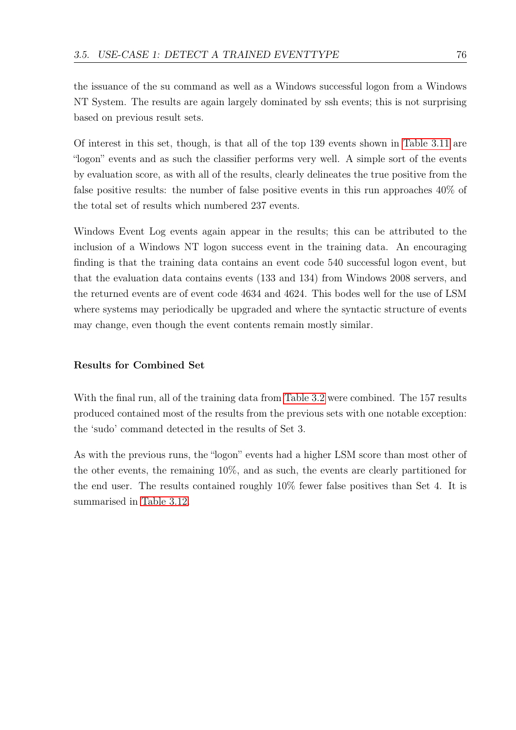the issuance of the su command as well as a Windows successful logon from a Windows NT System. The results are again largely dominated by ssh events; this is not surprising based on previous result sets.

Of interest in this set, though, is that all of the top 139 events shown in Table 3.11 are "logon" events and as such the classifier performs very well. A simple sort of the events by evaluation score, as with all of the results, clearly delineates the true positive from the false positive results: the number of false positive events in this run approaches 40% of the total set of results which numbered 237 events.

Windows Event Log events again appear in the results; this can be attributed to the inclusion of a Windows NT logon success event in the training data. An encouraging finding is that the training data contains an event code 540 successful logon event, but that the evaluation data contains events (133 and 134) from Windows 2008 servers, and the returned events are of event code 4634 and 4624. This bodes well for the use of LSM where systems may periodically be upgraded and where the syntactic structure of events may change, even though the event contents remain mostly similar.

#### Results for Combined Set

With the final run, all of the training data from Table 3.2 were combined. The 157 results produced contained most of the results from the previous sets with one notable exception: the 'sudo' command detected in the results of Set 3.

As with the previous runs, the "logon" events had a higher LSM score than most other of the other events, the remaining 10%, and as such, the events are clearly partitioned for the end user. The results contained roughly 10% fewer false positives than Set 4. It is summarised in Table 3.12.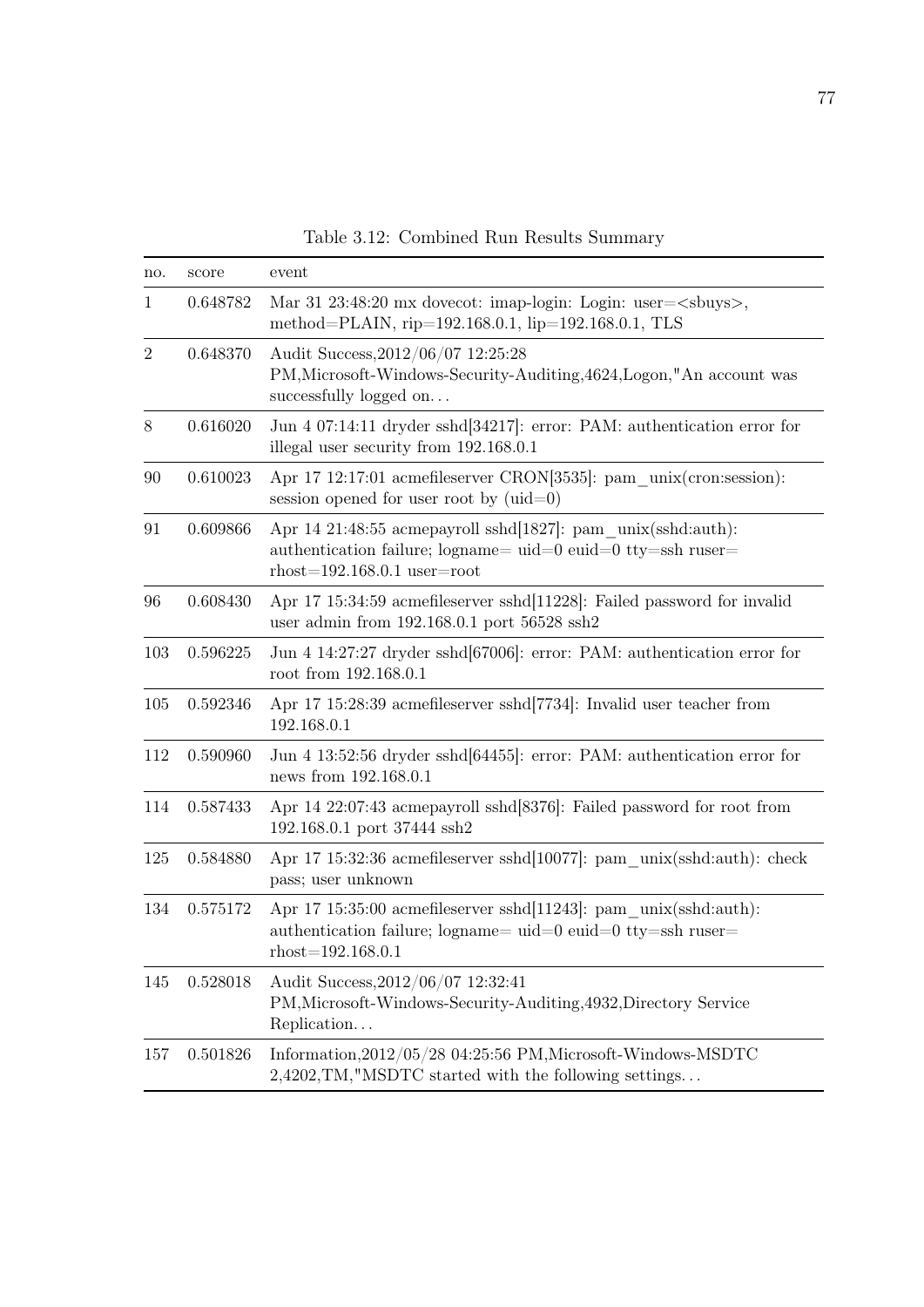Table 3.12: Combined Run Results Summary

| no. | score | event |
|---|---|---|
| 1 | 0.648782 | Mar 31 23:48:20 mx dovecot: imap-login: Login: user=<sbuys>, method=PLAIN, rip=192.168.0.1, lip=192.168.0.1, TLS |
| 2 | 0.648370 | Audit Success,2012/06/07 12:25:28 PM,Microsoft-Windows-Security-Auditing,4624,Logon,"An account was successfully logged on… |
| 8 | 0.616020 | Jun 4 07:14:11 dryder sshd[34217]: error: PAM: authentication error for illegal user security from 192.168.0.1 |
| 90 | 0.610023 | Apr 17 12:17:01 acmefileserver CRON[3535]: pam_unix(cron:session): session opened for user root by (uid=0) |
| 91 | 0.609866 | Apr 14 21:48:55 acmepayroll sshd[1827]: pam_unix(sshd:auth): authentication failure; logname= uid=0 euid=0 tty=ssh ruser= rhost=192.168.0.1 user=root |
| 96 | 0.608430 | Apr 17 15:34:59 acmefileserver sshd[11228]: Failed password for invalid user admin from 192.168.0.1 port 56528 ssh2 |
| 103 | 0.596225 | Jun 4 14:27:27 dryder sshd[67006]: error: PAM: authentication error for root from 192.168.0.1 |
| 105 | 0.592346 | Apr 17 15:28:39 acmefileserver sshd[7734]: Invalid user teacher from 192.168.0.1 |
| 112 | 0.590960 | Jun 4 13:52:56 dryder sshd[64455]: error: PAM: authentication error for news from 192.168.0.1 |
| 114 | 0.587433 | Apr 14 22:07:43 acmepayroll sshd[8376]: Failed password for root from 192.168.0.1 port 37444 ssh2 |
| 125 | 0.584880 | Apr 17 15:32:36 acmefileserver sshd[10077]: pam_unix(sshd:auth): check pass; user unknown |
| 134 | 0.575172 | Apr 17 15:35:00 acmefileserver sshd[11243]: pam_unix(sshd:auth): authentication failure; logname= uid=0 euid=0 tty=ssh ruser= rhost=192.168.0.1 |
| 145 | 0.528018 | Audit Success,2012/06/07 12:32:41 PM,Microsoft-Windows-Security-Auditing,4932,Directory Service Replication… |
| 157 | 0.501826 | Information,2012/05/28 04:25:56 PM,Microsoft-Windows-MSDTC 2,4202,TM,"MSDTC started with the following settings… |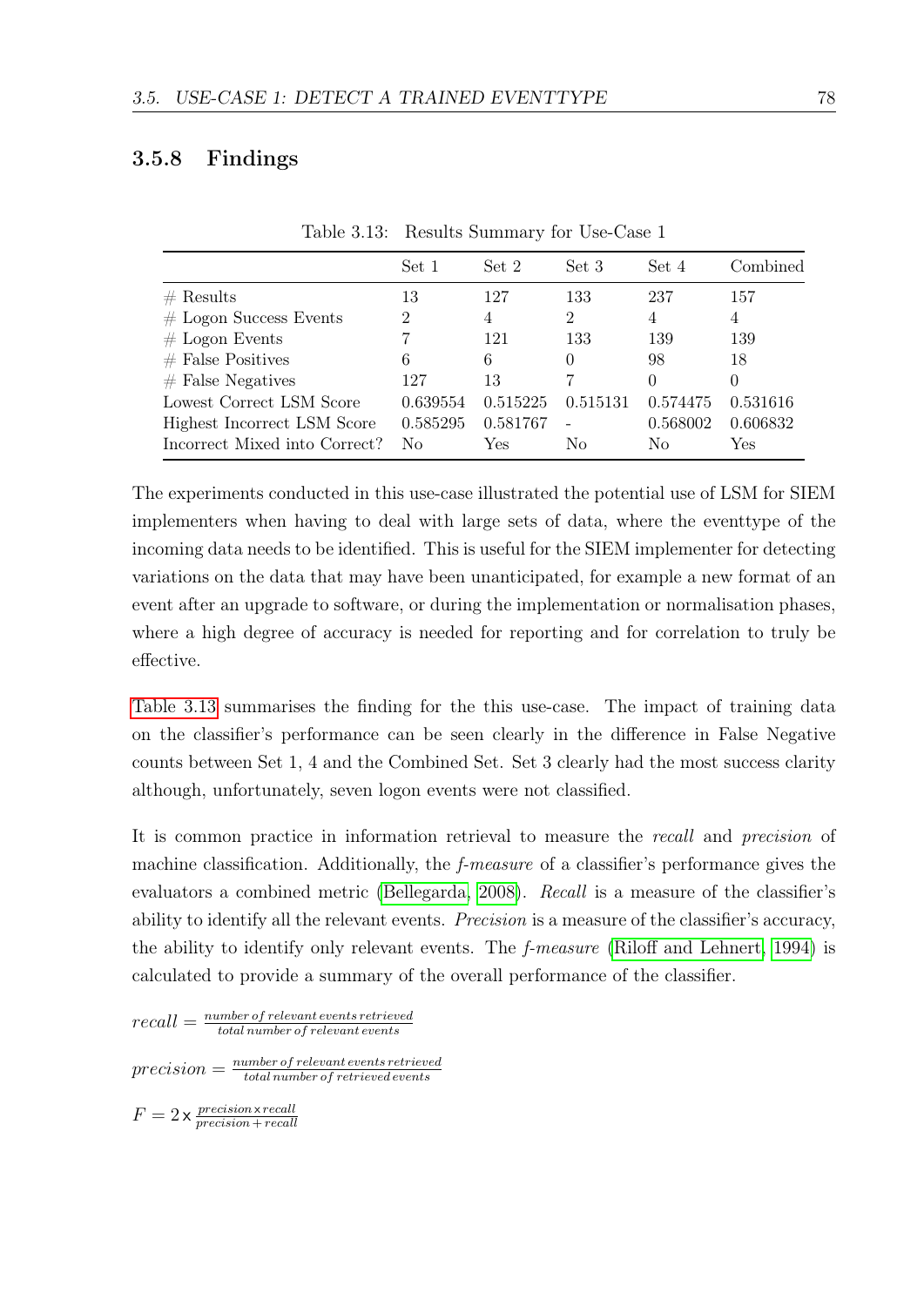### 3.5.8 Findings

Table 3.13: Results Summary for Use-Case 1

| | Set 1 | Set 2 | Set 3 | Set 4 | Combined |
|---|---|---|---|---|---|
| # Results | 13 | 127 | 133 | 237 | 157 |
| # Logon Success Events | 2 | 4 | 2 | 4 | 4 |
| # Logon Events | 7 | 121 | 133 | 139 | 139 |
| # False Positives | 6 | 6 | 0 | 98 | 18 |
| # False Negatives | 127 | 13 | 7 | 0 | 0 |
| Lowest Correct LSM Score | 0.639554 | 0.515225 | 0.515131 | 0.574475 | 0.531616 |
| Highest Incorrect LSM Score | 0.585295 | 0.581767 | - | 0.568002 | 0.606832 |
| Incorrect Mixed into Correct? | No | Yes | No | No | Yes |

The experiments conducted in this use-case illustrated the potential use of LSM for SIEM implementers when having to deal with large sets of data, where the eventtype of the incoming data needs to be identified. This is useful for the SIEM implementer for detecting variations on the data that may have been unanticipated, for example a new format of an event after an upgrade to software, or during the implementation or normalisation phases, where a high degree of accuracy is needed for reporting and for correlation to truly be effective.

Table 3.13 summarises the finding for the this use-case. The impact of training data on the classifier's performance can be seen clearly in the difference in False Negative counts between Set 1, 4 and the Combined Set. Set 3 clearly had the most success clarity although, unfortunately, seven logon events were not classified.

It is common practice in information retrieval to measure the *recall* and *precision* of machine classification. Additionally, the *f-measure* of a classifier's performance gives the evaluators a combined metric (Bellegarda, 2008). *Recall* is a measure of the classifier's ability to identify all the relevant events. *Precision* is a measure of the classifier's accuracy, the ability to identify only relevant events. The *f-measure* (Riloff and Lehnert, 1994) is calculated to provide a summary of the overall performance of the classifier.

$$recall = \frac{number\ of\ relevant\ events\ retrieved}{total\ number\ of\ relevant\ events}$$

$$precision = \frac{number\ of\ relevant\ events\ retrieved}{total\ number\ of\ retrieved\ events}$$

$$F = 2 \times \frac{precision \times recall}{precision + recall}$$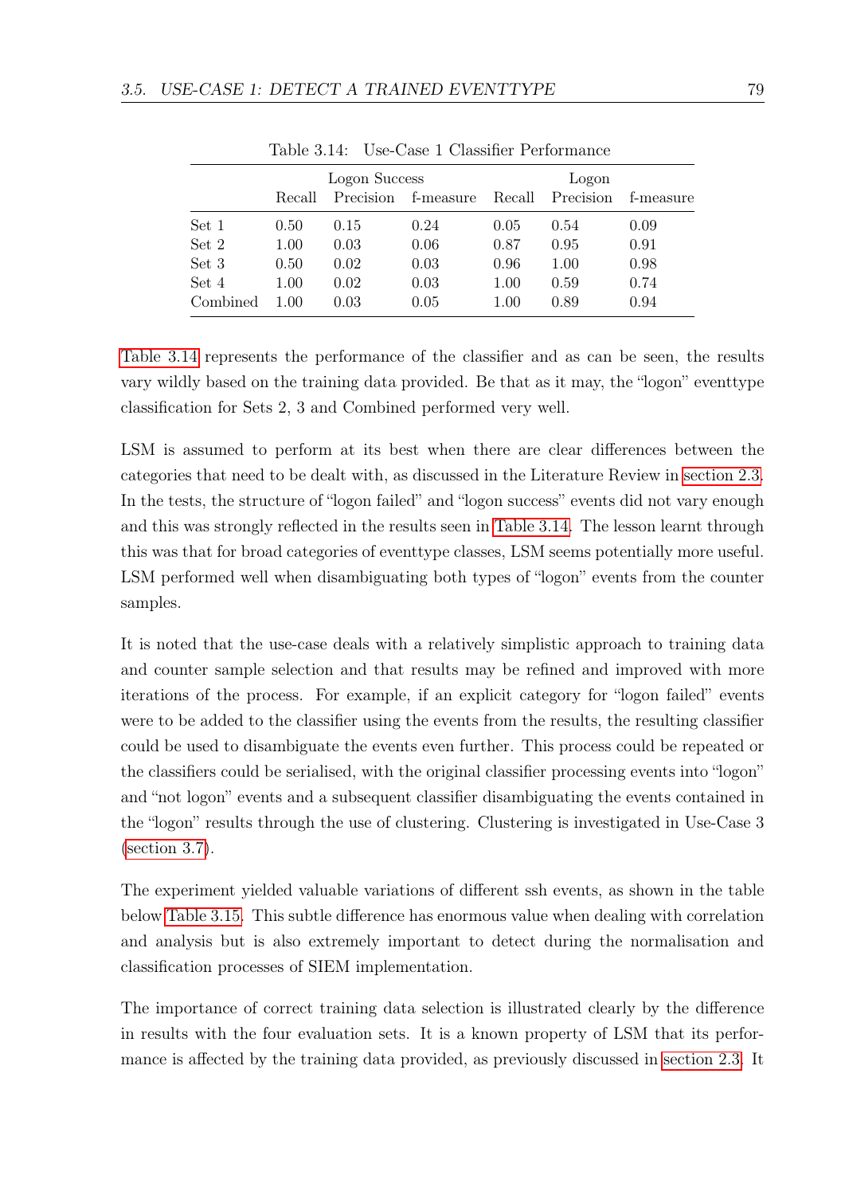Table 3.14: Use-Case 1 Classifier Performance

| | Logon Success | | | Logon | | |
|---|---|---|---|---|---|---|
| | Recall | Precision | f-measure | Recall | Precision | f-measure |
| Set 1 | 0.50 | 0.15 | 0.24 | 0.05 | 0.54 | 0.09 |
| Set 2 | 1.00 | 0.03 | 0.06 | 0.87 | 0.95 | 0.91 |
| Set 3 | 0.50 | 0.02 | 0.03 | 0.96 | 1.00 | 0.98 |
| Set 4 | 1.00 | 0.02 | 0.03 | 1.00 | 0.59 | 0.74 |
| Combined | 1.00 | 0.03 | 0.05 | 1.00 | 0.89 | 0.94 |

Table 3.14 represents the performance of the classifier and as can be seen, the results vary wildly based on the training data provided. Be that as it may, the "logon" eventtype classification for Sets 2, 3 and Combined performed very well.

LSM is assumed to perform at its best when there are clear differences between the categories that need to be dealt with, as discussed in the Literature Review in section 2.3. In the tests, the structure of "logon failed" and "logon success" events did not vary enough and this was strongly reflected in the results seen in Table 3.14. The lesson learnt through this was that for broad categories of eventtype classes, LSM seems potentially more useful. LSM performed well when disambiguating both types of "logon" events from the counter samples.

It is noted that the use-case deals with a relatively simplistic approach to training data and counter sample selection and that results may be refined and improved with more iterations of the process. For example, if an explicit category for "logon failed" events were to be added to the classifier using the events from the results, the resulting classifier could be used to disambiguate the events even further. This process could be repeated or the classifiers could be serialised, with the original classifier processing events into "logon" and "not logon" events and a subsequent classifier disambiguating the events contained in the "logon" results through the use of clustering. Clustering is investigated in Use-Case 3 (section 3.7).

The experiment yielded valuable variations of different ssh events, as shown in the table below Table 3.15. This subtle difference has enormous value when dealing with correlation and analysis but is also extremely important to detect during the normalisation and classification processes of SIEM implementation.

The importance of correct training data selection is illustrated clearly by the difference in results with the four evaluation sets. It is a known property of LSM that its performance is affected by the training data provided, as previously discussed in section 2.3. It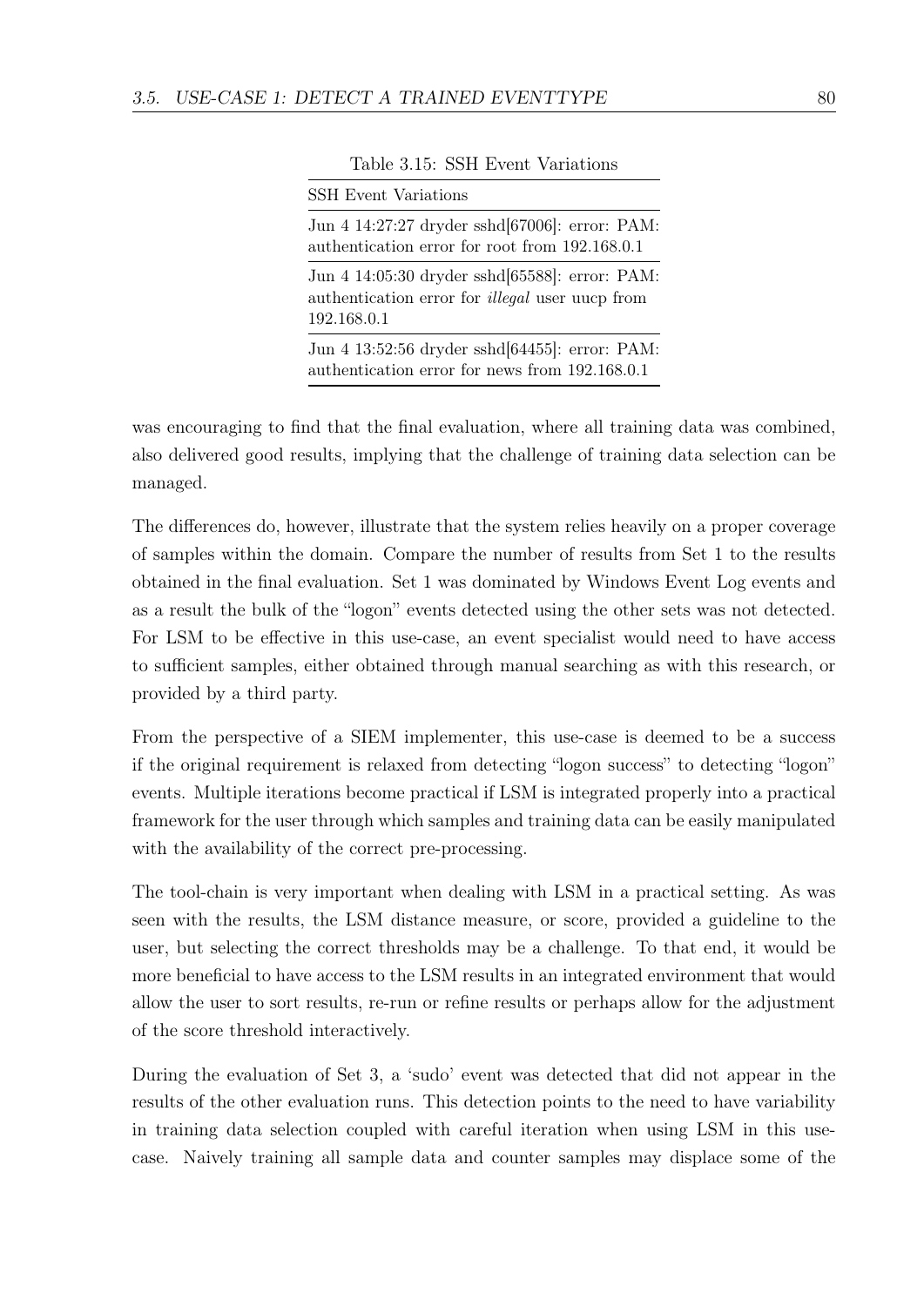Table 3.15: SSH Event Variations

| SSH Event Variations |
|---|
| Jun 4 14:27:27 dryder sshd[67006]: error: PAM: authentication error for root from 192.168.0.1 |
| Jun 4 14:05:30 dryder sshd[65588]: error: PAM: authentication error for *illegal* user uucp from 192.168.0.1 |
| Jun 4 13:52:56 dryder sshd[64455]: error: PAM: authentication error for news from 192.168.0.1 |

was encouraging to find that the final evaluation, where all training data was combined, also delivered good results, implying that the challenge of training data selection can be managed.

The differences do, however, illustrate that the system relies heavily on a proper coverage of samples within the domain. Compare the number of results from Set 1 to the results obtained in the final evaluation. Set 1 was dominated by Windows Event Log events and as a result the bulk of the "logon" events detected using the other sets was not detected. For LSM to be effective in this use-case, an event specialist would need to have access to sufficient samples, either obtained through manual searching as with this research, or provided by a third party.

From the perspective of a SIEM implementer, this use-case is deemed to be a success if the original requirement is relaxed from detecting "logon success" to detecting "logon" events. Multiple iterations become practical if LSM is integrated properly into a practical framework for the user through which samples and training data can be easily manipulated with the availability of the correct pre-processing.

The tool-chain is very important when dealing with LSM in a practical setting. As was seen with the results, the LSM distance measure, or score, provided a guideline to the user, but selecting the correct thresholds may be a challenge. To that end, it would be more beneficial to have access to the LSM results in an integrated environment that would allow the user to sort results, re-run or refine results or perhaps allow for the adjustment of the score threshold interactively.

During the evaluation of Set 3, a 'sudo' event was detected that did not appear in the results of the other evaluation runs. This detection points to the need to have variability in training data selection coupled with careful iteration when using LSM in this use-case. Naively training all sample data and counter samples may displace some of the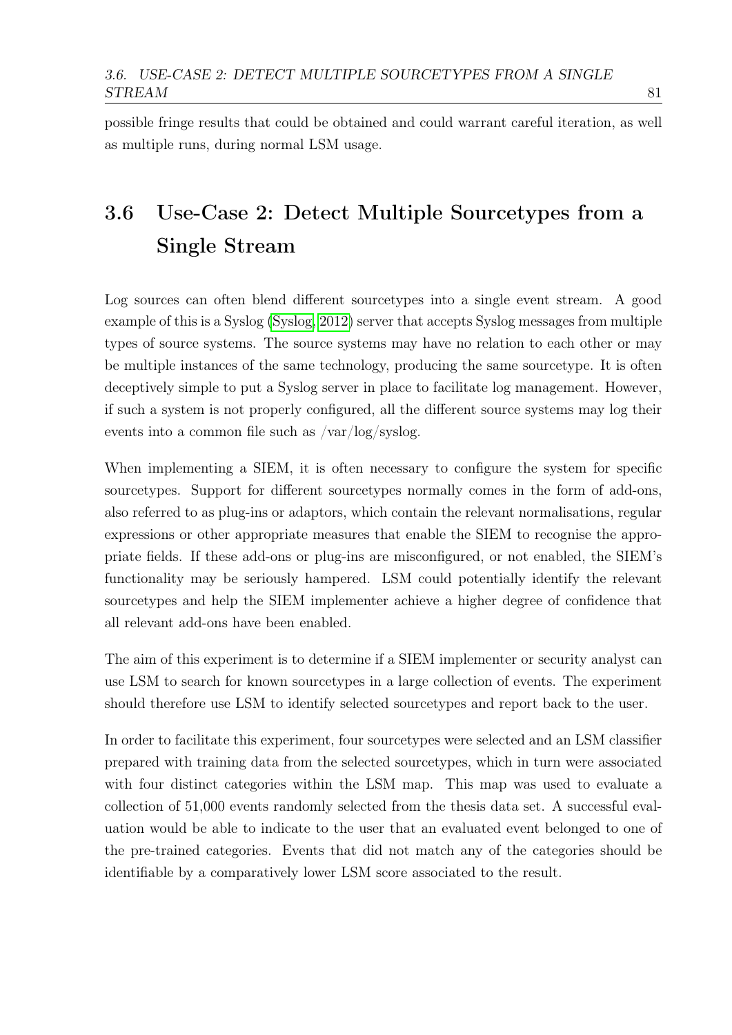possible fringe results that could be obtained and could warrant careful iteration, as well as multiple runs, during normal LSM usage.

## 3.6 Use-Case 2: Detect Multiple Sourcetypes from a Single Stream

Log sources can often blend different sourcetypes into a single event stream. A good example of this is a Syslog (Syslog, 2012) server that accepts Syslog messages from multiple types of source systems. The source systems may have no relation to each other or may be multiple instances of the same technology, producing the same sourcetype. It is often deceptively simple to put a Syslog server in place to facilitate log management. However, if such a system is not properly configured, all the different source systems may log their events into a common file such as /var/log/syslog.

When implementing a SIEM, it is often necessary to configure the system for specific sourcetypes. Support for different sourcetypes normally comes in the form of add-ons, also referred to as plug-ins or adaptors, which contain the relevant normalisations, regular expressions or other appropriate measures that enable the SIEM to recognise the appropriate fields. If these add-ons or plug-ins are misconfigured, or not enabled, the SIEM's functionality may be seriously hampered. LSM could potentially identify the relevant sourcetypes and help the SIEM implementer achieve a higher degree of confidence that all relevant add-ons have been enabled.

The aim of this experiment is to determine if a SIEM implementer or security analyst can use LSM to search for known sourcetypes in a large collection of events. The experiment should therefore use LSM to identify selected sourcetypes and report back to the user.

In order to facilitate this experiment, four sourcetypes were selected and an LSM classifier prepared with training data from the selected sourcetypes, which in turn were associated with four distinct categories within the LSM map. This map was used to evaluate a collection of 51,000 events randomly selected from the thesis data set. A successful evaluation would be able to indicate to the user that an evaluated event belonged to one of the pre-trained categories. Events that did not match any of the categories should be identifiable by a comparatively lower LSM score associated to the result.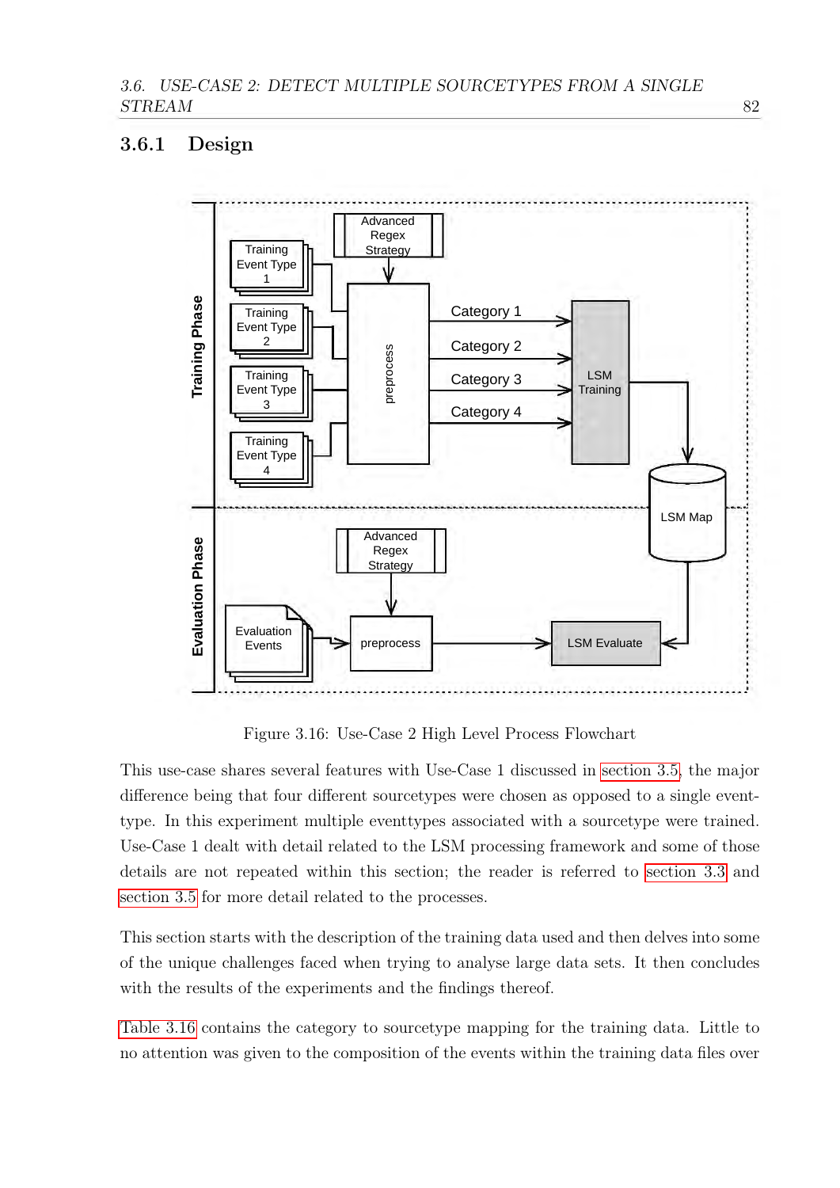### 3.6.1 Design

Figure 3.16: Use-Case 2 High Level Process Flowchart

This use-case shares several features with Use-Case 1 discussed in section 3.5, the major difference being that four different sourcetypes were chosen as opposed to a single event-type. In this experiment multiple eventtypes associated with a sourcetype were trained. Use-Case 1 dealt with detail related to the LSM processing framework and some of those details are not repeated within this section; the reader is referred to section 3.3 and section 3.5 for more detail related to the processes.

This section starts with the description of the training data used and then delves into some of the unique challenges faced when trying to analyse large data sets. It then concludes with the results of the experiments and the findings thereof.

Table 3.16 contains the category to sourcetype mapping for the training data. Little to no attention was given to the composition of the events within the training data files over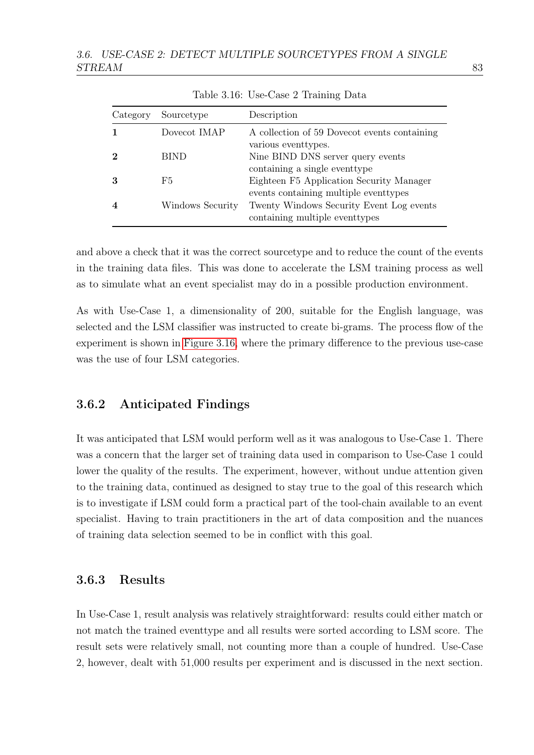Table 3.16: Use-Case 2 Training Data

| Category | Sourcetype | Description |
|---|---|---|
| **1** | Dovecot IMAP | A collection of 59 Dovecot events containing various eventtypes. |
| **2** | BIND | Nine BIND DNS server query events containing a single eventtype |
| **3** | F5 | Eighteen F5 Application Security Manager events containing multiple eventtypes |
| **4** | Windows Security | Twenty Windows Security Event Log events containing multiple eventtypes |

and above a check that it was the correct sourcetype and to reduce the count of the events in the training data files. This was done to accelerate the LSM training process as well as to simulate what an event specialist may do in a possible production environment.

As with Use-Case 1, a dimensionality of 200, suitable for the English language, was selected and the LSM classifier was instructed to create bi-grams. The process flow of the experiment is shown in Figure 3.16, where the primary difference to the previous use-case was the use of four LSM categories.

### 3.6.2 Anticipated Findings

It was anticipated that LSM would perform well as it was analogous to Use-Case 1. There was a concern that the larger set of training data used in comparison to Use-Case 1 could lower the quality of the results. The experiment, however, without undue attention given to the training data, continued as designed to stay true to the goal of this research which is to investigate if LSM could form a practical part of the tool-chain available to an event specialist. Having to train practitioners in the art of data composition and the nuances of training data selection seemed to be in conflict with this goal.

### 3.6.3 Results

In Use-Case 1, result analysis was relatively straightforward: results could either match or not match the trained eventtype and all results were sorted according to LSM score. The result sets were relatively small, not counting more than a couple of hundred. Use-Case 2, however, dealt with 51,000 results per experiment and is discussed in the next section.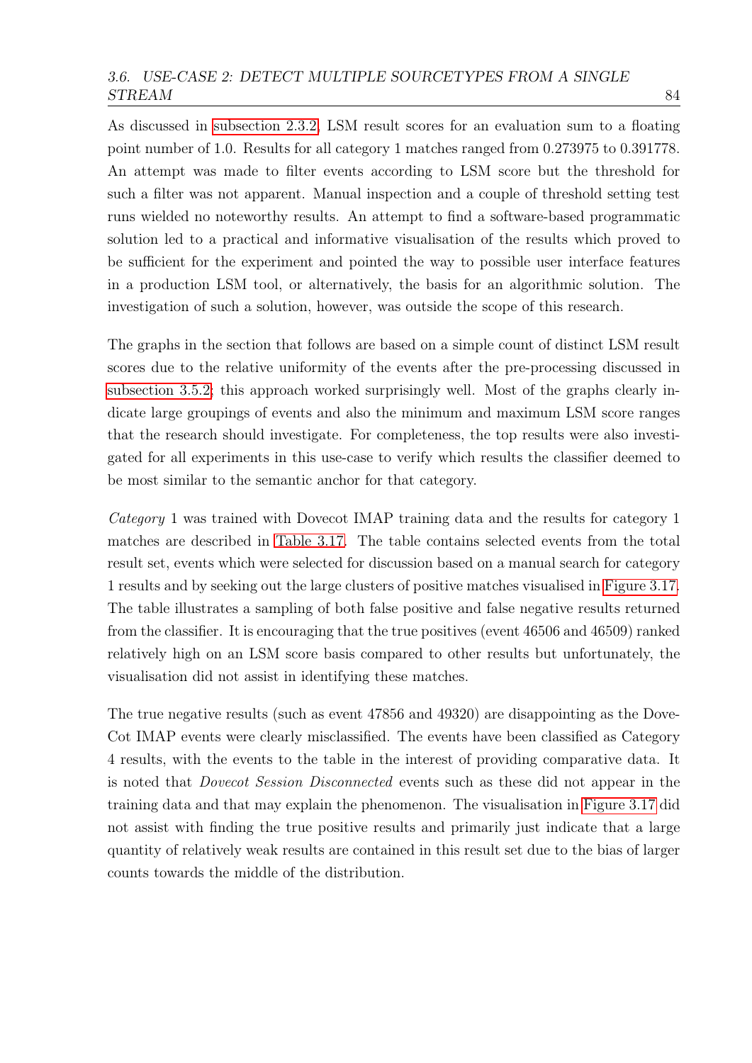As discussed in subsection 2.3.2, LSM result scores for an evaluation sum to a floating point number of 1.0. Results for all category 1 matches ranged from 0.273975 to 0.391778. An attempt was made to filter events according to LSM score but the threshold for such a filter was not apparent. Manual inspection and a couple of threshold setting test runs wielded no noteworthy results. An attempt to find a software-based programmatic solution led to a practical and informative visualisation of the results which proved to be sufficient for the experiment and pointed the way to possible user interface features in a production LSM tool, or alternatively, the basis for an algorithmic solution. The investigation of such a solution, however, was outside the scope of this research.

The graphs in the section that follows are based on a simple count of distinct LSM result scores due to the relative uniformity of the events after the pre-processing discussed in subsection 3.5.2; this approach worked surprisingly well. Most of the graphs clearly indicate large groupings of events and also the minimum and maximum LSM score ranges that the research should investigate. For completeness, the top results were also investigated for all experiments in this use-case to verify which results the classifier deemed to be most similar to the semantic anchor for that category.

*Category* 1 was trained with Dovecot IMAP training data and the results for category 1 matches are described in Table 3.17. The table contains selected events from the total result set, events which were selected for discussion based on a manual search for category 1 results and by seeking out the large clusters of positive matches visualised in Figure 3.17. The table illustrates a sampling of both false positive and false negative results returned from the classifier. It is encouraging that the true positives (event 46506 and 46509) ranked relatively high on an LSM score basis compared to other results but unfortunately, the visualisation did not assist in identifying these matches.

The true negative results (such as event 47856 and 49320) are disappointing as the DoveCot IMAP events were clearly misclassified. The events have been classified as Category 4 results, with the events to the table in the interest of providing comparative data. It is noted that *Dovecot Session Disconnected* events such as these did not appear in the training data and that may explain the phenomenon. The visualisation in Figure 3.17 did not assist with finding the true positive results and primarily just indicate that a large quantity of relatively weak results are contained in this result set due to the bias of larger counts towards the middle of the distribution.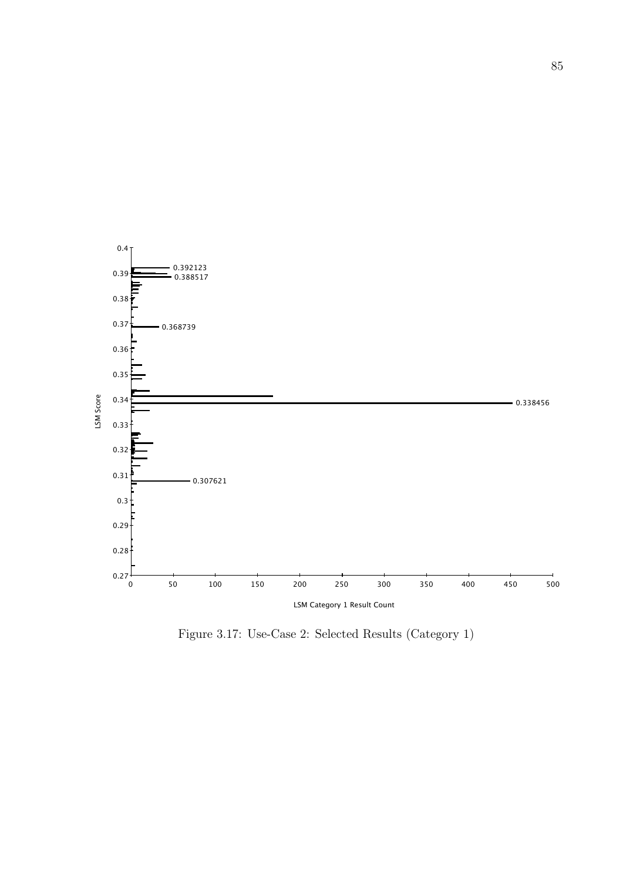Figure 3.17: Use-Case 2: Selected Results (Category 1)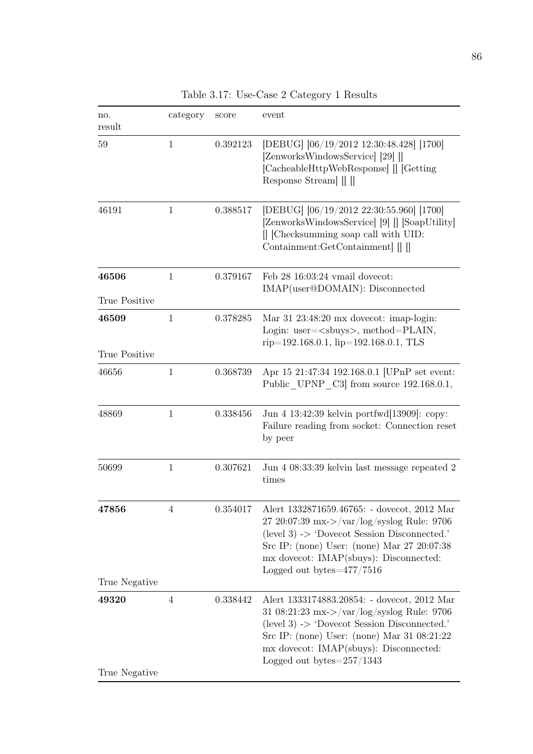Table 3.17: Use-Case 2 Category 1 Results

| no. result | category | score | event |
|---|---|---|---|
| 59 | 1 | 0.392123 | [DEBUG] [06/19/2012 12:30:48.428] [1700] [ZenworksWindowsService] [29] [] [CacheableHttpWebResponse] [] [Getting Response Stream] [] [] |
| 46191 | 1 | 0.388517 | [DEBUG] [06/19/2012 22:30:55.960] [1700] [ZenworksWindowsService] [9] [] [SoapUtility] [] [Checksumming soap call with UID: Containment:GetContainment] [] [] |
| **46506** True Positive | 1 | 0.379167 | Feb 28 16:03:24 vmail dovecot: IMAP(user@DOMAIN): Disconnected |
| **46509** True Positive | 1 | 0.378285 | Mar 31 23:48:20 mx dovecot: imap-login: Login: user=<sbuys>, method=PLAIN, rip=192.168.0.1, lip=192.168.0.1, TLS |
| 46656 | 1 | 0.368739 | Apr 15 21:47:34 192.168.0.1 [UPnP set event: Public_UPNP_C3] from source 192.168.0.1, |
| 48869 | 1 | 0.338456 | Jun 4 13:42:39 kelvin portfwd[13909]: copy: Failure reading from socket: Connection reset by peer |
| 50699 | 1 | 0.307621 | Jun 4 08:33:39 kelvin last message repeated 2 times |
| **47856** True Negative | 4 | 0.354017 | Alert 1332871659.46765: - dovecot, 2012 Mar 27 20:07:39 mx->/var/log/syslog Rule: 9706 (level 3) -> 'Dovecot Session Disconnected.' Src IP: (none) User: (none) Mar 27 20:07:38 mx dovecot: IMAP(sbuys): Disconnected: Logged out bytes=477/7516 |
| **49320** True Negative | 4 | 0.338442 | Alert 1333174883.20854: - dovecot, 2012 Mar 31 08:21:23 mx->/var/log/syslog Rule: 9706 (level 3) -> 'Dovecot Session Disconnected.' Src IP: (none) User: (none) Mar 31 08:21:22 mx dovecot: IMAP(sbuys): Disconnected: Logged out bytes=257/1343 |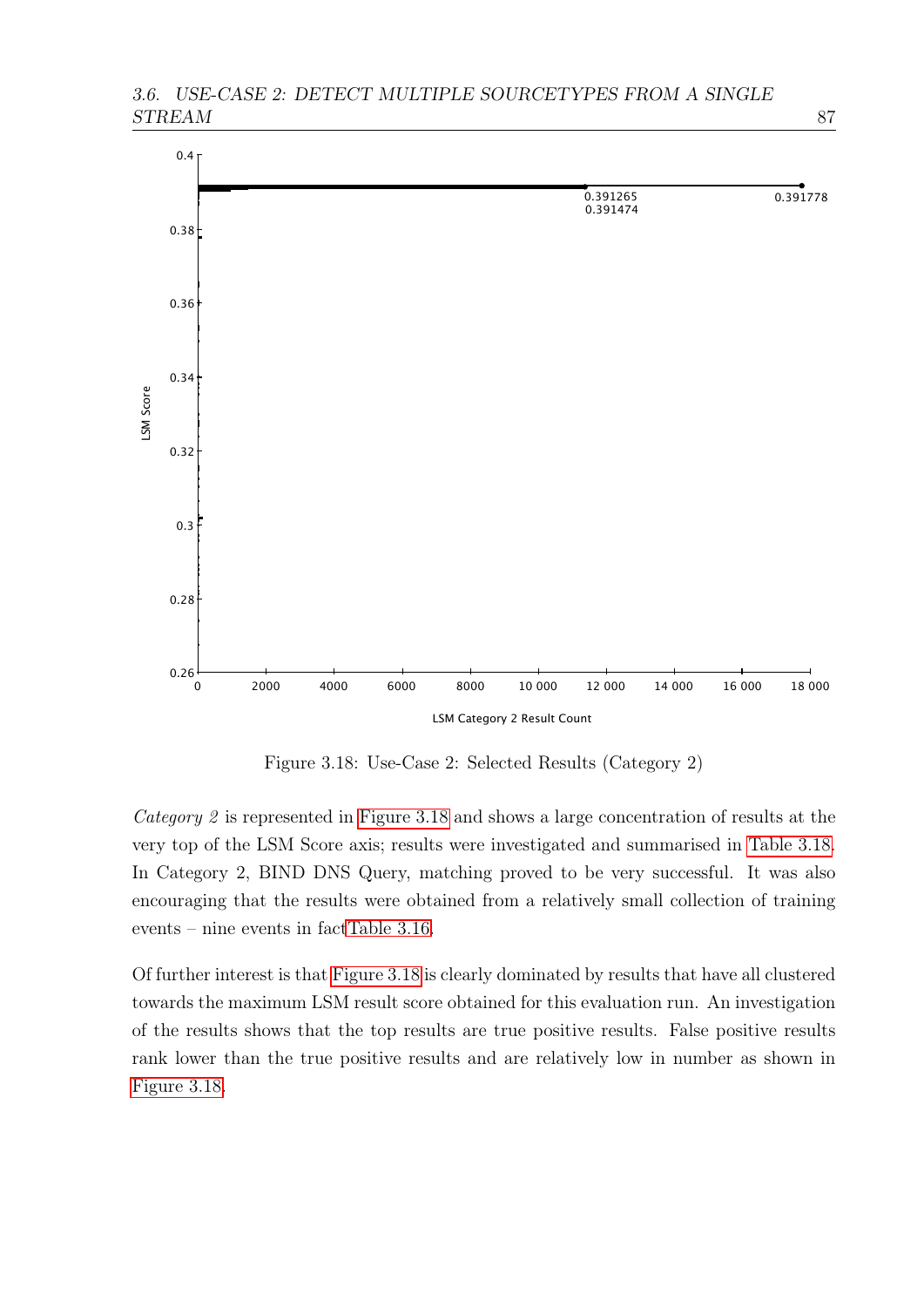Figure 3.18: Use-Case 2: Selected Results (Category 2)

*Category 2* is represented in Figure 3.18 and shows a large concentration of results at the very top of the LSM Score axis; results were investigated and summarised in Table 3.18. In Category 2, BIND DNS Query, matching proved to be very successful. It was also encouraging that the results were obtained from a relatively small collection of training events – nine events in factTable 3.16.

Of further interest is that Figure 3.18 is clearly dominated by results that have all clustered towards the maximum LSM result score obtained for this evaluation run. An investigation of the results shows that the top results are true positive results. False positive results rank lower than the true positive results and are relatively low in number as shown in Figure 3.18.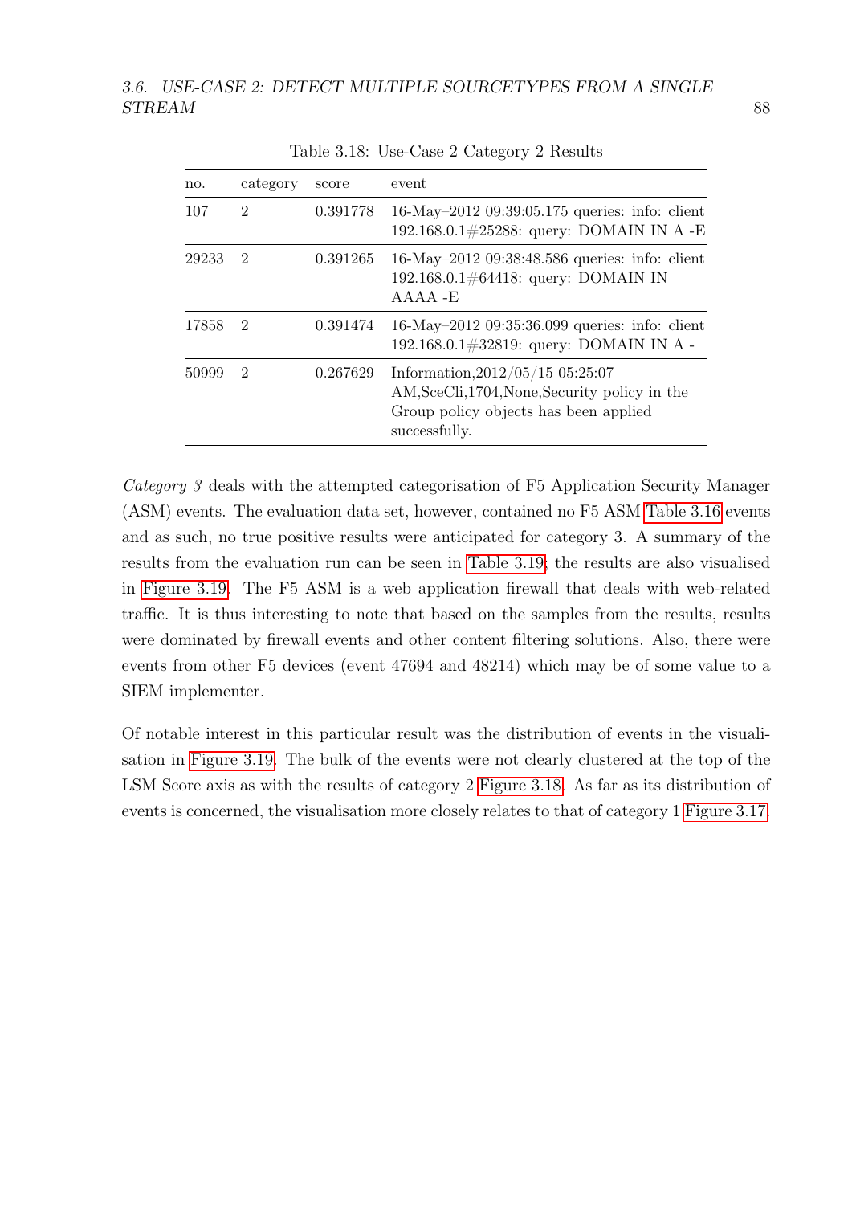Table 3.18: Use-Case 2 Category 2 Results

| no. | category | score | event |
|---|---|---|---|
| 107 | 2 | 0.391778 | 16-May–2012 09:39:05.175 queries: info: client 192.168.0.1#25288: query: DOMAIN IN A -E |
| 29233 | 2 | 0.391265 | 16-May–2012 09:38:48.586 queries: info: client 192.168.0.1#64418: query: DOMAIN IN AAAA -E |
| 17858 | 2 | 0.391474 | 16-May–2012 09:35:36.099 queries: info: client 192.168.0.1#32819: query: DOMAIN IN A - |
| 50999 | 2 | 0.267629 | Information,2012/05/15 05:25:07 AM,SceCli,1704,None,Security policy in the Group policy objects has been applied successfully. |

*Category 3* deals with the attempted categorisation of F5 Application Security Manager (ASM) events. The evaluation data set, however, contained no F5 ASM Table 3.16 events and as such, no true positive results were anticipated for category 3. A summary of the results from the evaluation run can be seen in Table 3.19; the results are also visualised in Figure 3.19. The F5 ASM is a web application firewall that deals with web-related traffic. It is thus interesting to note that based on the samples from the results, results were dominated by firewall events and other content filtering solutions. Also, there were events from other F5 devices (event 47694 and 48214) which may be of some value to a SIEM implementer.

Of notable interest in this particular result was the distribution of events in the visualisation in Figure 3.19. The bulk of the events were not clearly clustered at the top of the LSM Score axis as with the results of category 2 Figure 3.18. As far as its distribution of events is concerned, the visualisation more closely relates to that of category 1 Figure 3.17.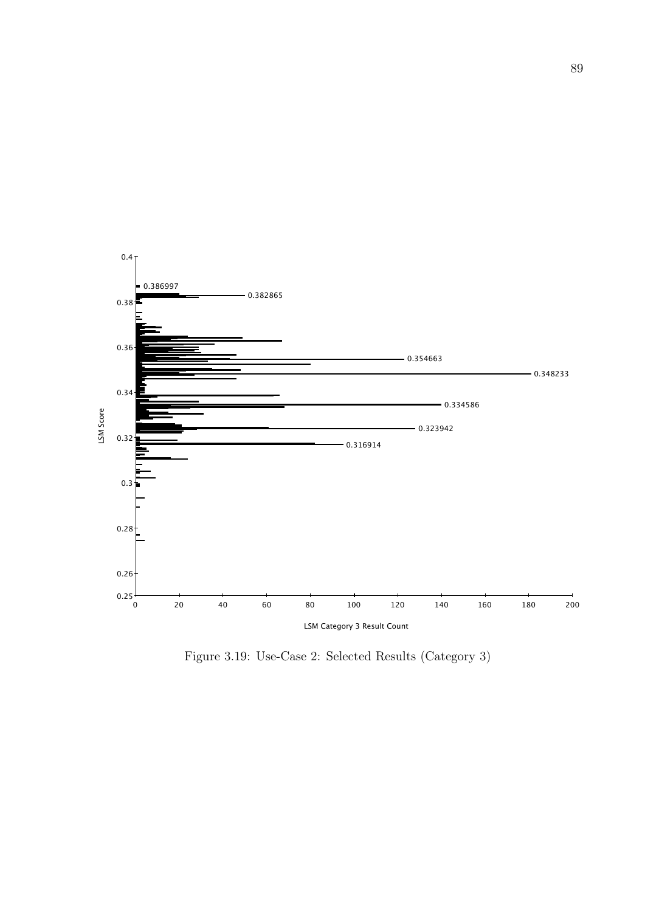Figure 3.19: Use-Case 2: Selected Results (Category 3)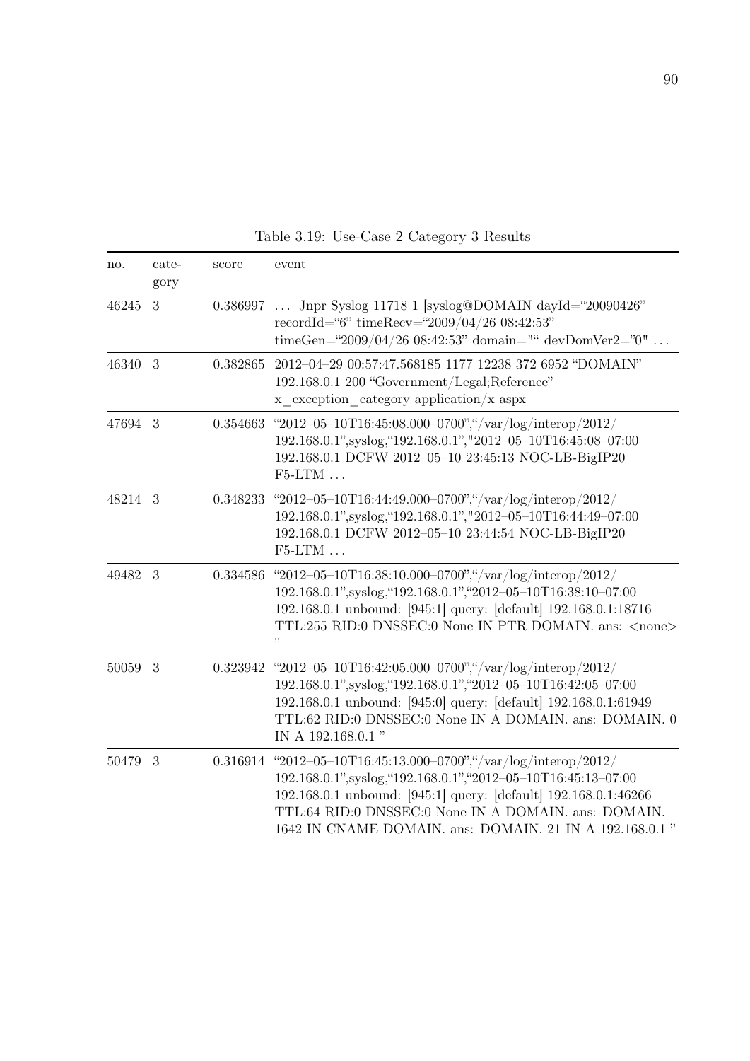Table 3.19: Use-Case 2 Category 3 Results

| no. | category | score | event |
|---|---|---|---|
| 46245 | 3 | 0.386997 | … Jnpr Syslog 11718 1 [syslog@DOMAIN dayId="20090426" recordId="6" timeRecv="2009/04/26 08:42:53" timeGen="2009/04/26 08:42:53" domain="" devDomVer2="0" … |
| 46340 | 3 | 0.382865 | 2012–04–29 00:57:47.568185 1177 12238 372 6952 "DOMAIN" 192.168.0.1 200 "Government/Legal;Reference" x_exception_category application/x aspx |
| 47694 | 3 | 0.354663 | "2012–05–10T16:45:08.000–0700","/var/log/interop/2012/ 192.168.0.1",syslog,"192.168.0.1","2012–05–10T16:45:08–07:00 192.168.0.1 DCFW 2012–05–10 23:45:13 NOC-LB-BigIP20 F5-LTM … |
| 48214 | 3 | 0.348233 | "2012–05–10T16:44:49.000–0700","/var/log/interop/2012/ 192.168.0.1",syslog,"192.168.0.1","2012–05–10T16:44:49–07:00 192.168.0.1 DCFW 2012–05–10 23:44:54 NOC-LB-BigIP20 F5-LTM … |
| 49482 | 3 | 0.334586 | "2012–05–10T16:38:10.000–0700","/var/log/interop/2012/ 192.168.0.1",syslog,"192.168.0.1","2012–05–10T16:38:10–07:00 192.168.0.1 unbound: [945:1] query: [default] 192.168.0.1:18716 TTL:255 RID:0 DNSSEC:0 None IN PTR DOMAIN. ans: <none> " |
| 50059 | 3 | 0.323942 | "2012–05–10T16:42:05.000–0700","/var/log/interop/2012/ 192.168.0.1",syslog,"192.168.0.1","2012–05–10T16:42:05–07:00 192.168.0.1 unbound: [945:0] query: [default] 192.168.0.1:61949 TTL:62 RID:0 DNSSEC:0 None IN A DOMAIN. ans: DOMAIN. 0 IN A 192.168.0.1 " |
| 50479 | 3 | 0.316914 | "2012–05–10T16:45:13.000–0700","/var/log/interop/2012/ 192.168.0.1",syslog,"192.168.0.1","2012–05–10T16:45:13–07:00 192.168.0.1 unbound: [945:1] query: [default] 192.168.0.1:46266 TTL:64 RID:0 DNSSEC:0 None IN A DOMAIN. ans: DOMAIN. 1642 IN CNAME DOMAIN. ans: DOMAIN. 21 IN A 192.168.0.1 " |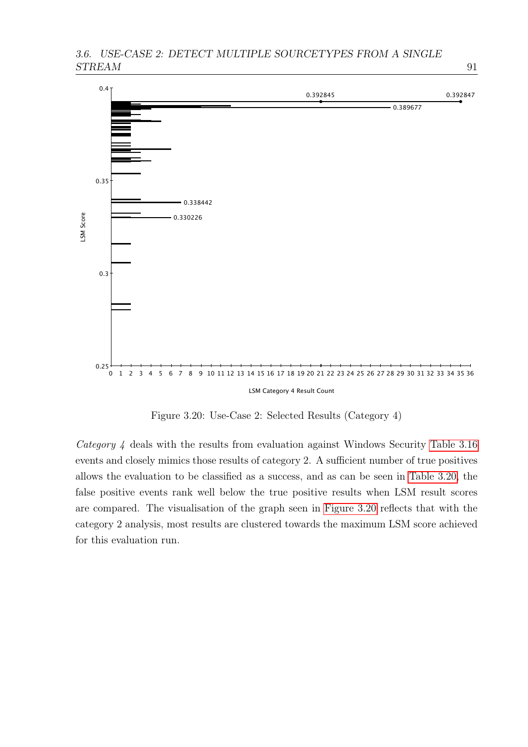Figure 3.20: Use-Case 2: Selected Results (Category 4)

*Category 4* deals with the results from evaluation against Windows Security Table 3.16 events and closely mimics those results of category 2. A sufficient number of true positives allows the evaluation to be classified as a success, and as can be seen in Table 3.20, the false positive events rank well below the true positive results when LSM result scores are compared. The visualisation of the graph seen in Figure 3.20 reflects that with the category 2 analysis, most results are clustered towards the maximum LSM score achieved for this evaluation run.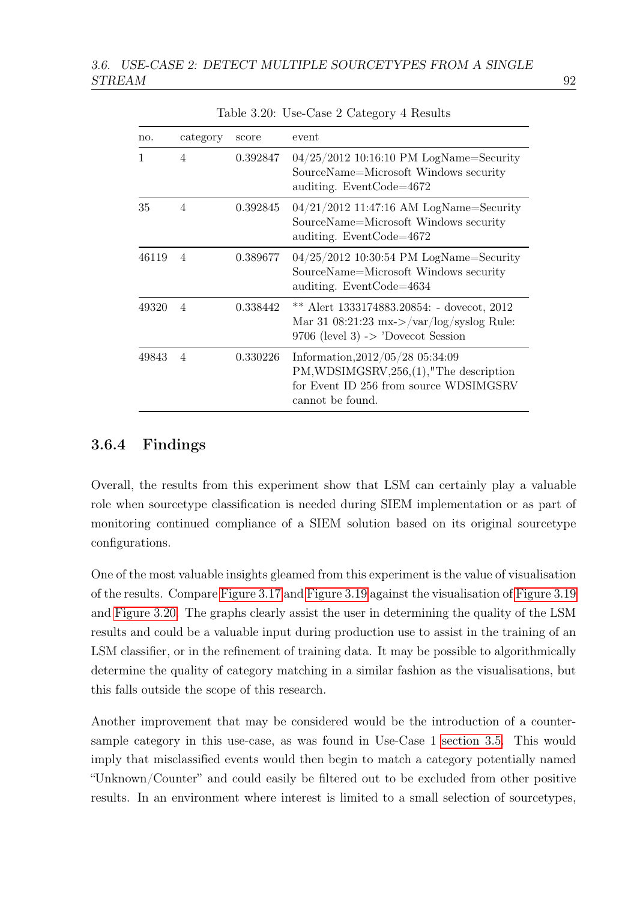Table 3.20: Use-Case 2 Category 4 Results

| no. | category | score | event |
|---|---|---|---|
| 1 | 4 | 0.392847 | 04/25/2012 10:16:10 PM LogName=Security SourceName=Microsoft Windows security auditing. EventCode=4672 |
| 35 | 4 | 0.392845 | 04/21/2012 11:47:16 AM LogName=Security SourceName=Microsoft Windows security auditing. EventCode=4672 |
| 46119 | 4 | 0.389677 | 04/25/2012 10:30:54 PM LogName=Security SourceName=Microsoft Windows security auditing. EventCode=4634 |
| 49320 | 4 | 0.338442 | ** Alert 1333174883.20854: - dovecot, 2012 Mar 31 08:21:23 mx->/var/log/syslog Rule: 9706 (level 3) -> 'Dovecot Session |
| 49843 | 4 | 0.330226 | Information,2012/05/28 05:34:09 PM,WDSIMGSRV,256,(1),"The description for Event ID 256 from source WDSIMGSRV cannot be found. |

### 3.6.4 Findings

Overall, the results from this experiment show that LSM can certainly play a valuable role when sourcetype classification is needed during SIEM implementation or as part of monitoring continued compliance of a SIEM solution based on its original sourcetype configurations.

One of the most valuable insights gleamed from this experiment is the value of visualisation of the results. Compare Figure 3.17 and Figure 3.19 against the visualisation of Figure 3.19 and Figure 3.20. The graphs clearly assist the user in determining the quality of the LSM results and could be a valuable input during production use to assist in the training of an LSM classifier, or in the refinement of training data. It may be possible to algorithmically determine the quality of category matching in a similar fashion as the visualisations, but this falls outside the scope of this research.

Another improvement that may be considered would be the introduction of a counter-sample category in this use-case, as was found in Use-Case 1 section 3.5. This would imply that misclassified events would then begin to match a category potentially named "Unknown/Counter" and could easily be filtered out to be excluded from other positive results. In an environment where interest is limited to a small selection of sourcetypes,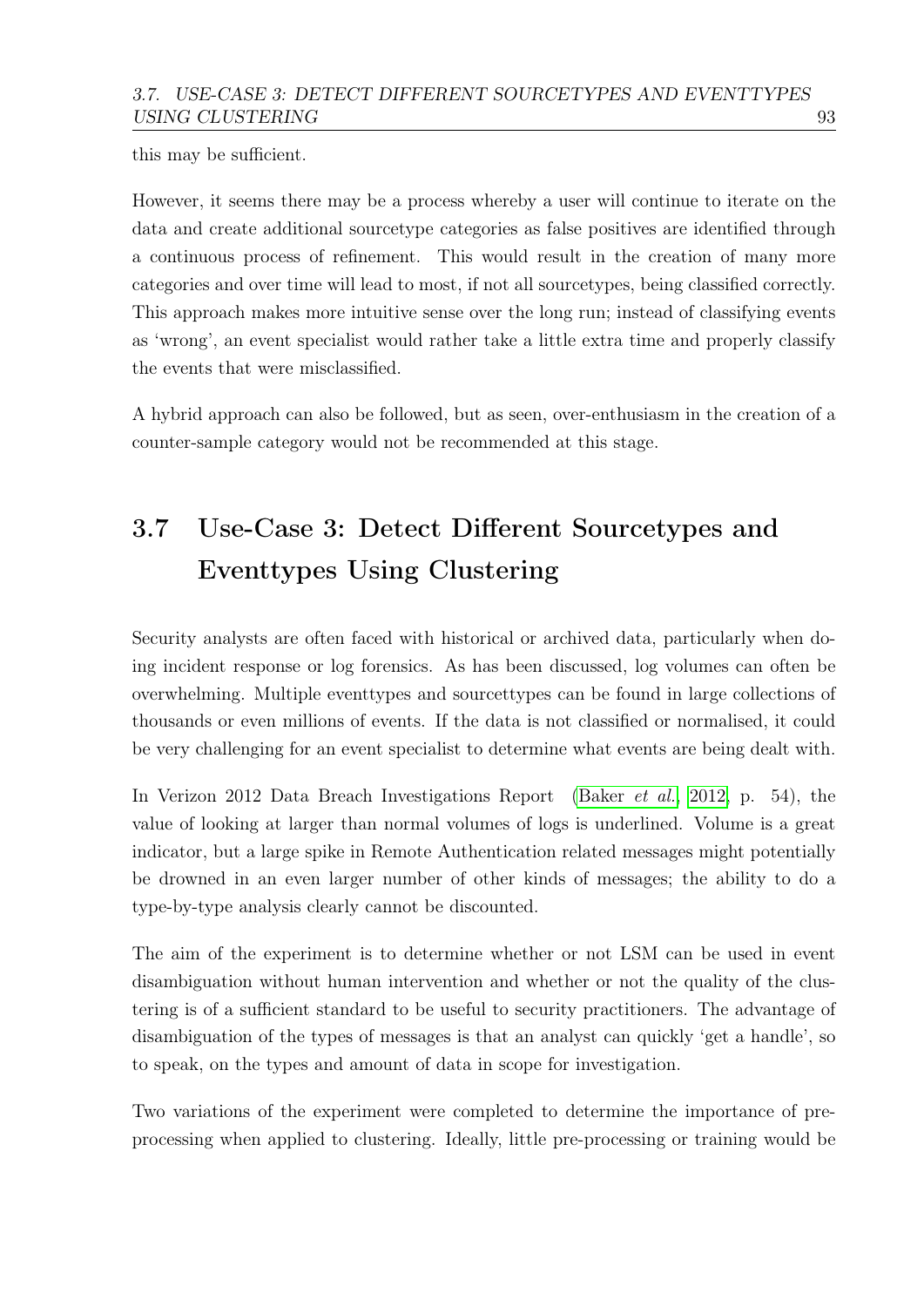this may be sufficient.

However, it seems there may be a process whereby a user will continue to iterate on the data and create additional sourcetype categories as false positives are identified through a continuous process of refinement. This would result in the creation of many more categories and over time will lead to most, if not all sourcetypes, being classified correctly. This approach makes more intuitive sense over the long run; instead of classifying events as 'wrong', an event specialist would rather take a little extra time and properly classify the events that were misclassified.

A hybrid approach can also be followed, but as seen, over-enthusiasm in the creation of a counter-sample category would not be recommended at this stage.

## 3.7 Use-Case 3: Detect Different Sourcetypes and Eventtypes Using Clustering

Security analysts are often faced with historical or archived data, particularly when doing incident response or log forensics. As has been discussed, log volumes can often be overwhelming. Multiple eventtypes and sourcettypes can be found in large collections of thousands or even millions of events. If the data is not classified or normalised, it could be very challenging for an event specialist to determine what events are being dealt with.

In Verizon 2012 Data Breach Investigations Report (Baker *et al.*, 2012, p. 54), the value of looking at larger than normal volumes of logs is underlined. Volume is a great indicator, but a large spike in Remote Authentication related messages might potentially be drowned in an even larger number of other kinds of messages; the ability to do a type-by-type analysis clearly cannot be discounted.

The aim of the experiment is to determine whether or not LSM can be used in event disambiguation without human intervention and whether or not the quality of the clustering is of a sufficient standard to be useful to security practitioners. The advantage of disambiguation of the types of messages is that an analyst can quickly 'get a handle', so to speak, on the types and amount of data in scope for investigation.

Two variations of the experiment were completed to determine the importance of pre-processing when applied to clustering. Ideally, little pre-processing or training would be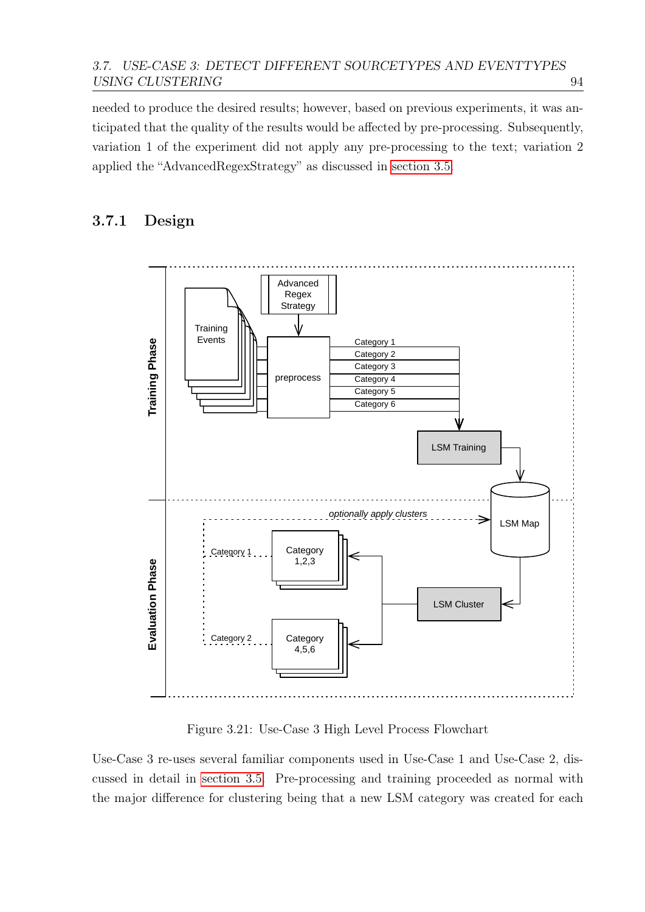needed to produce the desired results; however, based on previous experiments, it was anticipated that the quality of the results would be affected by pre-processing. Subsequently, variation 1 of the experiment did not apply any pre-processing to the text; variation 2 applied the "AdvancedRegexStrategy" as discussed in section 3.5.

### 3.7.1 Design

Figure 3.21: Use-Case 3 High Level Process Flowchart

Use-Case 3 re-uses several familiar components used in Use-Case 1 and Use-Case 2, discussed in detail in section 3.5. Pre-processing and training proceeded as normal with the major difference for clustering being that a new LSM category was created for each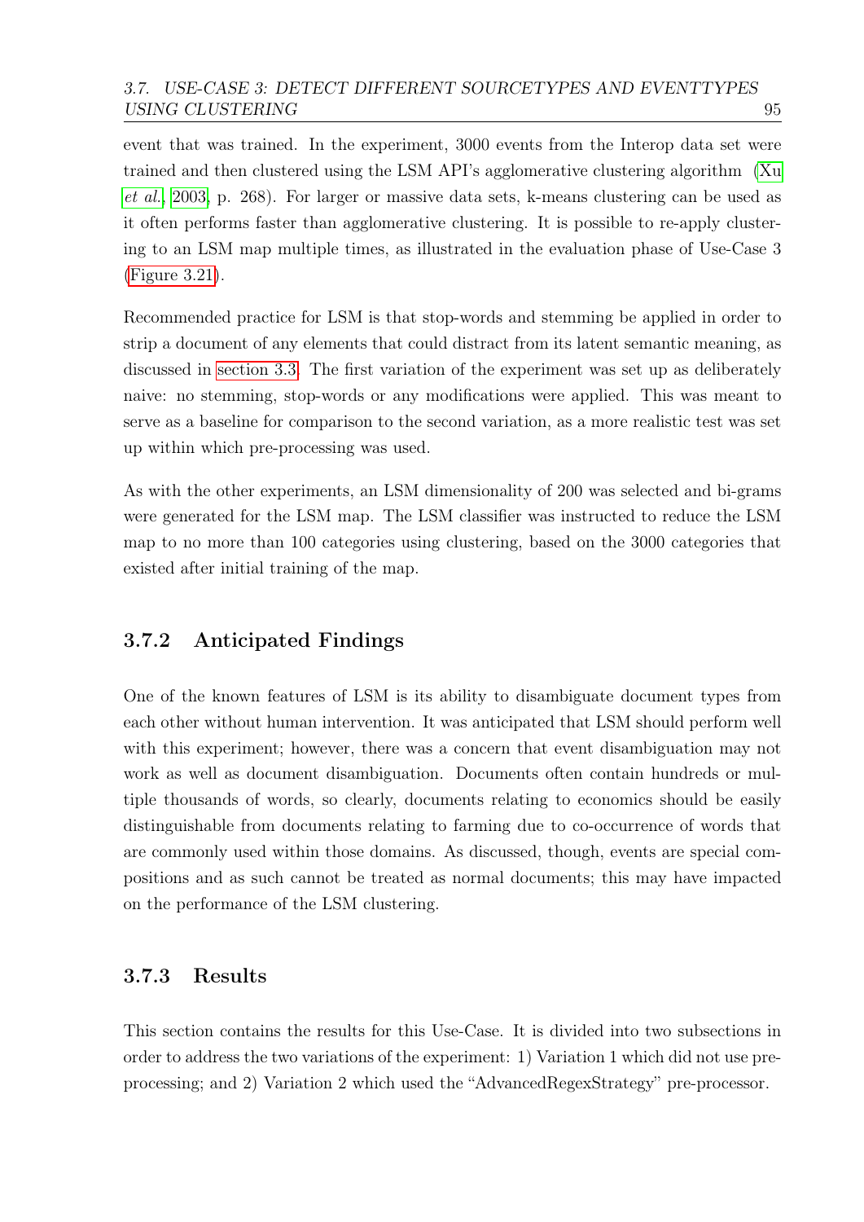event that was trained. In the experiment, 3000 events from the Interop data set were trained and then clustered using the LSM API's agglomerative clustering algorithm (Xu *et al.*, 2003, p. 268). For larger or massive data sets, k-means clustering can be used as it often performs faster than agglomerative clustering. It is possible to re-apply clustering to an LSM map multiple times, as illustrated in the evaluation phase of Use-Case 3 (Figure 3.21).

Recommended practice for LSM is that stop-words and stemming be applied in order to strip a document of any elements that could distract from its latent semantic meaning, as discussed in section 3.3. The first variation of the experiment was set up as deliberately naive: no stemming, stop-words or any modifications were applied. This was meant to serve as a baseline for comparison to the second variation, as a more realistic test was set up within which pre-processing was used.

As with the other experiments, an LSM dimensionality of 200 was selected and bi-grams were generated for the LSM map. The LSM classifier was instructed to reduce the LSM map to no more than 100 categories using clustering, based on the 3000 categories that existed after initial training of the map.

### 3.7.2 Anticipated Findings

One of the known features of LSM is its ability to disambiguate document types from each other without human intervention. It was anticipated that LSM should perform well with this experiment; however, there was a concern that event disambiguation may not work as well as document disambiguation. Documents often contain hundreds or multiple thousands of words, so clearly, documents relating to economics should be easily distinguishable from documents relating to farming due to co-occurrence of words that are commonly used within those domains. As discussed, though, events are special compositions and as such cannot be treated as normal documents; this may have impacted on the performance of the LSM clustering.

### 3.7.3 Results

This section contains the results for this Use-Case. It is divided into two subsections in order to address the two variations of the experiment: 1) Variation 1 which did not use pre-processing; and 2) Variation 2 which used the "AdvancedRegexStrategy" pre-processor.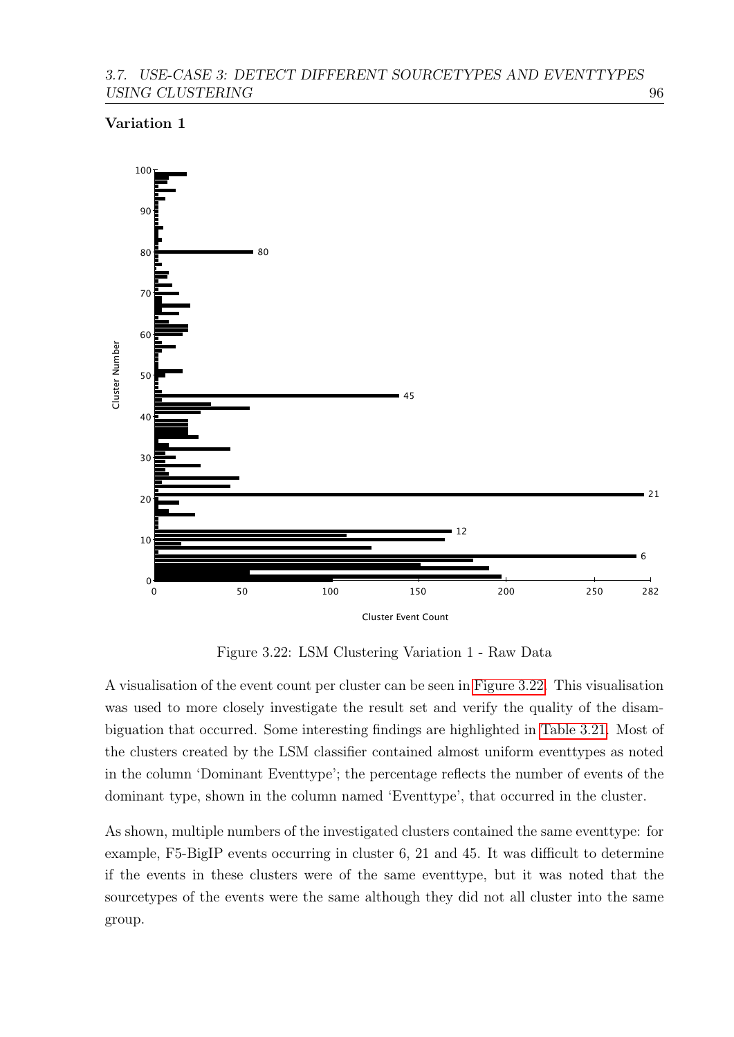**Variation 1**

Figure 3.22: LSM Clustering Variation 1 - Raw Data

A visualisation of the event count per cluster can be seen in Figure 3.22. This visualisation was used to more closely investigate the result set and verify the quality of the disambiguation that occurred. Some interesting findings are highlighted in Table 3.21. Most of the clusters created by the LSM classifier contained almost uniform eventtypes as noted in the column 'Dominant Eventtype'; the percentage reflects the number of events of the dominant type, shown in the column named 'Eventtype', that occurred in the cluster.

As shown, multiple numbers of the investigated clusters contained the same eventtype: for example, F5-BigIP events occurring in cluster 6, 21 and 45. It was difficult to determine if the events in these clusters were of the same eventtype, but it was noted that the sourcetypes of the events were the same although they did not all cluster into the same group.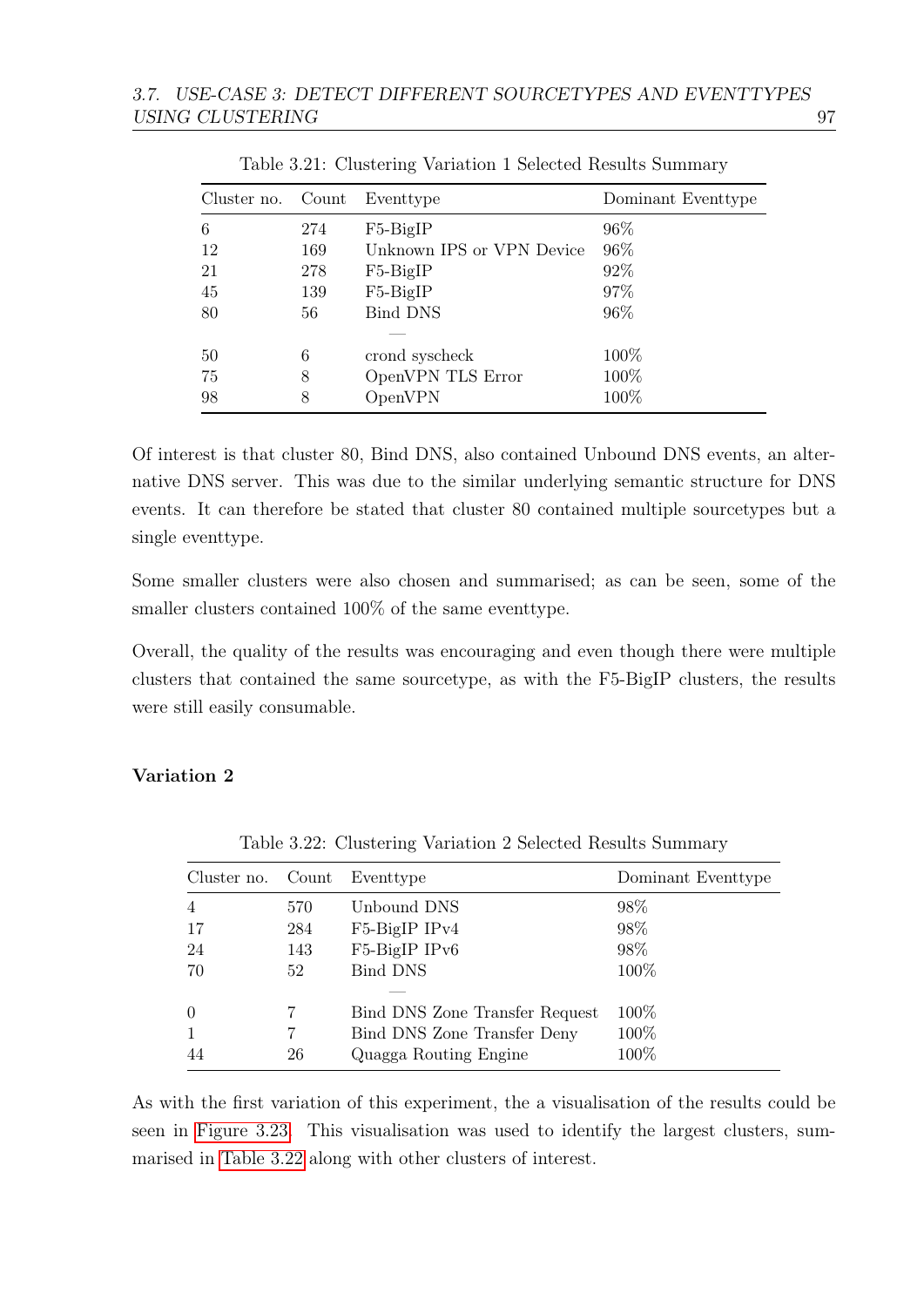Table 3.21: Clustering Variation 1 Selected Results Summary

| Cluster no. | Count | Eventtype | Dominant Eventtype |
|---|---|---|---|
| 6 | 274 | F5-BigIP | 96% |
| 12 | 169 | Unknown IPS or VPN Device | 96% |
| 21 | 278 | F5-BigIP | 92% |
| 45 | 139 | F5-BigIP | 97% |
| 80 | 56 | Bind DNS | 96% |
| | | — | |
| 50 | 6 | crond syscheck | 100% |
| 75 | 8 | OpenVPN TLS Error | 100% |
| 98 | 8 | OpenVPN | 100% |

Of interest is that cluster 80, Bind DNS, also contained Unbound DNS events, an alternative DNS server. This was due to the similar underlying semantic structure for DNS events. It can therefore be stated that cluster 80 contained multiple sourcetypes but a single eventtype.

Some smaller clusters were also chosen and summarised; as can be seen, some of the smaller clusters contained 100% of the same eventtype.

Overall, the quality of the results was encouraging and even though there were multiple clusters that contained the same sourcetype, as with the F5-BigIP clusters, the results were still easily consumable.

**Variation 2**

Table 3.22: Clustering Variation 2 Selected Results Summary

| Cluster no. | Count | Eventtype | Dominant Eventtype |
|---|---|---|---|
| 4 | 570 | Unbound DNS | 98% |
| 17 | 284 | F5-BigIP IPv4 | 98% |
| 24 | 143 | F5-BigIP IPv6 | 98% |
| 70 | 52 | Bind DNS | 100% |
| | | — | |
| 0 | 7 | Bind DNS Zone Transfer Request | 100% |
| 1 | 7 | Bind DNS Zone Transfer Deny | 100% |
| 44 | 26 | Quagga Routing Engine | 100% |

As with the first variation of this experiment, the a visualisation of the results could be seen in Figure 3.23. This visualisation was used to identify the largest clusters, summarised in Table 3.22 along with other clusters of interest.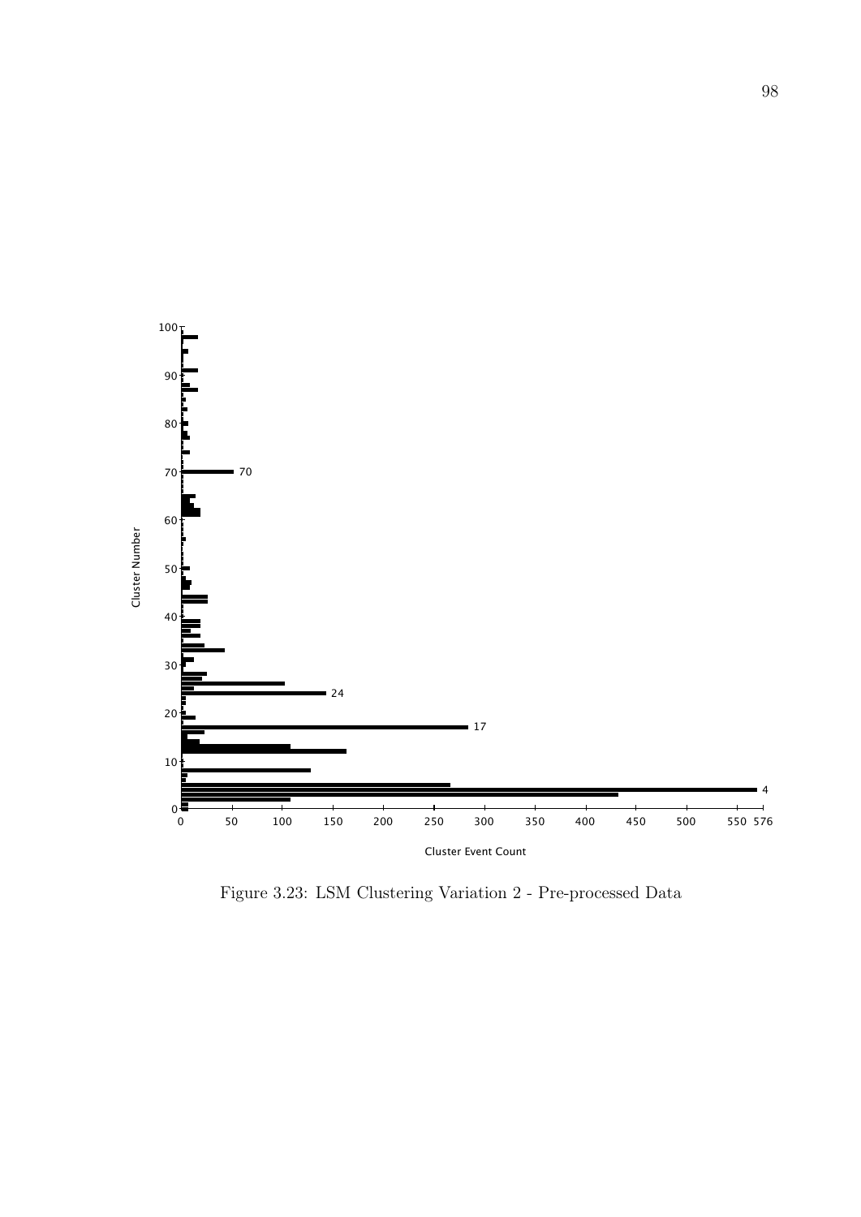Figure 3.23: LSM Clustering Variation 2 - Pre-processed Data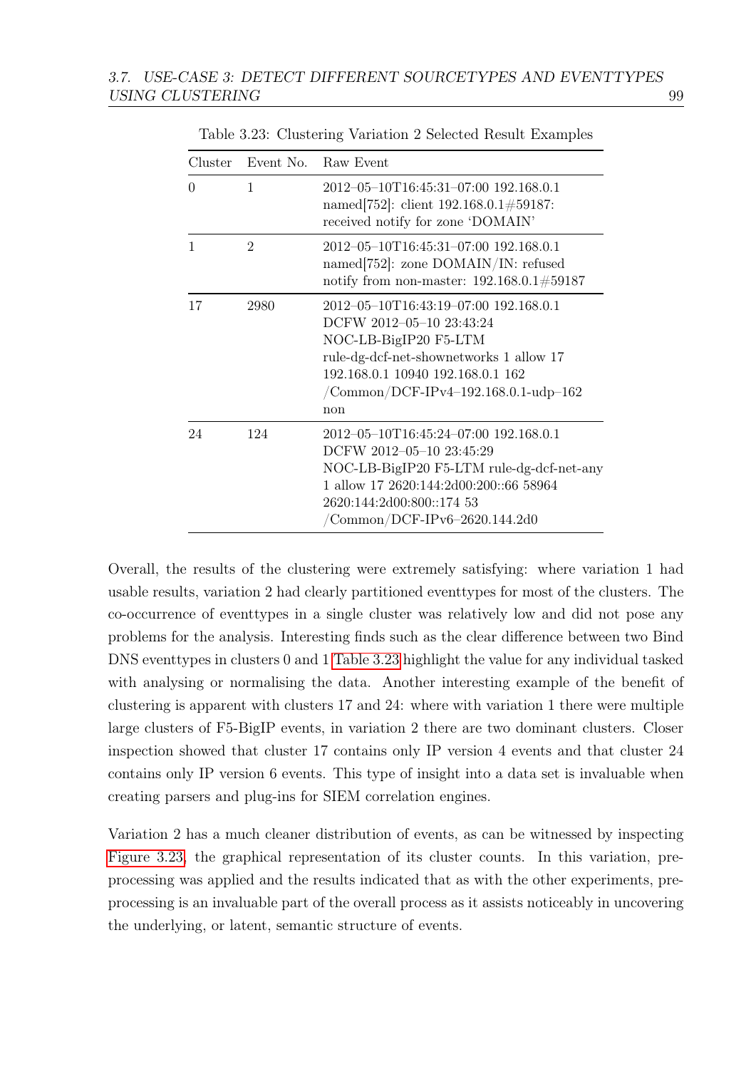Table 3.23: Clustering Variation 2 Selected Result Examples

| Cluster | Event No. | Raw Event |
|---|---|---|
| 0 | 1 | 2012–05–10T16:45:31–07:00 192.168.0.1 named[752]: client 192.168.0.1#59187: received notify for zone 'DOMAIN' |
| 1 | 2 | 2012–05–10T16:45:31–07:00 192.168.0.1 named[752]: zone DOMAIN/IN: refused notify from non-master: 192.168.0.1#59187 |
| 17 | 2980 | 2012–05–10T16:43:19–07:00 192.168.0.1 DCFW 2012–05–10 23:43:24 NOC-LB-BigIP20 F5-LTM rule-dg-dcf-net-shownetworks 1 allow 17 192.168.0.1 10940 192.168.0.1 162 /Common/DCF-IPv4–192.168.0.1-udp–162 non |
| 24 | 124 | 2012–05–10T16:45:24–07:00 192.168.0.1 DCFW 2012–05–10 23:45:29 NOC-LB-BigIP20 F5-LTM rule-dg-dcf-net-any 1 allow 17 2620:144:2d00:200::66 58964 2620:144:2d00:800::174 53 /Common/DCF-IPv6–2620.144.2d0 |

Overall, the results of the clustering were extremely satisfying: where variation 1 had usable results, variation 2 had clearly partitioned eventtypes for most of the clusters. The co-occurrence of eventtypes in a single cluster was relatively low and did not pose any problems for the analysis. Interesting finds such as the clear difference between two Bind DNS eventtypes in clusters 0 and 1 Table 3.23 highlight the value for any individual tasked with analysing or normalising the data. Another interesting example of the benefit of clustering is apparent with clusters 17 and 24: where with variation 1 there were multiple large clusters of F5-BigIP events, in variation 2 there are two dominant clusters. Closer inspection showed that cluster 17 contains only IP version 4 events and that cluster 24 contains only IP version 6 events. This type of insight into a data set is invaluable when creating parsers and plug-ins for SIEM correlation engines.

Variation 2 has a much cleaner distribution of events, as can be witnessed by inspecting Figure 3.23, the graphical representation of its cluster counts. In this variation, pre-processing was applied and the results indicated that as with the other experiments, pre-processing is an invaluable part of the overall process as it assists noticeably in uncovering the underlying, or latent, semantic structure of events.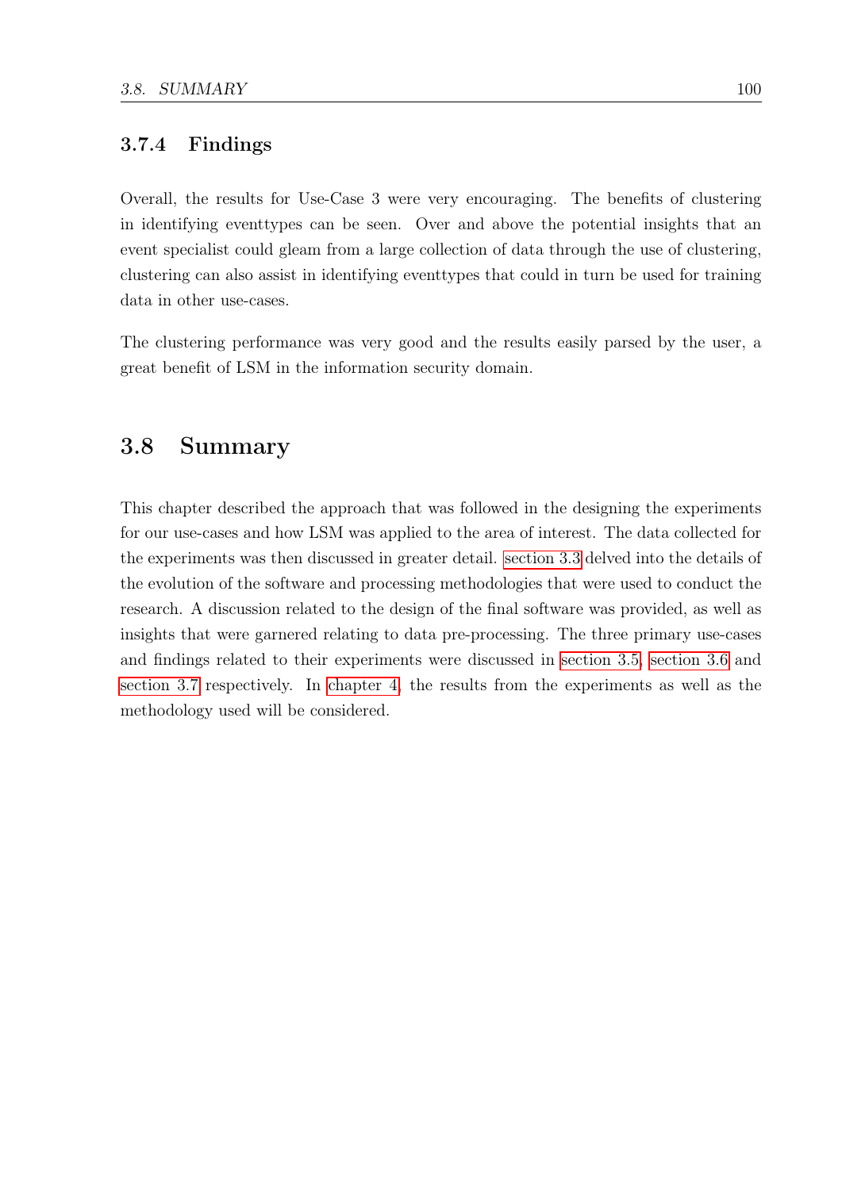### 3.7.4 Findings

Overall, the results for Use-Case 3 were very encouraging. The benefits of clustering in identifying eventtypes can be seen. Over and above the potential insights that an event specialist could gleam from a large collection of data through the use of clustering, clustering can also assist in identifying eventtypes that could in turn be used for training data in other use-cases.

The clustering performance was very good and the results easily parsed by the user, a great benefit of LSM in the information security domain.

## 3.8 Summary

This chapter described the approach that was followed in the designing the experiments for our use-cases and how LSM was applied to the area of interest. The data collected for the experiments was then discussed in greater detail. section 3.3 delved into the details of the evolution of the software and processing methodologies that were used to conduct the research. A discussion related to the design of the final software was provided, as well as insights that were garnered relating to data pre-processing. The three primary use-cases and findings related to their experiments were discussed in section 3.5, section 3.6 and section 3.7 respectively. In chapter 4, the results from the experiments as well as the methodology used will be considered.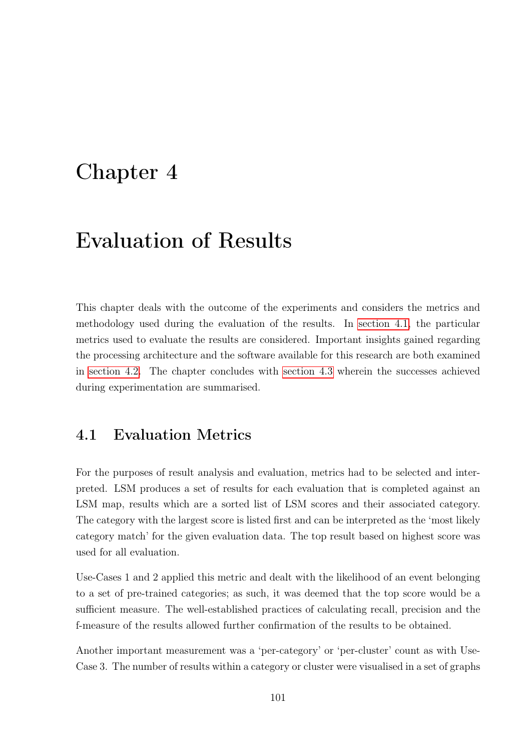# Chapter 4

# Evaluation of Results

This chapter deals with the outcome of the experiments and considers the metrics and methodology used during the evaluation of the results. In section 4.1, the particular metrics used to evaluate the results are considered. Important insights gained regarding the processing architecture and the software available for this research are both examined in section 4.2. The chapter concludes with section 4.3 wherein the successes achieved during experimentation are summarised.

## 4.1 Evaluation Metrics

For the purposes of result analysis and evaluation, metrics had to be selected and interpreted. LSM produces a set of results for each evaluation that is completed against an LSM map, results which are a sorted list of LSM scores and their associated category. The category with the largest score is listed first and can be interpreted as the 'most likely category match' for the given evaluation data. The top result based on highest score was used for all evaluation.

Use-Cases 1 and 2 applied this metric and dealt with the likelihood of an event belonging to a set of pre-trained categories; as such, it was deemed that the top score would be a sufficient measure. The well-established practices of calculating recall, precision and the f-measure of the results allowed further confirmation of the results to be obtained.

Another important measurement was a 'per-category' or 'per-cluster' count as with Use-Case 3. The number of results within a category or cluster were visualised in a set of graphs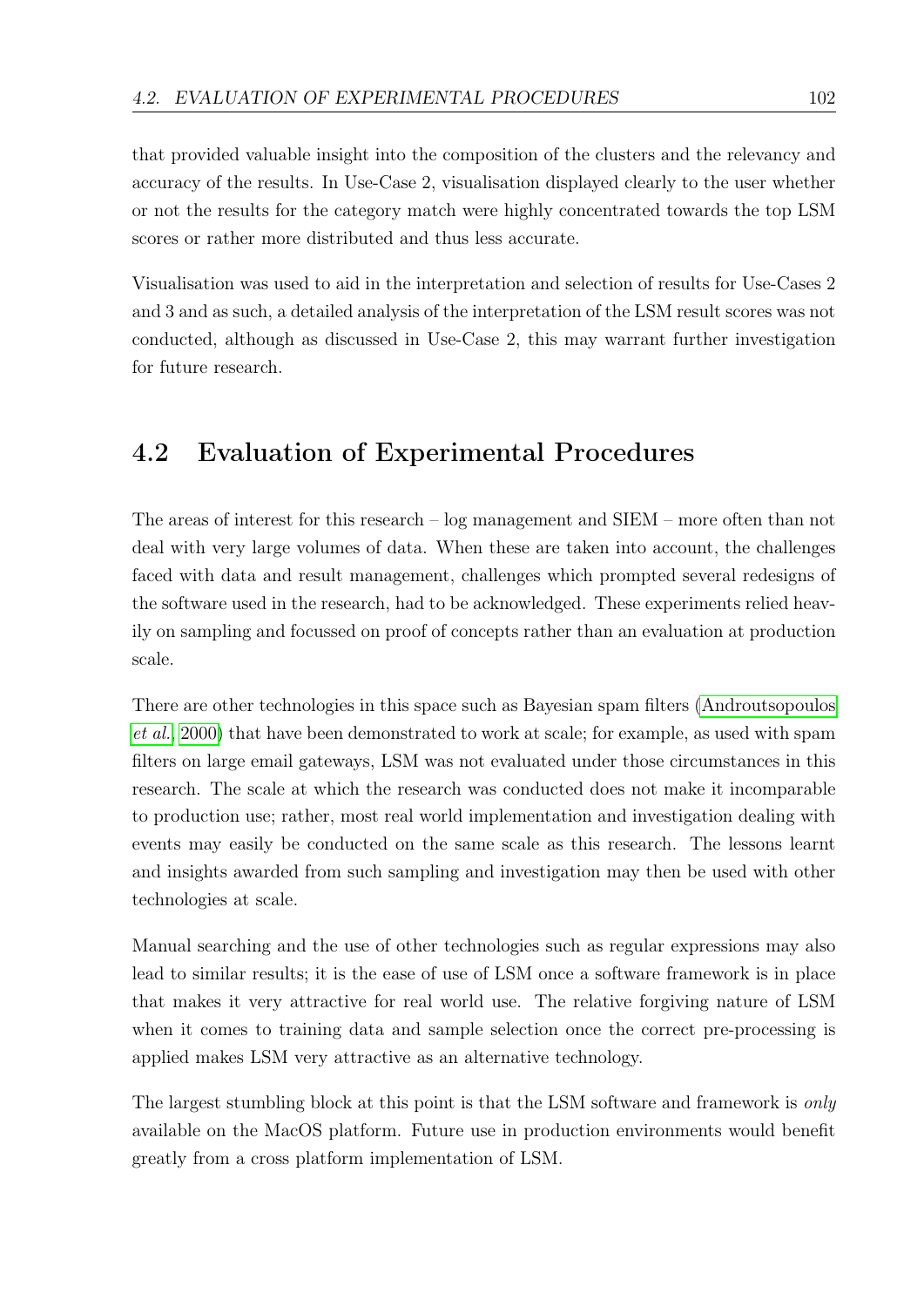that provided valuable insight into the composition of the clusters and the relevancy and accuracy of the results. In Use-Case 2, visualisation displayed clearly to the user whether or not the results for the category match were highly concentrated towards the top LSM scores or rather more distributed and thus less accurate.

Visualisation was used to aid in the interpretation and selection of results for Use-Cases 2 and 3 and as such, a detailed analysis of the interpretation of the LSM result scores was not conducted, although as discussed in Use-Case 2, this may warrant further investigation for future research.

## 4.2 Evaluation of Experimental Procedures

The areas of interest for this research – log management and SIEM – more often than not deal with very large volumes of data. When these are taken into account, the challenges faced with data and result management, challenges which prompted several redesigns of the software used in the research, had to be acknowledged. These experiments relied heavily on sampling and focussed on proof of concepts rather than an evaluation at production scale.

There are other technologies in this space such as Bayesian spam filters (Androutsopoulos *et al.*, 2000) that have been demonstrated to work at scale; for example, as used with spam filters on large email gateways, LSM was not evaluated under those circumstances in this research. The scale at which the research was conducted does not make it incomparable to production use; rather, most real world implementation and investigation dealing with events may easily be conducted on the same scale as this research. The lessons learnt and insights awarded from such sampling and investigation may then be used with other technologies at scale.

Manual searching and the use of other technologies such as regular expressions may also lead to similar results; it is the ease of use of LSM once a software framework is in place that makes it very attractive for real world use. The relative forgiving nature of LSM when it comes to training data and sample selection once the correct pre-processing is applied makes LSM very attractive as an alternative technology.

The largest stumbling block at this point is that the LSM software and framework is *only* available on the MacOS platform. Future use in production environments would benefit greatly from a cross platform implementation of LSM.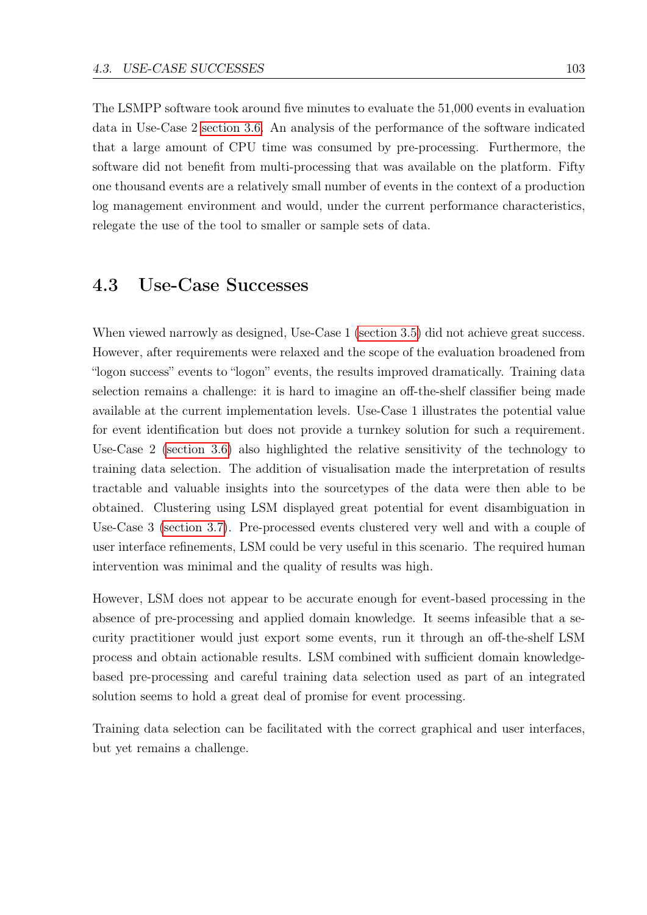The LSMPP software took around five minutes to evaluate the 51,000 events in evaluation data in Use-Case 2 section 3.6. An analysis of the performance of the software indicated that a large amount of CPU time was consumed by pre-processing. Furthermore, the software did not benefit from multi-processing that was available on the platform. Fifty one thousand events are a relatively small number of events in the context of a production log management environment and would, under the current performance characteristics, relegate the use of the tool to smaller or sample sets of data.

## 4.3 Use-Case Successes

When viewed narrowly as designed, Use-Case 1 (section 3.5) did not achieve great success. However, after requirements were relaxed and the scope of the evaluation broadened from "logon success" events to "logon" events, the results improved dramatically. Training data selection remains a challenge: it is hard to imagine an off-the-shelf classifier being made available at the current implementation levels. Use-Case 1 illustrates the potential value for event identification but does not provide a turnkey solution for such a requirement. Use-Case 2 (section 3.6) also highlighted the relative sensitivity of the technology to training data selection. The addition of visualisation made the interpretation of results tractable and valuable insights into the sourcetypes of the data were then able to be obtained. Clustering using LSM displayed great potential for event disambiguation in Use-Case 3 (section 3.7). Pre-processed events clustered very well and with a couple of user interface refinements, LSM could be very useful in this scenario. The required human intervention was minimal and the quality of results was high.

However, LSM does not appear to be accurate enough for event-based processing in the absence of pre-processing and applied domain knowledge. It seems infeasible that a security practitioner would just export some events, run it through an off-the-shelf LSM process and obtain actionable results. LSM combined with sufficient domain knowledge-based pre-processing and careful training data selection used as part of an integrated solution seems to hold a great deal of promise for event processing.

Training data selection can be facilitated with the correct graphical and user interfaces, but yet remains a challenge.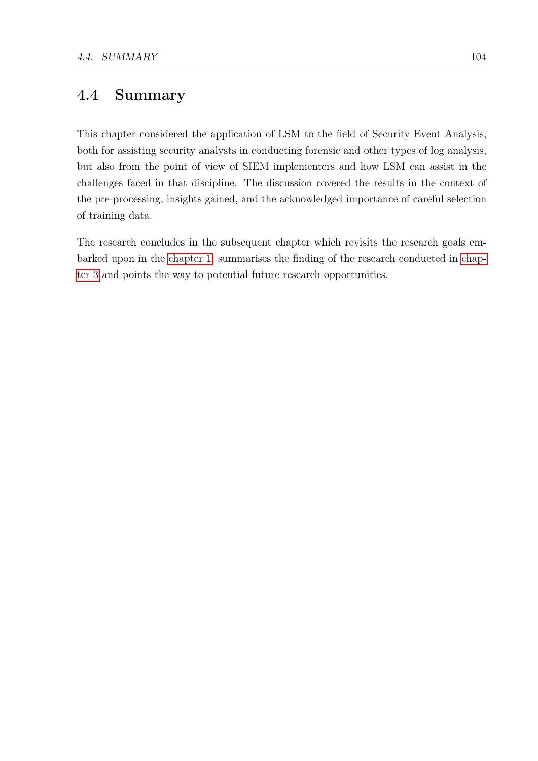## 4.4 Summary

This chapter considered the application of LSM to the field of Security Event Analysis, both for assisting security analysts in conducting forensic and other types of log analysis, but also from the point of view of SIEM implementers and how LSM can assist in the challenges faced in that discipline. The discussion covered the results in the context of the pre-processing, insights gained, and the acknowledged importance of careful selection of training data.

The research concludes in the subsequent chapter which revisits the research goals embarked upon in the chapter 1, summarises the finding of the research conducted in chapter 3 and points the way to potential future research opportunities.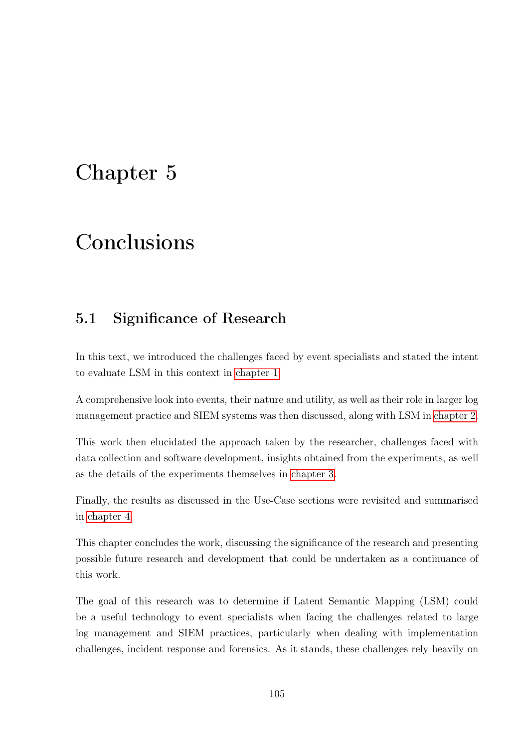# Chapter 5

# Conclusions

## 5.1 Significance of Research

In this text, we introduced the challenges faced by event specialists and stated the intent to evaluate LSM in this context in chapter 1.

A comprehensive look into events, their nature and utility, as well as their role in larger log management practice and SIEM systems was then discussed, along with LSM in chapter 2.

This work then elucidated the approach taken by the researcher, challenges faced with data collection and software development, insights obtained from the experiments, as well as the details of the experiments themselves in chapter 3.

Finally, the results as discussed in the Use-Case sections were revisited and summarised in chapter 4.

This chapter concludes the work, discussing the significance of the research and presenting possible future research and development that could be undertaken as a continuance of this work.

The goal of this research was to determine if Latent Semantic Mapping (LSM) could be a useful technology to event specialists when facing the challenges related to large log management and SIEM practices, particularly when dealing with implementation challenges, incident response and forensics. As it stands, these challenges rely heavily on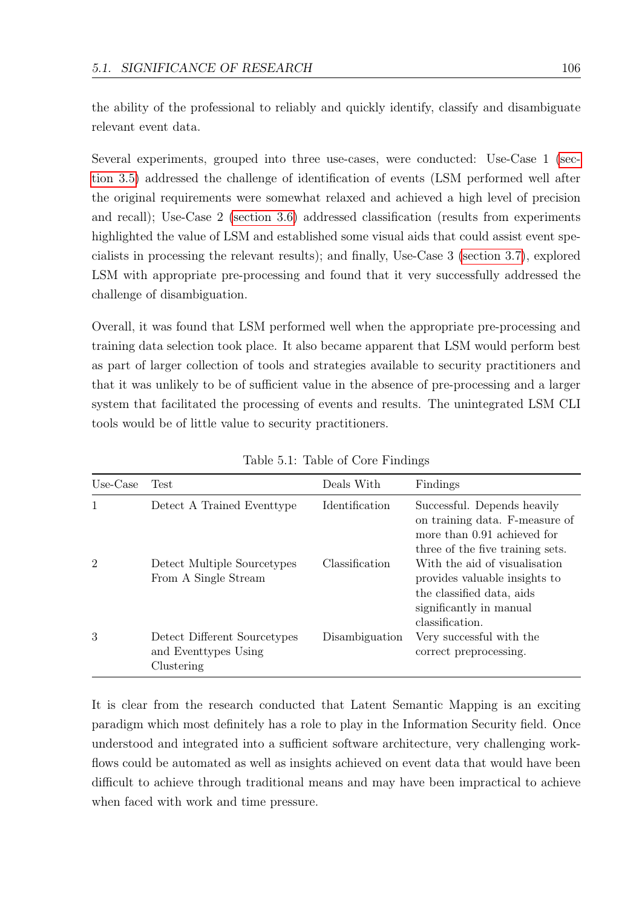the ability of the professional to reliably and quickly identify, classify and disambiguate relevant event data.

Several experiments, grouped into three use-cases, were conducted: Use-Case 1 (section 3.5) addressed the challenge of identification of events (LSM performed well after the original requirements were somewhat relaxed and achieved a high level of precision and recall); Use-Case 2 (section 3.6) addressed classification (results from experiments highlighted the value of LSM and established some visual aids that could assist event specialists in processing the relevant results); and finally, Use-Case 3 (section 3.7), explored LSM with appropriate pre-processing and found that it very successfully addressed the challenge of disambiguation.

Overall, it was found that LSM performed well when the appropriate pre-processing and training data selection took place. It also became apparent that LSM would perform best as part of larger collection of tools and strategies available to security practitioners and that it was unlikely to be of sufficient value in the absence of pre-processing and a larger system that facilitated the processing of events and results. The unintegrated LSM CLI tools would be of little value to security practitioners.

Table 5.1: Table of Core Findings

| Use-Case | Test | Deals With | Findings |
|---|---|---|---|
| 1 | Detect A Trained Eventtype | Identification | Successful. Depends heavily on training data. F-measure of more than 0.91 achieved for three of the five training sets. |
| 2 | Detect Multiple Sourcetypes From A Single Stream | Classification | With the aid of visualisation provides valuable insights to the classified data, aids significantly in manual classification. |
| 3 | Detect Different Sourcetypes and Eventtypes Using Clustering | Disambiguation | Very successful with the correct preprocessing. |

It is clear from the research conducted that Latent Semantic Mapping is an exciting paradigm which most definitely has a role to play in the Information Security field. Once understood and integrated into a sufficient software architecture, very challenging workflows could be automated as well as insights achieved on event data that would have been difficult to achieve through traditional means and may have been impractical to achieve when faced with work and time pressure.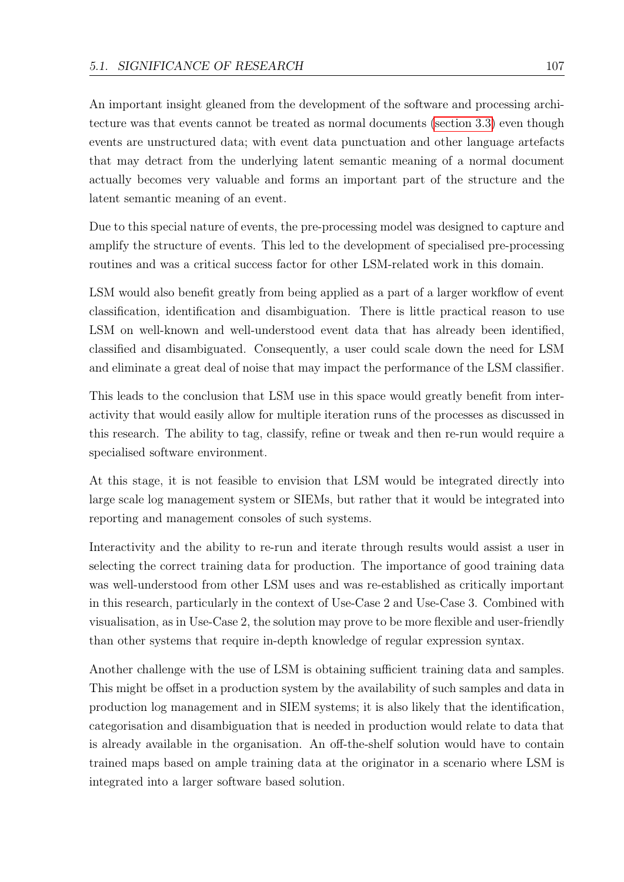An important insight gleaned from the development of the software and processing architecture was that events cannot be treated as normal documents (section 3.3) even though events are unstructured data; with event data punctuation and other language artefacts that may detract from the underlying latent semantic meaning of a normal document actually becomes very valuable and forms an important part of the structure and the latent semantic meaning of an event.

Due to this special nature of events, the pre-processing model was designed to capture and amplify the structure of events. This led to the development of specialised pre-processing routines and was a critical success factor for other LSM-related work in this domain.

LSM would also benefit greatly from being applied as a part of a larger workflow of event classification, identification and disambiguation. There is little practical reason to use LSM on well-known and well-understood event data that has already been identified, classified and disambiguated. Consequently, a user could scale down the need for LSM and eliminate a great deal of noise that may impact the performance of the LSM classifier.

This leads to the conclusion that LSM use in this space would greatly benefit from interactivity that would easily allow for multiple iteration runs of the processes as discussed in this research. The ability to tag, classify, refine or tweak and then re-run would require a specialised software environment.

At this stage, it is not feasible to envision that LSM would be integrated directly into large scale log management system or SIEMs, but rather that it would be integrated into reporting and management consoles of such systems.

Interactivity and the ability to re-run and iterate through results would assist a user in selecting the correct training data for production. The importance of good training data was well-understood from other LSM uses and was re-established as critically important in this research, particularly in the context of Use-Case 2 and Use-Case 3. Combined with visualisation, as in Use-Case 2, the solution may prove to be more flexible and user-friendly than other systems that require in-depth knowledge of regular expression syntax.

Another challenge with the use of LSM is obtaining sufficient training data and samples. This might be offset in a production system by the availability of such samples and data in production log management and in SIEM systems; it is also likely that the identification, categorisation and disambiguation that is needed in production would relate to data that is already available in the organisation. An off-the-shelf solution would have to contain trained maps based on ample training data at the originator in a scenario where LSM is integrated into a larger software based solution.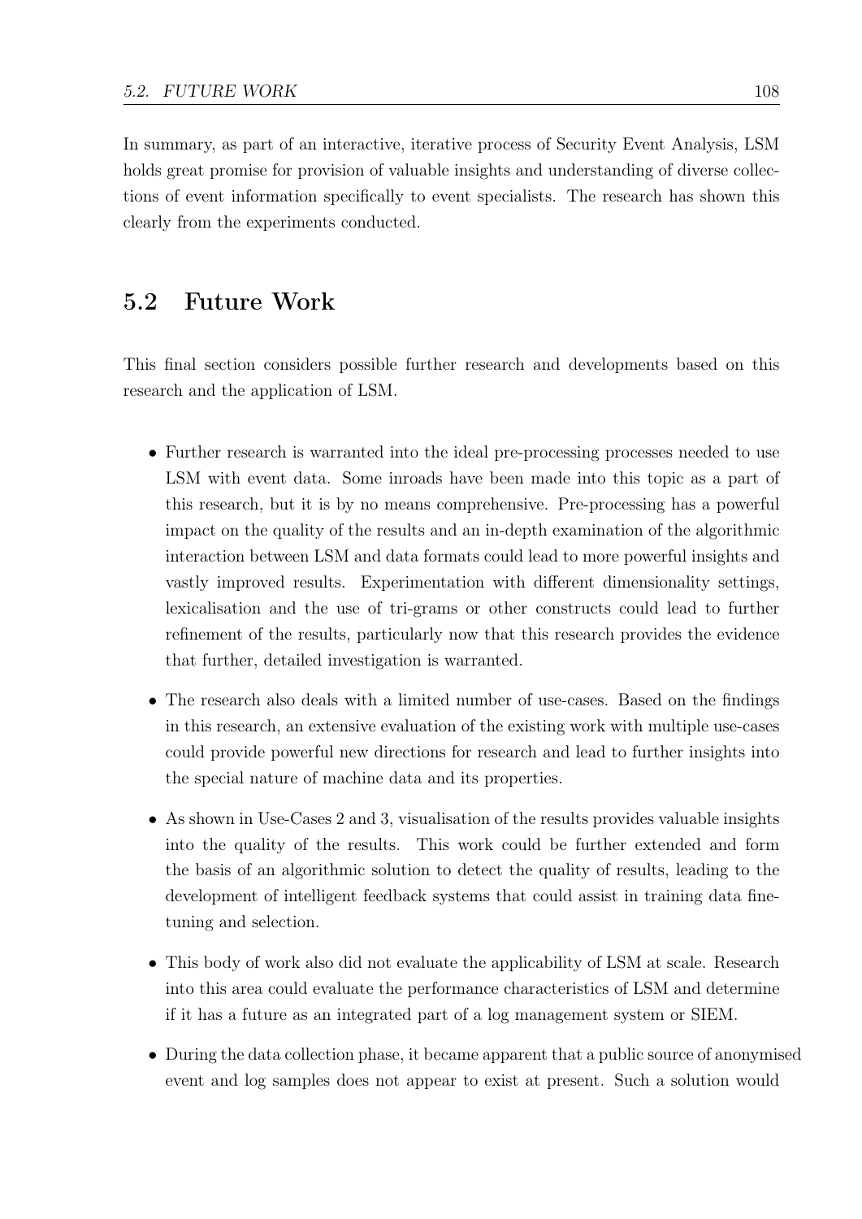In summary, as part of an interactive, iterative process of Security Event Analysis, LSM holds great promise for provision of valuable insights and understanding of diverse collections of event information specifically to event specialists. The research has shown this clearly from the experiments conducted.

## 5.2 Future Work

This final section considers possible further research and developments based on this research and the application of LSM.

- Further research is warranted into the ideal pre-processing processes needed to use LSM with event data. Some inroads have been made into this topic as a part of this research, but it is by no means comprehensive. Pre-processing has a powerful impact on the quality of the results and an in-depth examination of the algorithmic interaction between LSM and data formats could lead to more powerful insights and vastly improved results. Experimentation with different dimensionality settings, lexicalisation and the use of tri-grams or other constructs could lead to further refinement of the results, particularly now that this research provides the evidence that further, detailed investigation is warranted.
- The research also deals with a limited number of use-cases. Based on the findings in this research, an extensive evaluation of the existing work with multiple use-cases could provide powerful new directions for research and lead to further insights into the special nature of machine data and its properties.
- As shown in Use-Cases 2 and 3, visualisation of the results provides valuable insights into the quality of the results. This work could be further extended and form the basis of an algorithmic solution to detect the quality of results, leading to the development of intelligent feedback systems that could assist in training data fine-tuning and selection.
- This body of work also did not evaluate the applicability of LSM at scale. Research into this area could evaluate the performance characteristics of LSM and determine if it has a future as an integrated part of a log management system or SIEM.
- During the data collection phase, it became apparent that a public source of anonymised event and log samples does not appear to exist at present. Such a solution would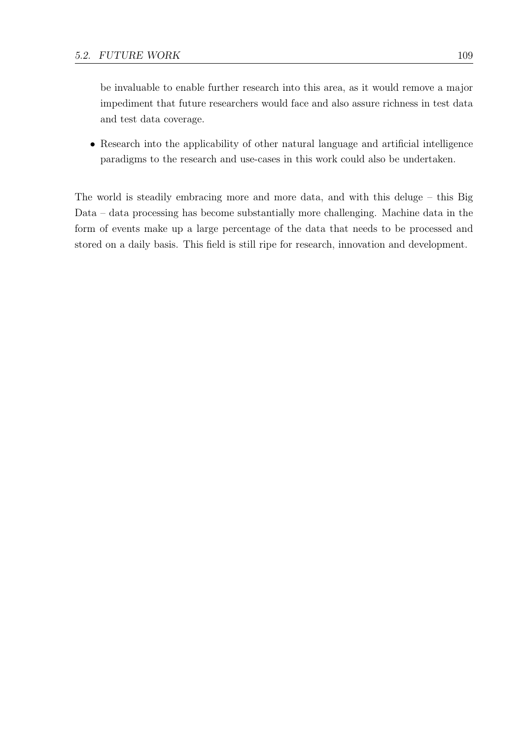be invaluable to enable further research into this area, as it would remove a major impediment that future researchers would face and also assure richness in test data and test data coverage.

- Research into the applicability of other natural language and artificial intelligence paradigms to the research and use-cases in this work could also be undertaken.

The world is steadily embracing more and more data, and with this deluge – this Big Data – data processing has become substantially more challenging. Machine data in the form of events make up a large percentage of the data that needs to be processed and stored on a daily basis. This field is still ripe for research, innovation and development.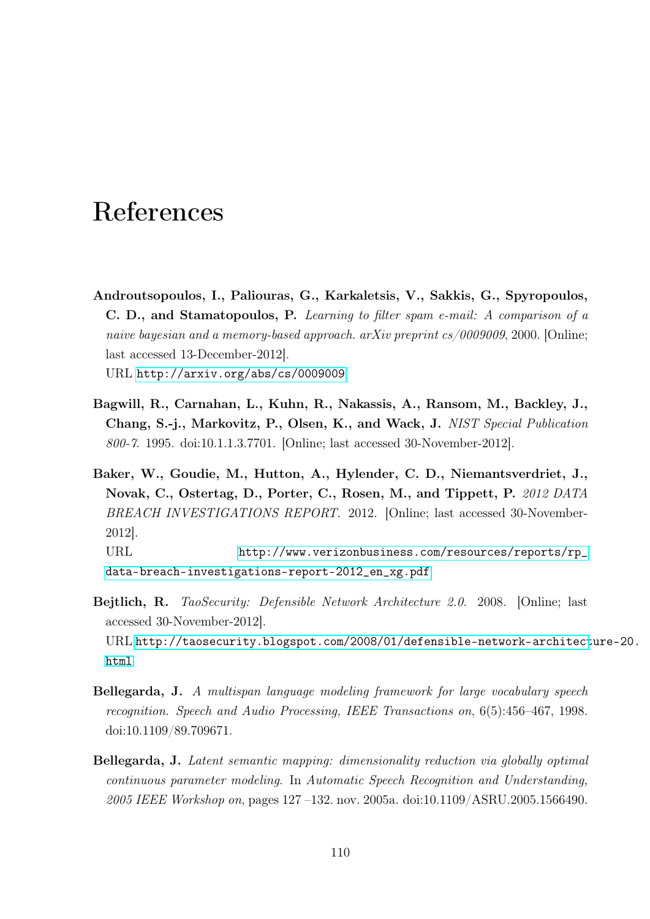# References

**Androutsopoulos, I., Paliouras, G., Karkaletsis, V., Sakkis, G., Spyropoulos, C. D., and Stamatopoulos, P.** *Learning to filter spam e-mail: A comparison of a naive bayesian and a memory-based approach. arXiv preprint cs/0009009*, 2000. [Online; last accessed 13-December-2012].
URL http://arxiv.org/abs/cs/0009009

**Bagwill, R., Carnahan, L., Kuhn, R., Nakassis, A., Ransom, M., Backley, J., Chang, S.-j., Markovitz, P., Olsen, K., and Wack, J.** *NIST Special Publication 800-7*. 1995. doi:10.1.1.3.7701. [Online; last accessed 30-November-2012].

**Baker, W., Goudie, M., Hutton, A., Hylender, C. D., Niemantsverdriet, J., Novak, C., Ostertag, D., Porter, C., Rosen, M., and Tippett, P.** *2012 DATA BREACH INVESTIGATIONS REPORT*. 2012. [Online; last accessed 30-November-2012].
URL http://www.verizonbusiness.com/resources/reports/rp_data-breach-investigations-report-2012_en_xg.pdf

**Bejtlich, R.** *TaoSecurity: Defensible Network Architecture 2.0*. 2008. [Online; last accessed 30-November-2012].
URL http://taosecurity.blogspot.com/2008/01/defensible-network-architecture-20.html

**Bellegarda, J.** *A multispan language modeling framework for large vocabulary speech recognition. Speech and Audio Processing, IEEE Transactions on*, 6(5):456–467, 1998. doi:10.1109/89.709671.

**Bellegarda, J.** *Latent semantic mapping: dimensionality reduction via globally optimal continuous parameter modeling*. In *Automatic Speech Recognition and Understanding, 2005 IEEE Workshop on*, pages 127 –132. nov. 2005a. doi:10.1109/ASRU.2005.1566490.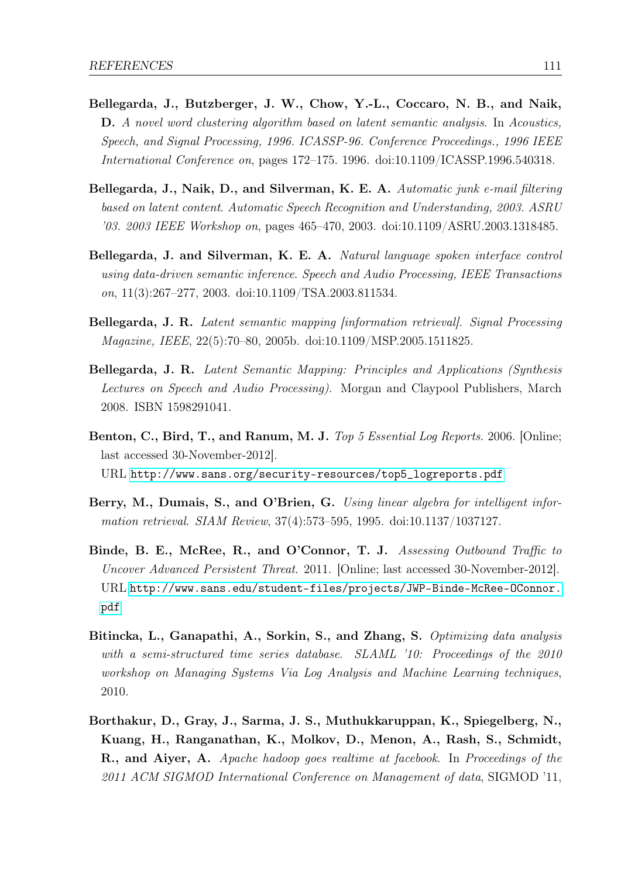**Bellegarda, J., Butzberger, J. W., Chow, Y.-L., Coccaro, N. B., and Naik, D.** *A novel word clustering algorithm based on latent semantic analysis*. In *Acoustics, Speech, and Signal Processing, 1996. ICASSP-96. Conference Proceedings., 1996 IEEE International Conference on*, pages 172–175. 1996. doi:10.1109/ICASSP.1996.540318.

**Bellegarda, J., Naik, D., and Silverman, K. E. A.** *Automatic junk e-mail filtering based on latent content. Automatic Speech Recognition and Understanding, 2003. ASRU '03. 2003 IEEE Workshop on*, pages 465–470, 2003. doi:10.1109/ASRU.2003.1318485.

**Bellegarda, J. and Silverman, K. E. A.** *Natural language spoken interface control using data-driven semantic inference. Speech and Audio Processing, IEEE Transactions on*, 11(3):267–277, 2003. doi:10.1109/TSA.2003.811534.

**Bellegarda, J. R.** *Latent semantic mapping [information retrieval]. Signal Processing Magazine, IEEE*, 22(5):70–80, 2005b. doi:10.1109/MSP.2005.1511825.

**Bellegarda, J. R.** *Latent Semantic Mapping: Principles and Applications (Synthesis Lectures on Speech and Audio Processing)*. Morgan and Claypool Publishers, March 2008. ISBN 1598291041.

**Benton, C., Bird, T., and Ranum, M. J.** *Top 5 Essential Log Reports*. 2006. [Online; last accessed 30-November-2012].
URL http://www.sans.org/security-resources/top5_logreports.pdf

**Berry, M., Dumais, S., and O'Brien, G.** *Using linear algebra for intelligent information retrieval. SIAM Review*, 37(4):573–595, 1995. doi:10.1137/1037127.

**Binde, B. E., McRee, R., and O'Connor, T. J.** *Assessing Outbound Traffic to Uncover Advanced Persistent Threat*. 2011. [Online; last accessed 30-November-2012].
URL http://www.sans.edu/student-files/projects/JWP-Binde-McRee-OConnor.pdf

**Bitincka, L., Ganapathi, A., Sorkin, S., and Zhang, S.** *Optimizing data analysis with a semi-structured time series database. SLAML '10: Proceedings of the 2010 workshop on Managing Systems Via Log Analysis and Machine Learning techniques*, 2010.

**Borthakur, D., Gray, J., Sarma, J. S., Muthukkaruppan, K., Spiegelberg, N., Kuang, H., Ranganathan, K., Molkov, D., Menon, A., Rash, S., Schmidt, R., and Aiyer, A.** *Apache hadoop goes realtime at facebook*. In *Proceedings of the 2011 ACM SIGMOD International Conference on Management of data*, SIGMOD '11,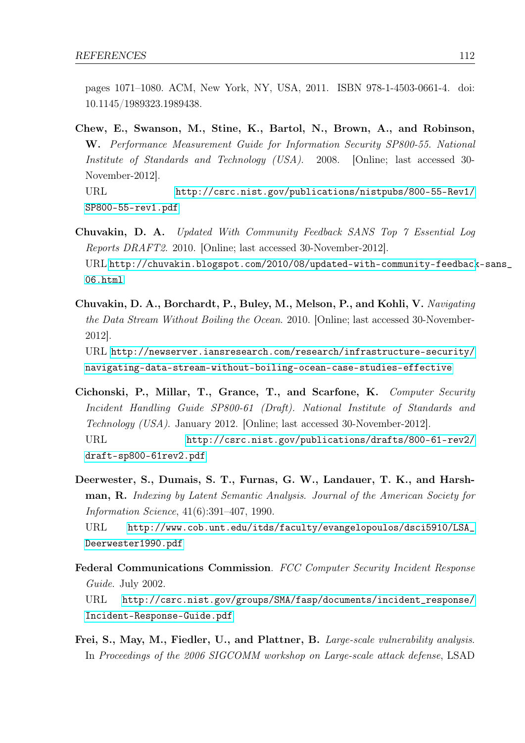pages 1071–1080. ACM, New York, NY, USA, 2011. ISBN 978-1-4503-0661-4. doi: 10.1145/1989323.1989438.

**Chew, E., Swanson, M., Stine, K., Bartol, N., Brown, A., and Robinson, W.** *Performance Measurement Guide for Information Security SP800-55. National Institute of Standards and Technology (USA).* 2008. [Online; last accessed 30-November-2012].
URL http://csrc.nist.gov/publications/nistpubs/800-55-Rev1/SP800-55-rev1.pdf

**Chuvakin, D. A.** *Updated With Community Feedback SANS Top 7 Essential Log Reports DRAFT2.* 2010. [Online; last accessed 30-November-2012].
URL http://chuvakin.blogspot.com/2010/08/updated-with-community-feedback-sans_06.html

**Chuvakin, D. A., Borchardt, P., Buley, M., Melson, P., and Kohli, V.** *Navigating the Data Stream Without Boiling the Ocean.* 2010. [Online; last accessed 30-November-2012].
URL http://newserver.iansresearch.com/research/infrastructure-security/navigating-data-stream-without-boiling-ocean-case-studies-effective

**Cichonski, P., Millar, T., Grance, T., and Scarfone, K.** *Computer Security Incident Handling Guide SP800-61 (Draft). National Institute of Standards and Technology (USA).* January 2012. [Online; last accessed 30-November-2012].
URL http://csrc.nist.gov/publications/drafts/800-61-rev2/draft-sp800-61rev2.pdf

**Deerwester, S., Dumais, S. T., Furnas, G. W., Landauer, T. K., and Harshman, R.** *Indexing by Latent Semantic Analysis. Journal of the American Society for Information Science*, 41(6):391–407, 1990.
URL http://www.cob.unt.edu/itds/faculty/evangelopoulos/dsci5910/LSA_Deerwester1990.pdf

**Federal Communications Commission**. *FCC Computer Security Incident Response Guide.* July 2002.
URL http://csrc.nist.gov/groups/SMA/fasp/documents/incident_response/Incident-Response-Guide.pdf

**Frei, S., May, M., Fiedler, U., and Plattner, B.** *Large-scale vulnerability analysis.* In *Proceedings of the 2006 SIGCOMM workshop on Large-scale attack defense*, LSAD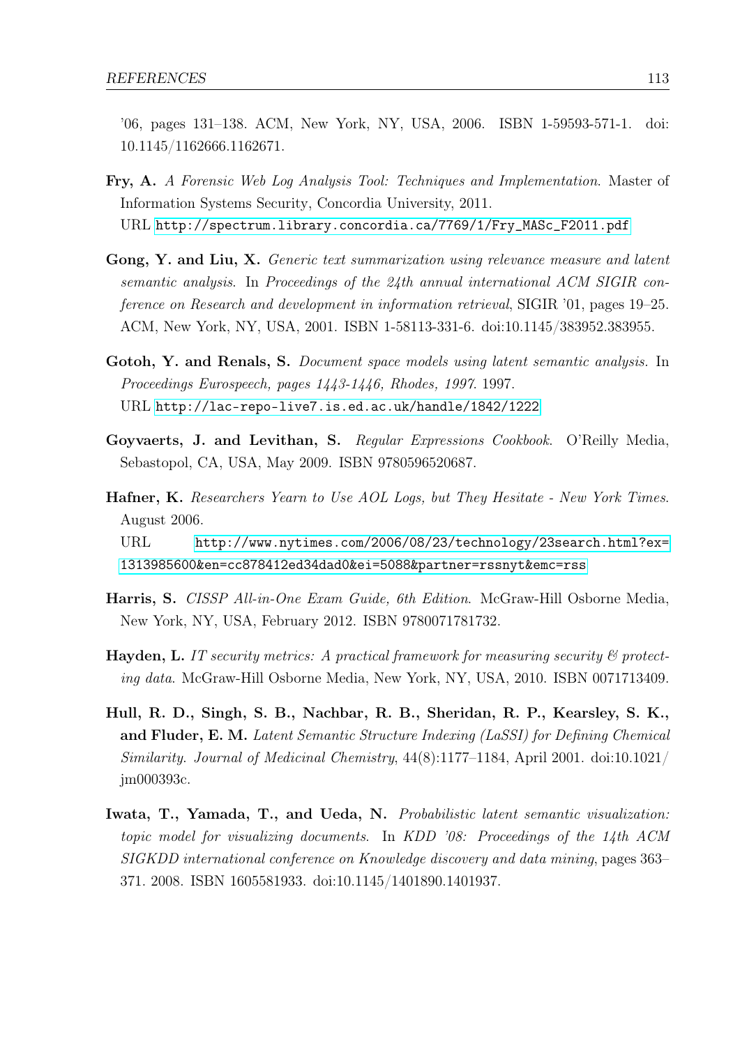'06, pages 131–138. ACM, New York, NY, USA, 2006. ISBN 1-59593-571-1. doi: 10.1145/1162666.1162671.

**Fry, A.** *A Forensic Web Log Analysis Tool: Techniques and Implementation*. Master of Information Systems Security, Concordia University, 2011.
URL http://spectrum.library.concordia.ca/7769/1/Fry_MASc_F2011.pdf

**Gong, Y. and Liu, X.** *Generic text summarization using relevance measure and latent semantic analysis*. In *Proceedings of the 24th annual international ACM SIGIR conference on Research and development in information retrieval*, SIGIR '01, pages 19–25. ACM, New York, NY, USA, 2001. ISBN 1-58113-331-6. doi:10.1145/383952.383955.

**Gotoh, Y. and Renals, S.** *Document space models using latent semantic analysis*. In *Proceedings Eurospeech, pages 1443-1446, Rhodes, 1997*. 1997.
URL http://lac-repo-live7.is.ed.ac.uk/handle/1842/1222

**Goyvaerts, J. and Levithan, S.** *Regular Expressions Cookbook*. O'Reilly Media, Sebastopol, CA, USA, May 2009. ISBN 9780596520687.

**Hafner, K.** *Researchers Yearn to Use AOL Logs, but They Hesitate - New York Times*. August 2006.
URL http://www.nytimes.com/2006/08/23/technology/23search.html?ex=1313985600&en=cc878412ed34dad0&ei=5088&partner=rssnyt&emc=rss

**Harris, S.** *CISSP All-in-One Exam Guide, 6th Edition*. McGraw-Hill Osborne Media, New York, NY, USA, February 2012. ISBN 9780071781732.

**Hayden, L.** *IT security metrics: A practical framework for measuring security & protecting data*. McGraw-Hill Osborne Media, New York, NY, USA, 2010. ISBN 0071713409.

**Hull, R. D., Singh, S. B., Nachbar, R. B., Sheridan, R. P., Kearsley, S. K., and Fluder, E. M.** *Latent Semantic Structure Indexing (LaSSI) for Defining Chemical Similarity*. *Journal of Medicinal Chemistry*, 44(8):1177–1184, April 2001. doi:10.1021/jm000393c.

**Iwata, T., Yamada, T., and Ueda, N.** *Probabilistic latent semantic visualization: topic model for visualizing documents*. In *KDD '08: Proceedings of the 14th ACM SIGKDD international conference on Knowledge discovery and data mining*, pages 363–371. 2008. ISBN 1605581933. doi:10.1145/1401890.1401937.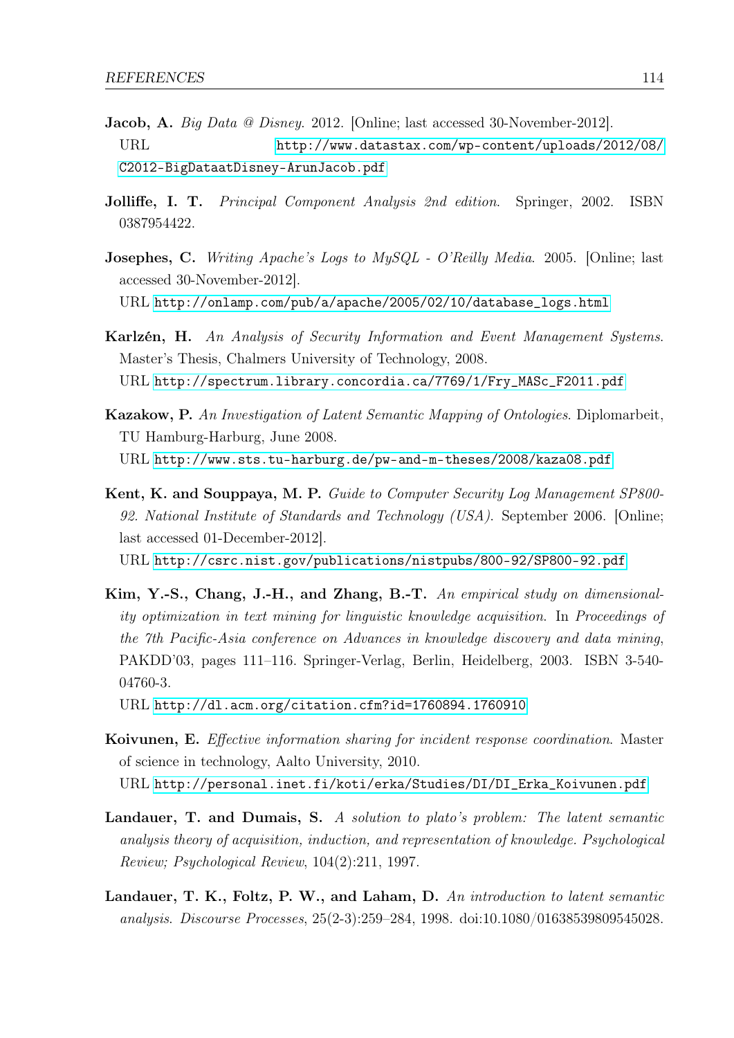**Jacob, A.** *Big Data @ Disney*. 2012. [Online; last accessed 30-November-2012]. URL http://www.datastax.com/wp-content/uploads/2012/08/C2012-BigDataatDisney-ArunJacob.pdf

**Jolliffe, I. T.** *Principal Component Analysis 2nd edition*. Springer, 2002. ISBN 0387954422.

**Josephes, C.** *Writing Apache's Logs to MySQL - O'Reilly Media*. 2005. [Online; last accessed 30-November-2012].
URL http://onlamp.com/pub/a/apache/2005/02/10/database_logs.html

**Karlzén, H.** *An Analysis of Security Information and Event Management Systems*. Master's Thesis, Chalmers University of Technology, 2008.
URL http://spectrum.library.concordia.ca/7769/1/Fry_MASc_F2011.pdf

**Kazakow, P.** *An Investigation of Latent Semantic Mapping of Ontologies*. Diplomarbeit, TU Hamburg-Harburg, June 2008.
URL http://www.sts.tu-harburg.de/pw-and-m-theses/2008/kaza08.pdf

**Kent, K. and Souppaya, M. P.** *Guide to Computer Security Log Management SP800-92. National Institute of Standards and Technology (USA)*. September 2006. [Online; last accessed 01-December-2012].
URL http://csrc.nist.gov/publications/nistpubs/800-92/SP800-92.pdf

**Kim, Y.-S., Chang, J.-H., and Zhang, B.-T.** *An empirical study on dimensionality optimization in text mining for linguistic knowledge acquisition*. In *Proceedings of the 7th Pacific-Asia conference on Advances in knowledge discovery and data mining*, PAKDD'03, pages 111–116. Springer-Verlag, Berlin, Heidelberg, 2003. ISBN 3-540-04760-3.
URL http://dl.acm.org/citation.cfm?id=1760894.1760910

**Koivunen, E.** *Effective information sharing for incident response coordination*. Master of science in technology, Aalto University, 2010.
URL http://personal.inet.fi/koti/erka/Studies/DI/DI_Erka_Koivunen.pdf

**Landauer, T. and Dumais, S.** *A solution to plato's problem: The latent semantic analysis theory of acquisition, induction, and representation of knowledge. Psychological Review; Psychological Review*, 104(2):211, 1997.

**Landauer, T. K., Foltz, P. W., and Laham, D.** *An introduction to latent semantic analysis. Discourse Processes*, 25(2-3):259–284, 1998. doi:10.1080/01638539809545028.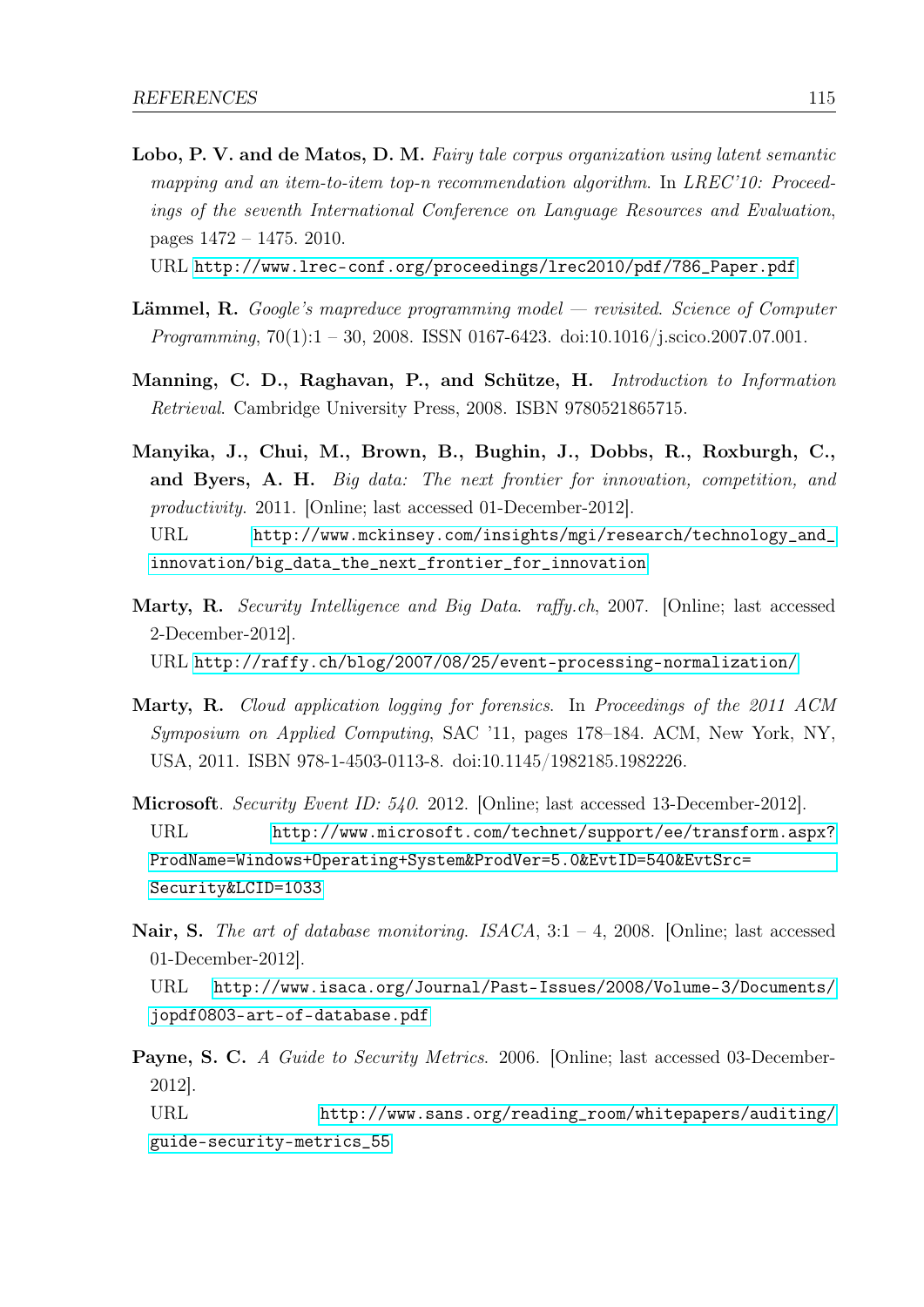**Lobo, P. V. and de Matos, D. M.** *Fairy tale corpus organization using latent semantic mapping and an item-to-item top-n recommendation algorithm*. In *LREC'10: Proceedings of the seventh International Conference on Language Resources and Evaluation*, pages 1472 – 1475. 2010.
URL http://www.lrec-conf.org/proceedings/lrec2010/pdf/786_Paper.pdf

**Lämmel, R.** *Google's mapreduce programming model — revisited*. *Science of Computer Programming*, 70(1):1 – 30, 2008. ISSN 0167-6423. doi:10.1016/j.scico.2007.07.001.

**Manning, C. D., Raghavan, P., and Schütze, H.** *Introduction to Information Retrieval*. Cambridge University Press, 2008. ISBN 9780521865715.

**Manyika, J., Chui, M., Brown, B., Bughin, J., Dobbs, R., Roxburgh, C., and Byers, A. H.** *Big data: The next frontier for innovation, competition, and productivity*. 2011. [Online; last accessed 01-December-2012].
URL http://www.mckinsey.com/insights/mgi/research/technology_and_innovation/big_data_the_next_frontier_for_innovation

**Marty, R.** *Security Intelligence and Big Data*. *raffy.ch*, 2007. [Online; last accessed 2-December-2012].
URL http://raffy.ch/blog/2007/08/25/event-processing-normalization/

**Marty, R.** *Cloud application logging for forensics*. In *Proceedings of the 2011 ACM Symposium on Applied Computing*, SAC '11, pages 178–184. ACM, New York, NY, USA, 2011. ISBN 978-1-4503-0113-8. doi:10.1145/1982185.1982226.

**Microsoft**. *Security Event ID: 540*. 2012. [Online; last accessed 13-December-2012].
URL http://www.microsoft.com/technet/support/ee/transform.aspx?ProdName=Windows+Operating+System&ProdVer=5.0&EvtID=540&EvtSrc=Security&LCID=1033

**Nair, S.** *The art of database monitoring*. *ISACA*, 3:1 – 4, 2008. [Online; last accessed 01-December-2012].
URL http://www.isaca.org/Journal/Past-Issues/2008/Volume-3/Documents/jopdf0803-art-of-database.pdf

**Payne, S. C.** *A Guide to Security Metrics*. 2006. [Online; last accessed 03-December-2012].
URL http://www.sans.org/reading_room/whitepapers/auditing/guide-security-metrics_55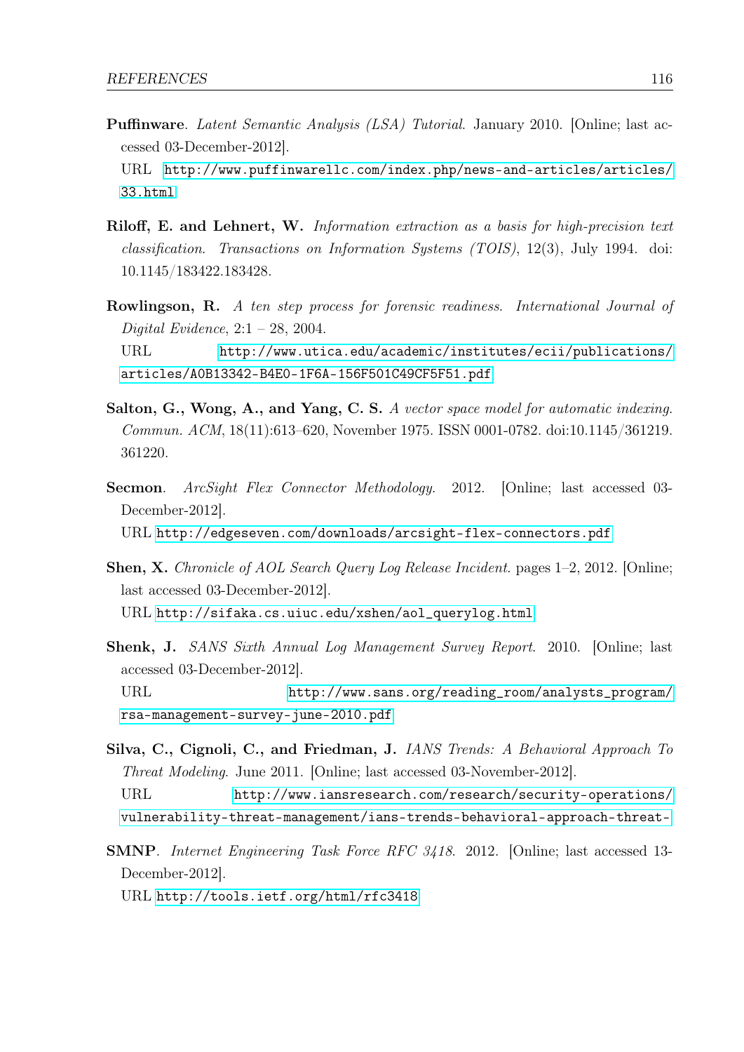**Puffinware**. *Latent Semantic Analysis (LSA) Tutorial*. January 2010. [Online; last accessed 03-December-2012].
URL http://www.puffinwarellc.com/index.php/news-and-articles/articles/33.html

**Riloff, E. and Lehnert, W.** *Information extraction as a basis for high-precision text classification*. *Transactions on Information Systems (TOIS)*, 12(3), July 1994. doi: 10.1145/183422.183428.

**Rowlingson, R.** *A ten step process for forensic readiness*. *International Journal of Digital Evidence*, 2:1 – 28, 2004.
URL http://www.utica.edu/academic/institutes/ecii/publications/articles/A0B13342-B4E0-1F6A-156F501C49CF5F51.pdf

**Salton, G., Wong, A., and Yang, C. S.** *A vector space model for automatic indexing*. *Commun. ACM*, 18(11):613–620, November 1975. ISSN 0001-0782. doi:10.1145/361219.361220.

**Secmon**. *ArcSight Flex Connector Methodology*. 2012. [Online; last accessed 03-December-2012].
URL http://edgeseven.com/downloads/arcsight-flex-connectors.pdf

**Shen, X.** *Chronicle of AOL Search Query Log Release Incident*. pages 1–2, 2012. [Online; last accessed 03-December-2012].
URL http://sifaka.cs.uiuc.edu/xshen/aol_querylog.html

**Shenk, J.** *SANS Sixth Annual Log Management Survey Report*. 2010. [Online; last accessed 03-December-2012].
URL http://www.sans.org/reading_room/analysts_program/rsa-management-survey-june-2010.pdf

**Silva, C., Cignoli, C., and Friedman, J.** *IANS Trends: A Behavioral Approach To Threat Modeling*. June 2011. [Online; last accessed 03-November-2012].
URL http://www.iansresearch.com/research/security-operations/vulnerability-threat-management/ians-trends-behavioral-approach-threat-

**SMNP**. *Internet Engineering Task Force RFC 3418*. 2012. [Online; last accessed 13-December-2012].
URL http://tools.ietf.org/html/rfc3418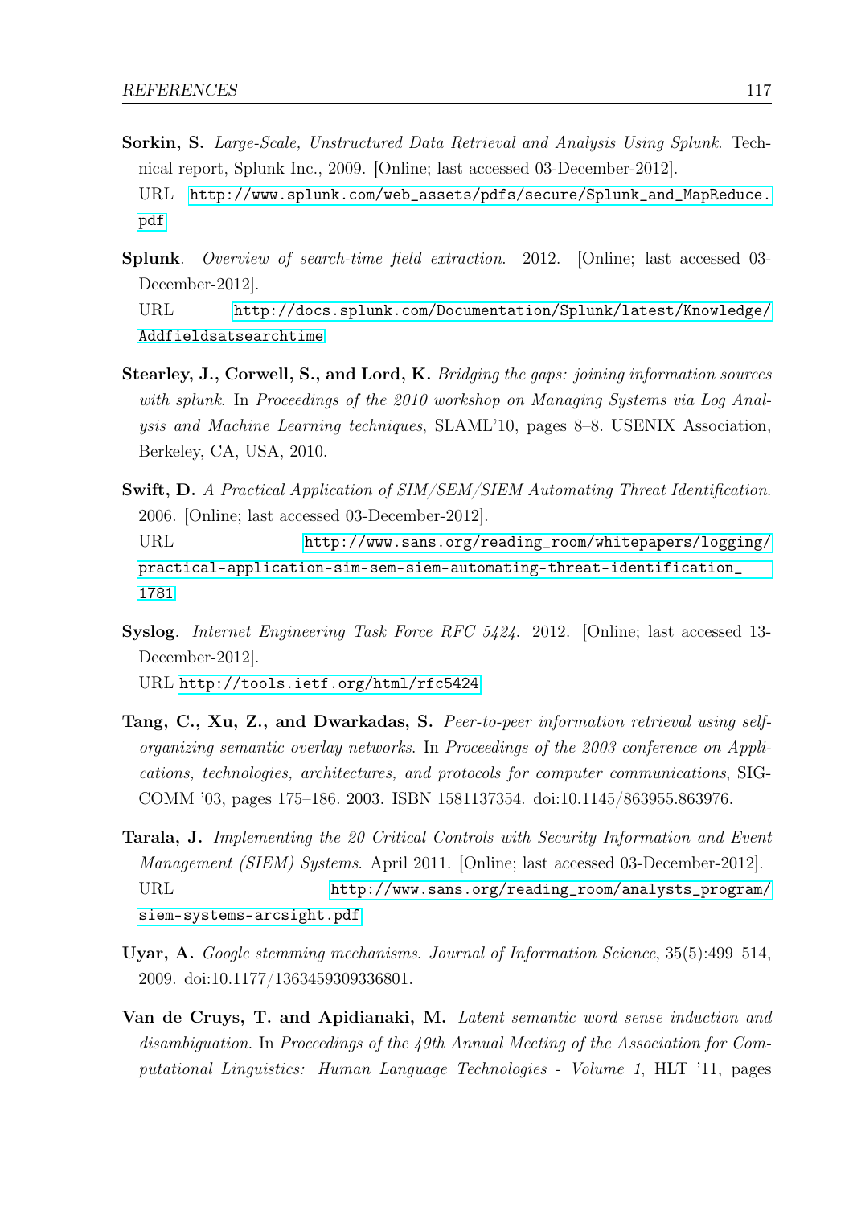**Sorkin, S.** *Large-Scale, Unstructured Data Retrieval and Analysis Using Splunk*. Technical report, Splunk Inc., 2009. [Online; last accessed 03-December-2012].
URL http://www.splunk.com/web_assets/pdfs/secure/Splunk_and_MapReduce.pdf

**Splunk**. *Overview of search-time field extraction*. 2012. [Online; last accessed 03-December-2012].
URL http://docs.splunk.com/Documentation/Splunk/latest/Knowledge/Addfieldsatsearchtime

**Stearley, J., Corwell, S., and Lord, K.** *Bridging the gaps: joining information sources with splunk*. In *Proceedings of the 2010 workshop on Managing Systems via Log Analysis and Machine Learning techniques*, SLAML'10, pages 8–8. USENIX Association, Berkeley, CA, USA, 2010.

**Swift, D.** *A Practical Application of SIM/SEM/SIEM Automating Threat Identification*. 2006. [Online; last accessed 03-December-2012].
URL http://www.sans.org/reading_room/whitepapers/logging/practical-application-sim-sem-siem-automating-threat-identification_1781

**Syslog**. *Internet Engineering Task Force RFC 5424*. 2012. [Online; last accessed 13-December-2012].
URL http://tools.ietf.org/html/rfc5424

**Tang, C., Xu, Z., and Dwarkadas, S.** *Peer-to-peer information retrieval using self-organizing semantic overlay networks*. In *Proceedings of the 2003 conference on Applications, technologies, architectures, and protocols for computer communications*, SIGCOMM '03, pages 175–186. 2003. ISBN 1581137354. doi:10.1145/863955.863976.

**Tarala, J.** *Implementing the 20 Critical Controls with Security Information and Event Management (SIEM) Systems*. April 2011. [Online; last accessed 03-December-2012].
URL http://www.sans.org/reading_room/analysts_program/siem-systems-arcsight.pdf

**Uyar, A.** *Google stemming mechanisms*. *Journal of Information Science*, 35(5):499–514, 2009. doi:10.1177/1363459309336801.

**Van de Cruys, T. and Apidianaki, M.** *Latent semantic word sense induction and disambiguation*. In *Proceedings of the 49th Annual Meeting of the Association for Computational Linguistics: Human Language Technologies - Volume 1*, HLT '11, pages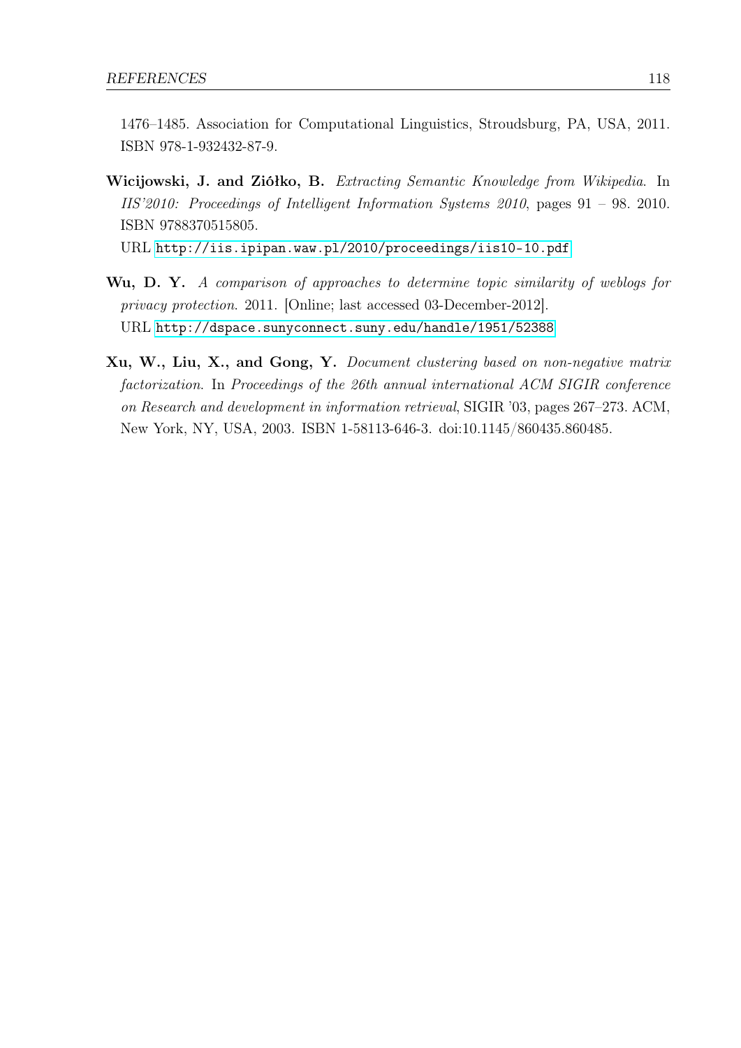1476–1485. Association for Computational Linguistics, Stroudsburg, PA, USA, 2011. ISBN 978-1-932432-87-9.

**Wicijowski, J. and Ziółko, B.** *Extracting Semantic Knowledge from Wikipedia*. In *IIS'2010: Proceedings of Intelligent Information Systems 2010*, pages 91 – 98. 2010. ISBN 9788370515805.
URL http://iis.ipipan.waw.pl/2010/proceedings/iis10-10.pdf

**Wu, D. Y.** *A comparison of approaches to determine topic similarity of weblogs for privacy protection*. 2011. [Online; last accessed 03-December-2012].
URL http://dspace.sunyconnect.suny.edu/handle/1951/52388

**Xu, W., Liu, X., and Gong, Y.** *Document clustering based on non-negative matrix factorization*. In *Proceedings of the 26th annual international ACM SIGIR conference on Research and development in information retrieval*, SIGIR '03, pages 267–273. ACM, New York, NY, USA, 2003. ISBN 1-58113-646-3. doi:10.1145/860435.860485.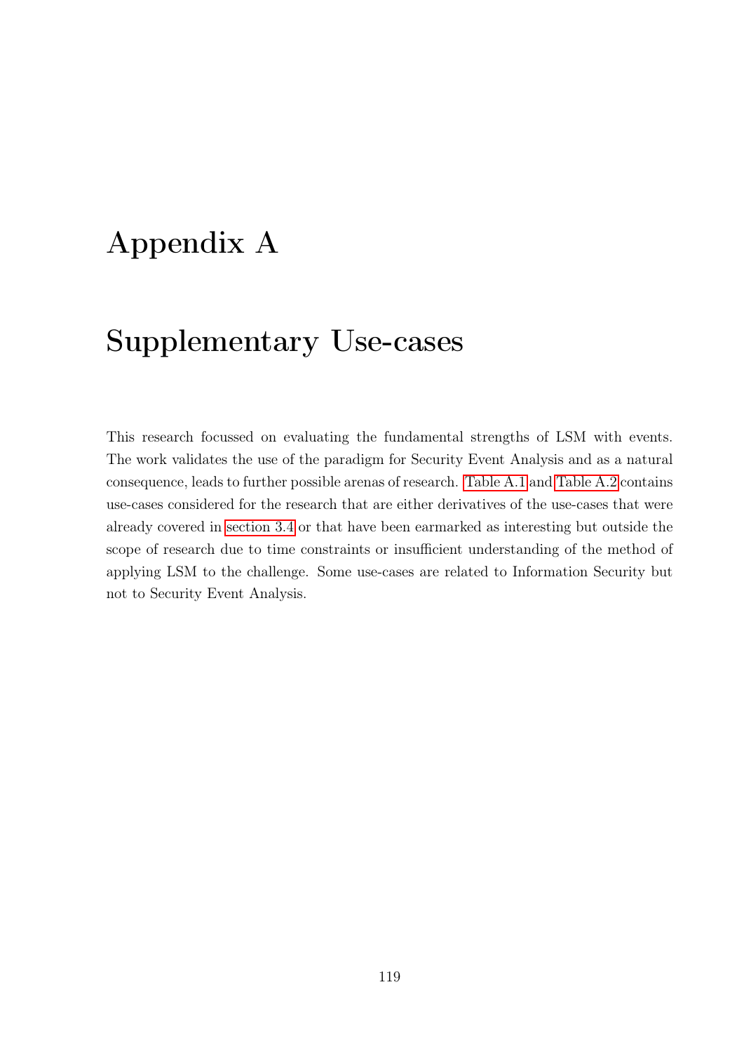# Appendix A

# Supplementary Use-cases

This research focussed on evaluating the fundamental strengths of LSM with events. The work validates the use of the paradigm for Security Event Analysis and as a natural consequence, leads to further possible arenas of research. Table A.1 and Table A.2 contains use-cases considered for the research that are either derivatives of the use-cases that were already covered in section 3.4 or that have been earmarked as interesting but outside the scope of research due to time constraints or insufficient understanding of the method of applying LSM to the challenge. Some use-cases are related to Information Security but not to Security Event Analysis.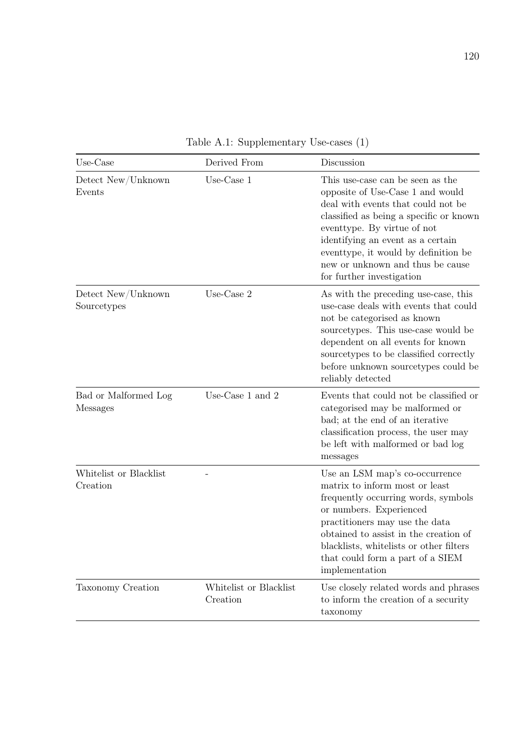Table A.1: Supplementary Use-cases (1)

| Use-Case | Derived From | Discussion |
|---|---|---|
| Detect New/Unknown Events | Use-Case 1 | This use-case can be seen as the opposite of Use-Case 1 and would deal with events that could not be classified as being a specific or known eventtype. By virtue of not identifying an event as a certain eventtype, it would by definition be new or unknown and thus be cause for further investigation |
| Detect New/Unknown Sourcetypes | Use-Case 2 | As with the preceding use-case, this use-case deals with events that could not be categorised as known sourcetypes. This use-case would be dependent on all events for known sourcetypes to be classified correctly before unknown sourcetypes could be reliably detected |
| Bad or Malformed Log Messages | Use-Case 1 and 2 | Events that could not be classified or categorised may be malformed or bad; at the end of an iterative classification process, the user may be left with malformed or bad log messages |
| Whitelist or Blacklist Creation | - | Use an LSM map's co-occurrence matrix to inform most or least frequently occurring words, symbols or numbers. Experienced practitioners may use the data obtained to assist in the creation of blacklists, whitelists or other filters that could form a part of a SIEM implementation |
| Taxonomy Creation | Whitelist or Blacklist Creation | Use closely related words and phrases to inform the creation of a security taxonomy |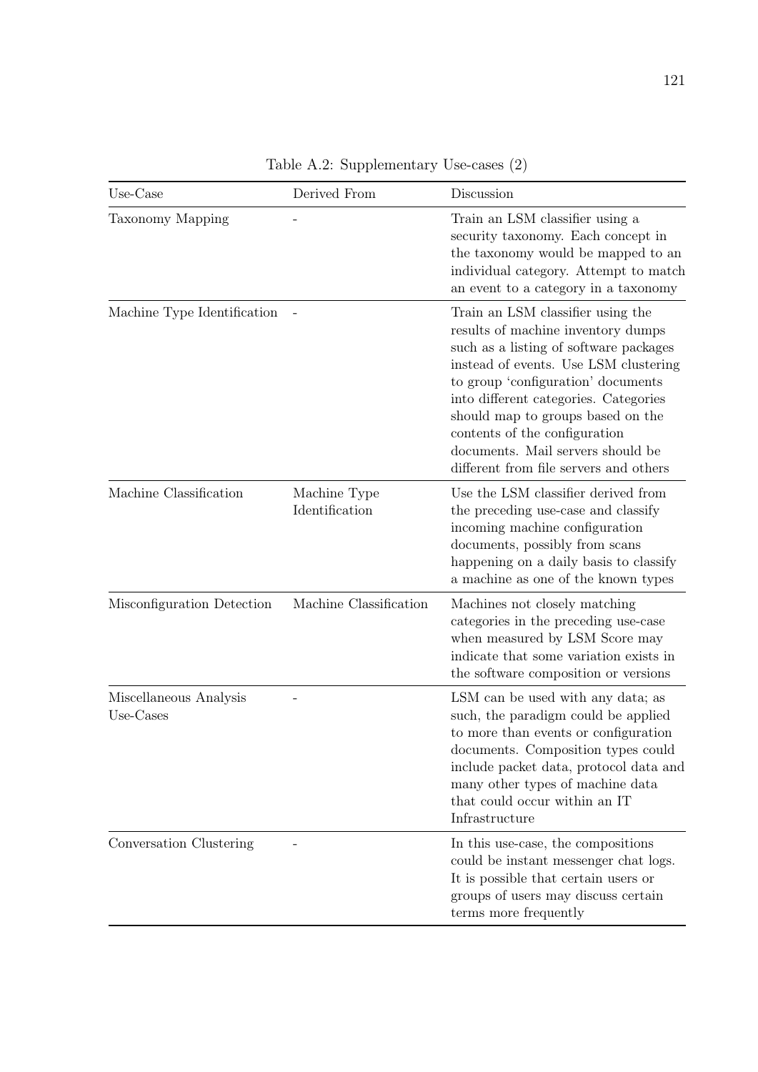Table A.2: Supplementary Use-cases (2)

| Use-Case | Derived From | Discussion |
|---|---|---|
| Taxonomy Mapping | - | Train an LSM classifier using a security taxonomy. Each concept in the taxonomy would be mapped to an individual category. Attempt to match an event to a category in a taxonomy |
| Machine Type Identification | - | Train an LSM classifier using the results of machine inventory dumps such as a listing of software packages instead of events. Use LSM clustering to group 'configuration' documents into different categories. Categories should map to groups based on the contents of the configuration documents. Mail servers should be different from file servers and others |
| Machine Classification | Machine Type Identification | Use the LSM classifier derived from the preceding use-case and classify incoming machine configuration documents, possibly from scans happening on a daily basis to classify a machine as one of the known types |
| Misconfiguration Detection | Machine Classification | Machines not closely matching categories in the preceding use-case when measured by LSM Score may indicate that some variation exists in the software composition or versions |
| Miscellaneous Analysis Use-Cases | - | LSM can be used with any data; as such, the paradigm could be applied to more than events or configuration documents. Composition types could include packet data, protocol data and many other types of machine data that could occur within an IT Infrastructure |
| Conversation Clustering | - | In this use-case, the compositions could be instant messenger chat logs. It is possible that certain users or groups of users may discuss certain terms more frequently |